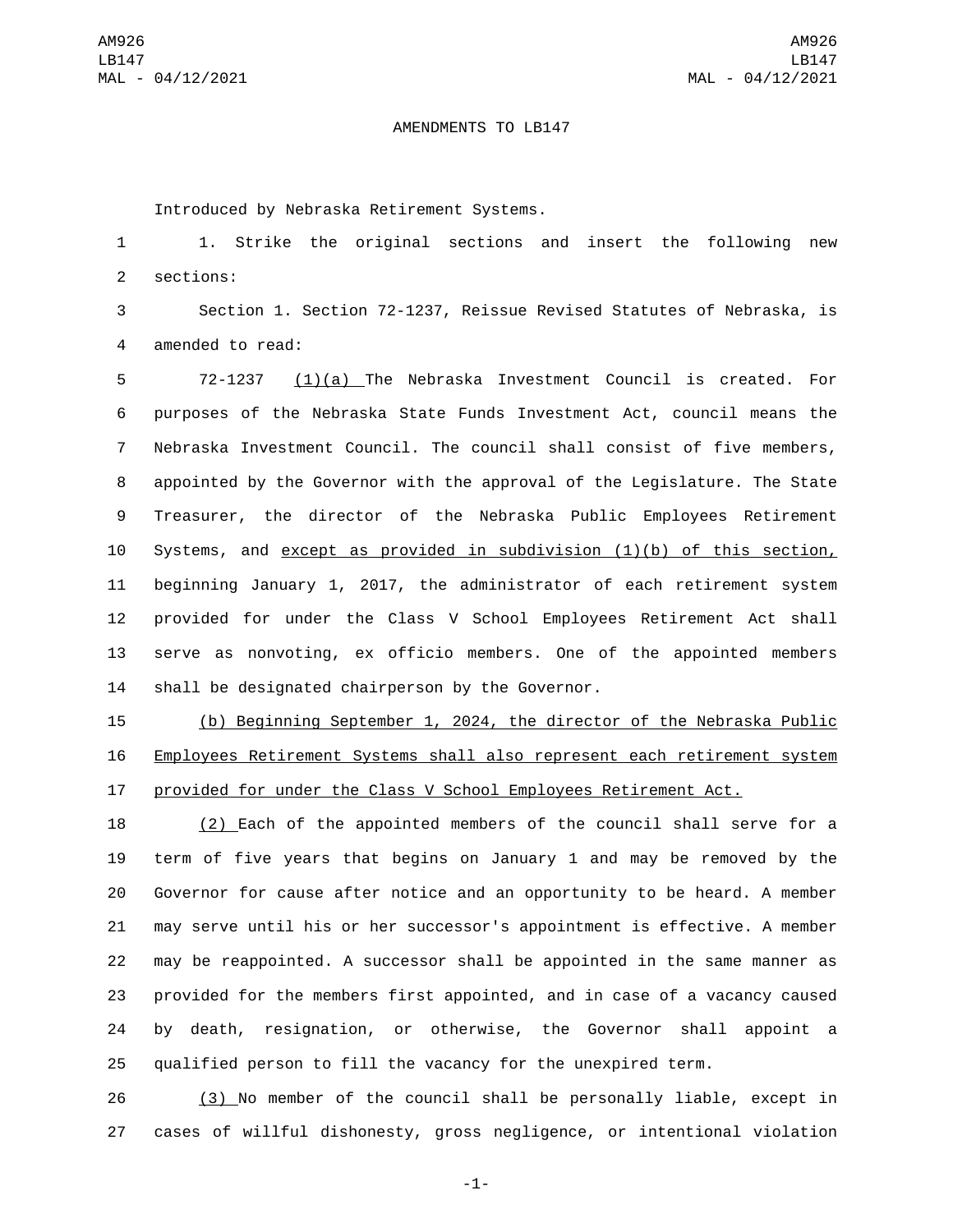AMENDMENTS TO LB147

Introduced by Nebraska Retirement Systems.

1. Strike the original sections and insert the following new sections:

Section 1. Section 72-1237, Reissue Revised Statutes of Nebraska, is amended to read:

72-1237 (1)(a) The Nebraska Investment Council is created. For purposes of the Nebraska State Funds Investment Act, council means the Nebraska Investment Council. The council shall consist of five members, appointed by the Governor with the approval of the Legislature. The State Treasurer, the director of the Nebraska Public Employees Retirement Systems, and except as provided in subdivision (1)(b) of this section, beginning January 1, 2017, the administrator of each retirement system provided for under the Class V School Employees Retirement Act shall serve as nonvoting, ex officio members. One of the appointed members shall be designated chairperson by the Governor.

(b) Beginning September 1, 2024, the director of the Nebraska Public Employees Retirement Systems shall also represent each retirement system provided for under the Class V School Employees Retirement Act.

(2) Each of the appointed members of the council shall serve for a term of five years that begins on January 1 and may be removed by the Governor for cause after notice and an opportunity to be heard. A member may serve until his or her successor's appointment is effective. A member may be reappointed. A successor shall be appointed in the same manner as provided for the members first appointed, and in case of a vacancy caused by death, resignation, or otherwise, the Governor shall appoint a qualified person to fill the vacancy for the unexpired term.

(3) No member of the council shall be personally liable, except in cases of willful dishonesty, gross negligence, or intentional violation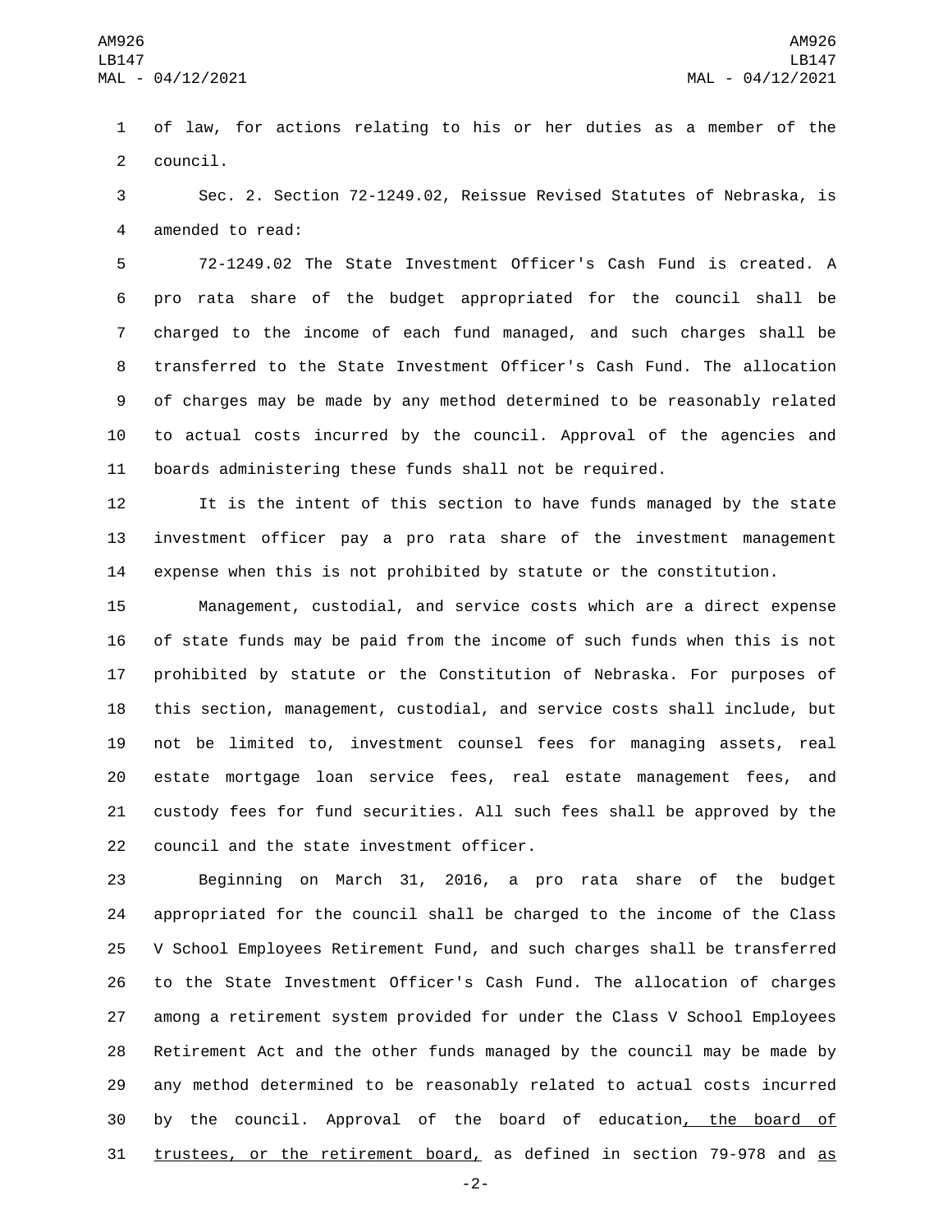of law, for actions relating to his or her duties as a member of the council.

Sec. 2. Section 72-1249.02, Reissue Revised Statutes of Nebraska, is amended to read:

72-1249.02 The State Investment Officer's Cash Fund is created. A pro rata share of the budget appropriated for the council shall be charged to the income of each fund managed, and such charges shall be transferred to the State Investment Officer's Cash Fund. The allocation of charges may be made by any method determined to be reasonably related to actual costs incurred by the council. Approval of the agencies and boards administering these funds shall not be required.

It is the intent of this section to have funds managed by the state investment officer pay a pro rata share of the investment management expense when this is not prohibited by statute or the constitution.

Management, custodial, and service costs which are a direct expense of state funds may be paid from the income of such funds when this is not prohibited by statute or the Constitution of Nebraska. For purposes of this section, management, custodial, and service costs shall include, but not be limited to, investment counsel fees for managing assets, real estate mortgage loan service fees, real estate management fees, and custody fees for fund securities. All such fees shall be approved by the council and the state investment officer.

Beginning on March 31, 2016, a pro rata share of the budget appropriated for the council shall be charged to the income of the Class V School Employees Retirement Fund, and such charges shall be transferred to the State Investment Officer's Cash Fund. The allocation of charges among a retirement system provided for under the Class V School Employees Retirement Act and the other funds managed by the council may be made by any method determined to be reasonably related to actual costs incurred by the council. Approval of the board of education, the board of trustees, or the retirement board, as defined in section 79-978 and as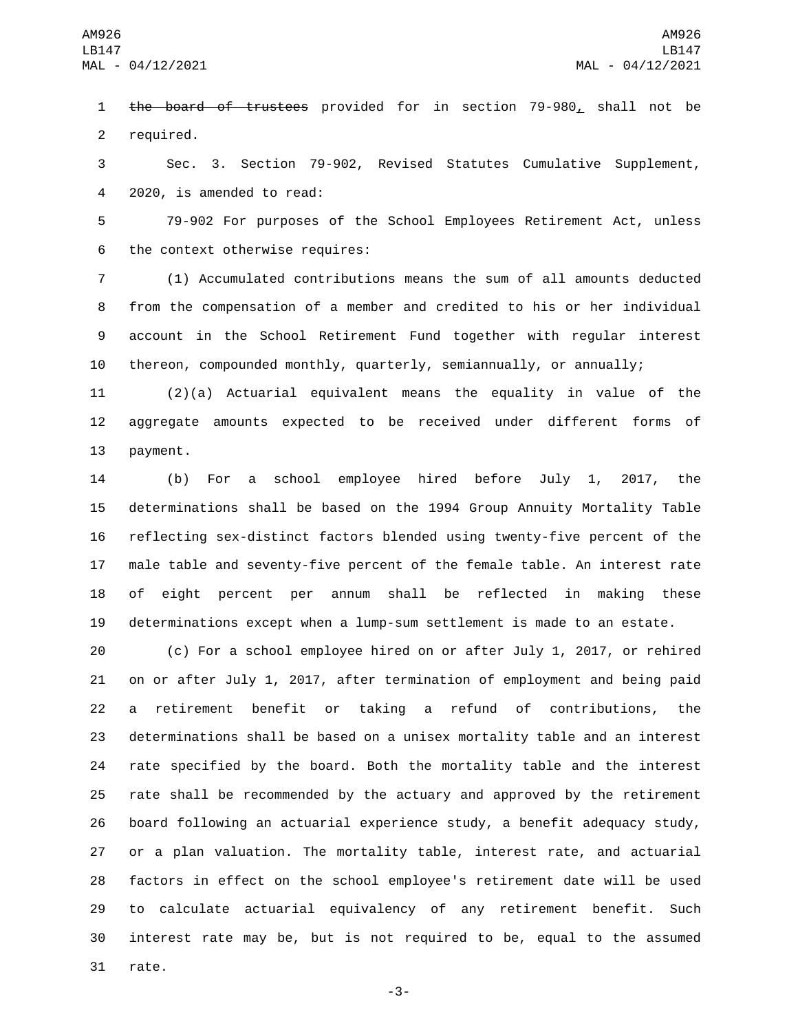~~the board of trustees~~ provided for in section 79-980~~,~~ shall not be required.

Sec. 3. Section 79-902, Revised Statutes Cumulative Supplement, 2020, is amended to read:

79-902 For purposes of the School Employees Retirement Act, unless the context otherwise requires:

(1) Accumulated contributions means the sum of all amounts deducted from the compensation of a member and credited to his or her individual account in the School Retirement Fund together with regular interest thereon, compounded monthly, quarterly, semiannually, or annually;

(2)(a) Actuarial equivalent means the equality in value of the aggregate amounts expected to be received under different forms of payment.

(b) For a school employee hired before July 1, 2017, the determinations shall be based on the 1994 Group Annuity Mortality Table reflecting sex-distinct factors blended using twenty-five percent of the male table and seventy-five percent of the female table. An interest rate of eight percent per annum shall be reflected in making these determinations except when a lump-sum settlement is made to an estate.

(c) For a school employee hired on or after July 1, 2017, or rehired on or after July 1, 2017, after termination of employment and being paid a retirement benefit or taking a refund of contributions, the determinations shall be based on a unisex mortality table and an interest rate specified by the board. Both the mortality table and the interest rate shall be recommended by the actuary and approved by the retirement board following an actuarial experience study, a benefit adequacy study, or a plan valuation. The mortality table, interest rate, and actuarial factors in effect on the school employee's retirement date will be used to calculate actuarial equivalency of any retirement benefit. Such interest rate may be, but is not required to be, equal to the assumed rate.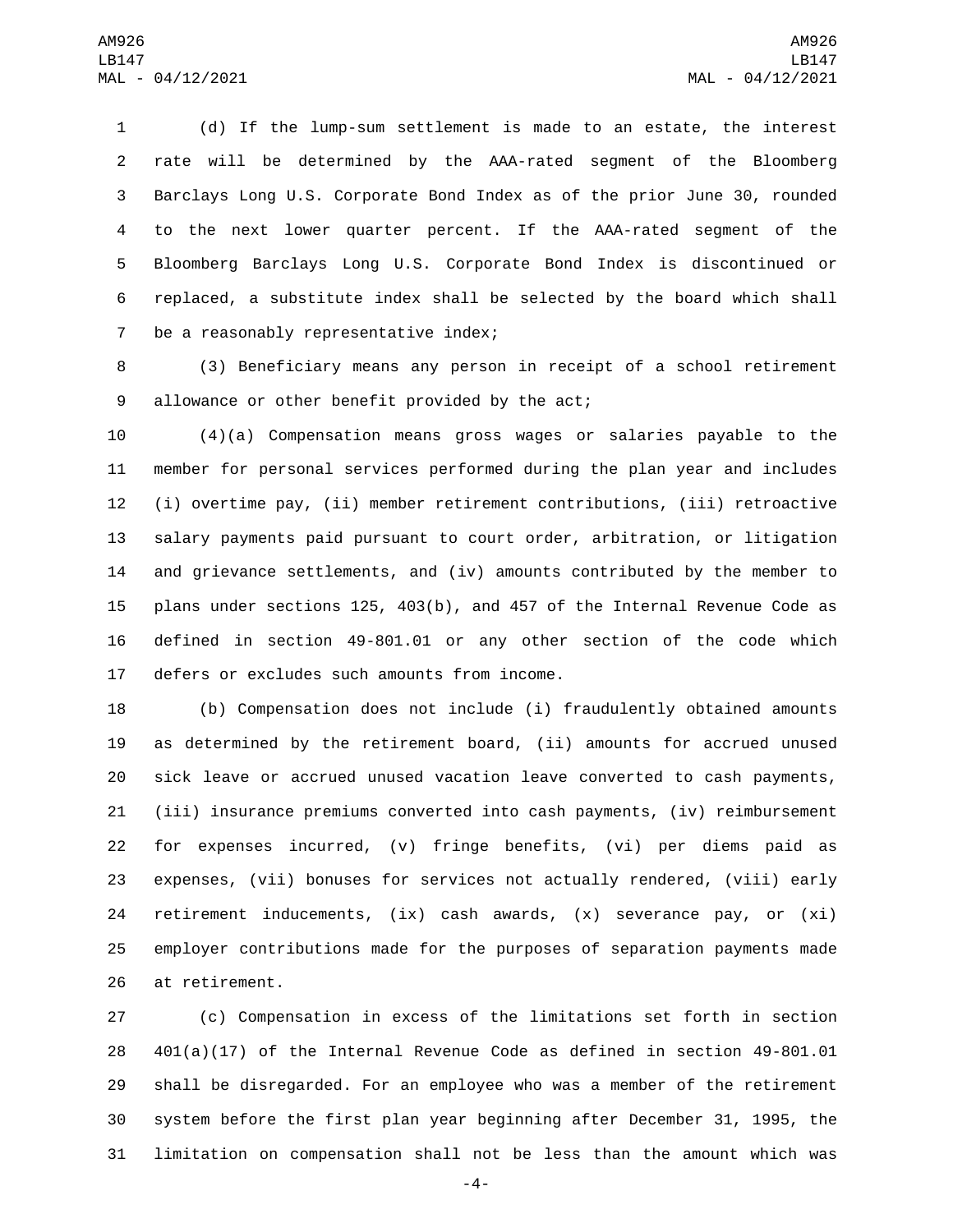(d) If the lump-sum settlement is made to an estate, the interest rate will be determined by the AAA-rated segment of the Bloomberg Barclays Long U.S. Corporate Bond Index as of the prior June 30, rounded to the next lower quarter percent. If the AAA-rated segment of the Bloomberg Barclays Long U.S. Corporate Bond Index is discontinued or replaced, a substitute index shall be selected by the board which shall be a reasonably representative index;

(3) Beneficiary means any person in receipt of a school retirement allowance or other benefit provided by the act;

(4)(a) Compensation means gross wages or salaries payable to the member for personal services performed during the plan year and includes (i) overtime pay, (ii) member retirement contributions, (iii) retroactive salary payments paid pursuant to court order, arbitration, or litigation and grievance settlements, and (iv) amounts contributed by the member to plans under sections 125, 403(b), and 457 of the Internal Revenue Code as defined in section 49-801.01 or any other section of the code which defers or excludes such amounts from income.

(b) Compensation does not include (i) fraudulently obtained amounts as determined by the retirement board, (ii) amounts for accrued unused sick leave or accrued unused vacation leave converted to cash payments, (iii) insurance premiums converted into cash payments, (iv) reimbursement for expenses incurred, (v) fringe benefits, (vi) per diems paid as expenses, (vii) bonuses for services not actually rendered, (viii) early retirement inducements, (ix) cash awards, (x) severance pay, or (xi) employer contributions made for the purposes of separation payments made at retirement.

(c) Compensation in excess of the limitations set forth in section 401(a)(17) of the Internal Revenue Code as defined in section 49-801.01 shall be disregarded. For an employee who was a member of the retirement system before the first plan year beginning after December 31, 1995, the limitation on compensation shall not be less than the amount which was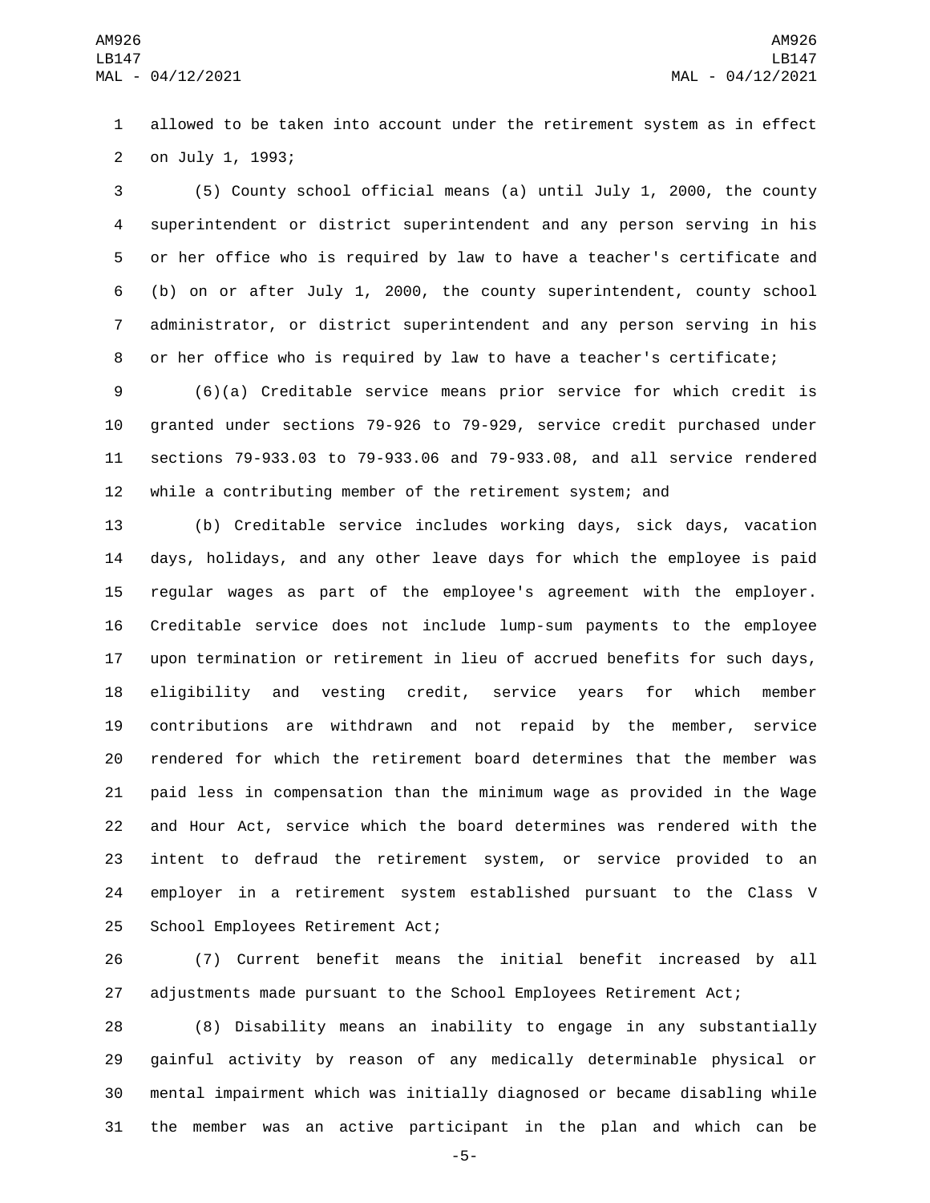allowed to be taken into account under the retirement system as in effect on July 1, 1993;

(5) County school official means (a) until July 1, 2000, the county superintendent or district superintendent and any person serving in his or her office who is required by law to have a teacher's certificate and (b) on or after July 1, 2000, the county superintendent, county school administrator, or district superintendent and any person serving in his or her office who is required by law to have a teacher's certificate;

(6)(a) Creditable service means prior service for which credit is granted under sections 79-926 to 79-929, service credit purchased under sections 79-933.03 to 79-933.06 and 79-933.08, and all service rendered while a contributing member of the retirement system; and

(b) Creditable service includes working days, sick days, vacation days, holidays, and any other leave days for which the employee is paid regular wages as part of the employee's agreement with the employer. Creditable service does not include lump-sum payments to the employee upon termination or retirement in lieu of accrued benefits for such days, eligibility and vesting credit, service years for which member contributions are withdrawn and not repaid by the member, service rendered for which the retirement board determines that the member was paid less in compensation than the minimum wage as provided in the Wage and Hour Act, service which the board determines was rendered with the intent to defraud the retirement system, or service provided to an employer in a retirement system established pursuant to the Class V School Employees Retirement Act;

(7) Current benefit means the initial benefit increased by all adjustments made pursuant to the School Employees Retirement Act;

(8) Disability means an inability to engage in any substantially gainful activity by reason of any medically determinable physical or mental impairment which was initially diagnosed or became disabling while the member was an active participant in the plan and which can be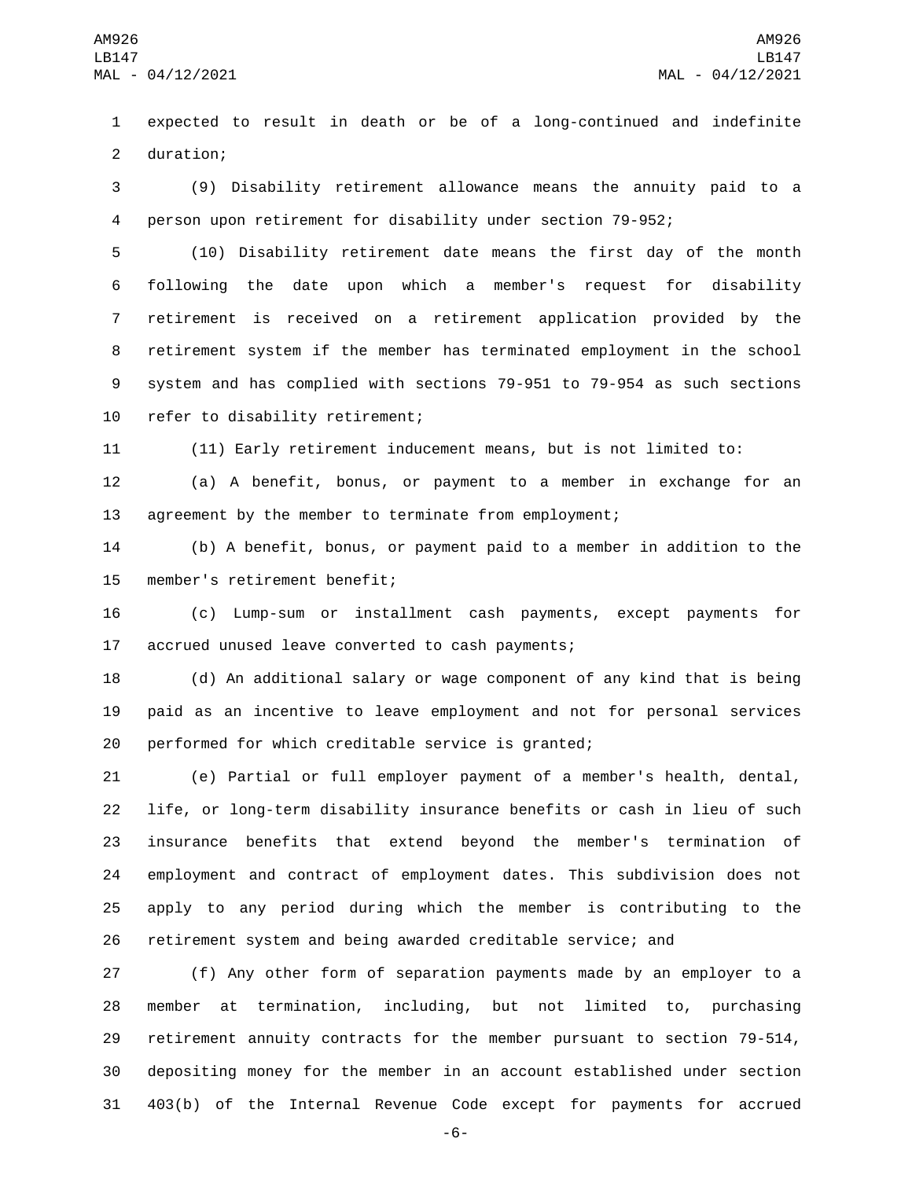expected to result in death or be of a long-continued and indefinite duration;

(9) Disability retirement allowance means the annuity paid to a person upon retirement for disability under section 79-952;

(10) Disability retirement date means the first day of the month following the date upon which a member's request for disability retirement is received on a retirement application provided by the retirement system if the member has terminated employment in the school system and has complied with sections 79-951 to 79-954 as such sections refer to disability retirement;

(11) Early retirement inducement means, but is not limited to:

(a) A benefit, bonus, or payment to a member in exchange for an agreement by the member to terminate from employment;

(b) A benefit, bonus, or payment paid to a member in addition to the member's retirement benefit;

(c) Lump-sum or installment cash payments, except payments for accrued unused leave converted to cash payments;

(d) An additional salary or wage component of any kind that is being paid as an incentive to leave employment and not for personal services performed for which creditable service is granted;

(e) Partial or full employer payment of a member's health, dental, life, or long-term disability insurance benefits or cash in lieu of such insurance benefits that extend beyond the member's termination of employment and contract of employment dates. This subdivision does not apply to any period during which the member is contributing to the retirement system and being awarded creditable service; and

(f) Any other form of separation payments made by an employer to a member at termination, including, but not limited to, purchasing retirement annuity contracts for the member pursuant to section 79-514, depositing money for the member in an account established under section 403(b) of the Internal Revenue Code except for payments for accrued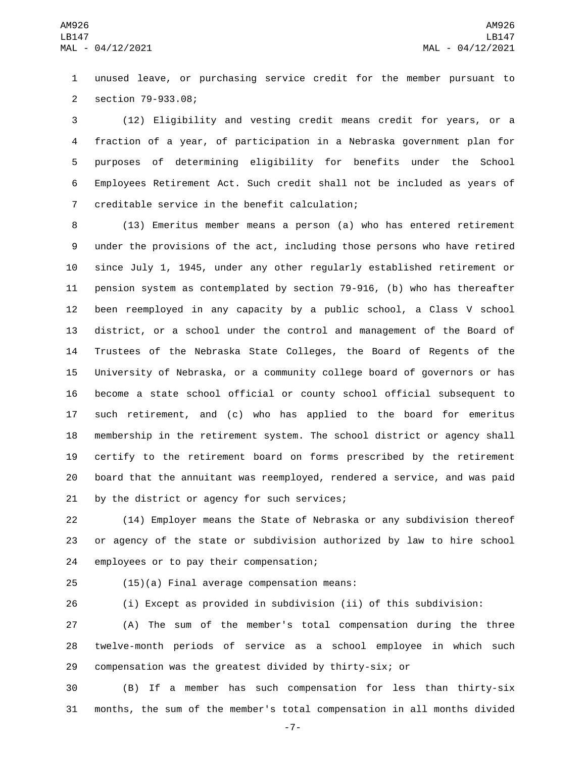unused leave, or purchasing service credit for the member pursuant to section 79-933.08;

(12) Eligibility and vesting credit means credit for years, or a fraction of a year, of participation in a Nebraska government plan for purposes of determining eligibility for benefits under the School Employees Retirement Act. Such credit shall not be included as years of creditable service in the benefit calculation;

(13) Emeritus member means a person (a) who has entered retirement under the provisions of the act, including those persons who have retired since July 1, 1945, under any other regularly established retirement or pension system as contemplated by section 79-916, (b) who has thereafter been reemployed in any capacity by a public school, a Class V school district, or a school under the control and management of the Board of Trustees of the Nebraska State Colleges, the Board of Regents of the University of Nebraska, or a community college board of governors or has become a state school official or county school official subsequent to such retirement, and (c) who has applied to the board for emeritus membership in the retirement system. The school district or agency shall certify to the retirement board on forms prescribed by the retirement board that the annuitant was reemployed, rendered a service, and was paid by the district or agency for such services;

(14) Employer means the State of Nebraska or any subdivision thereof or agency of the state or subdivision authorized by law to hire school employees or to pay their compensation;

(15)(a) Final average compensation means:

(i) Except as provided in subdivision (ii) of this subdivision:

(A) The sum of the member's total compensation during the three twelve-month periods of service as a school employee in which such compensation was the greatest divided by thirty-six; or

(B) If a member has such compensation for less than thirty-six months, the sum of the member's total compensation in all months divided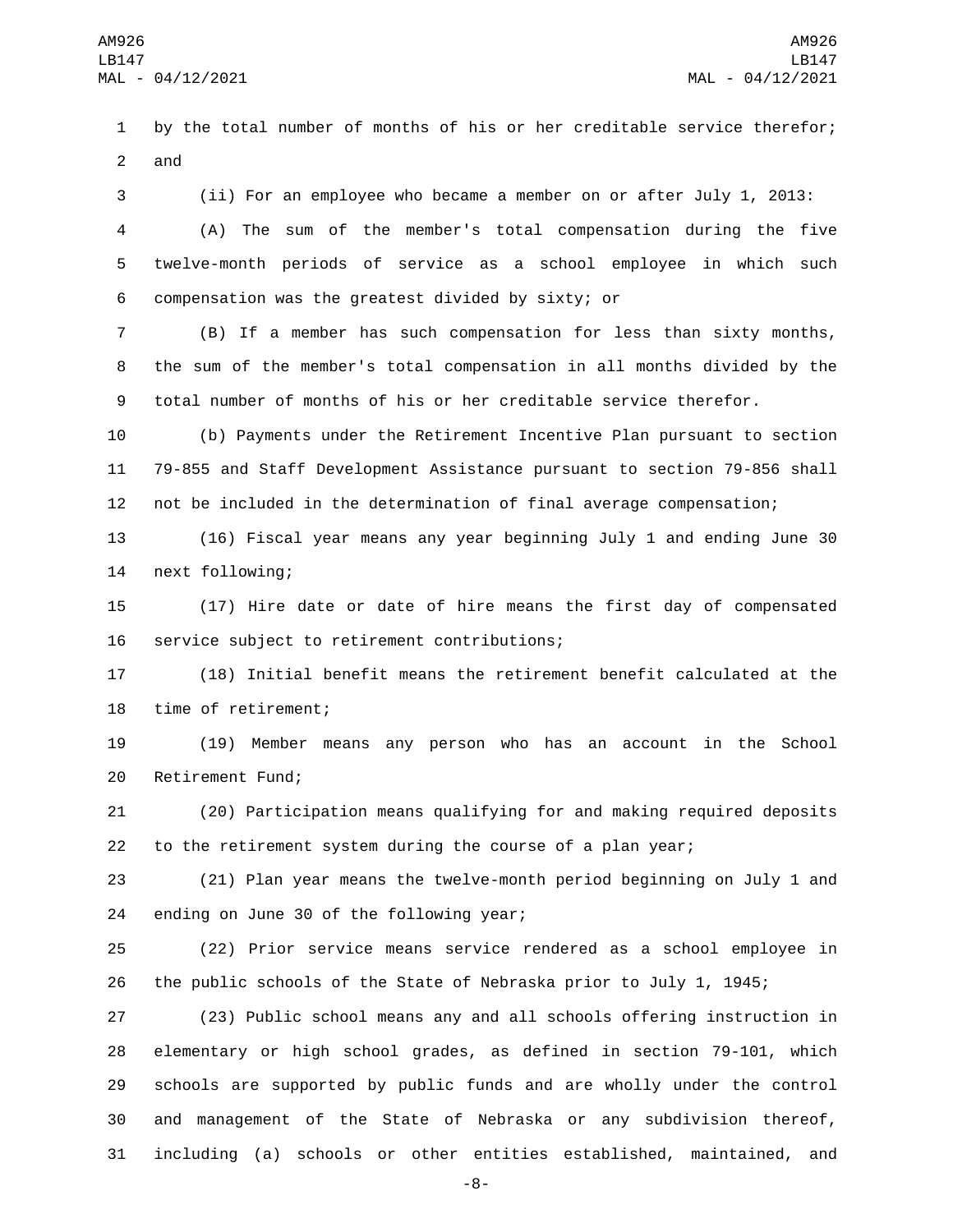by the total number of months of his or her creditable service therefor; and

(ii) For an employee who became a member on or after July 1, 2013:

(A) The sum of the member's total compensation during the five twelve-month periods of service as a school employee in which such compensation was the greatest divided by sixty; or

(B) If a member has such compensation for less than sixty months, the sum of the member's total compensation in all months divided by the total number of months of his or her creditable service therefor.

(b) Payments under the Retirement Incentive Plan pursuant to section 79-855 and Staff Development Assistance pursuant to section 79-856 shall not be included in the determination of final average compensation;

(16) Fiscal year means any year beginning July 1 and ending June 30 next following;

(17) Hire date or date of hire means the first day of compensated service subject to retirement contributions;

(18) Initial benefit means the retirement benefit calculated at the time of retirement;

(19) Member means any person who has an account in the School Retirement Fund;

(20) Participation means qualifying for and making required deposits to the retirement system during the course of a plan year;

(21) Plan year means the twelve-month period beginning on July 1 and ending on June 30 of the following year;

(22) Prior service means service rendered as a school employee in the public schools of the State of Nebraska prior to July 1, 1945;

(23) Public school means any and all schools offering instruction in elementary or high school grades, as defined in section 79-101, which schools are supported by public funds and are wholly under the control and management of the State of Nebraska or any subdivision thereof, including (a) schools or other entities established, maintained, and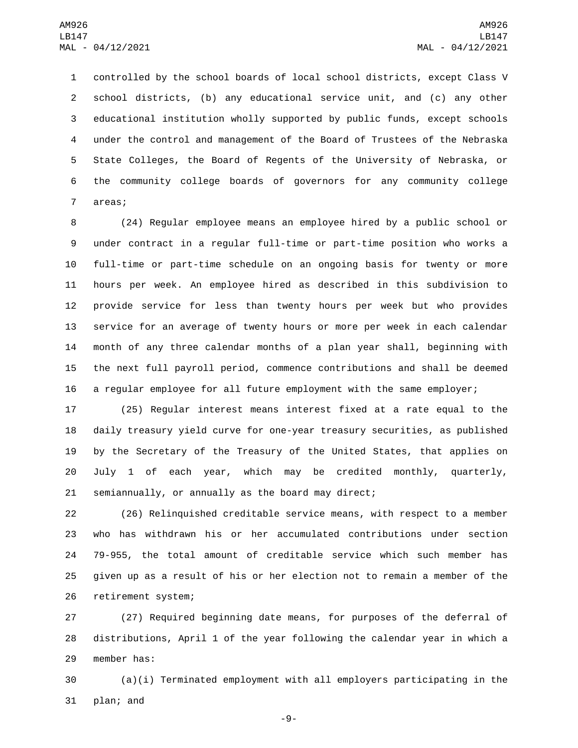controlled by the school boards of local school districts, except Class V school districts, (b) any educational service unit, and (c) any other educational institution wholly supported by public funds, except schools under the control and management of the Board of Trustees of the Nebraska State Colleges, the Board of Regents of the University of Nebraska, or the community college boards of governors for any community college areas;

(24) Regular employee means an employee hired by a public school or under contract in a regular full-time or part-time position who works a full-time or part-time schedule on an ongoing basis for twenty or more hours per week. An employee hired as described in this subdivision to provide service for less than twenty hours per week but who provides service for an average of twenty hours or more per week in each calendar month of any three calendar months of a plan year shall, beginning with the next full payroll period, commence contributions and shall be deemed a regular employee for all future employment with the same employer;

(25) Regular interest means interest fixed at a rate equal to the daily treasury yield curve for one-year treasury securities, as published by the Secretary of the Treasury of the United States, that applies on July 1 of each year, which may be credited monthly, quarterly, semiannually, or annually as the board may direct;

(26) Relinquished creditable service means, with respect to a member who has withdrawn his or her accumulated contributions under section 79-955, the total amount of creditable service which such member has given up as a result of his or her election not to remain a member of the retirement system;

(27) Required beginning date means, for purposes of the deferral of distributions, April 1 of the year following the calendar year in which a member has:

(a)(i) Terminated employment with all employers participating in the plan; and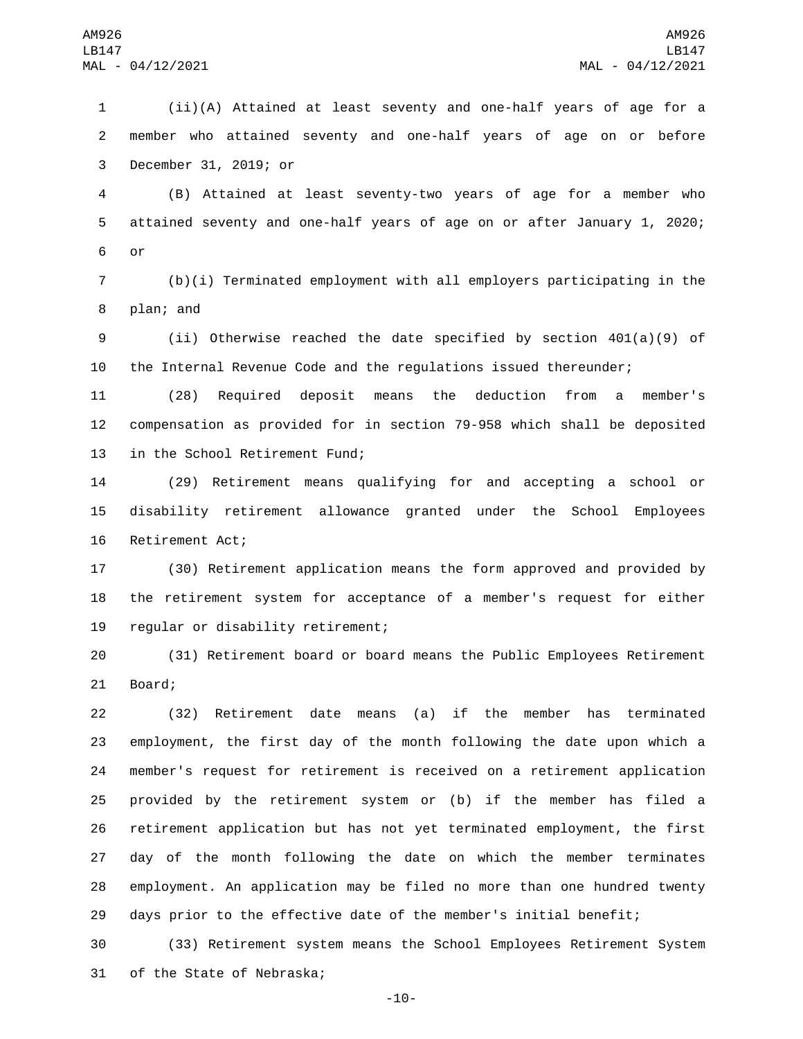(ii)(A) Attained at least seventy and one-half years of age for a member who attained seventy and one-half years of age on or before December 31, 2019; or

(B) Attained at least seventy-two years of age for a member who attained seventy and one-half years of age on or after January 1, 2020; or

(b)(i) Terminated employment with all employers participating in the plan; and

(ii) Otherwise reached the date specified by section 401(a)(9) of the Internal Revenue Code and the regulations issued thereunder;

(28) Required deposit means the deduction from a member's compensation as provided for in section 79-958 which shall be deposited in the School Retirement Fund;

(29) Retirement means qualifying for and accepting a school or disability retirement allowance granted under the School Employees Retirement Act;

(30) Retirement application means the form approved and provided by the retirement system for acceptance of a member's request for either regular or disability retirement;

(31) Retirement board or board means the Public Employees Retirement Board;

(32) Retirement date means (a) if the member has terminated employment, the first day of the month following the date upon which a member's request for retirement is received on a retirement application provided by the retirement system or (b) if the member has filed a retirement application but has not yet terminated employment, the first day of the month following the date on which the member terminates employment. An application may be filed no more than one hundred twenty days prior to the effective date of the member's initial benefit;

(33) Retirement system means the School Employees Retirement System of the State of Nebraska;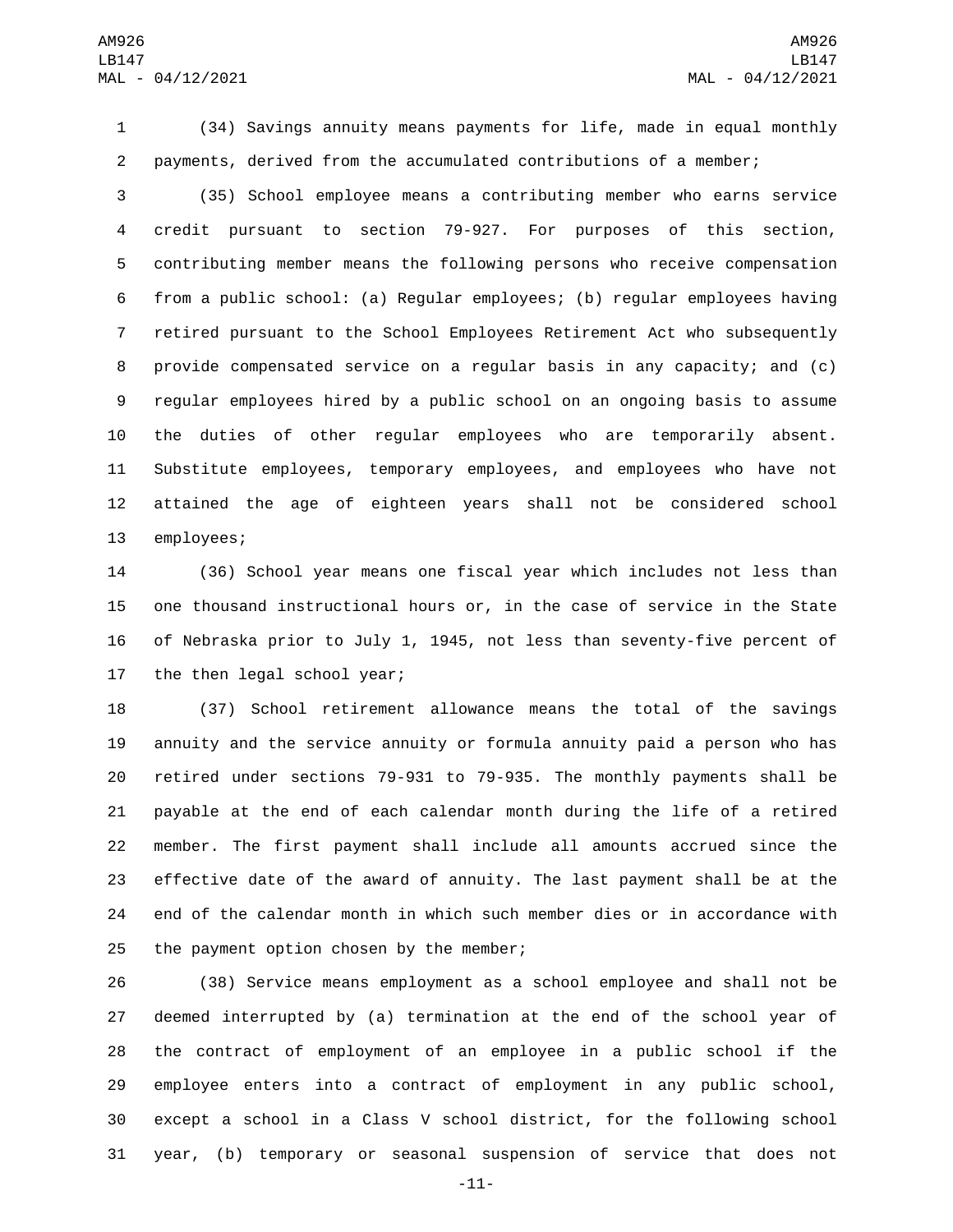(34) Savings annuity means payments for life, made in equal monthly payments, derived from the accumulated contributions of a member;

(35) School employee means a contributing member who earns service credit pursuant to section 79-927. For purposes of this section, contributing member means the following persons who receive compensation from a public school: (a) Regular employees; (b) regular employees having retired pursuant to the School Employees Retirement Act who subsequently provide compensated service on a regular basis in any capacity; and (c) regular employees hired by a public school on an ongoing basis to assume the duties of other regular employees who are temporarily absent. Substitute employees, temporary employees, and employees who have not attained the age of eighteen years shall not be considered school employees;

(36) School year means one fiscal year which includes not less than one thousand instructional hours or, in the case of service in the State of Nebraska prior to July 1, 1945, not less than seventy-five percent of the then legal school year;

(37) School retirement allowance means the total of the savings annuity and the service annuity or formula annuity paid a person who has retired under sections 79-931 to 79-935. The monthly payments shall be payable at the end of each calendar month during the life of a retired member. The first payment shall include all amounts accrued since the effective date of the award of annuity. The last payment shall be at the end of the calendar month in which such member dies or in accordance with the payment option chosen by the member;

(38) Service means employment as a school employee and shall not be deemed interrupted by (a) termination at the end of the school year of the contract of employment of an employee in a public school if the employee enters into a contract of employment in any public school, except a school in a Class V school district, for the following school year, (b) temporary or seasonal suspension of service that does not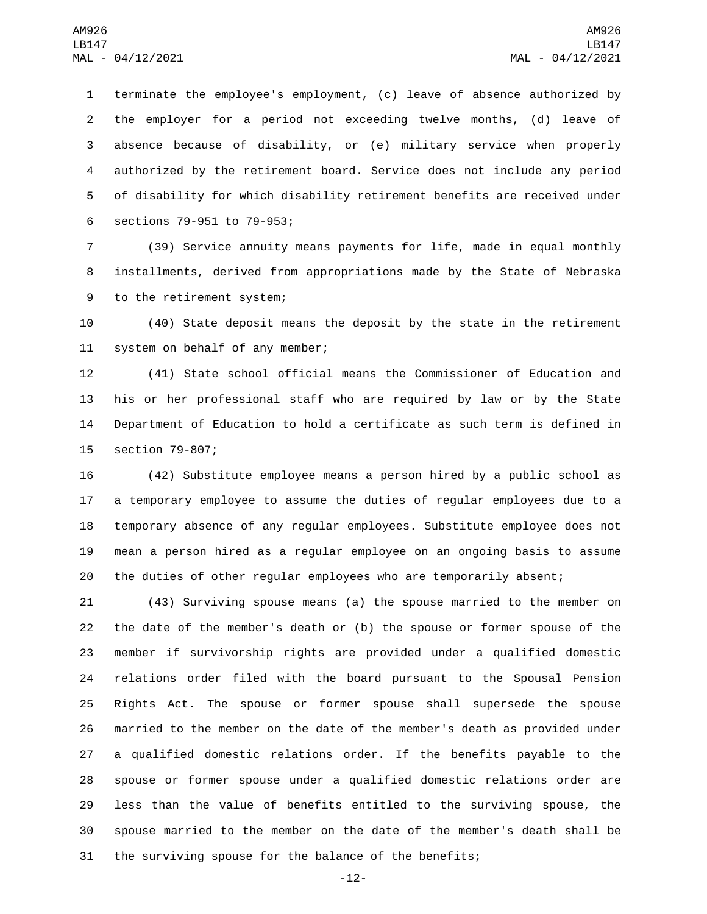terminate the employee's employment, (c) leave of absence authorized by the employer for a period not exceeding twelve months, (d) leave of absence because of disability, or (e) military service when properly authorized by the retirement board. Service does not include any period of disability for which disability retirement benefits are received under sections 79-951 to 79-953;

(39) Service annuity means payments for life, made in equal monthly installments, derived from appropriations made by the State of Nebraska to the retirement system;

(40) State deposit means the deposit by the state in the retirement system on behalf of any member;

(41) State school official means the Commissioner of Education and his or her professional staff who are required by law or by the State Department of Education to hold a certificate as such term is defined in section 79-807;

(42) Substitute employee means a person hired by a public school as a temporary employee to assume the duties of regular employees due to a temporary absence of any regular employees. Substitute employee does not mean a person hired as a regular employee on an ongoing basis to assume the duties of other regular employees who are temporarily absent;

(43) Surviving spouse means (a) the spouse married to the member on the date of the member's death or (b) the spouse or former spouse of the member if survivorship rights are provided under a qualified domestic relations order filed with the board pursuant to the Spousal Pension Rights Act. The spouse or former spouse shall supersede the spouse married to the member on the date of the member's death as provided under a qualified domestic relations order. If the benefits payable to the spouse or former spouse under a qualified domestic relations order are less than the value of benefits entitled to the surviving spouse, the spouse married to the member on the date of the member's death shall be the surviving spouse for the balance of the benefits;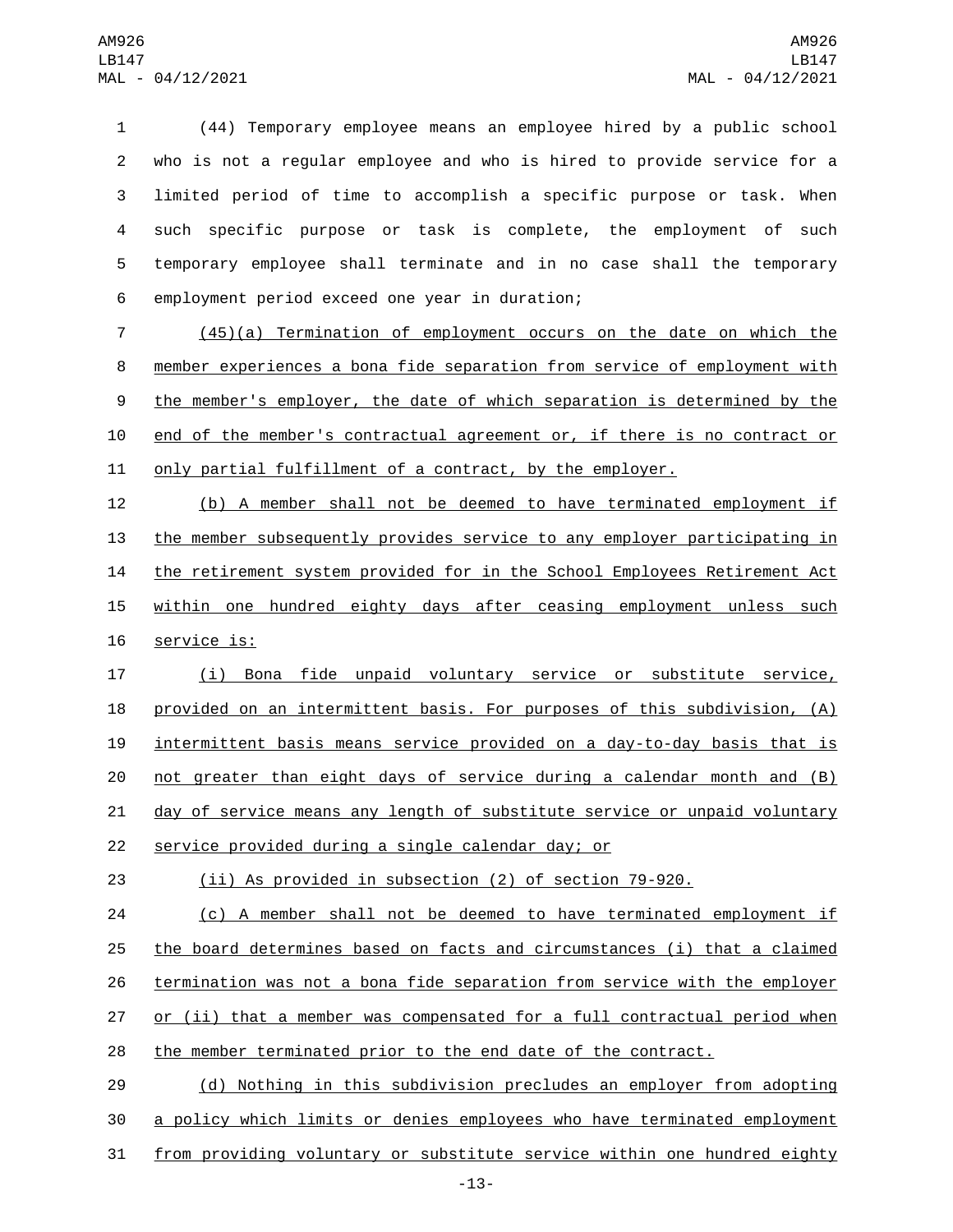(44) Temporary employee means an employee hired by a public school who is not a regular employee and who is hired to provide service for a limited period of time to accomplish a specific purpose or task. When such specific purpose or task is complete, the employment of such temporary employee shall terminate and in no case shall the temporary employment period exceed one year in duration;

(45)(a) Termination of employment occurs on the date on which the member experiences a bona fide separation from service of employment with the member's employer, the date of which separation is determined by the end of the member's contractual agreement or, if there is no contract or only partial fulfillment of a contract, by the employer.

(b) A member shall not be deemed to have terminated employment if the member subsequently provides service to any employer participating in the retirement system provided for in the School Employees Retirement Act within one hundred eighty days after ceasing employment unless such service is:

(i) Bona fide unpaid voluntary service or substitute service, provided on an intermittent basis. For purposes of this subdivision, (A) intermittent basis means service provided on a day-to-day basis that is not greater than eight days of service during a calendar month and (B) day of service means any length of substitute service or unpaid voluntary service provided during a single calendar day; or

(ii) As provided in subsection (2) of section 79-920.

(c) A member shall not be deemed to have terminated employment if the board determines based on facts and circumstances (i) that a claimed termination was not a bona fide separation from service with the employer or (ii) that a member was compensated for a full contractual period when the member terminated prior to the end date of the contract.

(d) Nothing in this subdivision precludes an employer from adopting a policy which limits or denies employees who have terminated employment from providing voluntary or substitute service within one hundred eighty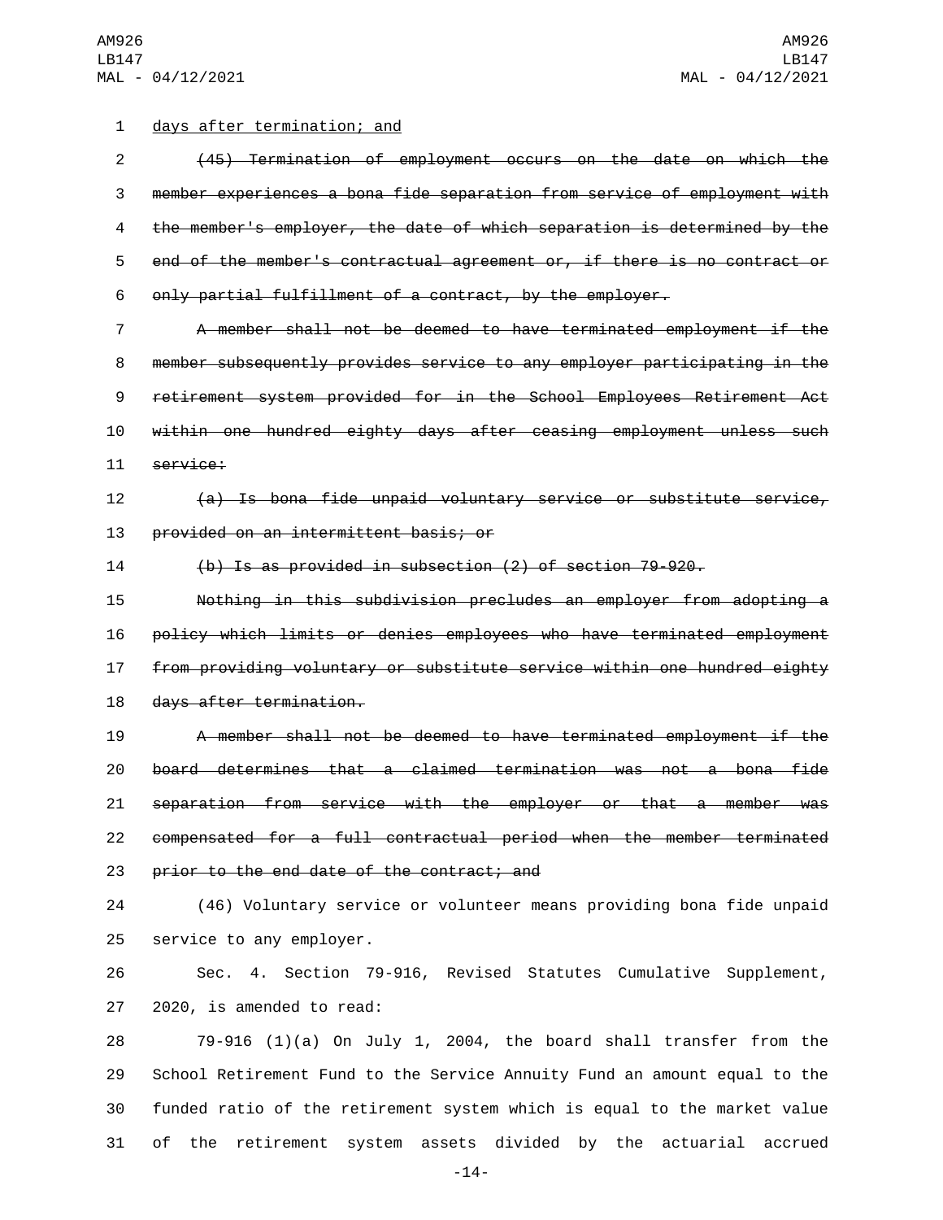days after termination; and

~~(45) Termination of employment occurs on the date on which the member experiences a bona fide separation from service of employment with the member's employer, the date of which separation is determined by the end of the member's contractual agreement or, if there is no contract or only partial fulfillment of a contract, by the employer.~~

~~A member shall not be deemed to have terminated employment if the member subsequently provides service to any employer participating in the retirement system provided for in the School Employees Retirement Act within one hundred eighty days after ceasing employment unless such service:~~

~~(a) Is bona fide unpaid voluntary service or substitute service, provided on an intermittent basis; or~~

~~(b) Is as provided in subsection (2) of section 79-920.~~

~~Nothing in this subdivision precludes an employer from adopting a policy which limits or denies employees who have terminated employment from providing voluntary or substitute service within one hundred eighty days after termination.~~

~~A member shall not be deemed to have terminated employment if the board determines that a claimed termination was not a bona fide separation from service with the employer or that a member was compensated for a full contractual period when the member terminated prior to the end date of the contract; and~~

(46) Voluntary service or volunteer means providing bona fide unpaid service to any employer.

Sec. 4. Section 79-916, Revised Statutes Cumulative Supplement, 2020, is amended to read:

79-916 (1)(a) On July 1, 2004, the board shall transfer from the School Retirement Fund to the Service Annuity Fund an amount equal to the funded ratio of the retirement system which is equal to the market value of the retirement system assets divided by the actuarial accrued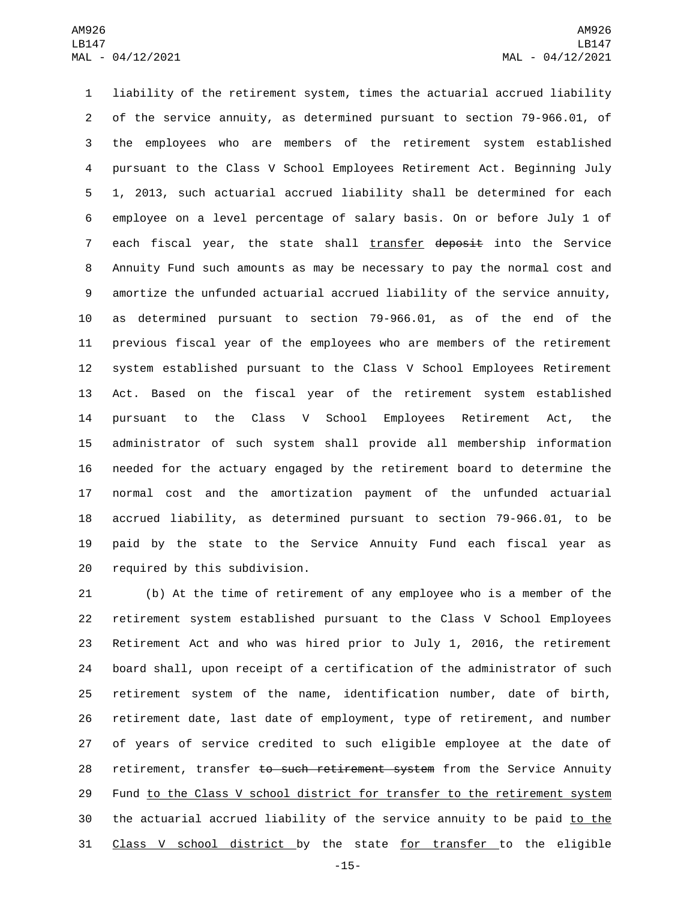liability of the retirement system, times the actuarial accrued liability of the service annuity, as determined pursuant to section 79-966.01, of the employees who are members of the retirement system established pursuant to the Class V School Employees Retirement Act. Beginning July 1, 2013, such actuarial accrued liability shall be determined for each employee on a level percentage of salary basis. On or before July 1 of each fiscal year, the state shall <u>transfer</u> ~~deposit~~ into the Service Annuity Fund such amounts as may be necessary to pay the normal cost and amortize the unfunded actuarial accrued liability of the service annuity, as determined pursuant to section 79-966.01, as of the end of the previous fiscal year of the employees who are members of the retirement system established pursuant to the Class V School Employees Retirement Act. Based on the fiscal year of the retirement system established pursuant to the Class V School Employees Retirement Act, the administrator of such system shall provide all membership information needed for the actuary engaged by the retirement board to determine the normal cost and the amortization payment of the unfunded actuarial accrued liability, as determined pursuant to section 79-966.01, to be paid by the state to the Service Annuity Fund each fiscal year as required by this subdivision.

(b) At the time of retirement of any employee who is a member of the retirement system established pursuant to the Class V School Employees Retirement Act and who was hired prior to July 1, 2016, the retirement board shall, upon receipt of a certification of the administrator of such retirement system of the name, identification number, date of birth, retirement date, last date of employment, type of retirement, and number of years of service credited to such eligible employee at the date of retirement, transfer ~~to such retirement system~~ from the Service Annuity Fund <u>to the Class V school district for transfer to the retirement system</u> the actuarial accrued liability of the service annuity to be paid <u>to the Class V school district</u> by the state <u>for transfer</u> to the eligible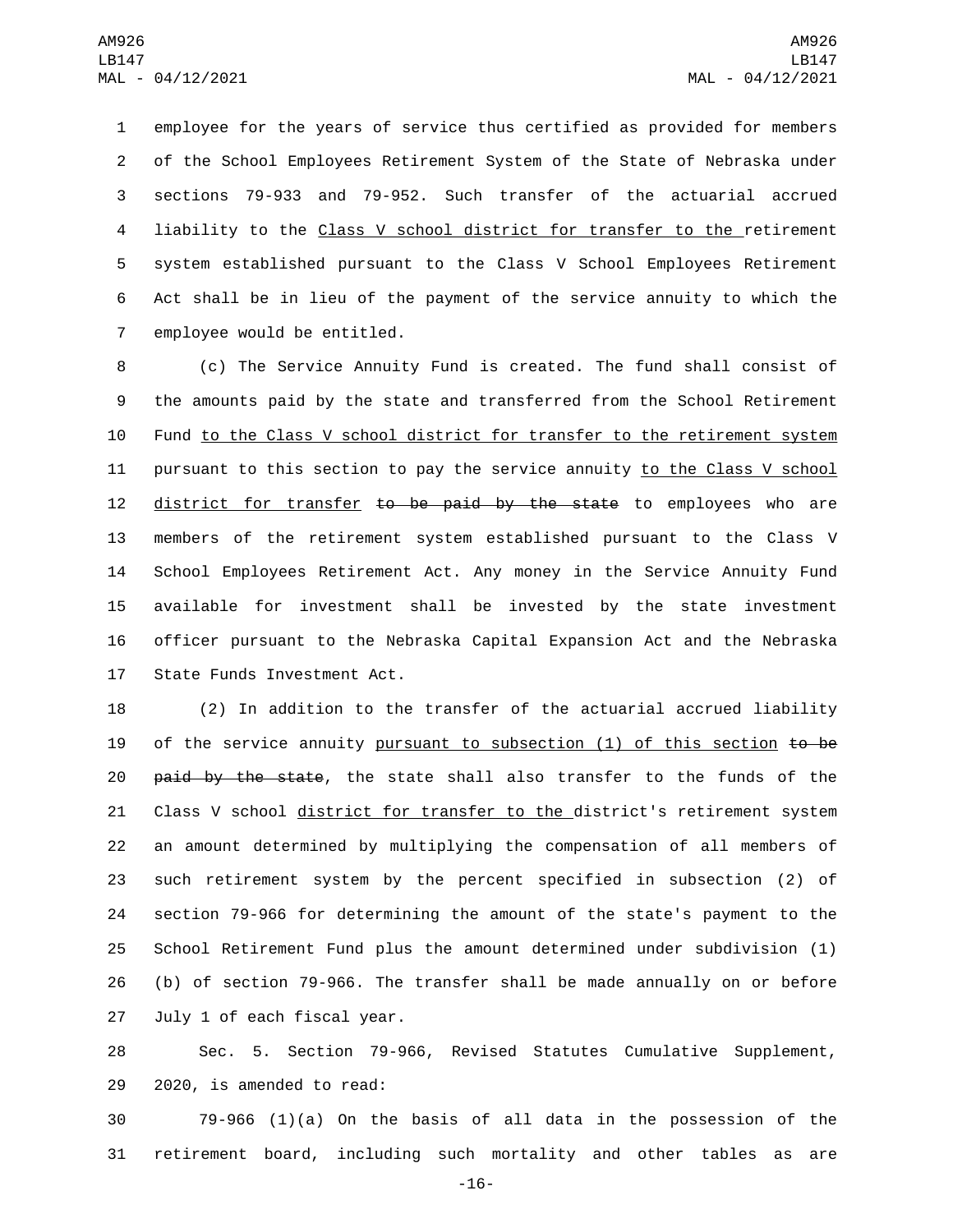employee for the years of service thus certified as provided for members of the School Employees Retirement System of the State of Nebraska under sections 79-933 and 79-952. Such transfer of the actuarial accrued liability to the Class V school district for transfer to the retirement system established pursuant to the Class V School Employees Retirement Act shall be in lieu of the payment of the service annuity to which the employee would be entitled.

(c) The Service Annuity Fund is created. The fund shall consist of the amounts paid by the state and transferred from the School Retirement Fund to the Class V school district for transfer to the retirement system pursuant to this section to pay the service annuity to the Class V school district for transfer ~~to be paid by the state~~ to employees who are members of the retirement system established pursuant to the Class V School Employees Retirement Act. Any money in the Service Annuity Fund available for investment shall be invested by the state investment officer pursuant to the Nebraska Capital Expansion Act and the Nebraska State Funds Investment Act.

(2) In addition to the transfer of the actuarial accrued liability of the service annuity pursuant to subsection (1) of this section ~~to be paid by the state~~, the state shall also transfer to the funds of the Class V school district for transfer to the district's retirement system an amount determined by multiplying the compensation of all members of such retirement system by the percent specified in subsection (2) of section 79-966 for determining the amount of the state's payment to the School Retirement Fund plus the amount determined under subdivision (1)(b) of section 79-966. The transfer shall be made annually on or before July 1 of each fiscal year.

Sec. 5. Section 79-966, Revised Statutes Cumulative Supplement, 2020, is amended to read:

79-966 (1)(a) On the basis of all data in the possession of the retirement board, including such mortality and other tables as are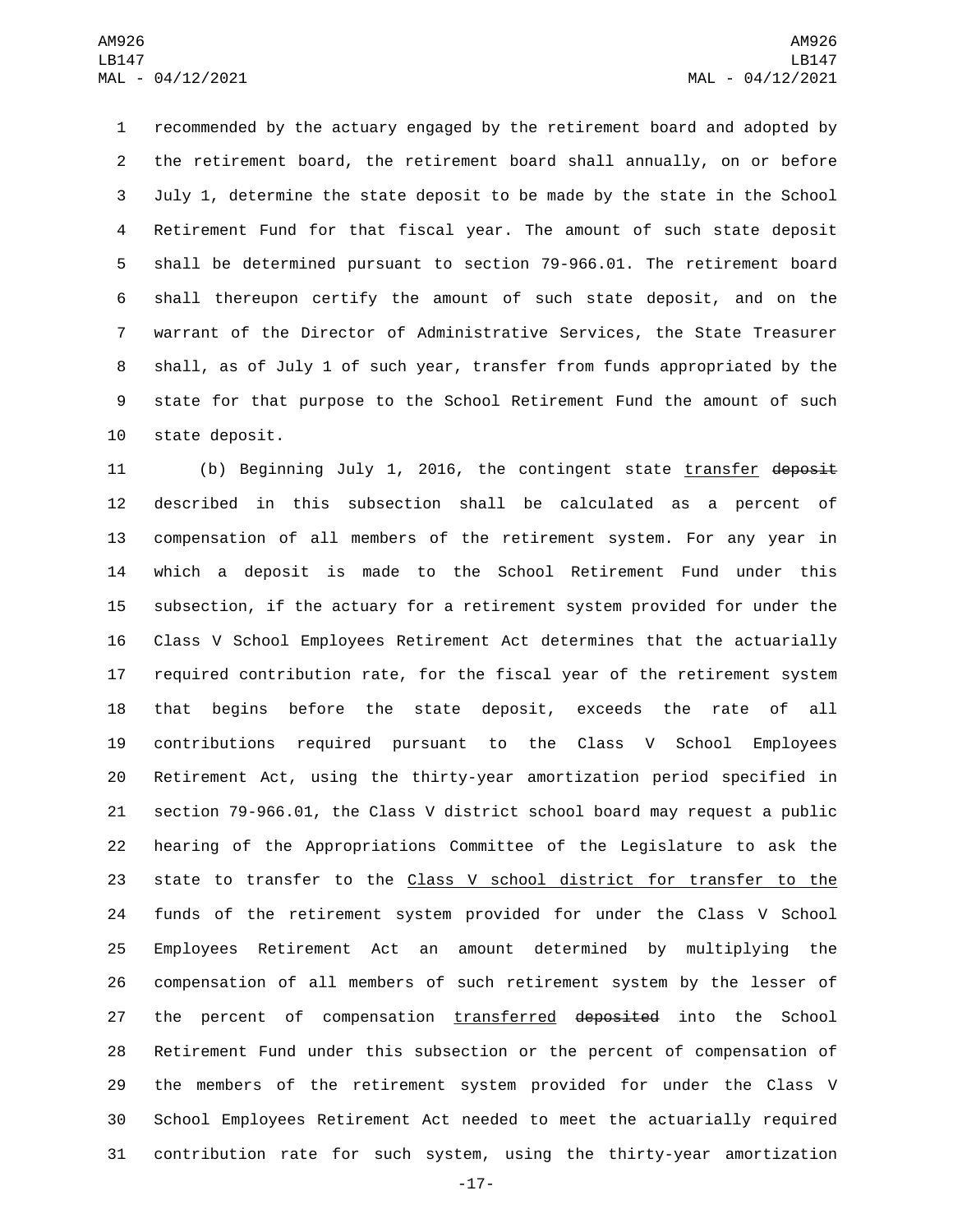recommended by the actuary engaged by the retirement board and adopted by the retirement board, the retirement board shall annually, on or before July 1, determine the state deposit to be made by the state in the School Retirement Fund for that fiscal year. The amount of such state deposit shall be determined pursuant to section 79-966.01. The retirement board shall thereupon certify the amount of such state deposit, and on the warrant of the Director of Administrative Services, the State Treasurer shall, as of July 1 of such year, transfer from funds appropriated by the state for that purpose to the School Retirement Fund the amount of such state deposit.

(b) Beginning July 1, 2016, the contingent state <u>transfer</u> ~~deposit~~ described in this subsection shall be calculated as a percent of compensation of all members of the retirement system. For any year in which a deposit is made to the School Retirement Fund under this subsection, if the actuary for a retirement system provided for under the Class V School Employees Retirement Act determines that the actuarially required contribution rate, for the fiscal year of the retirement system that begins before the state deposit, exceeds the rate of all contributions required pursuant to the Class V School Employees Retirement Act, using the thirty-year amortization period specified in section 79-966.01, the Class V district school board may request a public hearing of the Appropriations Committee of the Legislature to ask the state to transfer to the <u>Class V school district for transfer to the</u> funds of the retirement system provided for under the Class V School Employees Retirement Act an amount determined by multiplying the compensation of all members of such retirement system by the lesser of the percent of compensation <u>transferred</u> ~~deposited~~ into the School Retirement Fund under this subsection or the percent of compensation of the members of the retirement system provided for under the Class V School Employees Retirement Act needed to meet the actuarially required contribution rate for such system, using the thirty-year amortization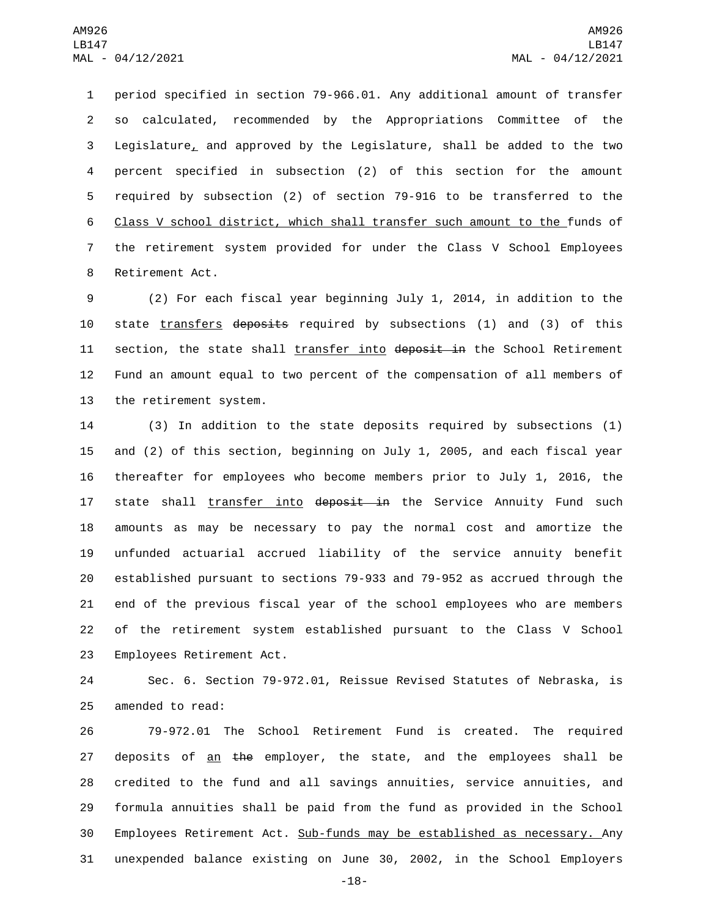period specified in section 79-966.01. Any additional amount of transfer so calculated, recommended by the Appropriations Committee of the Legislature, and approved by the Legislature, shall be added to the two percent specified in subsection (2) of this section for the amount required by subsection (2) of section 79-916 to be transferred to the Class V school district, which shall transfer such amount to the funds of the retirement system provided for under the Class V School Employees Retirement Act.

(2) For each fiscal year beginning July 1, 2014, in addition to the state transfers ~~deposits~~ required by subsections (1) and (3) of this section, the state shall transfer into ~~deposit in~~ the School Retirement Fund an amount equal to two percent of the compensation of all members of the retirement system.

(3) In addition to the state deposits required by subsections (1) and (2) of this section, beginning on July 1, 2005, and each fiscal year thereafter for employees who become members prior to July 1, 2016, the state shall transfer into ~~deposit in~~ the Service Annuity Fund such amounts as may be necessary to pay the normal cost and amortize the unfunded actuarial accrued liability of the service annuity benefit established pursuant to sections 79-933 and 79-952 as accrued through the end of the previous fiscal year of the school employees who are members of the retirement system established pursuant to the Class V School Employees Retirement Act.

Sec. 6. Section 79-972.01, Reissue Revised Statutes of Nebraska, is amended to read:

79-972.01 The School Retirement Fund is created. The required deposits of an ~~the~~ employer, the state, and the employees shall be credited to the fund and all savings annuities, service annuities, and formula annuities shall be paid from the fund as provided in the School Employees Retirement Act. Sub-funds may be established as necessary. Any unexpended balance existing on June 30, 2002, in the School Employers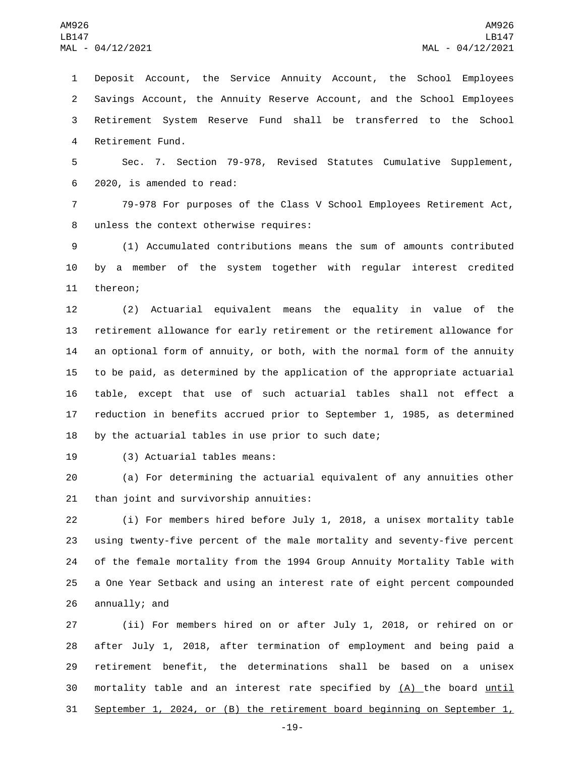Deposit Account, the Service Annuity Account, the School Employees Savings Account, the Annuity Reserve Account, and the School Employees Retirement System Reserve Fund shall be transferred to the School Retirement Fund.

Sec. 7. Section 79-978, Revised Statutes Cumulative Supplement, 2020, is amended to read:

79-978 For purposes of the Class V School Employees Retirement Act, unless the context otherwise requires:

(1) Accumulated contributions means the sum of amounts contributed by a member of the system together with regular interest credited thereon;

(2) Actuarial equivalent means the equality in value of the retirement allowance for early retirement or the retirement allowance for an optional form of annuity, or both, with the normal form of the annuity to be paid, as determined by the application of the appropriate actuarial table, except that use of such actuarial tables shall not effect a reduction in benefits accrued prior to September 1, 1985, as determined by the actuarial tables in use prior to such date;

(3) Actuarial tables means:

(a) For determining the actuarial equivalent of any annuities other than joint and survivorship annuities:

(i) For members hired before July 1, 2018, a unisex mortality table using twenty-five percent of the male mortality and seventy-five percent of the female mortality from the 1994 Group Annuity Mortality Table with a One Year Setback and using an interest rate of eight percent compounded annually; and

(ii) For members hired on or after July 1, 2018, or rehired on or after July 1, 2018, after termination of employment and being paid a retirement benefit, the determinations shall be based on a unisex mortality table and an interest rate specified by <u>(A)</u> the board <u>until September 1, 2024, or (B) the retirement board beginning on September 1,</u>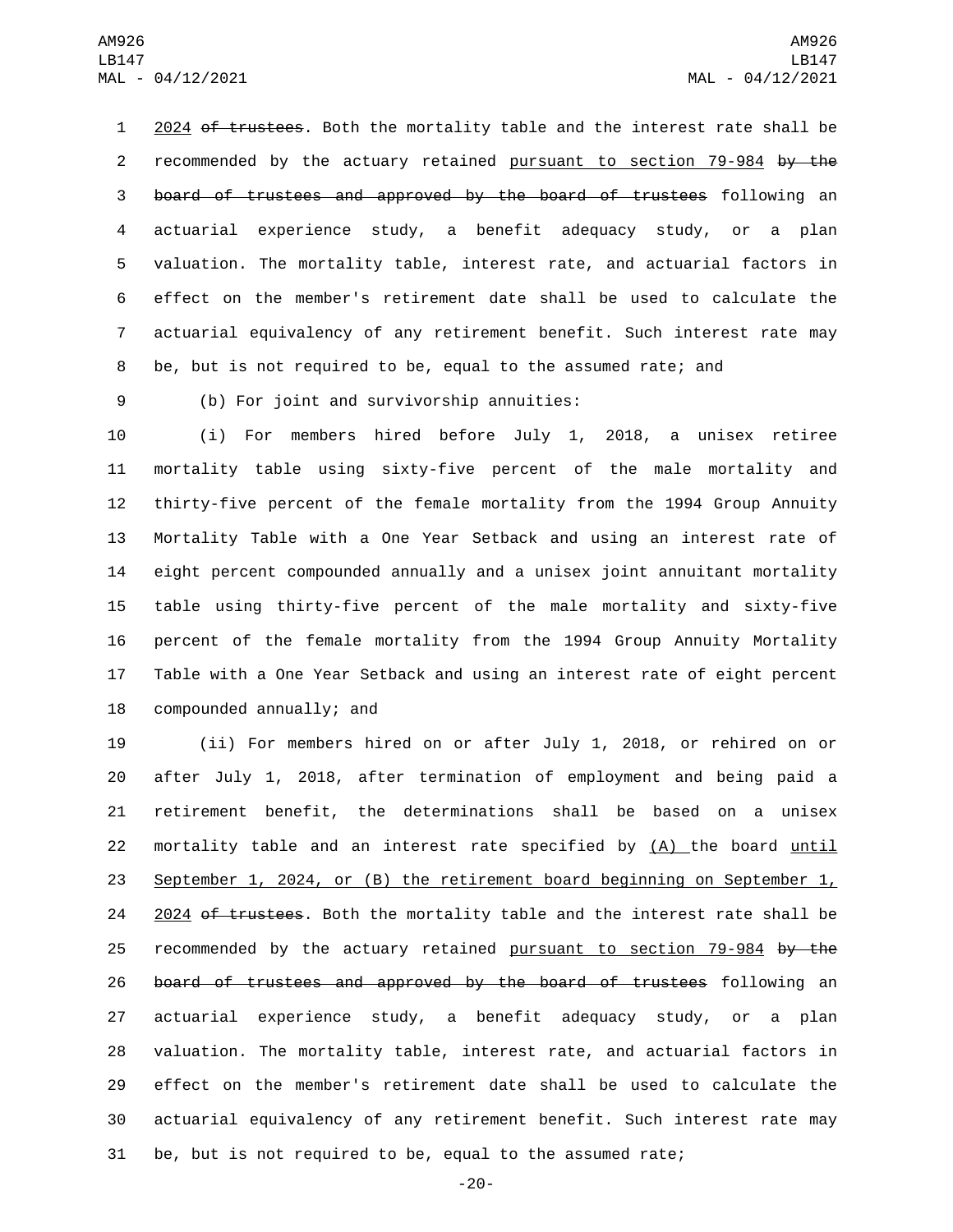2024 ~~of trustees~~. Both the mortality table and the interest rate shall be recommended by the actuary retained pursuant to section 79-984 ~~by the board of trustees and approved by the board of trustees~~ following an actuarial experience study, a benefit adequacy study, or a plan valuation. The mortality table, interest rate, and actuarial factors in effect on the member's retirement date shall be used to calculate the actuarial equivalency of any retirement benefit. Such interest rate may be, but is not required to be, equal to the assumed rate; and

(b) For joint and survivorship annuities:

(i) For members hired before July 1, 2018, a unisex retiree mortality table using sixty-five percent of the male mortality and thirty-five percent of the female mortality from the 1994 Group Annuity Mortality Table with a One Year Setback and using an interest rate of eight percent compounded annually and a unisex joint annuitant mortality table using thirty-five percent of the male mortality and sixty-five percent of the female mortality from the 1994 Group Annuity Mortality Table with a One Year Setback and using an interest rate of eight percent compounded annually; and

(ii) For members hired on or after July 1, 2018, or rehired on or after July 1, 2018, after termination of employment and being paid a retirement benefit, the determinations shall be based on a unisex mortality table and an interest rate specified by (A) the board until September 1, 2024, or (B) the retirement board beginning on September 1, 2024 ~~of trustees~~. Both the mortality table and the interest rate shall be recommended by the actuary retained pursuant to section 79-984 ~~by the board of trustees and approved by the board of trustees~~ following an actuarial experience study, a benefit adequacy study, or a plan valuation. The mortality table, interest rate, and actuarial factors in effect on the member's retirement date shall be used to calculate the actuarial equivalency of any retirement benefit. Such interest rate may be, but is not required to be, equal to the assumed rate;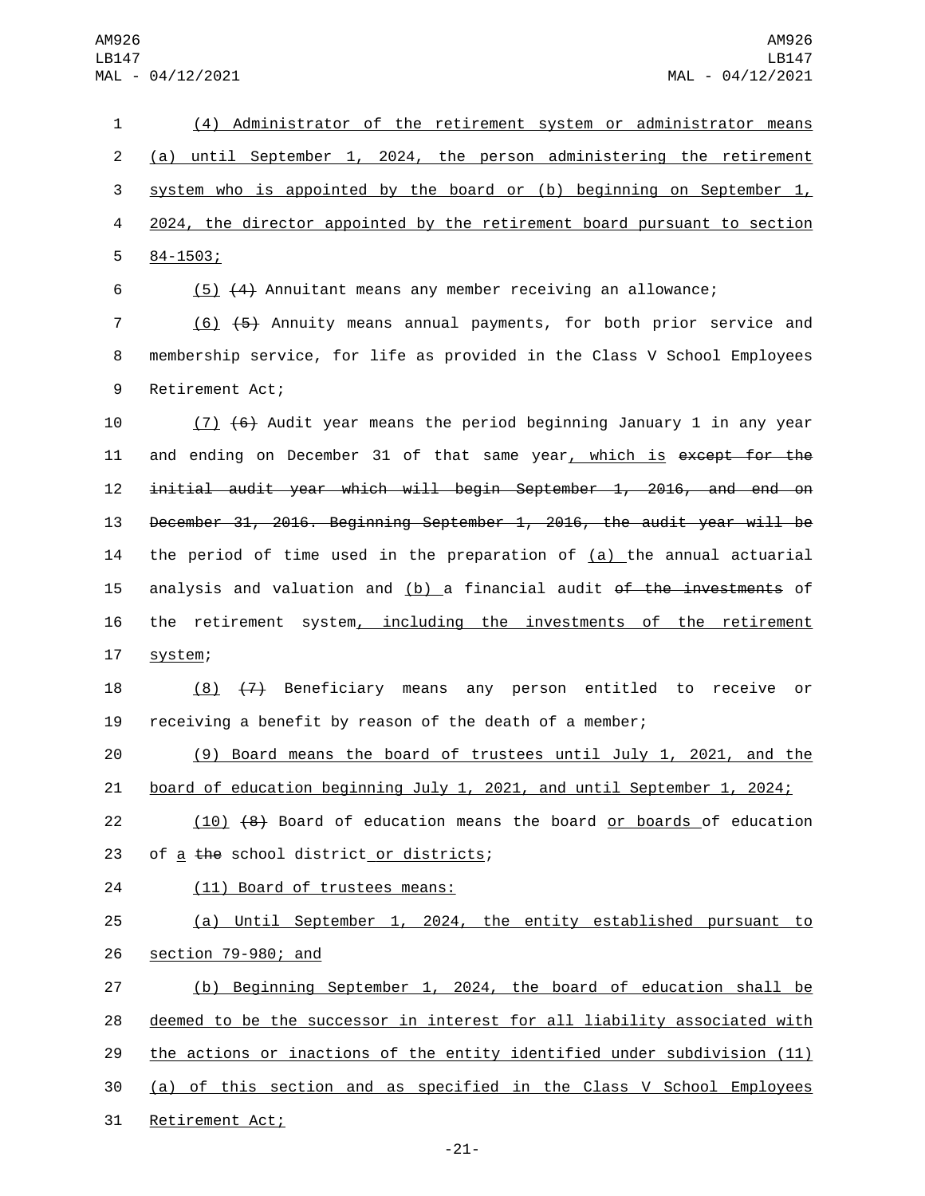(4) Administrator of the retirement system or administrator means (a) until September 1, 2024, the person administering the retirement system who is appointed by the board or (b) beginning on September 1, 2024, the director appointed by the retirement board pursuant to section 84-1503;

(5) ~~(4)~~ Annuitant means any member receiving an allowance;

(6) ~~(5)~~ Annuity means annual payments, for both prior service and membership service, for life as provided in the Class V School Employees Retirement Act;

(7) ~~(6)~~ Audit year means the period beginning January 1 in any year and ending on December 31 of that same year, which is ~~except for the initial audit year which will begin September 1, 2016, and end on December 31, 2016. Beginning September 1, 2016, the audit year will be~~ the period of time used in the preparation of (a) the annual actuarial analysis and valuation and (b) a financial audit ~~of the investments~~ of the retirement system, including the investments of the retirement system;

(8) ~~(7)~~ Beneficiary means any person entitled to receive or receiving a benefit by reason of the death of a member;

(9) Board means the board of trustees until July 1, 2021, and the board of education beginning July 1, 2021, and until September 1, 2024;

(10) ~~(8)~~ Board of education means the board or boards of education of a ~~the~~ school district or districts;

(11) Board of trustees means:

(a) Until September 1, 2024, the entity established pursuant to section 79-980; and

(b) Beginning September 1, 2024, the board of education shall be deemed to be the successor in interest for all liability associated with the actions or inactions of the entity identified under subdivision (11)(a) of this section and as specified in the Class V School Employees Retirement Act;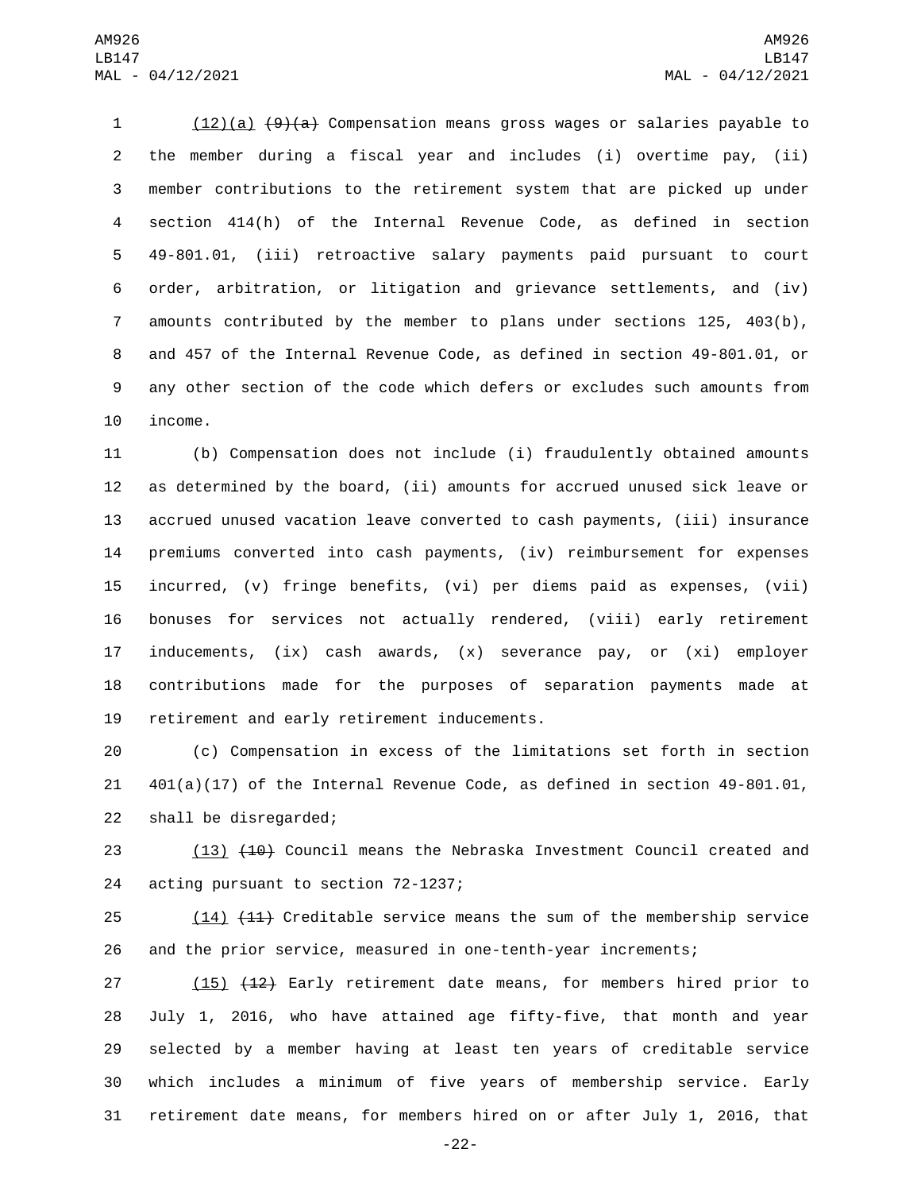(12)(a) ~~(9)(a)~~ Compensation means gross wages or salaries payable to the member during a fiscal year and includes (i) overtime pay, (ii) member contributions to the retirement system that are picked up under section 414(h) of the Internal Revenue Code, as defined in section 49-801.01, (iii) retroactive salary payments paid pursuant to court order, arbitration, or litigation and grievance settlements, and (iv) amounts contributed by the member to plans under sections 125, 403(b), and 457 of the Internal Revenue Code, as defined in section 49-801.01, or any other section of the code which defers or excludes such amounts from income.

(b) Compensation does not include (i) fraudulently obtained amounts as determined by the board, (ii) amounts for accrued unused sick leave or accrued unused vacation leave converted to cash payments, (iii) insurance premiums converted into cash payments, (iv) reimbursement for expenses incurred, (v) fringe benefits, (vi) per diems paid as expenses, (vii) bonuses for services not actually rendered, (viii) early retirement inducements, (ix) cash awards, (x) severance pay, or (xi) employer contributions made for the purposes of separation payments made at retirement and early retirement inducements.

(c) Compensation in excess of the limitations set forth in section 401(a)(17) of the Internal Revenue Code, as defined in section 49-801.01, shall be disregarded;

(13) ~~(10)~~ Council means the Nebraska Investment Council created and acting pursuant to section 72-1237;

(14) ~~(11)~~ Creditable service means the sum of the membership service and the prior service, measured in one-tenth-year increments;

(15) ~~(12)~~ Early retirement date means, for members hired prior to July 1, 2016, who have attained age fifty-five, that month and year selected by a member having at least ten years of creditable service which includes a minimum of five years of membership service. Early retirement date means, for members hired on or after July 1, 2016, that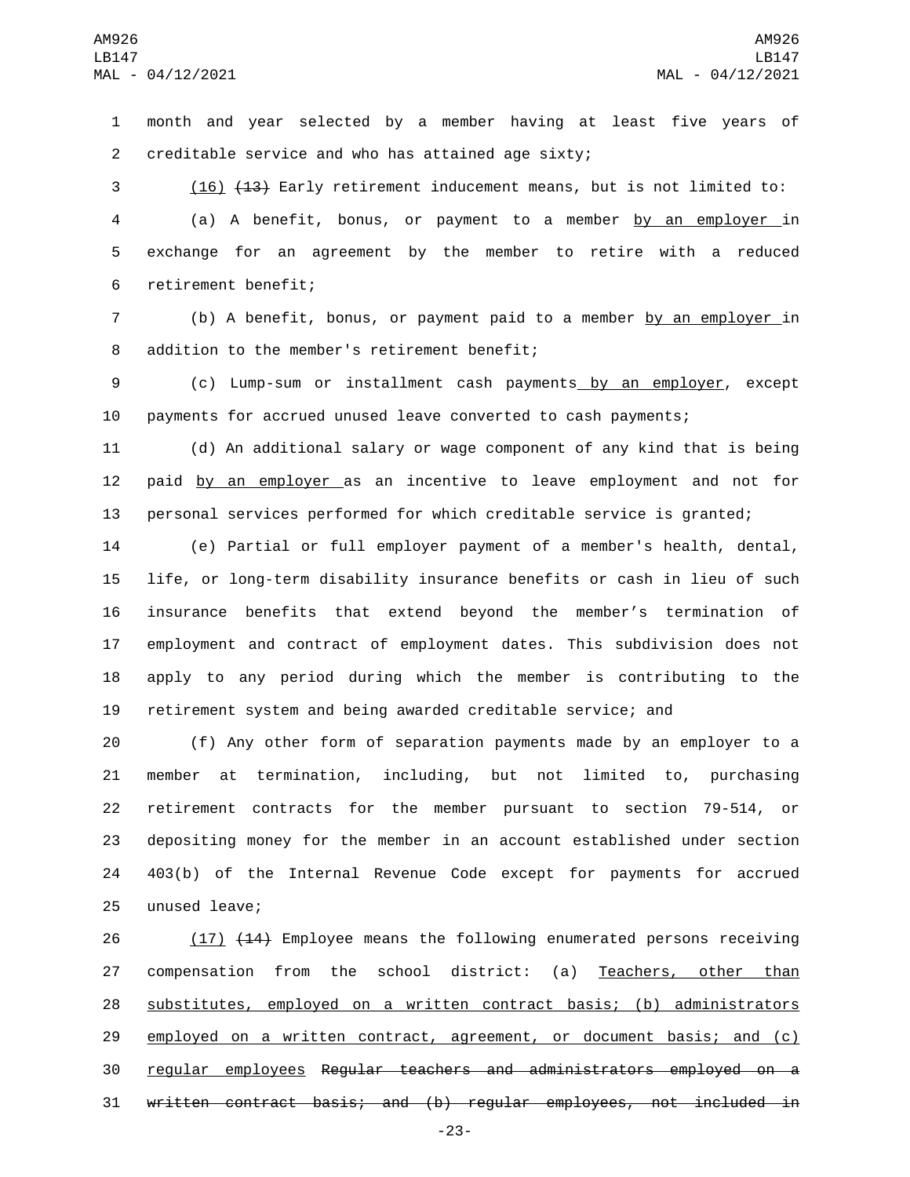month and year selected by a member having at least five years of creditable service and who has attained age sixty;

(16) ~~(13)~~ Early retirement inducement means, but is not limited to:

(a) A benefit, bonus, or payment to a member by an employer in exchange for an agreement by the member to retire with a reduced retirement benefit;

(b) A benefit, bonus, or payment paid to a member by an employer in addition to the member's retirement benefit;

(c) Lump-sum or installment cash payments by an employer, except payments for accrued unused leave converted to cash payments;

(d) An additional salary or wage component of any kind that is being paid by an employer as an incentive to leave employment and not for personal services performed for which creditable service is granted;

(e) Partial or full employer payment of a member's health, dental, life, or long-term disability insurance benefits or cash in lieu of such insurance benefits that extend beyond the member's termination of employment and contract of employment dates. This subdivision does not apply to any period during which the member is contributing to the retirement system and being awarded creditable service; and

(f) Any other form of separation payments made by an employer to a member at termination, including, but not limited to, purchasing retirement contracts for the member pursuant to section 79-514, or depositing money for the member in an account established under section 403(b) of the Internal Revenue Code except for payments for accrued unused leave;

(17) ~~(14)~~ Employee means the following enumerated persons receiving compensation from the school district: (a) Teachers, other than substitutes, employed on a written contract basis; (b) administrators employed on a written contract, agreement, or document basis; and (c) regular employees ~~Regular teachers and administrators employed on a written contract basis; and (b) regular employees, not included in~~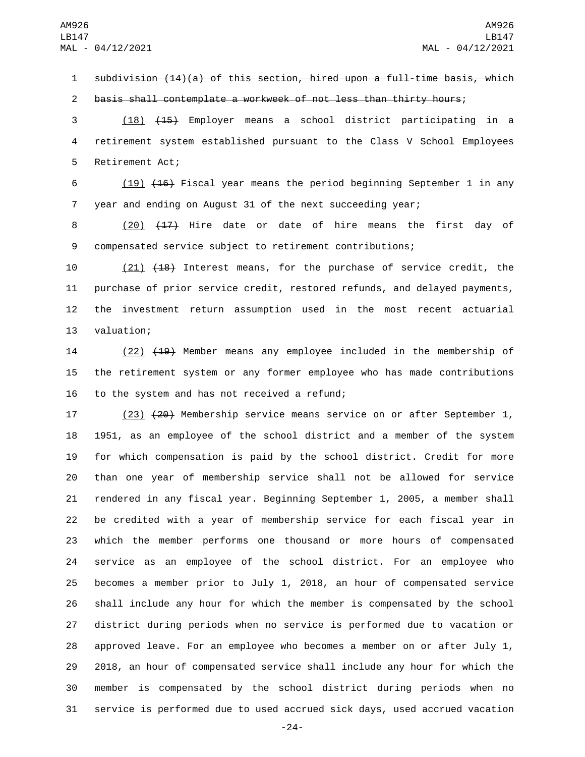~~subdivision (14)(a) of this section, hired upon a full-time basis, which basis shall contemplate a workweek of not less than thirty hours~~;

(18) ~~(15)~~ Employer means a school district participating in a retirement system established pursuant to the Class V School Employees Retirement Act;

(19) ~~(16)~~ Fiscal year means the period beginning September 1 in any year and ending on August 31 of the next succeeding year;

(20) ~~(17)~~ Hire date or date of hire means the first day of compensated service subject to retirement contributions;

(21) ~~(18)~~ Interest means, for the purchase of service credit, the purchase of prior service credit, restored refunds, and delayed payments, the investment return assumption used in the most recent actuarial valuation;

(22) ~~(19)~~ Member means any employee included in the membership of the retirement system or any former employee who has made contributions to the system and has not received a refund;

(23) ~~(20)~~ Membership service means service on or after September 1, 1951, as an employee of the school district and a member of the system for which compensation is paid by the school district. Credit for more than one year of membership service shall not be allowed for service rendered in any fiscal year. Beginning September 1, 2005, a member shall be credited with a year of membership service for each fiscal year in which the member performs one thousand or more hours of compensated service as an employee of the school district. For an employee who becomes a member prior to July 1, 2018, an hour of compensated service shall include any hour for which the member is compensated by the school district during periods when no service is performed due to vacation or approved leave. For an employee who becomes a member on or after July 1, 2018, an hour of compensated service shall include any hour for which the member is compensated by the school district during periods when no service is performed due to used accrued sick days, used accrued vacation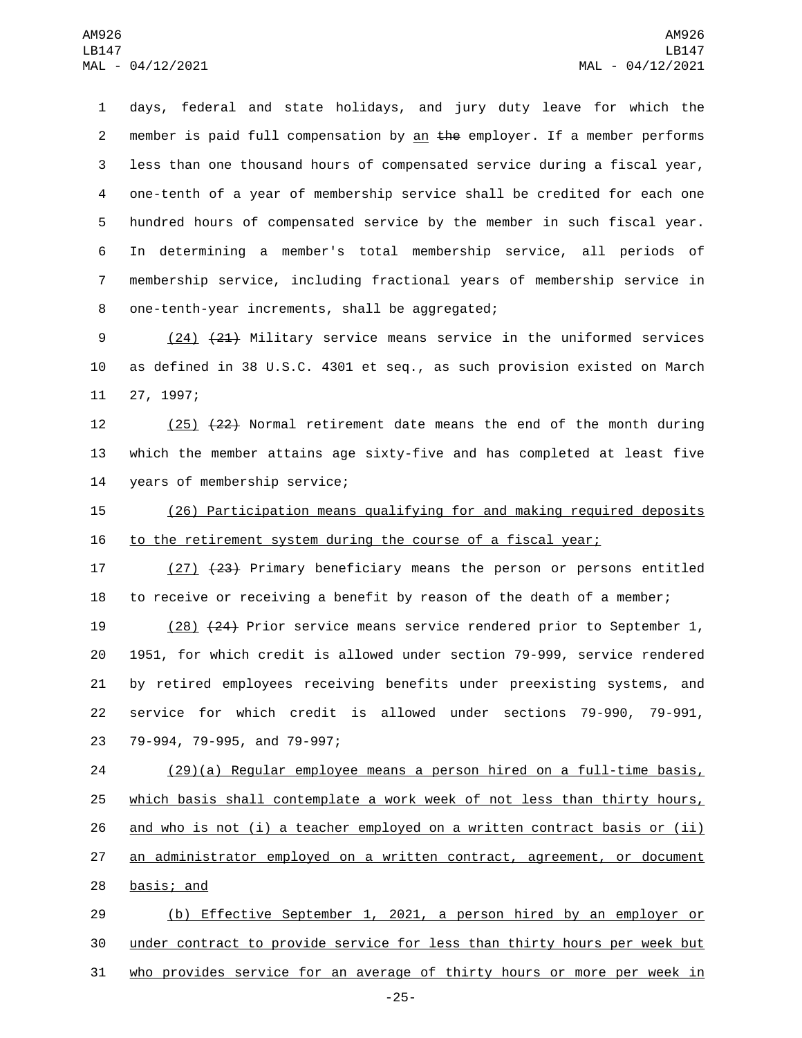days, federal and state holidays, and jury duty leave for which the member is paid full compensation by an ~~the~~ employer. If a member performs less than one thousand hours of compensated service during a fiscal year, one-tenth of a year of membership service shall be credited for each one hundred hours of compensated service by the member in such fiscal year. In determining a member's total membership service, all periods of membership service, including fractional years of membership service in one-tenth-year increments, shall be aggregated;

(24) ~~(21)~~ Military service means service in the uniformed services as defined in 38 U.S.C. 4301 et seq., as such provision existed on March 27, 1997;

(25) ~~(22)~~ Normal retirement date means the end of the month during which the member attains age sixty-five and has completed at least five years of membership service;

(26) Participation means qualifying for and making required deposits to the retirement system during the course of a fiscal year;

(27) ~~(23)~~ Primary beneficiary means the person or persons entitled to receive or receiving a benefit by reason of the death of a member;

(28) ~~(24)~~ Prior service means service rendered prior to September 1, 1951, for which credit is allowed under section 79-999, service rendered by retired employees receiving benefits under preexisting systems, and service for which credit is allowed under sections 79-990, 79-991, 79-994, 79-995, and 79-997;

(29)(a) Regular employee means a person hired on a full-time basis, which basis shall contemplate a work week of not less than thirty hours, and who is not (i) a teacher employed on a written contract basis or (ii) an administrator employed on a written contract, agreement, or document basis; and

(b) Effective September 1, 2021, a person hired by an employer or under contract to provide service for less than thirty hours per week but who provides service for an average of thirty hours or more per week in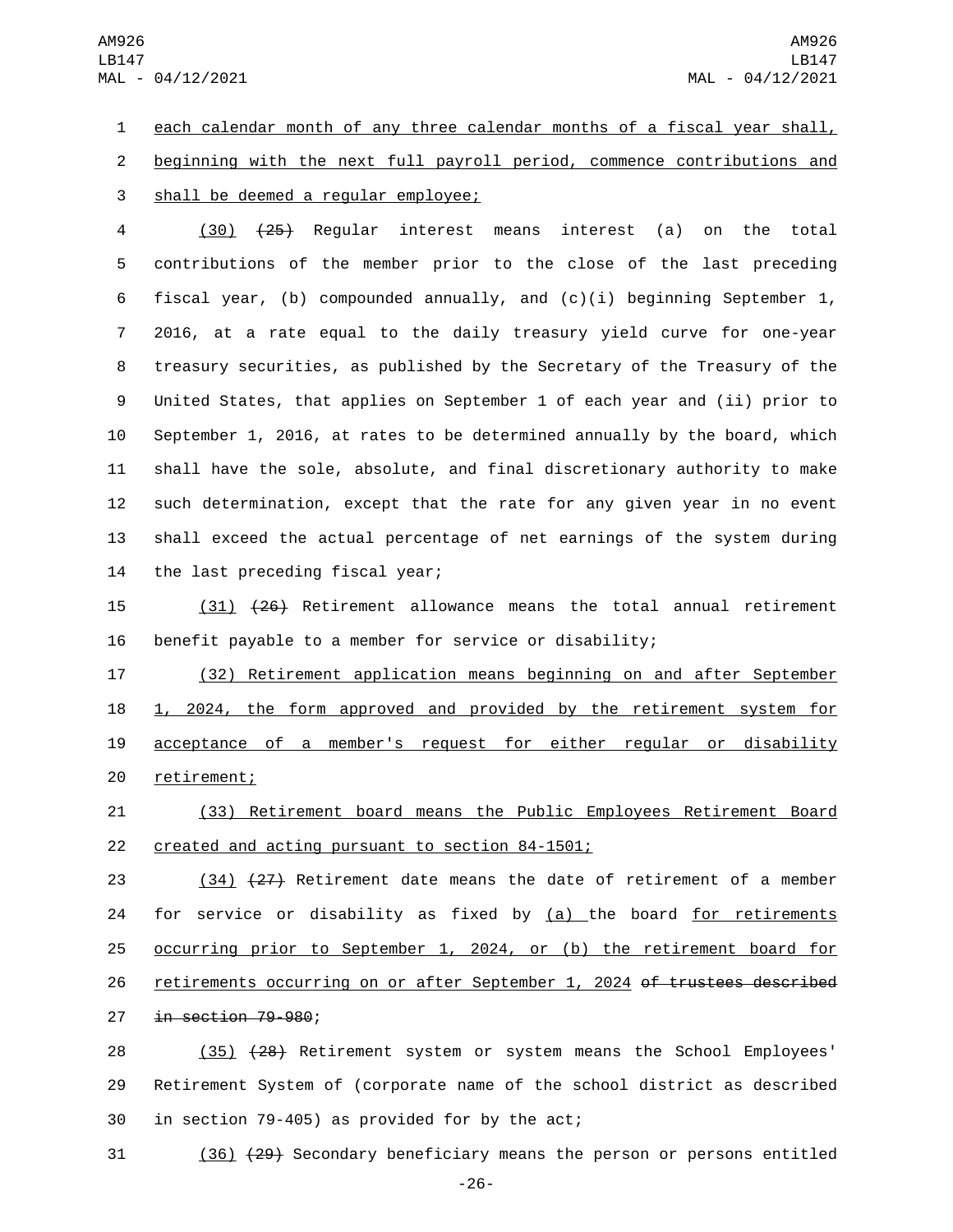each calendar month of any three calendar months of a fiscal year shall, beginning with the next full payroll period, commence contributions and shall be deemed a regular employee;

(30) ~~(25)~~ Regular interest means interest (a) on the total contributions of the member prior to the close of the last preceding fiscal year, (b) compounded annually, and (c)(i) beginning September 1, 2016, at a rate equal to the daily treasury yield curve for one-year treasury securities, as published by the Secretary of the Treasury of the United States, that applies on September 1 of each year and (ii) prior to September 1, 2016, at rates to be determined annually by the board, which shall have the sole, absolute, and final discretionary authority to make such determination, except that the rate for any given year in no event shall exceed the actual percentage of net earnings of the system during the last preceding fiscal year;

(31) ~~(26)~~ Retirement allowance means the total annual retirement benefit payable to a member for service or disability;

(32) Retirement application means beginning on and after September 1, 2024, the form approved and provided by the retirement system for acceptance of a member's request for either regular or disability retirement;

(33) Retirement board means the Public Employees Retirement Board created and acting pursuant to section 84-1501;

(34) ~~(27)~~ Retirement date means the date of retirement of a member for service or disability as fixed by (a) the board for retirements occurring prior to September 1, 2024, or (b) the retirement board for retirements occurring on or after September 1, 2024 ~~of trustees described in section 79-980~~;

(35) ~~(28)~~ Retirement system or system means the School Employees' Retirement System of (corporate name of the school district as described in section 79-405) as provided for by the act;

(36) ~~(29)~~ Secondary beneficiary means the person or persons entitled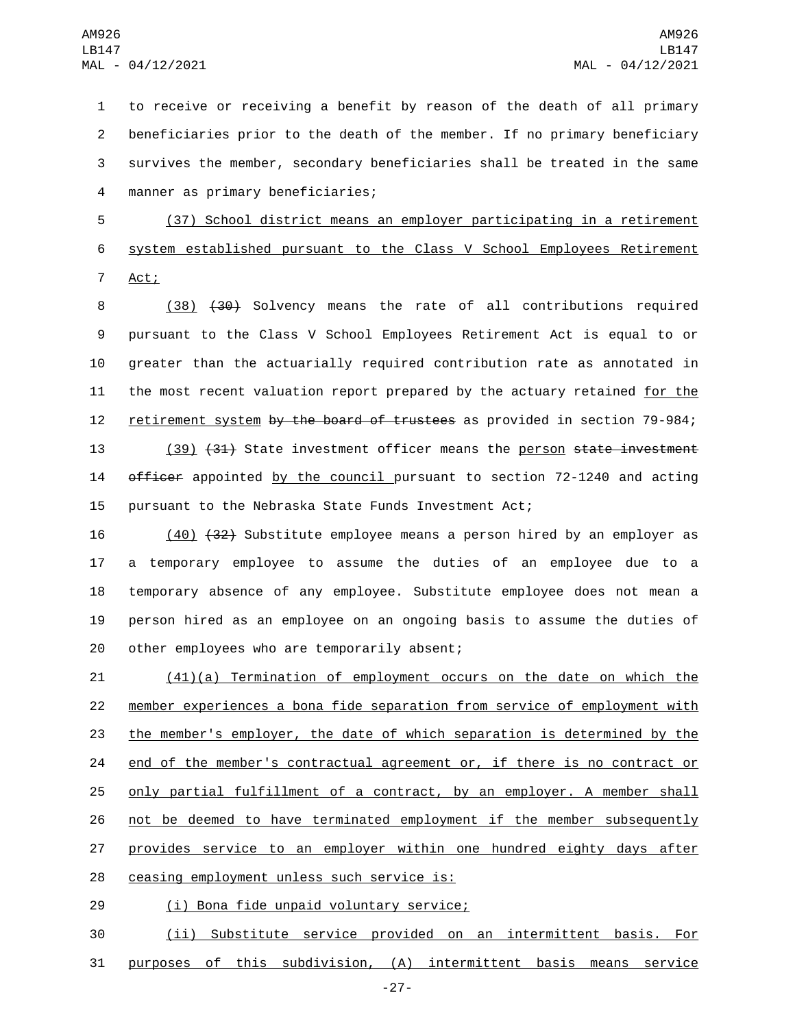to receive or receiving a benefit by reason of the death of all primary beneficiaries prior to the death of the member. If no primary beneficiary survives the member, secondary beneficiaries shall be treated in the same manner as primary beneficiaries;

(37) School district means an employer participating in a retirement system established pursuant to the Class V School Employees Retirement Act;

(38) ~~(30)~~ Solvency means the rate of all contributions required pursuant to the Class V School Employees Retirement Act is equal to or greater than the actuarially required contribution rate as annotated in the most recent valuation report prepared by the actuary retained for the retirement system ~~by the board of trustees~~ as provided in section 79-984;

(39) ~~(31)~~ State investment officer means the person ~~state investment officer~~ appointed by the council pursuant to section 72-1240 and acting pursuant to the Nebraska State Funds Investment Act;

(40) ~~(32)~~ Substitute employee means a person hired by an employer as a temporary employee to assume the duties of an employee due to a temporary absence of any employee. Substitute employee does not mean a person hired as an employee on an ongoing basis to assume the duties of other employees who are temporarily absent;

(41)(a) Termination of employment occurs on the date on which the member experiences a bona fide separation from service of employment with the member's employer, the date of which separation is determined by the end of the member's contractual agreement or, if there is no contract or only partial fulfillment of a contract, by an employer. A member shall not be deemed to have terminated employment if the member subsequently provides service to an employer within one hundred eighty days after ceasing employment unless such service is:

(i) Bona fide unpaid voluntary service;

(ii) Substitute service provided on an intermittent basis. For purposes of this subdivision, (A) intermittent basis means service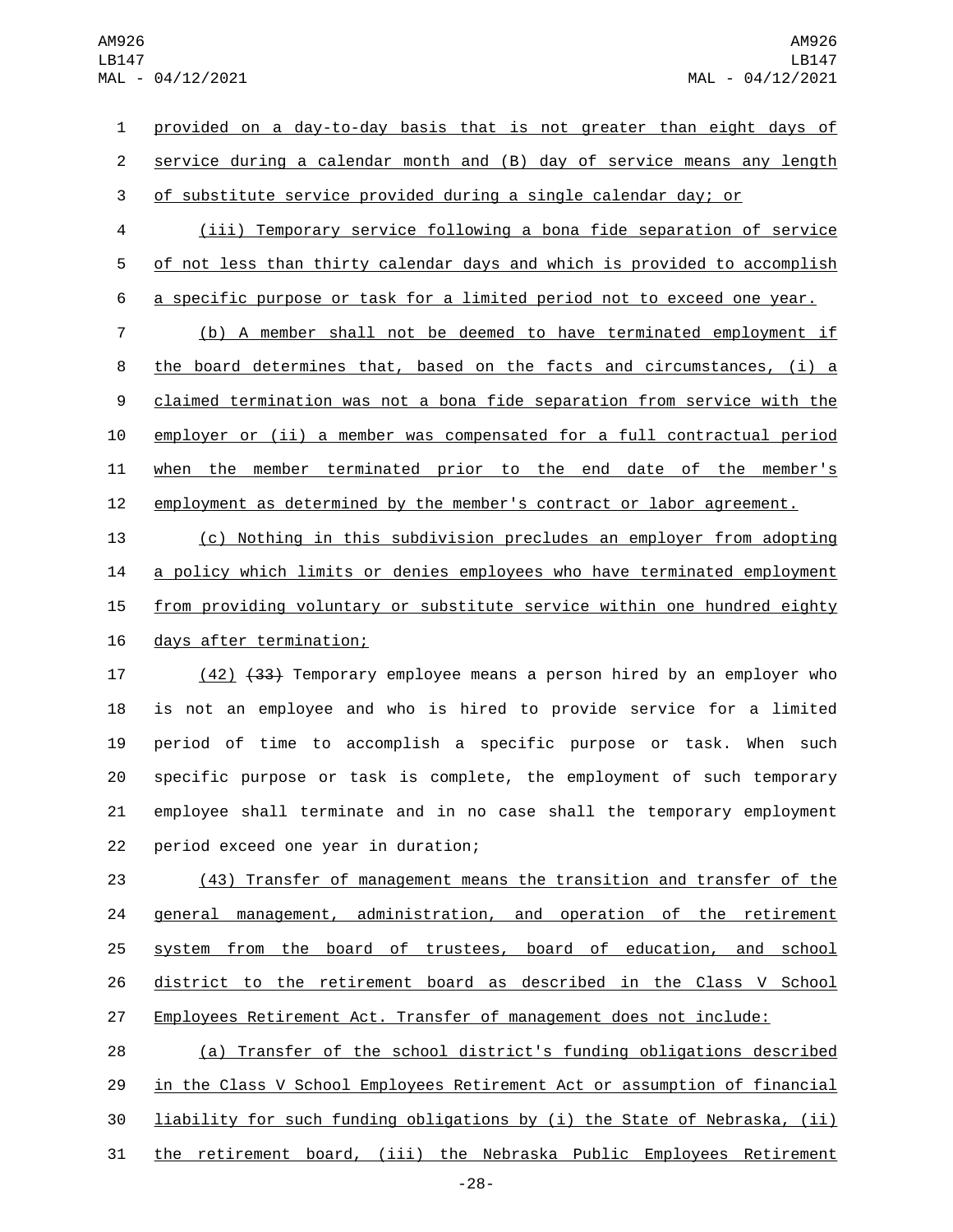provided on a day-to-day basis that is not greater than eight days of service during a calendar month and (B) day of service means any length of substitute service provided during a single calendar day; or

(iii) Temporary service following a bona fide separation of service of not less than thirty calendar days and which is provided to accomplish a specific purpose or task for a limited period not to exceed one year.

(b) A member shall not be deemed to have terminated employment if the board determines that, based on the facts and circumstances, (i) a claimed termination was not a bona fide separation from service with the employer or (ii) a member was compensated for a full contractual period when the member terminated prior to the end date of the member's employment as determined by the member's contract or labor agreement.

(c) Nothing in this subdivision precludes an employer from adopting a policy which limits or denies employees who have terminated employment from providing voluntary or substitute service within one hundred eighty days after termination;

(42) ~~(33)~~ Temporary employee means a person hired by an employer who is not an employee and who is hired to provide service for a limited period of time to accomplish a specific purpose or task. When such specific purpose or task is complete, the employment of such temporary employee shall terminate and in no case shall the temporary employment period exceed one year in duration;

(43) Transfer of management means the transition and transfer of the general management, administration, and operation of the retirement system from the board of trustees, board of education, and school district to the retirement board as described in the Class V School Employees Retirement Act. Transfer of management does not include:

(a) Transfer of the school district's funding obligations described in the Class V School Employees Retirement Act or assumption of financial liability for such funding obligations by (i) the State of Nebraska, (ii) the retirement board, (iii) the Nebraska Public Employees Retirement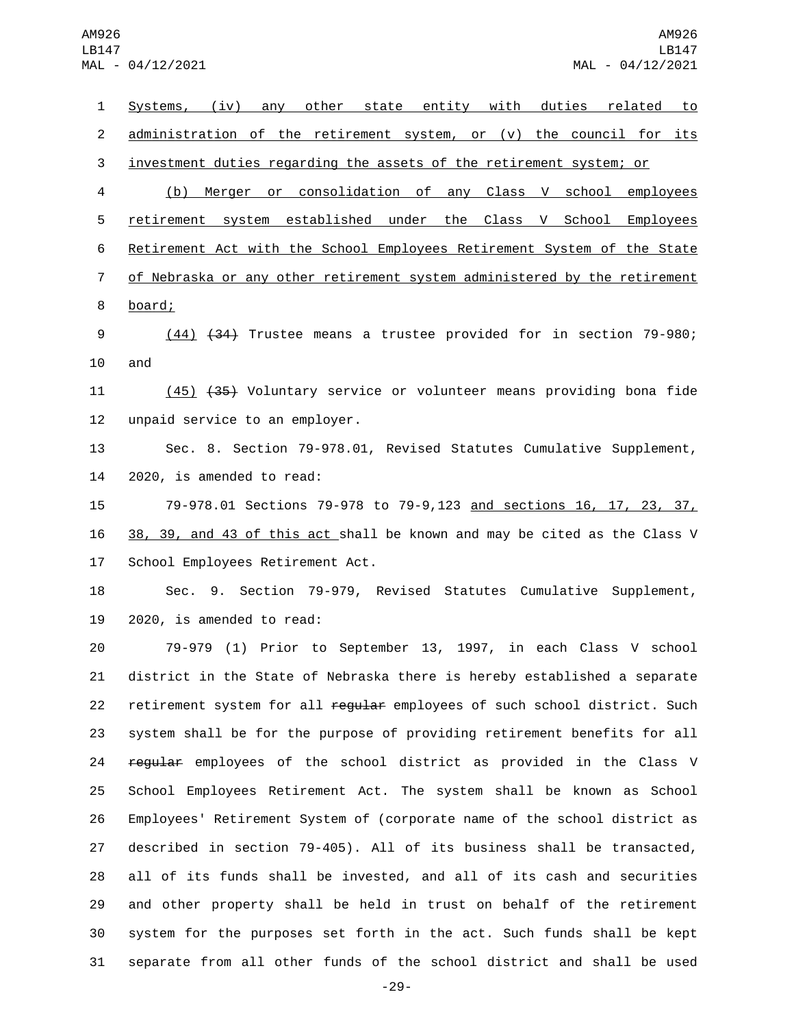Systems, (iv) any other state entity with duties related to administration of the retirement system, or (v) the council for its investment duties regarding the assets of the retirement system; or

(b) Merger or consolidation of any Class V school employees retirement system established under the Class V School Employees Retirement Act with the School Employees Retirement System of the State of Nebraska or any other retirement system administered by the retirement board;

(44) ~~(34)~~ Trustee means a trustee provided for in section 79-980; and

(45) ~~(35)~~ Voluntary service or volunteer means providing bona fide unpaid service to an employer.

Sec. 8. Section 79-978.01, Revised Statutes Cumulative Supplement, 2020, is amended to read:

79-978.01 Sections 79-978 to 79-9,123 and sections 16, 17, 23, 37, 38, 39, and 43 of this act shall be known and may be cited as the Class V School Employees Retirement Act.

Sec. 9. Section 79-979, Revised Statutes Cumulative Supplement, 2020, is amended to read:

79-979 (1) Prior to September 13, 1997, in each Class V school district in the State of Nebraska there is hereby established a separate retirement system for all ~~regular~~ employees of such school district. Such system shall be for the purpose of providing retirement benefits for all ~~regular~~ employees of the school district as provided in the Class V School Employees Retirement Act. The system shall be known as School Employees' Retirement System of (corporate name of the school district as described in section 79-405). All of its business shall be transacted, all of its funds shall be invested, and all of its cash and securities and other property shall be held in trust on behalf of the retirement system for the purposes set forth in the act. Such funds shall be kept separate from all other funds of the school district and shall be used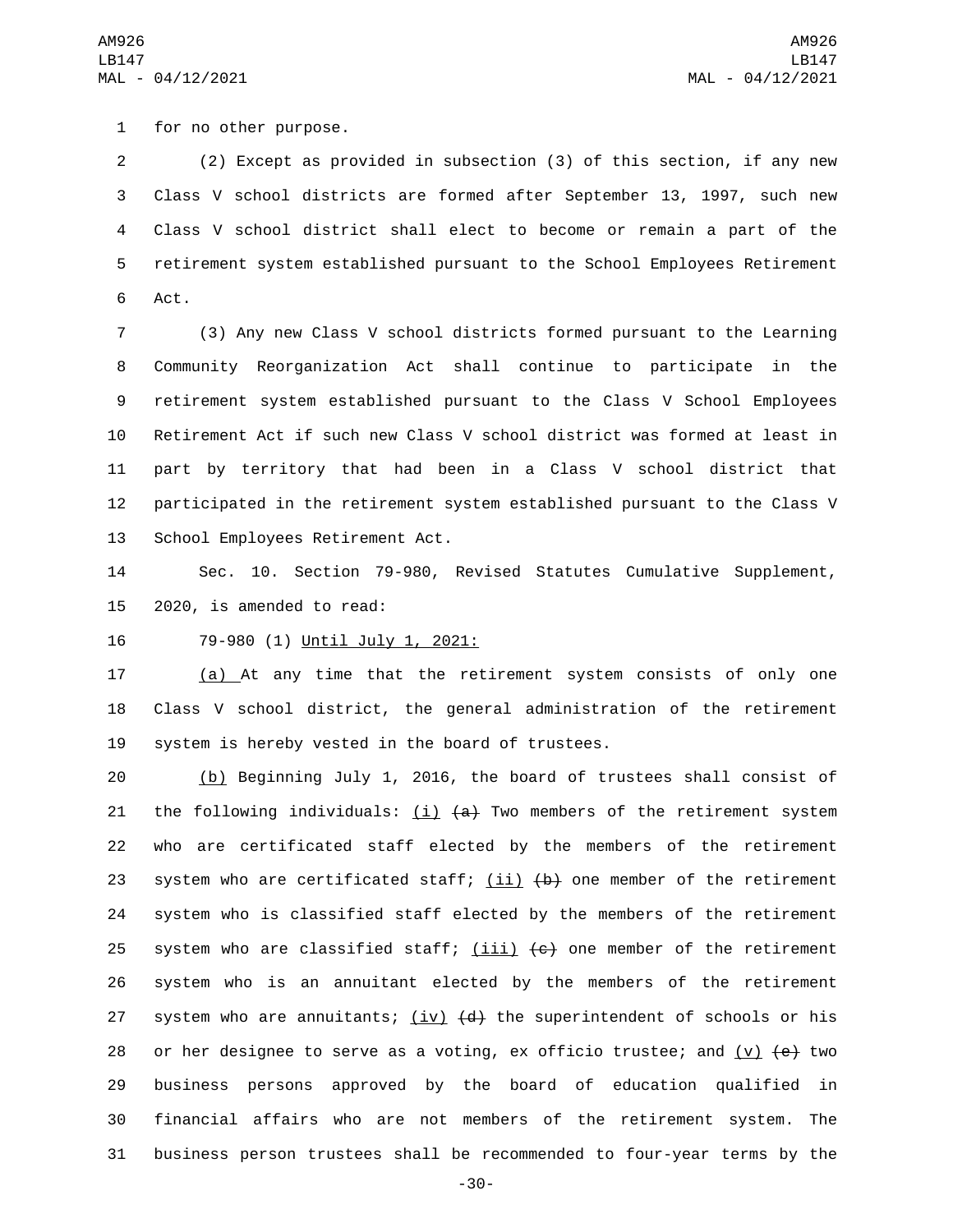for no other purpose.

(2) Except as provided in subsection (3) of this section, if any new Class V school districts are formed after September 13, 1997, such new Class V school district shall elect to become or remain a part of the retirement system established pursuant to the School Employees Retirement Act.

(3) Any new Class V school districts formed pursuant to the Learning Community Reorganization Act shall continue to participate in the retirement system established pursuant to the Class V School Employees Retirement Act if such new Class V school district was formed at least in part by territory that had been in a Class V school district that participated in the retirement system established pursuant to the Class V School Employees Retirement Act.

Sec. 10. Section 79-980, Revised Statutes Cumulative Supplement, 2020, is amended to read:

79-980 (1) Until July 1, 2021:

(a) At any time that the retirement system consists of only one Class V school district, the general administration of the retirement system is hereby vested in the board of trustees.

(b) Beginning July 1, 2016, the board of trustees shall consist of the following individuals: (i) ~~(a)~~ Two members of the retirement system who are certificated staff elected by the members of the retirement system who are certificated staff; (ii) ~~(b)~~ one member of the retirement system who is classified staff elected by the members of the retirement system who are classified staff; (iii) ~~(c)~~ one member of the retirement system who is an annuitant elected by the members of the retirement system who are annuitants; (iv) ~~(d)~~ the superintendent of schools or his or her designee to serve as a voting, ex officio trustee; and (v) ~~(e)~~ two business persons approved by the board of education qualified in financial affairs who are not members of the retirement system. The business person trustees shall be recommended to four-year terms by the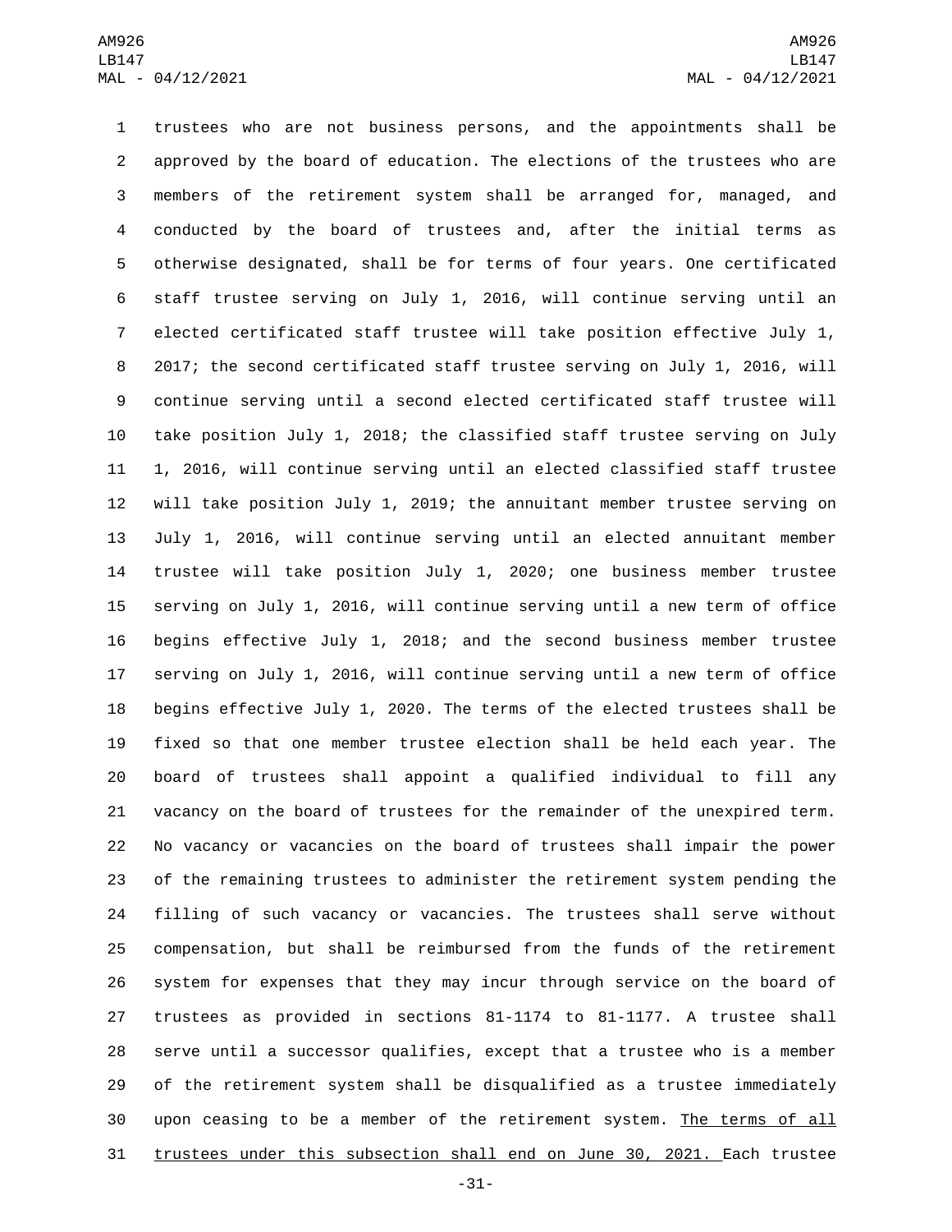trustees who are not business persons, and the appointments shall be approved by the board of education. The elections of the trustees who are members of the retirement system shall be arranged for, managed, and conducted by the board of trustees and, after the initial terms as otherwise designated, shall be for terms of four years. One certificated staff trustee serving on July 1, 2016, will continue serving until an elected certificated staff trustee will take position effective July 1, 2017; the second certificated staff trustee serving on July 1, 2016, will continue serving until a second elected certificated staff trustee will take position July 1, 2018; the classified staff trustee serving on July 1, 2016, will continue serving until an elected classified staff trustee will take position July 1, 2019; the annuitant member trustee serving on July 1, 2016, will continue serving until an elected annuitant member trustee will take position July 1, 2020; one business member trustee serving on July 1, 2016, will continue serving until a new term of office begins effective July 1, 2018; and the second business member trustee serving on July 1, 2016, will continue serving until a new term of office begins effective July 1, 2020. The terms of the elected trustees shall be fixed so that one member trustee election shall be held each year. The board of trustees shall appoint a qualified individual to fill any vacancy on the board of trustees for the remainder of the unexpired term. No vacancy or vacancies on the board of trustees shall impair the power of the remaining trustees to administer the retirement system pending the filling of such vacancy or vacancies. The trustees shall serve without compensation, but shall be reimbursed from the funds of the retirement system for expenses that they may incur through service on the board of trustees as provided in sections 81-1174 to 81-1177. A trustee shall serve until a successor qualifies, except that a trustee who is a member of the retirement system shall be disqualified as a trustee immediately upon ceasing to be a member of the retirement system. <u>The terms of all trustees under this subsection shall end on June 30, 2021.</u> Each trustee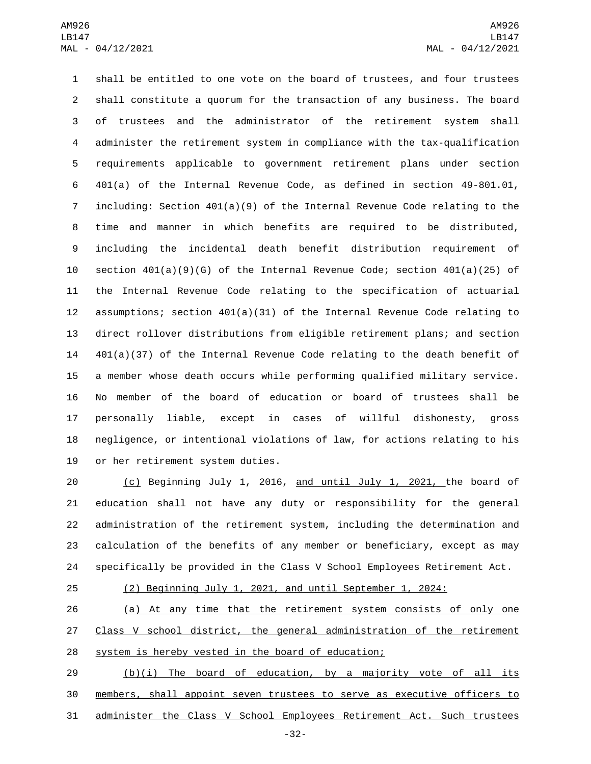shall be entitled to one vote on the board of trustees, and four trustees shall constitute a quorum for the transaction of any business. The board of trustees and the administrator of the retirement system shall administer the retirement system in compliance with the tax-qualification requirements applicable to government retirement plans under section 401(a) of the Internal Revenue Code, as defined in section 49-801.01, including: Section 401(a)(9) of the Internal Revenue Code relating to the time and manner in which benefits are required to be distributed, including the incidental death benefit distribution requirement of section 401(a)(9)(G) of the Internal Revenue Code; section 401(a)(25) of the Internal Revenue Code relating to the specification of actuarial assumptions; section 401(a)(31) of the Internal Revenue Code relating to direct rollover distributions from eligible retirement plans; and section 401(a)(37) of the Internal Revenue Code relating to the death benefit of a member whose death occurs while performing qualified military service. No member of the board of education or board of trustees shall be personally liable, except in cases of willful dishonesty, gross negligence, or intentional violations of law, for actions relating to his or her retirement system duties.

(c) Beginning July 1, 2016, and until July 1, 2021, the board of education shall not have any duty or responsibility for the general administration of the retirement system, including the determination and calculation of the benefits of any member or beneficiary, except as may specifically be provided in the Class V School Employees Retirement Act.

(2) Beginning July 1, 2021, and until September 1, 2024:

(a) At any time that the retirement system consists of only one Class V school district, the general administration of the retirement system is hereby vested in the board of education;

(b)(i) The board of education, by a majority vote of all its members, shall appoint seven trustees to serve as executive officers to administer the Class V School Employees Retirement Act. Such trustees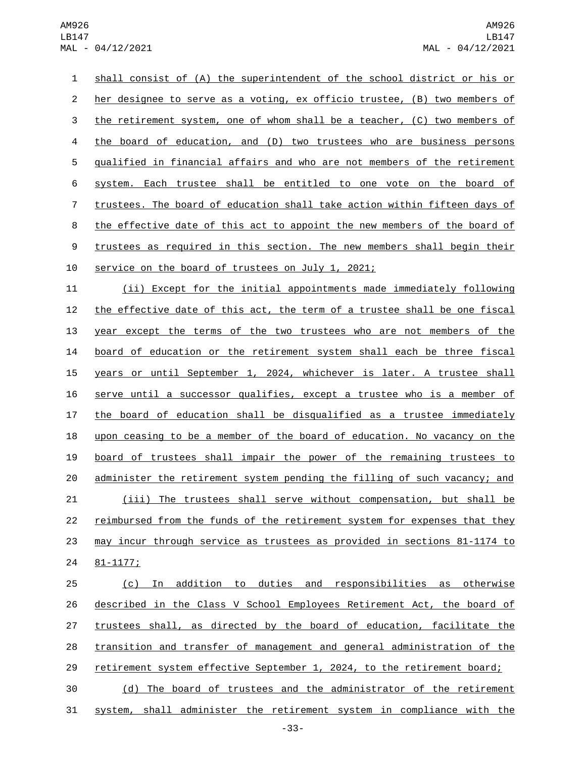shall consist of (A) the superintendent of the school district or his or her designee to serve as a voting, ex officio trustee, (B) two members of the retirement system, one of whom shall be a teacher, (C) two members of the board of education, and (D) two trustees who are business persons qualified in financial affairs and who are not members of the retirement system. Each trustee shall be entitled to one vote on the board of trustees. The board of education shall take action within fifteen days of the effective date of this act to appoint the new members of the board of trustees as required in this section. The new members shall begin their service on the board of trustees on July 1, 2021;

(ii) Except for the initial appointments made immediately following the effective date of this act, the term of a trustee shall be one fiscal year except the terms of the two trustees who are not members of the board of education or the retirement system shall each be three fiscal years or until September 1, 2024, whichever is later. A trustee shall serve until a successor qualifies, except a trustee who is a member of the board of education shall be disqualified as a trustee immediately upon ceasing to be a member of the board of education. No vacancy on the board of trustees shall impair the power of the remaining trustees to administer the retirement system pending the filling of such vacancy; and

(iii) The trustees shall serve without compensation, but shall be reimbursed from the funds of the retirement system for expenses that they may incur through service as trustees as provided in sections 81-1174 to 81-1177;

(c) In addition to duties and responsibilities as otherwise described in the Class V School Employees Retirement Act, the board of trustees shall, as directed by the board of education, facilitate the transition and transfer of management and general administration of the retirement system effective September 1, 2024, to the retirement board;

(d) The board of trustees and the administrator of the retirement system, shall administer the retirement system in compliance with the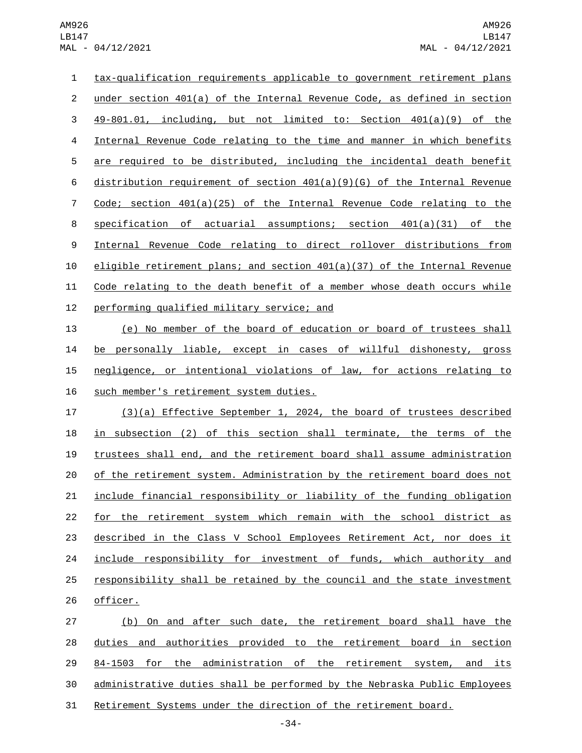tax-qualification requirements applicable to government retirement plans under section 401(a) of the Internal Revenue Code, as defined in section 49-801.01, including, but not limited to: Section 401(a)(9) of the Internal Revenue Code relating to the time and manner in which benefits are required to be distributed, including the incidental death benefit distribution requirement of section 401(a)(9)(G) of the Internal Revenue Code; section 401(a)(25) of the Internal Revenue Code relating to the specification of actuarial assumptions; section 401(a)(31) of the Internal Revenue Code relating to direct rollover distributions from eligible retirement plans; and section 401(a)(37) of the Internal Revenue Code relating to the death benefit of a member whose death occurs while performing qualified military service; and

(e) No member of the board of education or board of trustees shall be personally liable, except in cases of willful dishonesty, gross negligence, or intentional violations of law, for actions relating to such member's retirement system duties.

(3)(a) Effective September 1, 2024, the board of trustees described in subsection (2) of this section shall terminate, the terms of the trustees shall end, and the retirement board shall assume administration of the retirement system. Administration by the retirement board does not include financial responsibility or liability of the funding obligation for the retirement system which remain with the school district as described in the Class V School Employees Retirement Act, nor does it include responsibility for investment of funds, which authority and responsibility shall be retained by the council and the state investment officer.

(b) On and after such date, the retirement board shall have the duties and authorities provided to the retirement board in section 84-1503 for the administration of the retirement system, and its administrative duties shall be performed by the Nebraska Public Employees Retirement Systems under the direction of the retirement board.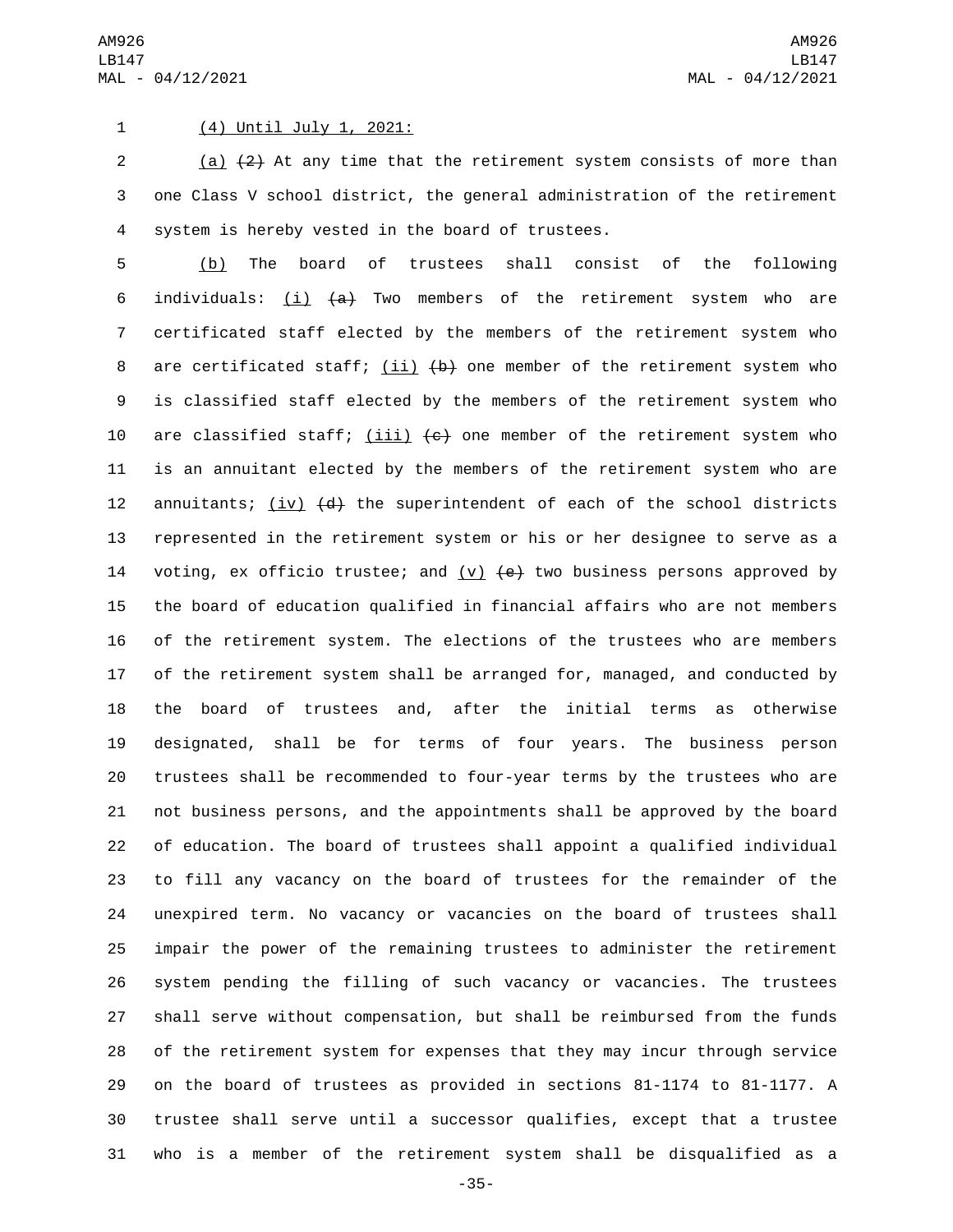(4) Until July 1, 2021:

(a) ~~(2)~~ At any time that the retirement system consists of more than one Class V school district, the general administration of the retirement system is hereby vested in the board of trustees.

(b) The board of trustees shall consist of the following individuals: (i) ~~(a)~~ Two members of the retirement system who are certificated staff elected by the members of the retirement system who are certificated staff; (ii) ~~(b)~~ one member of the retirement system who is classified staff elected by the members of the retirement system who are classified staff; (iii) ~~(c)~~ one member of the retirement system who is an annuitant elected by the members of the retirement system who are annuitants; (iv) ~~(d)~~ the superintendent of each of the school districts represented in the retirement system or his or her designee to serve as a voting, ex officio trustee; and (v) ~~(e)~~ two business persons approved by the board of education qualified in financial affairs who are not members of the retirement system. The elections of the trustees who are members of the retirement system shall be arranged for, managed, and conducted by the board of trustees and, after the initial terms as otherwise designated, shall be for terms of four years. The business person trustees shall be recommended to four-year terms by the trustees who are not business persons, and the appointments shall be approved by the board of education. The board of trustees shall appoint a qualified individual to fill any vacancy on the board of trustees for the remainder of the unexpired term. No vacancy or vacancies on the board of trustees shall impair the power of the remaining trustees to administer the retirement system pending the filling of such vacancy or vacancies. The trustees shall serve without compensation, but shall be reimbursed from the funds of the retirement system for expenses that they may incur through service on the board of trustees as provided in sections 81-1174 to 81-1177. A trustee shall serve until a successor qualifies, except that a trustee who is a member of the retirement system shall be disqualified as a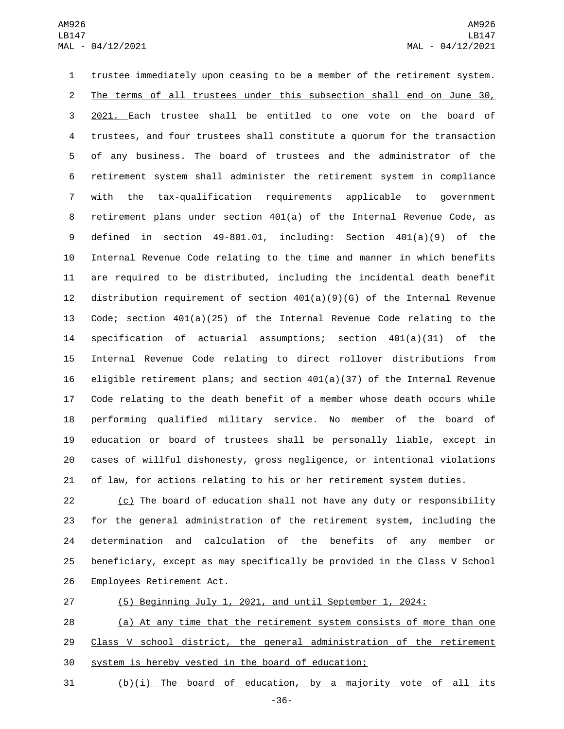trustee immediately upon ceasing to be a member of the retirement system. The terms of all trustees under this subsection shall end on June 30, 2021. Each trustee shall be entitled to one vote on the board of trustees, and four trustees shall constitute a quorum for the transaction of any business. The board of trustees and the administrator of the retirement system shall administer the retirement system in compliance with the tax-qualification requirements applicable to government retirement plans under section 401(a) of the Internal Revenue Code, as defined in section 49-801.01, including: Section 401(a)(9) of the Internal Revenue Code relating to the time and manner in which benefits are required to be distributed, including the incidental death benefit distribution requirement of section 401(a)(9)(G) of the Internal Revenue Code; section 401(a)(25) of the Internal Revenue Code relating to the specification of actuarial assumptions; section 401(a)(31) of the Internal Revenue Code relating to direct rollover distributions from eligible retirement plans; and section 401(a)(37) of the Internal Revenue Code relating to the death benefit of a member whose death occurs while performing qualified military service. No member of the board of education or board of trustees shall be personally liable, except in cases of willful dishonesty, gross negligence, or intentional violations of law, for actions relating to his or her retirement system duties.

(c) The board of education shall not have any duty or responsibility for the general administration of the retirement system, including the determination and calculation of the benefits of any member or beneficiary, except as may specifically be provided in the Class V School Employees Retirement Act.

(5) Beginning July 1, 2021, and until September 1, 2024:

(a) At any time that the retirement system consists of more than one Class V school district, the general administration of the retirement system is hereby vested in the board of education;

(b)(i) The board of education, by a majority vote of all its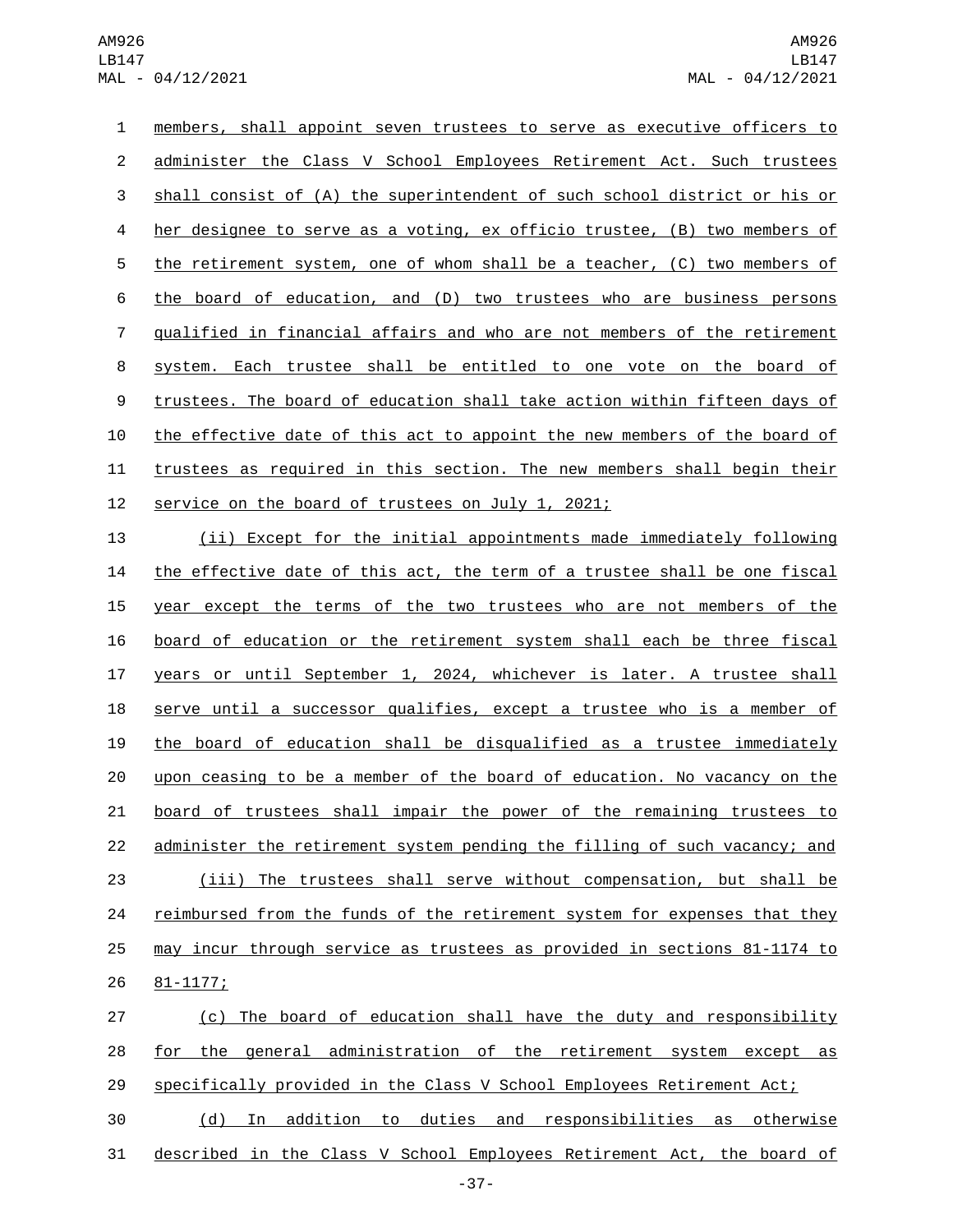members, shall appoint seven trustees to serve as executive officers to administer the Class V School Employees Retirement Act. Such trustees shall consist of (A) the superintendent of such school district or his or her designee to serve as a voting, ex officio trustee, (B) two members of the retirement system, one of whom shall be a teacher, (C) two members of the board of education, and (D) two trustees who are business persons qualified in financial affairs and who are not members of the retirement system. Each trustee shall be entitled to one vote on the board of trustees. The board of education shall take action within fifteen days of the effective date of this act to appoint the new members of the board of trustees as required in this section. The new members shall begin their service on the board of trustees on July 1, 2021;

(ii) Except for the initial appointments made immediately following the effective date of this act, the term of a trustee shall be one fiscal year except the terms of the two trustees who are not members of the board of education or the retirement system shall each be three fiscal years or until September 1, 2024, whichever is later. A trustee shall serve until a successor qualifies, except a trustee who is a member of the board of education shall be disqualified as a trustee immediately upon ceasing to be a member of the board of education. No vacancy on the board of trustees shall impair the power of the remaining trustees to administer the retirement system pending the filling of such vacancy; and

(iii) The trustees shall serve without compensation, but shall be reimbursed from the funds of the retirement system for expenses that they may incur through service as trustees as provided in sections 81-1174 to 81-1177;

(c) The board of education shall have the duty and responsibility for the general administration of the retirement system except as specifically provided in the Class V School Employees Retirement Act;

(d) In addition to duties and responsibilities as otherwise described in the Class V School Employees Retirement Act, the board of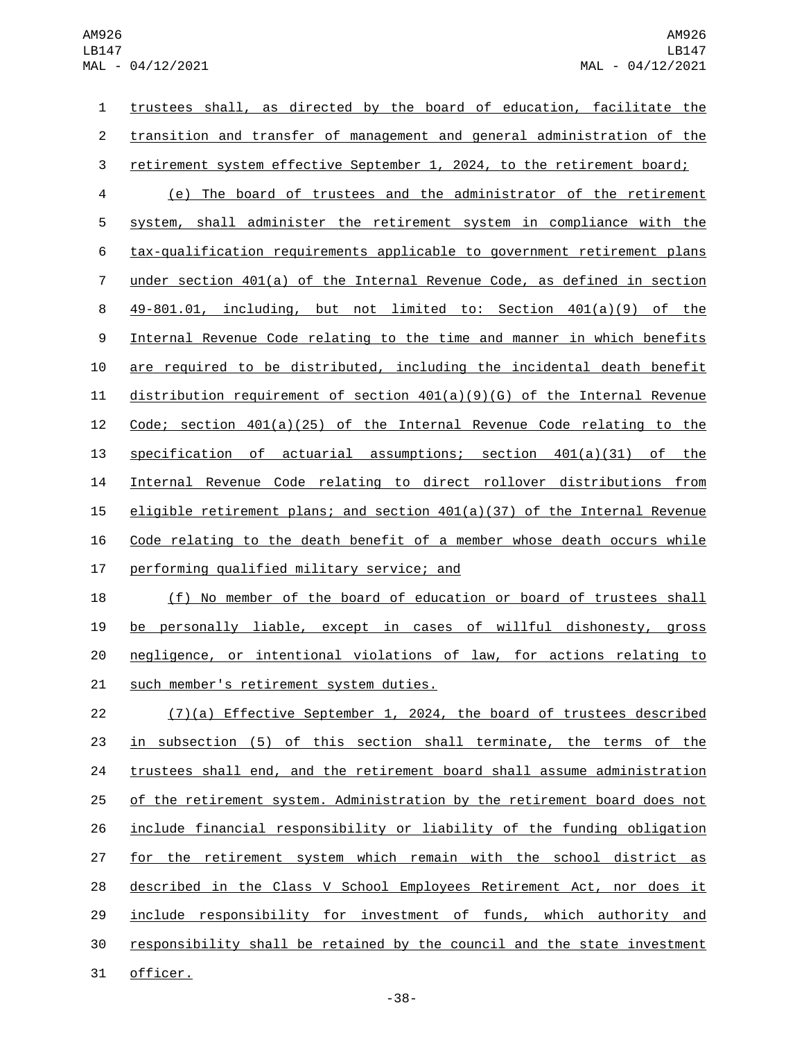trustees shall, as directed by the board of education, facilitate the transition and transfer of management and general administration of the retirement system effective September 1, 2024, to the retirement board;

(e) The board of trustees and the administrator of the retirement system, shall administer the retirement system in compliance with the tax-qualification requirements applicable to government retirement plans under section 401(a) of the Internal Revenue Code, as defined in section 49-801.01, including, but not limited to: Section 401(a)(9) of the Internal Revenue Code relating to the time and manner in which benefits are required to be distributed, including the incidental death benefit distribution requirement of section 401(a)(9)(G) of the Internal Revenue Code; section 401(a)(25) of the Internal Revenue Code relating to the specification of actuarial assumptions; section 401(a)(31) of the Internal Revenue Code relating to direct rollover distributions from eligible retirement plans; and section 401(a)(37) of the Internal Revenue Code relating to the death benefit of a member whose death occurs while performing qualified military service; and

(f) No member of the board of education or board of trustees shall be personally liable, except in cases of willful dishonesty, gross negligence, or intentional violations of law, for actions relating to such member's retirement system duties.

(7)(a) Effective September 1, 2024, the board of trustees described in subsection (5) of this section shall terminate, the terms of the trustees shall end, and the retirement board shall assume administration of the retirement system. Administration by the retirement board does not include financial responsibility or liability of the funding obligation for the retirement system which remain with the school district as described in the Class V School Employees Retirement Act, nor does it include responsibility for investment of funds, which authority and responsibility shall be retained by the council and the state investment officer.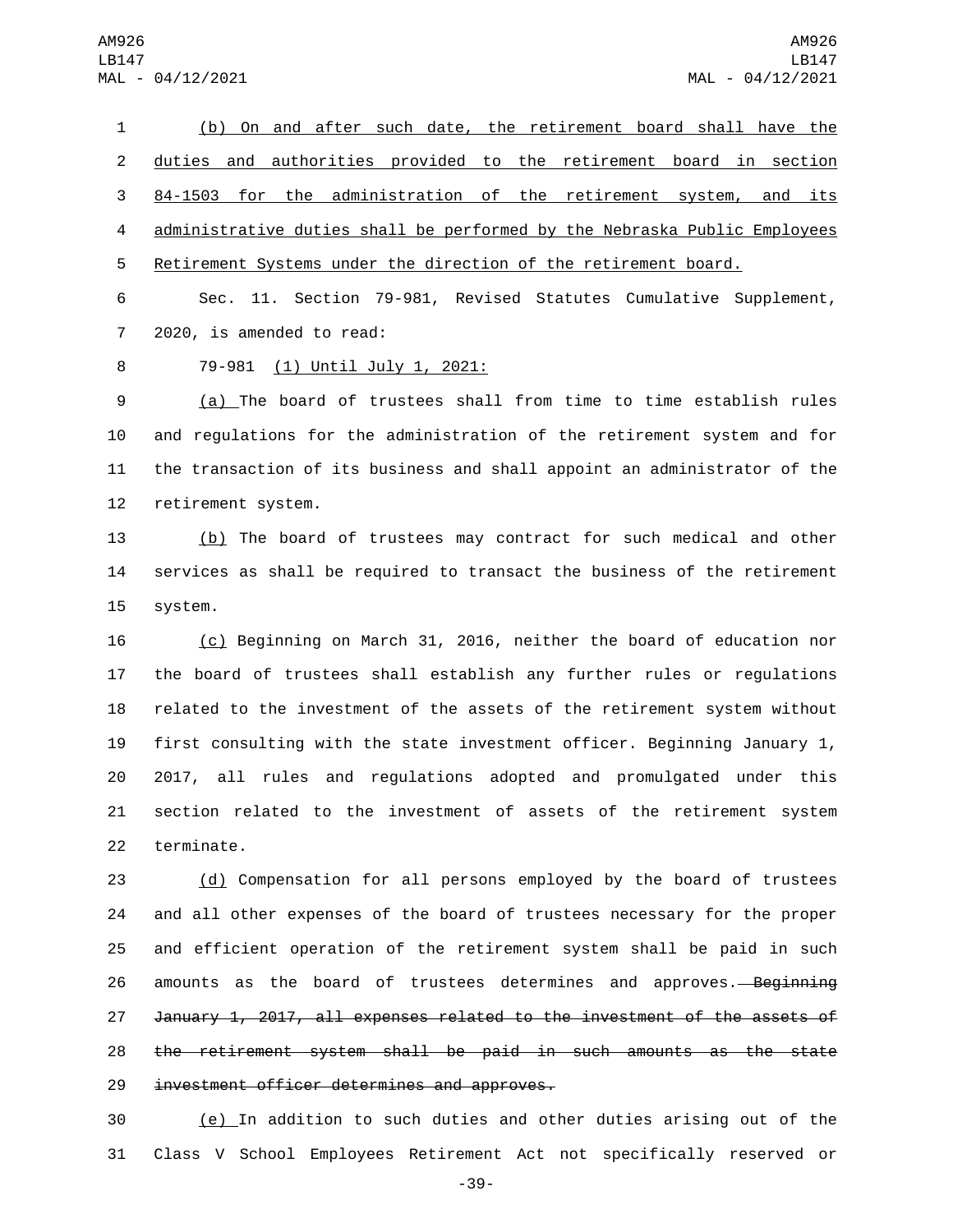(b) On and after such date, the retirement board shall have the duties and authorities provided to the retirement board in section 84-1503 for the administration of the retirement system, and its administrative duties shall be performed by the Nebraska Public Employees Retirement Systems under the direction of the retirement board.

Sec. 11. Section 79-981, Revised Statutes Cumulative Supplement, 2020, is amended to read:

79-981 (1) Until July 1, 2021:

(a) The board of trustees shall from time to time establish rules and regulations for the administration of the retirement system and for the transaction of its business and shall appoint an administrator of the retirement system.

(b) The board of trustees may contract for such medical and other services as shall be required to transact the business of the retirement system.

(c) Beginning on March 31, 2016, neither the board of education nor the board of trustees shall establish any further rules or regulations related to the investment of the assets of the retirement system without first consulting with the state investment officer. Beginning January 1, 2017, all rules and regulations adopted and promulgated under this section related to the investment of assets of the retirement system terminate.

(d) Compensation for all persons employed by the board of trustees and all other expenses of the board of trustees necessary for the proper and efficient operation of the retirement system shall be paid in such amounts as the board of trustees determines and approves. ~~Beginning January 1, 2017, all expenses related to the investment of the assets of the retirement system shall be paid in such amounts as the state investment officer determines and approves.~~

(e) In addition to such duties and other duties arising out of the Class V School Employees Retirement Act not specifically reserved or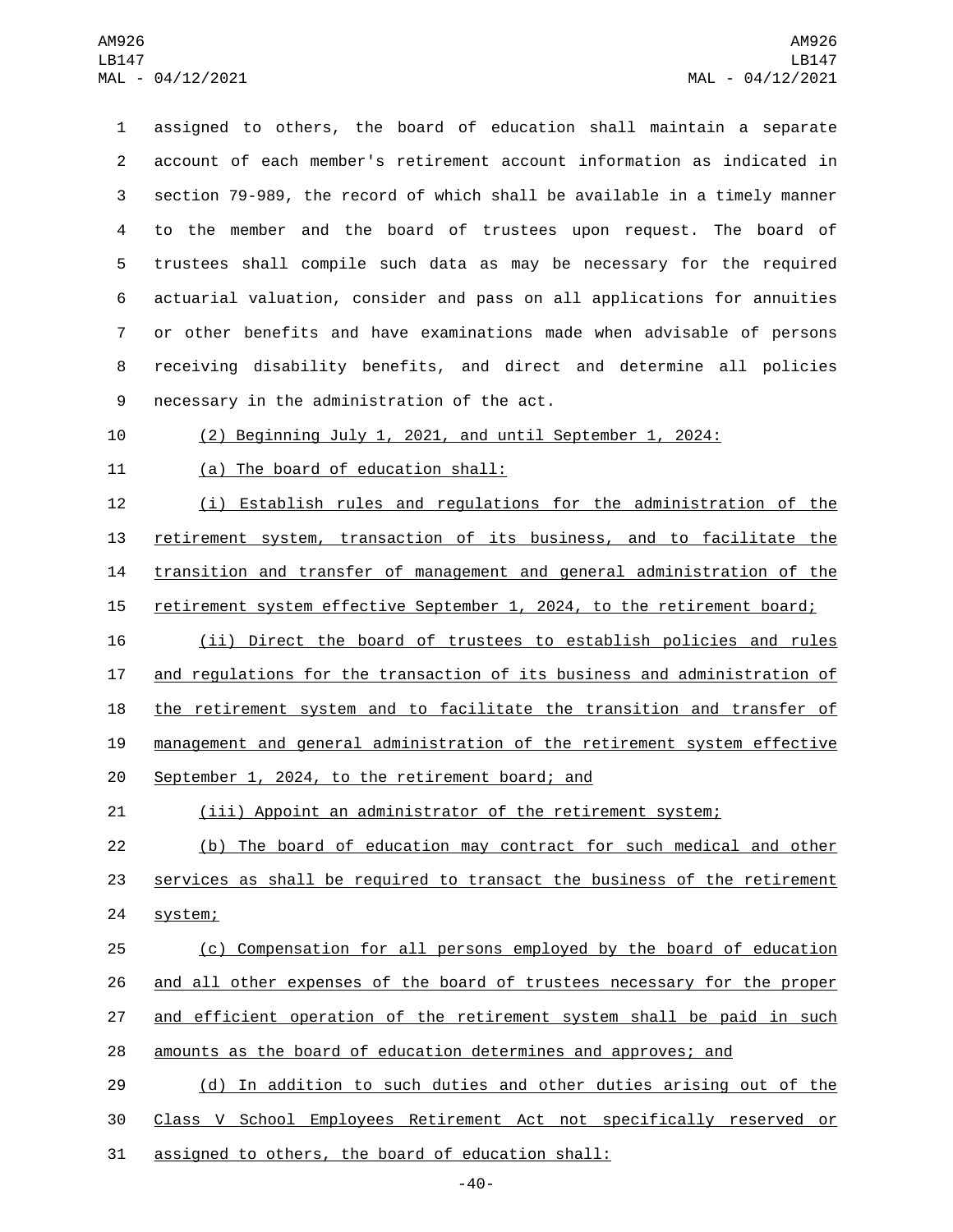assigned to others, the board of education shall maintain a separate account of each member's retirement account information as indicated in section 79-989, the record of which shall be available in a timely manner to the member and the board of trustees upon request. The board of trustees shall compile such data as may be necessary for the required actuarial valuation, consider and pass on all applications for annuities or other benefits and have examinations made when advisable of persons receiving disability benefits, and direct and determine all policies necessary in the administration of the act.

(2) Beginning July 1, 2021, and until September 1, 2024:

(a) The board of education shall:

(i) Establish rules and regulations for the administration of the retirement system, transaction of its business, and to facilitate the transition and transfer of management and general administration of the retirement system effective September 1, 2024, to the retirement board;

(ii) Direct the board of trustees to establish policies and rules and regulations for the transaction of its business and administration of the retirement system and to facilitate the transition and transfer of management and general administration of the retirement system effective September 1, 2024, to the retirement board; and

(iii) Appoint an administrator of the retirement system;

(b) The board of education may contract for such medical and other services as shall be required to transact the business of the retirement system;

(c) Compensation for all persons employed by the board of education and all other expenses of the board of trustees necessary for the proper and efficient operation of the retirement system shall be paid in such amounts as the board of education determines and approves; and

(d) In addition to such duties and other duties arising out of the Class V School Employees Retirement Act not specifically reserved or assigned to others, the board of education shall: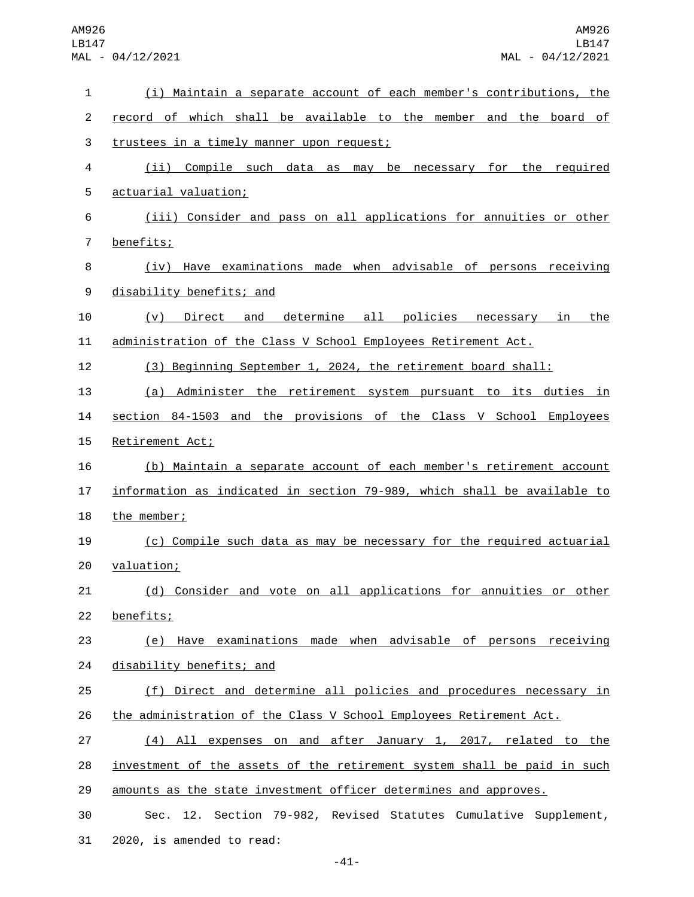(i) Maintain a separate account of each member's contributions, the record of which shall be available to the member and the board of trustees in a timely manner upon request;

(ii) Compile such data as may be necessary for the required actuarial valuation;

(iii) Consider and pass on all applications for annuities or other benefits;

(iv) Have examinations made when advisable of persons receiving disability benefits; and

(v) Direct and determine all policies necessary in the administration of the Class V School Employees Retirement Act.

(3) Beginning September 1, 2024, the retirement board shall:

(a) Administer the retirement system pursuant to its duties in section 84-1503 and the provisions of the Class V School Employees Retirement Act;

(b) Maintain a separate account of each member's retirement account information as indicated in section 79-989, which shall be available to the member;

(c) Compile such data as may be necessary for the required actuarial valuation;

(d) Consider and vote on all applications for annuities or other benefits;

(e) Have examinations made when advisable of persons receiving disability benefits; and

(f) Direct and determine all policies and procedures necessary in the administration of the Class V School Employees Retirement Act.

(4) All expenses on and after January 1, 2017, related to the investment of the assets of the retirement system shall be paid in such amounts as the state investment officer determines and approves.

Sec. 12. Section 79-982, Revised Statutes Cumulative Supplement, 2020, is amended to read: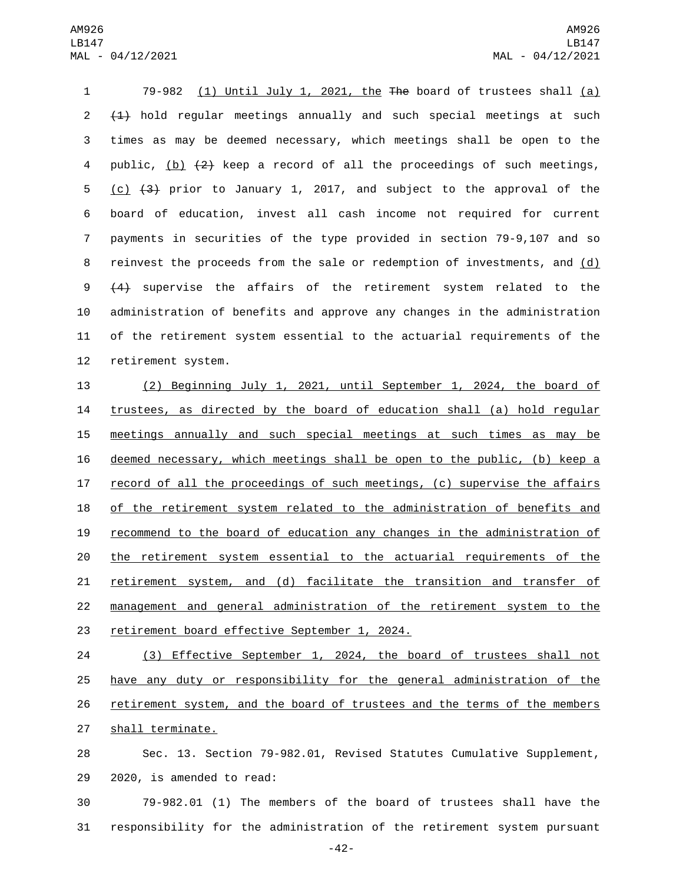79-982 (1) Until July 1, 2021, the ~~The~~ board of trustees shall (a) ~~(1)~~ hold regular meetings annually and such special meetings at such times as may be deemed necessary, which meetings shall be open to the public, (b) ~~(2)~~ keep a record of all the proceedings of such meetings, (c) ~~(3)~~ prior to January 1, 2017, and subject to the approval of the board of education, invest all cash income not required for current payments in securities of the type provided in section 79-9,107 and so reinvest the proceeds from the sale or redemption of investments, and (d) ~~(4)~~ supervise the affairs of the retirement system related to the administration of benefits and approve any changes in the administration of the retirement system essential to the actuarial requirements of the retirement system.

(2) Beginning July 1, 2021, until September 1, 2024, the board of trustees, as directed by the board of education shall (a) hold regular meetings annually and such special meetings at such times as may be deemed necessary, which meetings shall be open to the public, (b) keep a record of all the proceedings of such meetings, (c) supervise the affairs of the retirement system related to the administration of benefits and recommend to the board of education any changes in the administration of the retirement system essential to the actuarial requirements of the retirement system, and (d) facilitate the transition and transfer of management and general administration of the retirement system to the retirement board effective September 1, 2024.

(3) Effective September 1, 2024, the board of trustees shall not have any duty or responsibility for the general administration of the retirement system, and the board of trustees and the terms of the members shall terminate.

Sec. 13. Section 79-982.01, Revised Statutes Cumulative Supplement, 2020, is amended to read:

79-982.01 (1) The members of the board of trustees shall have the responsibility for the administration of the retirement system pursuant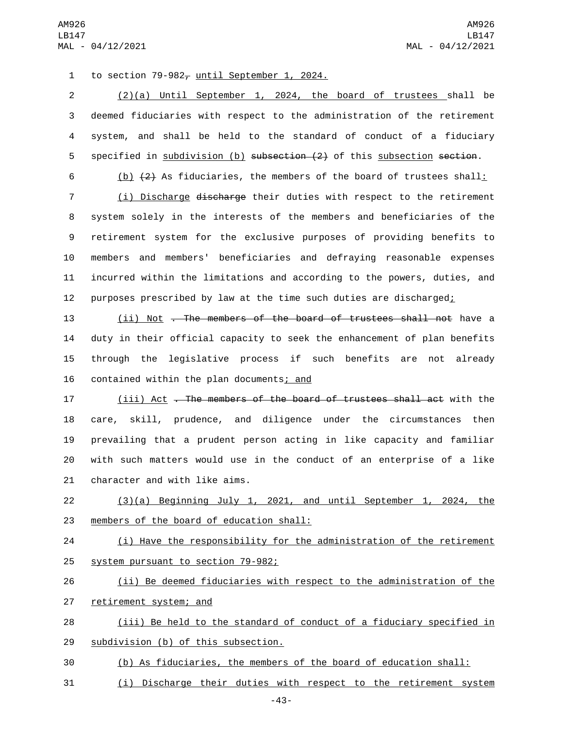to section 79-982, until September 1, 2024.

(2)(a) Until September 1, 2024, the board of trustees shall be deemed fiduciaries with respect to the administration of the retirement system, and shall be held to the standard of conduct of a fiduciary specified in subdivision (b) ~~subsection (2)~~ of this subsection ~~section~~.

(b) ~~(2)~~ As fiduciaries, the members of the board of trustees shall:

(i) Discharge ~~discharge~~ their duties with respect to the retirement system solely in the interests of the members and beneficiaries of the retirement system for the exclusive purposes of providing benefits to members and members' beneficiaries and defraying reasonable expenses incurred within the limitations and according to the powers, duties, and purposes prescribed by law at the time such duties are discharged;

(ii) Not ~~. The members of the board of trustees shall not~~ have a duty in their official capacity to seek the enhancement of plan benefits through the legislative process if such benefits are not already contained within the plan documents; and

(iii) Act ~~. The members of the board of trustees shall act~~ with the care, skill, prudence, and diligence under the circumstances then prevailing that a prudent person acting in like capacity and familiar with such matters would use in the conduct of an enterprise of a like character and with like aims.

(3)(a) Beginning July 1, 2021, and until September 1, 2024, the members of the board of education shall:

(i) Have the responsibility for the administration of the retirement system pursuant to section 79-982;

(ii) Be deemed fiduciaries with respect to the administration of the retirement system; and

(iii) Be held to the standard of conduct of a fiduciary specified in subdivision (b) of this subsection.

(b) As fiduciaries, the members of the board of education shall:

(i) Discharge their duties with respect to the retirement system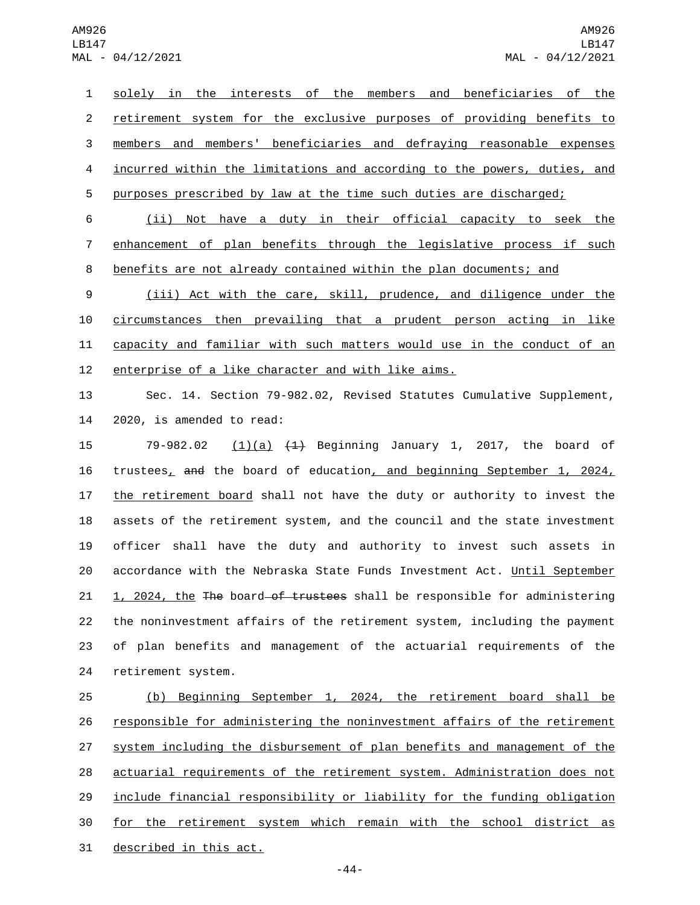solely in the interests of the members and beneficiaries of the retirement system for the exclusive purposes of providing benefits to members and members' beneficiaries and defraying reasonable expenses incurred within the limitations and according to the powers, duties, and purposes prescribed by law at the time such duties are discharged;

(ii) Not have a duty in their official capacity to seek the enhancement of plan benefits through the legislative process if such benefits are not already contained within the plan documents; and

(iii) Act with the care, skill, prudence, and diligence under the circumstances then prevailing that a prudent person acting in like capacity and familiar with such matters would use in the conduct of an enterprise of a like character and with like aims.

Sec. 14. Section 79-982.02, Revised Statutes Cumulative Supplement, 2020, is amended to read:

79-982.02 (1)(a) ~~(1)~~ Beginning January 1, 2017, the board of trustees, ~~and~~ the board of education, and beginning September 1, 2024, the retirement board shall not have the duty or authority to invest the assets of the retirement system, and the council and the state investment officer shall have the duty and authority to invest such assets in accordance with the Nebraska State Funds Investment Act. Until September 1, 2024, the ~~The~~ board ~~of trustees~~ shall be responsible for administering the noninvestment affairs of the retirement system, including the payment of plan benefits and management of the actuarial requirements of the retirement system.

(b) Beginning September 1, 2024, the retirement board shall be responsible for administering the noninvestment affairs of the retirement system including the disbursement of plan benefits and management of the actuarial requirements of the retirement system. Administration does not include financial responsibility or liability for the funding obligation for the retirement system which remain with the school district as described in this act.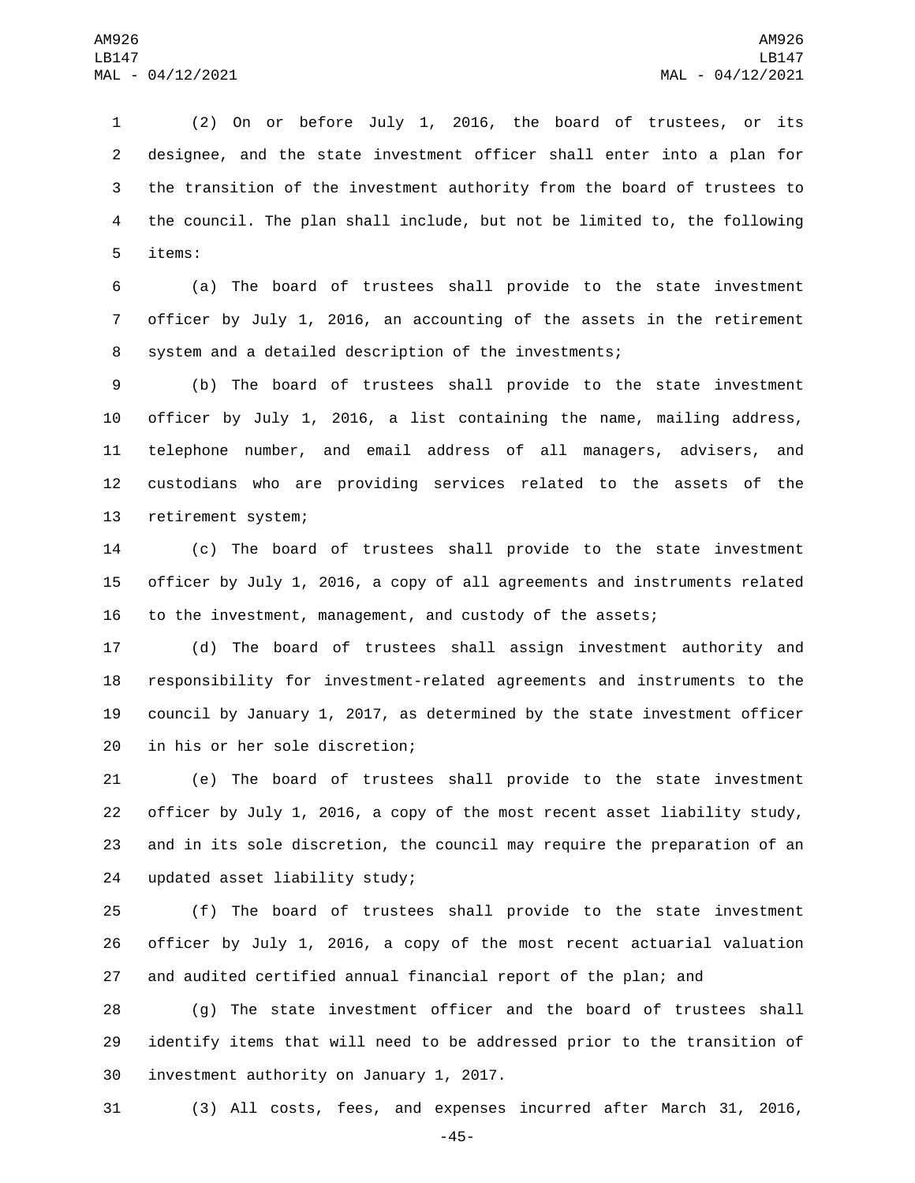(2) On or before July 1, 2016, the board of trustees, or its designee, and the state investment officer shall enter into a plan for the transition of the investment authority from the board of trustees to the council. The plan shall include, but not be limited to, the following items:

(a) The board of trustees shall provide to the state investment officer by July 1, 2016, an accounting of the assets in the retirement system and a detailed description of the investments;

(b) The board of trustees shall provide to the state investment officer by July 1, 2016, a list containing the name, mailing address, telephone number, and email address of all managers, advisers, and custodians who are providing services related to the assets of the retirement system;

(c) The board of trustees shall provide to the state investment officer by July 1, 2016, a copy of all agreements and instruments related to the investment, management, and custody of the assets;

(d) The board of trustees shall assign investment authority and responsibility for investment-related agreements and instruments to the council by January 1, 2017, as determined by the state investment officer in his or her sole discretion;

(e) The board of trustees shall provide to the state investment officer by July 1, 2016, a copy of the most recent asset liability study, and in its sole discretion, the council may require the preparation of an updated asset liability study;

(f) The board of trustees shall provide to the state investment officer by July 1, 2016, a copy of the most recent actuarial valuation and audited certified annual financial report of the plan; and

(g) The state investment officer and the board of trustees shall identify items that will need to be addressed prior to the transition of investment authority on January 1, 2017.

(3) All costs, fees, and expenses incurred after March 31, 2016,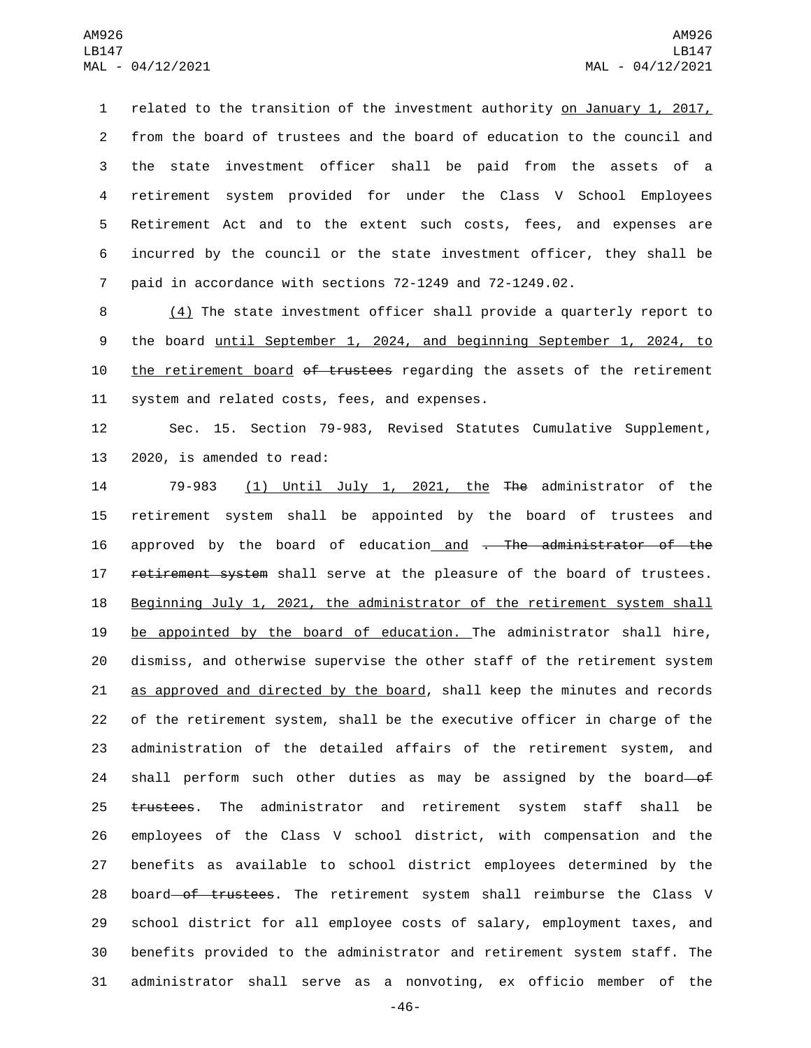related to the transition of the investment authority on January 1, 2017, from the board of trustees and the board of education to the council and the state investment officer shall be paid from the assets of a retirement system provided for under the Class V School Employees Retirement Act and to the extent such costs, fees, and expenses are incurred by the council or the state investment officer, they shall be paid in accordance with sections 72-1249 and 72-1249.02.

(4) The state investment officer shall provide a quarterly report to the board until September 1, 2024, and beginning September 1, 2024, to the retirement board ~~of trustees~~ regarding the assets of the retirement system and related costs, fees, and expenses.

Sec. 15. Section 79-983, Revised Statutes Cumulative Supplement, 2020, is amended to read:

79-983 (1) Until July 1, 2021, the ~~The~~ administrator of the retirement system shall be appointed by the board of trustees and approved by the board of education and ~~. The administrator of the retirement system~~ shall serve at the pleasure of the board of trustees. Beginning July 1, 2021, the administrator of the retirement system shall be appointed by the board of education. The administrator shall hire, dismiss, and otherwise supervise the other staff of the retirement system as approved and directed by the board, shall keep the minutes and records of the retirement system, shall be the executive officer in charge of the administration of the detailed affairs of the retirement system, and shall perform such other duties as may be assigned by the board ~~of trustees~~. The administrator and retirement system staff shall be employees of the Class V school district, with compensation and the benefits as available to school district employees determined by the board ~~of trustees~~. The retirement system shall reimburse the Class V school district for all employee costs of salary, employment taxes, and benefits provided to the administrator and retirement system staff. The administrator shall serve as a nonvoting, ex officio member of the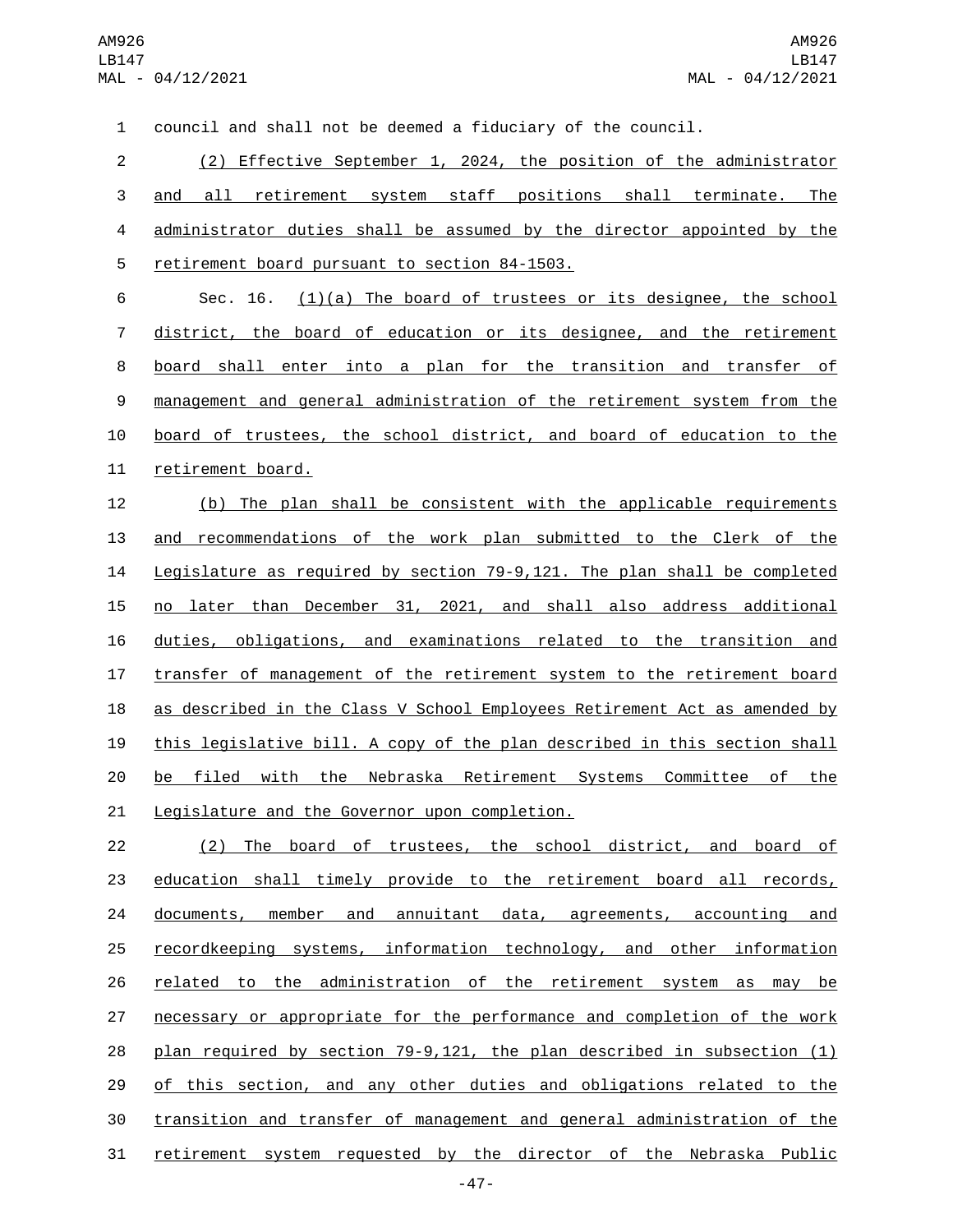council and shall not be deemed a fiduciary of the council.

(2) Effective September 1, 2024, the position of the administrator and all retirement system staff positions shall terminate. The administrator duties shall be assumed by the director appointed by the retirement board pursuant to section 84-1503.

Sec. 16. (1)(a) The board of trustees or its designee, the school district, the board of education or its designee, and the retirement board shall enter into a plan for the transition and transfer of management and general administration of the retirement system from the board of trustees, the school district, and board of education to the retirement board.

(b) The plan shall be consistent with the applicable requirements and recommendations of the work plan submitted to the Clerk of the Legislature as required by section 79-9,121. The plan shall be completed no later than December 31, 2021, and shall also address additional duties, obligations, and examinations related to the transition and transfer of management of the retirement system to the retirement board as described in the Class V School Employees Retirement Act as amended by this legislative bill. A copy of the plan described in this section shall be filed with the Nebraska Retirement Systems Committee of the Legislature and the Governor upon completion.

(2) The board of trustees, the school district, and board of education shall timely provide to the retirement board all records, documents, member and annuitant data, agreements, accounting and recordkeeping systems, information technology, and other information related to the administration of the retirement system as may be necessary or appropriate for the performance and completion of the work plan required by section 79-9,121, the plan described in subsection (1) of this section, and any other duties and obligations related to the transition and transfer of management and general administration of the retirement system requested by the director of the Nebraska Public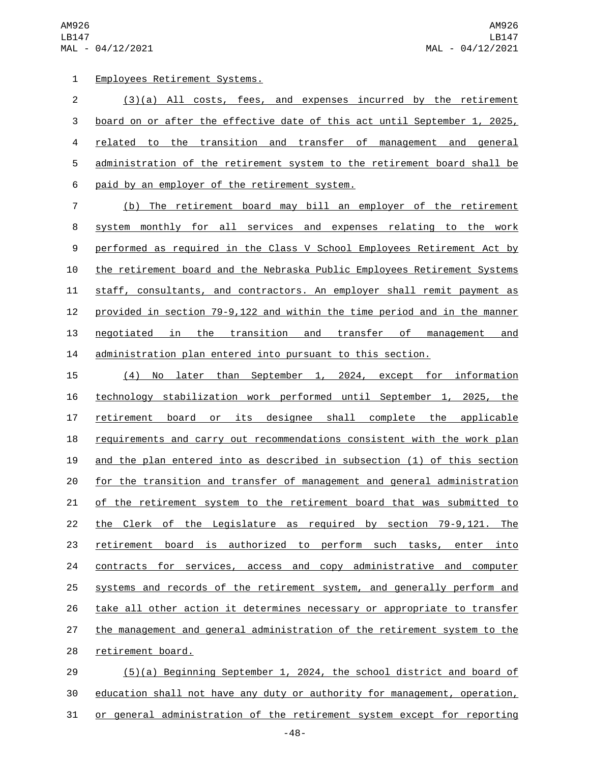Employees Retirement Systems.

(3)(a) All costs, fees, and expenses incurred by the retirement board on or after the effective date of this act until September 1, 2025, related to the transition and transfer of management and general administration of the retirement system to the retirement board shall be paid by an employer of the retirement system.

(b) The retirement board may bill an employer of the retirement system monthly for all services and expenses relating to the work performed as required in the Class V School Employees Retirement Act by the retirement board and the Nebraska Public Employees Retirement Systems staff, consultants, and contractors. An employer shall remit payment as provided in section 79-9,122 and within the time period and in the manner negotiated in the transition and transfer of management and administration plan entered into pursuant to this section.

(4) No later than September 1, 2024, except for information technology stabilization work performed until September 1, 2025, the retirement board or its designee shall complete the applicable requirements and carry out recommendations consistent with the work plan and the plan entered into as described in subsection (1) of this section for the transition and transfer of management and general administration of the retirement system to the retirement board that was submitted to the Clerk of the Legislature as required by section 79-9,121. The retirement board is authorized to perform such tasks, enter into contracts for services, access and copy administrative and computer systems and records of the retirement system, and generally perform and take all other action it determines necessary or appropriate to transfer the management and general administration of the retirement system to the retirement board.

(5)(a) Beginning September 1, 2024, the school district and board of education shall not have any duty or authority for management, operation, or general administration of the retirement system except for reporting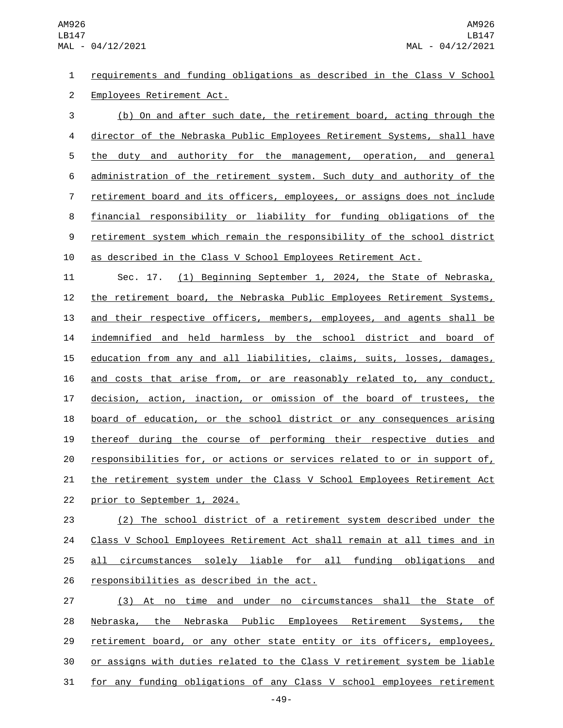requirements and funding obligations as described in the Class V School Employees Retirement Act.

(b) On and after such date, the retirement board, acting through the director of the Nebraska Public Employees Retirement Systems, shall have the duty and authority for the management, operation, and general administration of the retirement system. Such duty and authority of the retirement board and its officers, employees, or assigns does not include financial responsibility or liability for funding obligations of the retirement system which remain the responsibility of the school district as described in the Class V School Employees Retirement Act.

Sec. 17. (1) Beginning September 1, 2024, the State of Nebraska, the retirement board, the Nebraska Public Employees Retirement Systems, and their respective officers, members, employees, and agents shall be indemnified and held harmless by the school district and board of education from any and all liabilities, claims, suits, losses, damages, and costs that arise from, or are reasonably related to, any conduct, decision, action, inaction, or omission of the board of trustees, the board of education, or the school district or any consequences arising thereof during the course of performing their respective duties and responsibilities for, or actions or services related to or in support of, the retirement system under the Class V School Employees Retirement Act prior to September 1, 2024.

(2) The school district of a retirement system described under the Class V School Employees Retirement Act shall remain at all times and in all circumstances solely liable for all funding obligations and responsibilities as described in the act.

(3) At no time and under no circumstances shall the State of Nebraska, the Nebraska Public Employees Retirement Systems, the retirement board, or any other state entity or its officers, employees, or assigns with duties related to the Class V retirement system be liable for any funding obligations of any Class V school employees retirement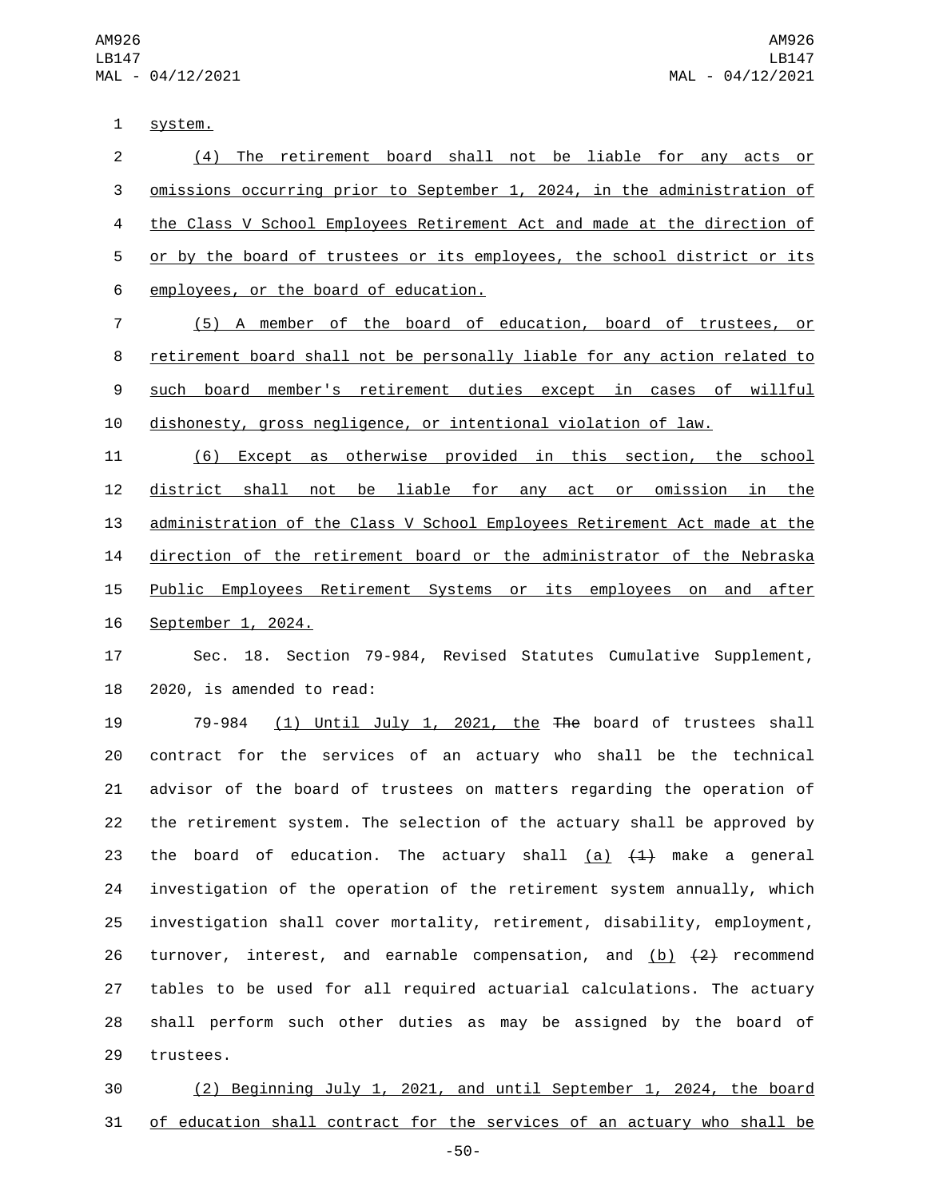system.

(4) The retirement board shall not be liable for any acts or omissions occurring prior to September 1, 2024, in the administration of the Class V School Employees Retirement Act and made at the direction of or by the board of trustees or its employees, the school district or its employees, or the board of education.

(5) A member of the board of education, board of trustees, or retirement board shall not be personally liable for any action related to such board member's retirement duties except in cases of willful dishonesty, gross negligence, or intentional violation of law.

(6) Except as otherwise provided in this section, the school district shall not be liable for any act or omission in the administration of the Class V School Employees Retirement Act made at the direction of the retirement board or the administrator of the Nebraska Public Employees Retirement Systems or its employees on and after September 1, 2024.

Sec. 18. Section 79-984, Revised Statutes Cumulative Supplement, 2020, is amended to read:

79-984 (1) Until July 1, 2021, the ~~The~~ board of trustees shall contract for the services of an actuary who shall be the technical advisor of the board of trustees on matters regarding the operation of the retirement system. The selection of the actuary shall be approved by the board of education. The actuary shall (a) ~~(1)~~ make a general investigation of the operation of the retirement system annually, which investigation shall cover mortality, retirement, disability, employment, turnover, interest, and earnable compensation, and (b) ~~(2)~~ recommend tables to be used for all required actuarial calculations. The actuary shall perform such other duties as may be assigned by the board of trustees.

(2) Beginning July 1, 2021, and until September 1, 2024, the board of education shall contract for the services of an actuary who shall be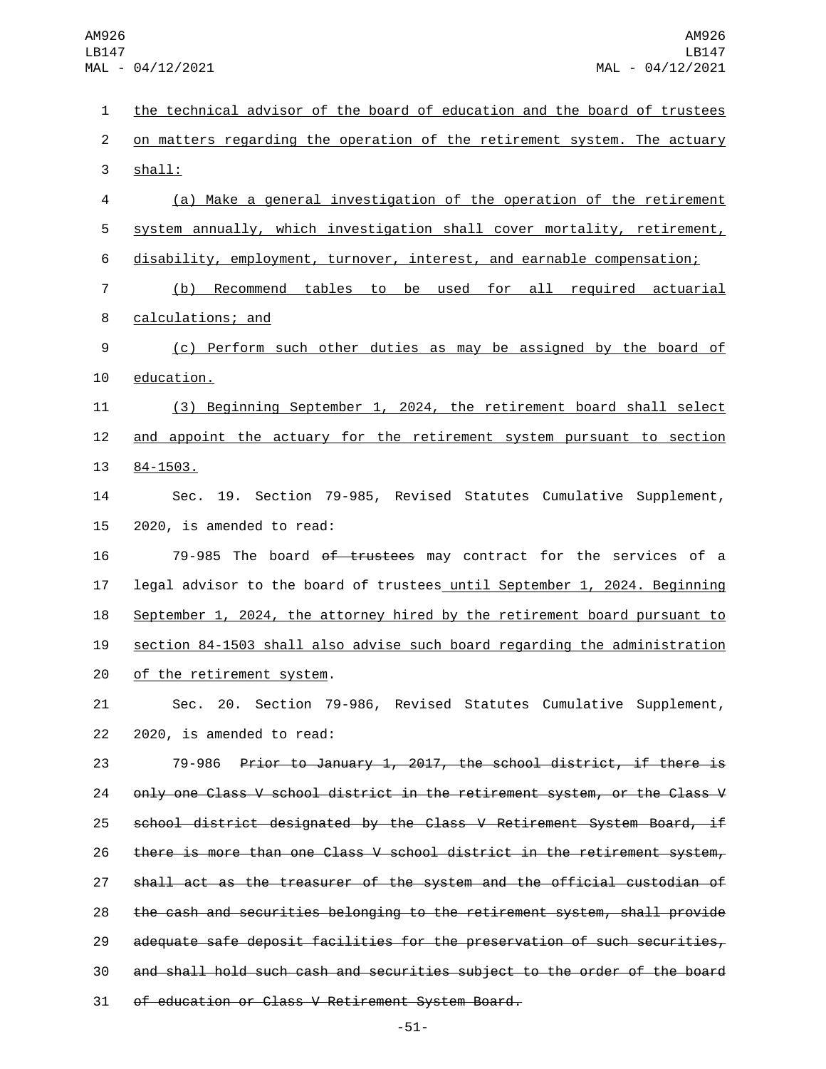the technical advisor of the board of education and the board of trustees on matters regarding the operation of the retirement system. The actuary shall:

(a) Make a general investigation of the operation of the retirement system annually, which investigation shall cover mortality, retirement, disability, employment, turnover, interest, and earnable compensation;

(b) Recommend tables to be used for all required actuarial calculations; and

(c) Perform such other duties as may be assigned by the board of education.

(3) Beginning September 1, 2024, the retirement board shall select and appoint the actuary for the retirement system pursuant to section 84-1503.

Sec. 19. Section 79-985, Revised Statutes Cumulative Supplement, 2020, is amended to read:

79-985 The board ~~of trustees~~ may contract for the services of a legal advisor to the board of trustees until September 1, 2024. Beginning September 1, 2024, the attorney hired by the retirement board pursuant to section 84-1503 shall also advise such board regarding the administration of the retirement system.

Sec. 20. Section 79-986, Revised Statutes Cumulative Supplement, 2020, is amended to read:

79-986 ~~Prior to January 1, 2017, the school district, if there is only one Class V school district in the retirement system, or the Class V school district designated by the Class V Retirement System Board, if there is more than one Class V school district in the retirement system, shall act as the treasurer of the system and the official custodian of the cash and securities belonging to the retirement system, shall provide adequate safe deposit facilities for the preservation of such securities, and shall hold such cash and securities subject to the order of the board of education or Class V Retirement System Board.~~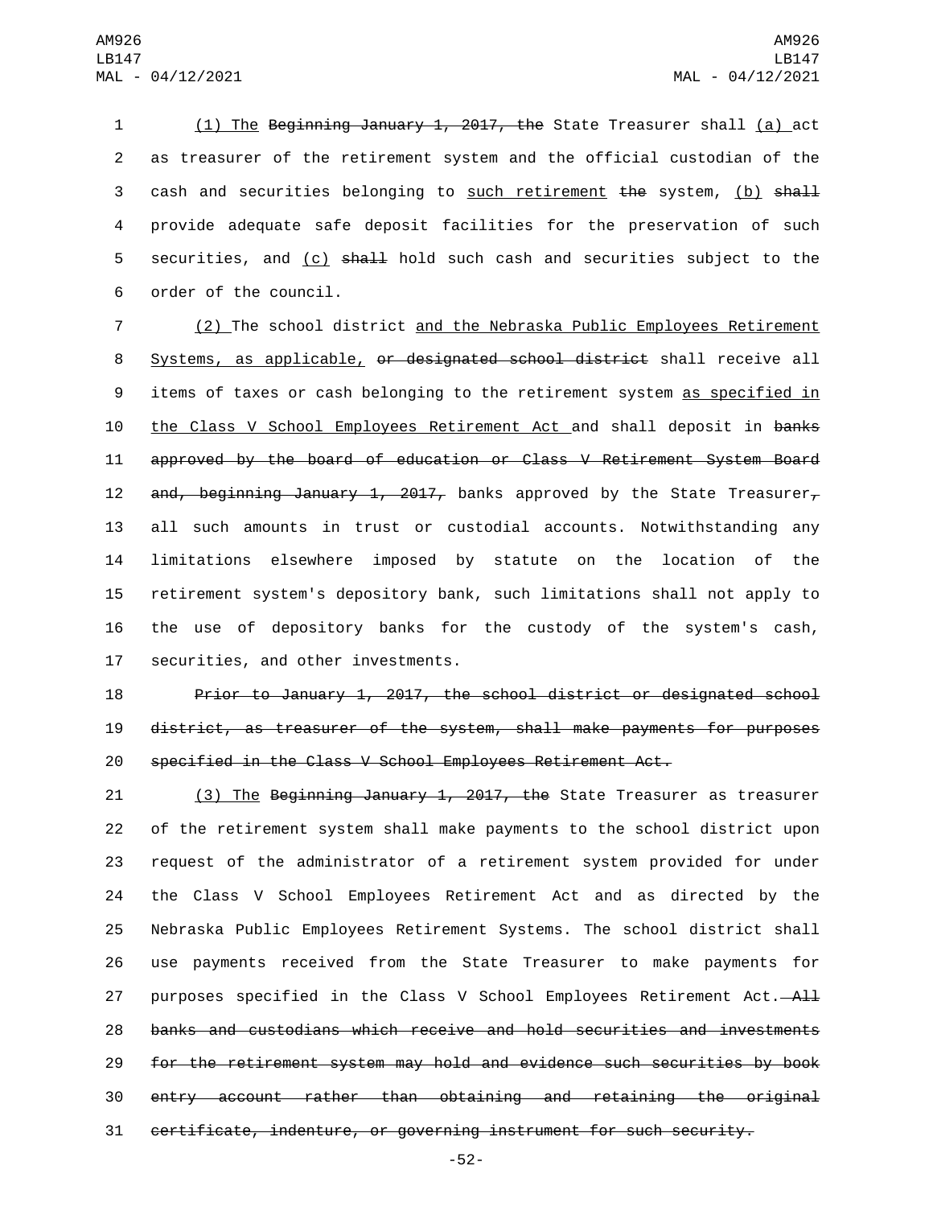(1) The ~~Beginning January 1, 2017, the~~ State Treasurer shall (a) act as treasurer of the retirement system and the official custodian of the cash and securities belonging to such retirement ~~the~~ system, (b) ~~shall~~ provide adequate safe deposit facilities for the preservation of such securities, and (c) ~~shall~~ hold such cash and securities subject to the order of the council.

(2) The school district and the Nebraska Public Employees Retirement Systems, as applicable, ~~or designated school district~~ shall receive all items of taxes or cash belonging to the retirement system as specified in the Class V School Employees Retirement Act and shall deposit in ~~banks approved by the board of education or Class V Retirement System Board and, beginning January 1, 2017,~~ banks approved by the State Treasurer~~,~~ all such amounts in trust or custodial accounts. Notwithstanding any limitations elsewhere imposed by statute on the location of the retirement system's depository bank, such limitations shall not apply to the use of depository banks for the custody of the system's cash, securities, and other investments.

~~Prior to January 1, 2017, the school district or designated school district, as treasurer of the system, shall make payments for purposes specified in the Class V School Employees Retirement Act.~~

(3) The ~~Beginning January 1, 2017, the~~ State Treasurer as treasurer of the retirement system shall make payments to the school district upon request of the administrator of a retirement system provided for under the Class V School Employees Retirement Act and as directed by the Nebraska Public Employees Retirement Systems. The school district shall use payments received from the State Treasurer to make payments for purposes specified in the Class V School Employees Retirement Act. ~~All banks and custodians which receive and hold securities and investments for the retirement system may hold and evidence such securities by book entry account rather than obtaining and retaining the original certificate, indenture, or governing instrument for such security.~~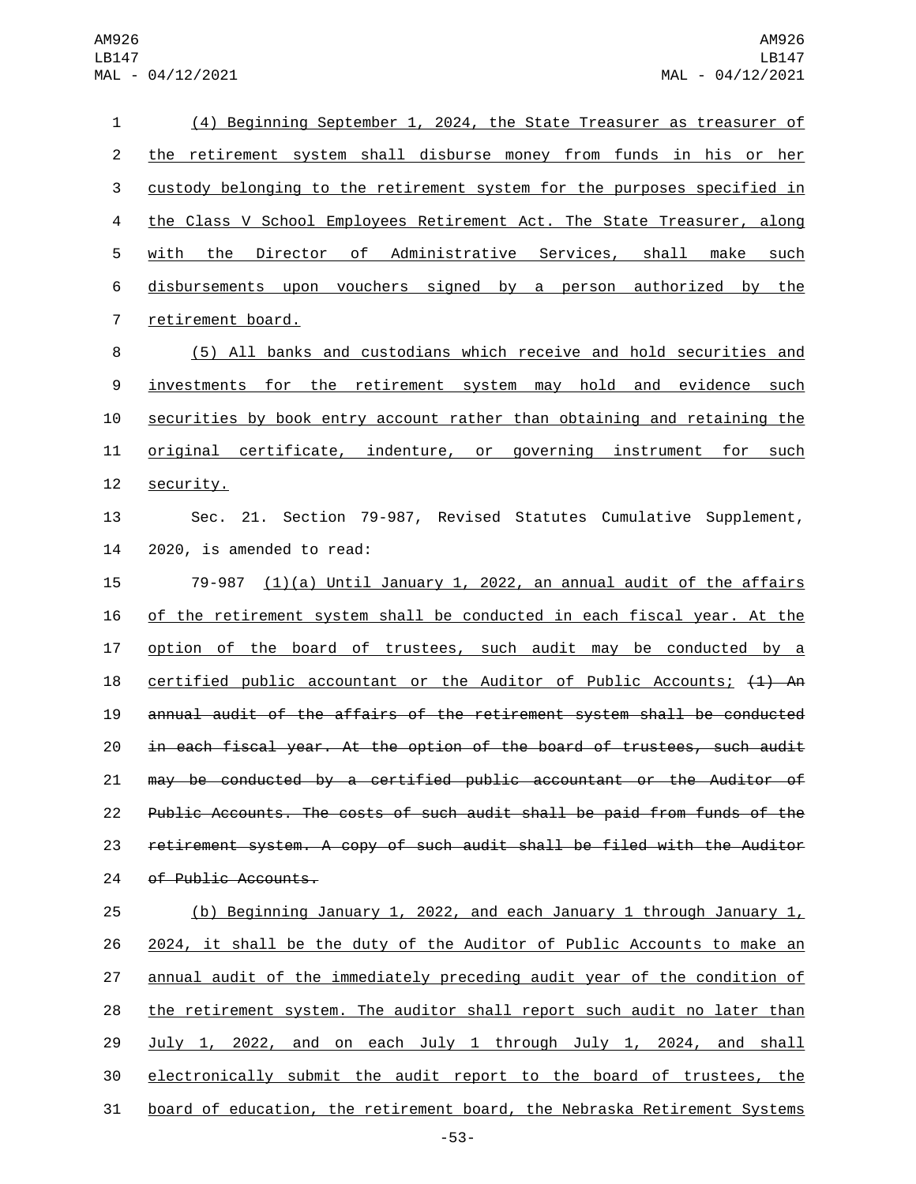(4) Beginning September 1, 2024, the State Treasurer as treasurer of the retirement system shall disburse money from funds in his or her custody belonging to the retirement system for the purposes specified in the Class V School Employees Retirement Act. The State Treasurer, along with the Director of Administrative Services, shall make such disbursements upon vouchers signed by a person authorized by the retirement board.

(5) All banks and custodians which receive and hold securities and investments for the retirement system may hold and evidence such securities by book entry account rather than obtaining and retaining the original certificate, indenture, or governing instrument for such security.

Sec. 21. Section 79-987, Revised Statutes Cumulative Supplement, 2020, is amended to read:

79-987 (1)(a) Until January 1, 2022, an annual audit of the affairs of the retirement system shall be conducted in each fiscal year. At the option of the board of trustees, such audit may be conducted by a certified public accountant or the Auditor of Public Accounts; ~~(1) An annual audit of the affairs of the retirement system shall be conducted in each fiscal year. At the option of the board of trustees, such audit may be conducted by a certified public accountant or the Auditor of Public Accounts. The costs of such audit shall be paid from funds of the retirement system. A copy of such audit shall be filed with the Auditor of Public Accounts.~~

(b) Beginning January 1, 2022, and each January 1 through January 1, 2024, it shall be the duty of the Auditor of Public Accounts to make an annual audit of the immediately preceding audit year of the condition of the retirement system. The auditor shall report such audit no later than July 1, 2022, and on each July 1 through July 1, 2024, and shall electronically submit the audit report to the board of trustees, the board of education, the retirement board, the Nebraska Retirement Systems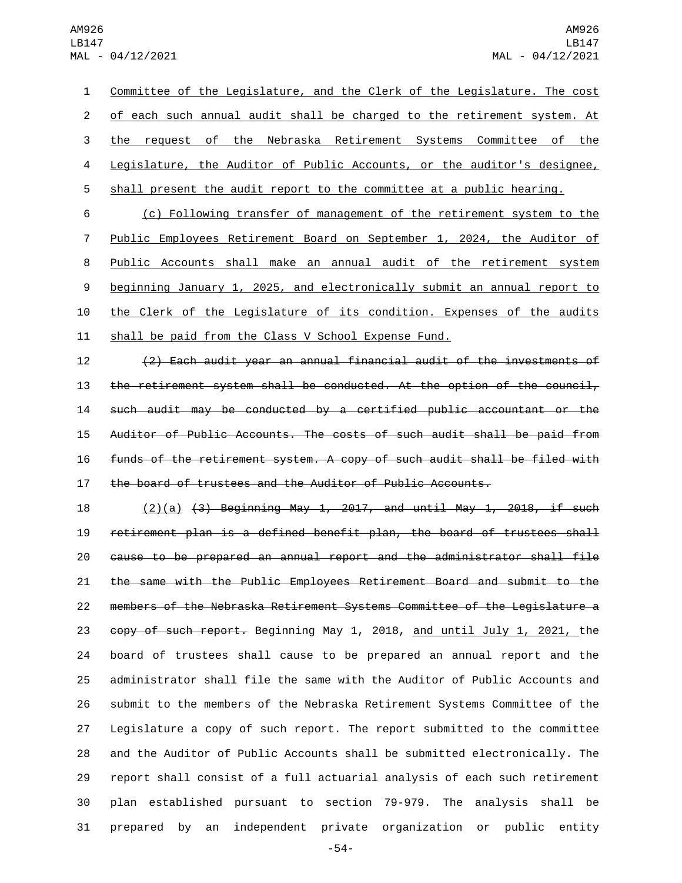Committee of the Legislature, and the Clerk of the Legislature. The cost of each such annual audit shall be charged to the retirement system. At the request of the Nebraska Retirement Systems Committee of the Legislature, the Auditor of Public Accounts, or the auditor's designee, shall present the audit report to the committee at a public hearing.

(c) Following transfer of management of the retirement system to the Public Employees Retirement Board on September 1, 2024, the Auditor of Public Accounts shall make an annual audit of the retirement system beginning January 1, 2025, and electronically submit an annual report to the Clerk of the Legislature of its condition. Expenses of the audits shall be paid from the Class V School Expense Fund.

~~(2) Each audit year an annual financial audit of the investments of the retirement system shall be conducted. At the option of the council, such audit may be conducted by a certified public accountant or the Auditor of Public Accounts. The costs of such audit shall be paid from funds of the retirement system. A copy of such audit shall be filed with the board of trustees and the Auditor of Public Accounts.~~

(2)(a) ~~(3) Beginning May 1, 2017, and until May 1, 2018, if such retirement plan is a defined benefit plan, the board of trustees shall cause to be prepared an annual report and the administrator shall file the same with the Public Employees Retirement Board and submit to the members of the Nebraska Retirement Systems Committee of the Legislature a copy of such report.~~ Beginning May 1, 2018, and until July 1, 2021, the board of trustees shall cause to be prepared an annual report and the administrator shall file the same with the Auditor of Public Accounts and submit to the members of the Nebraska Retirement Systems Committee of the Legislature a copy of such report. The report submitted to the committee and the Auditor of Public Accounts shall be submitted electronically. The report shall consist of a full actuarial analysis of each such retirement plan established pursuant to section 79-979. The analysis shall be prepared by an independent private organization or public entity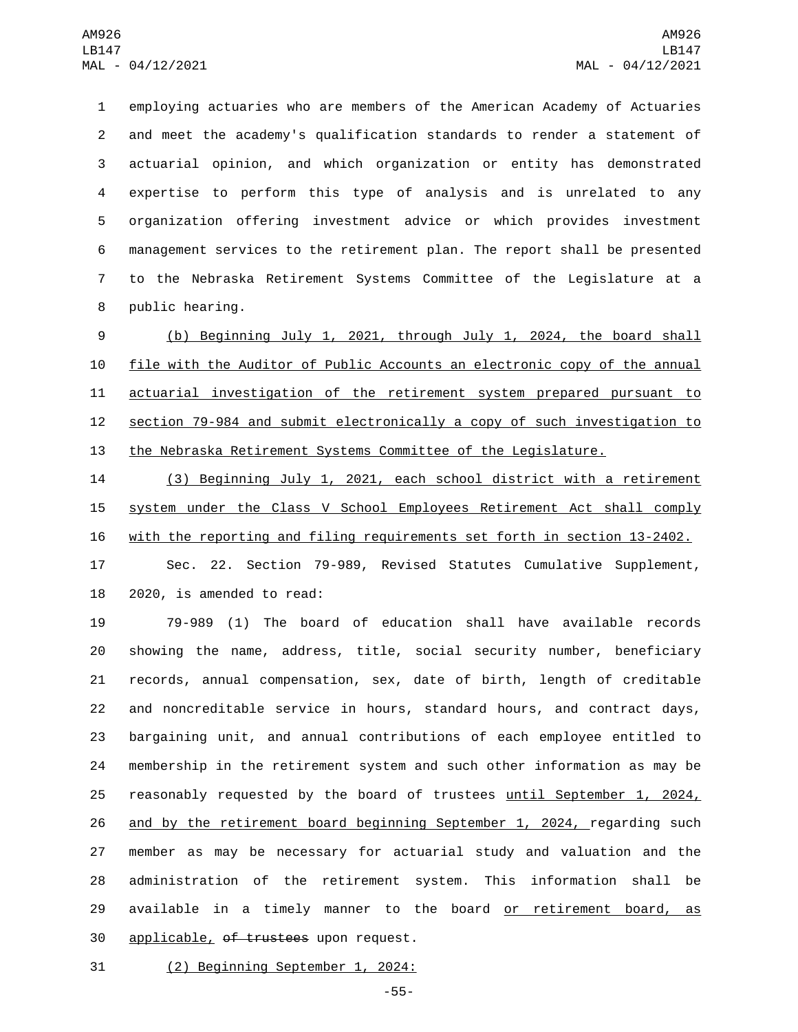employing actuaries who are members of the American Academy of Actuaries and meet the academy's qualification standards to render a statement of actuarial opinion, and which organization or entity has demonstrated expertise to perform this type of analysis and is unrelated to any organization offering investment advice or which provides investment management services to the retirement plan. The report shall be presented to the Nebraska Retirement Systems Committee of the Legislature at a public hearing.

(b) Beginning July 1, 2021, through July 1, 2024, the board shall file with the Auditor of Public Accounts an electronic copy of the annual actuarial investigation of the retirement system prepared pursuant to section 79-984 and submit electronically a copy of such investigation to the Nebraska Retirement Systems Committee of the Legislature.

(3) Beginning July 1, 2021, each school district with a retirement system under the Class V School Employees Retirement Act shall comply with the reporting and filing requirements set forth in section 13-2402.

Sec. 22. Section 79-989, Revised Statutes Cumulative Supplement, 2020, is amended to read:

79-989 (1) The board of education shall have available records showing the name, address, title, social security number, beneficiary records, annual compensation, sex, date of birth, length of creditable and noncreditable service in hours, standard hours, and contract days, bargaining unit, and annual contributions of each employee entitled to membership in the retirement system and such other information as may be reasonably requested by the board of trustees until September 1, 2024, and by the retirement board beginning September 1, 2024, regarding such member as may be necessary for actuarial study and valuation and the administration of the retirement system. This information shall be available in a timely manner to the board or retirement board, as applicable, ~~of trustees~~ upon request.

(2) Beginning September 1, 2024: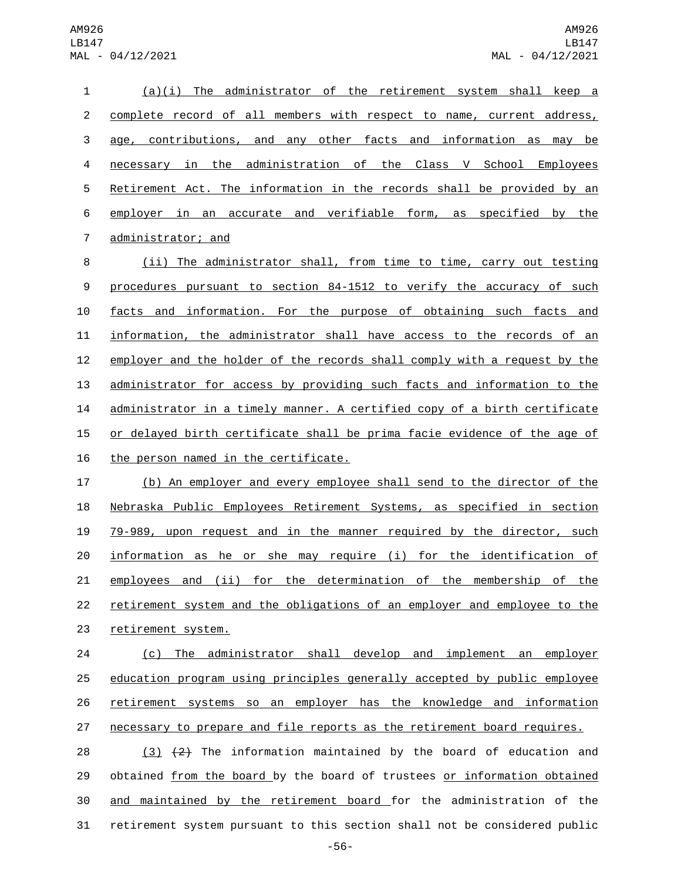(a)(i) The administrator of the retirement system shall keep a complete record of all members with respect to name, current address, age, contributions, and any other facts and information as may be necessary in the administration of the Class V School Employees Retirement Act. The information in the records shall be provided by an employer in an accurate and verifiable form, as specified by the administrator; and

(ii) The administrator shall, from time to time, carry out testing procedures pursuant to section 84-1512 to verify the accuracy of such facts and information. For the purpose of obtaining such facts and information, the administrator shall have access to the records of an employer and the holder of the records shall comply with a request by the administrator for access by providing such facts and information to the administrator in a timely manner. A certified copy of a birth certificate or delayed birth certificate shall be prima facie evidence of the age of the person named in the certificate.

(b) An employer and every employee shall send to the director of the Nebraska Public Employees Retirement Systems, as specified in section 79-989, upon request and in the manner required by the director, such information as he or she may require (i) for the identification of employees and (ii) for the determination of the membership of the retirement system and the obligations of an employer and employee to the retirement system.

(c) The administrator shall develop and implement an employer education program using principles generally accepted by public employee retirement systems so an employer has the knowledge and information necessary to prepare and file reports as the retirement board requires.

(3) ~~(2)~~ The information maintained by the board of education and obtained from the board by the board of trustees or information obtained and maintained by the retirement board for the administration of the retirement system pursuant to this section shall not be considered public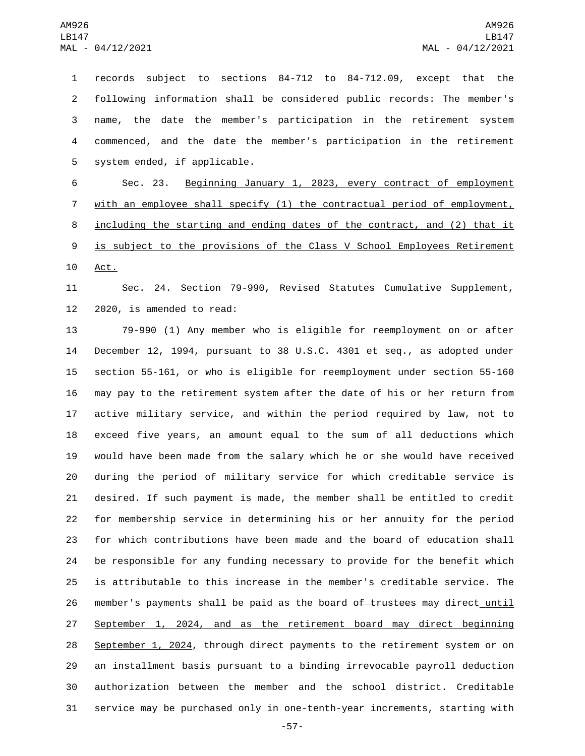records subject to sections 84-712 to 84-712.09, except that the following information shall be considered public records: The member's name, the date the member's participation in the retirement system commenced, and the date the member's participation in the retirement system ended, if applicable.

Sec. 23. Beginning January 1, 2023, every contract of employment with an employee shall specify (1) the contractual period of employment, including the starting and ending dates of the contract, and (2) that it is subject to the provisions of the Class V School Employees Retirement Act.

Sec. 24. Section 79-990, Revised Statutes Cumulative Supplement, 2020, is amended to read:

79-990 (1) Any member who is eligible for reemployment on or after December 12, 1994, pursuant to 38 U.S.C. 4301 et seq., as adopted under section 55-161, or who is eligible for reemployment under section 55-160 may pay to the retirement system after the date of his or her return from active military service, and within the period required by law, not to exceed five years, an amount equal to the sum of all deductions which would have been made from the salary which he or she would have received during the period of military service for which creditable service is desired. If such payment is made, the member shall be entitled to credit for membership service in determining his or her annuity for the period for which contributions have been made and the board of education shall be responsible for any funding necessary to provide for the benefit which is attributable to this increase in the member's creditable service. The member's payments shall be paid as the board ~~of trustees~~ may direct until September 1, 2024, and as the retirement board may direct beginning September 1, 2024, through direct payments to the retirement system or on an installment basis pursuant to a binding irrevocable payroll deduction authorization between the member and the school district. Creditable service may be purchased only in one-tenth-year increments, starting with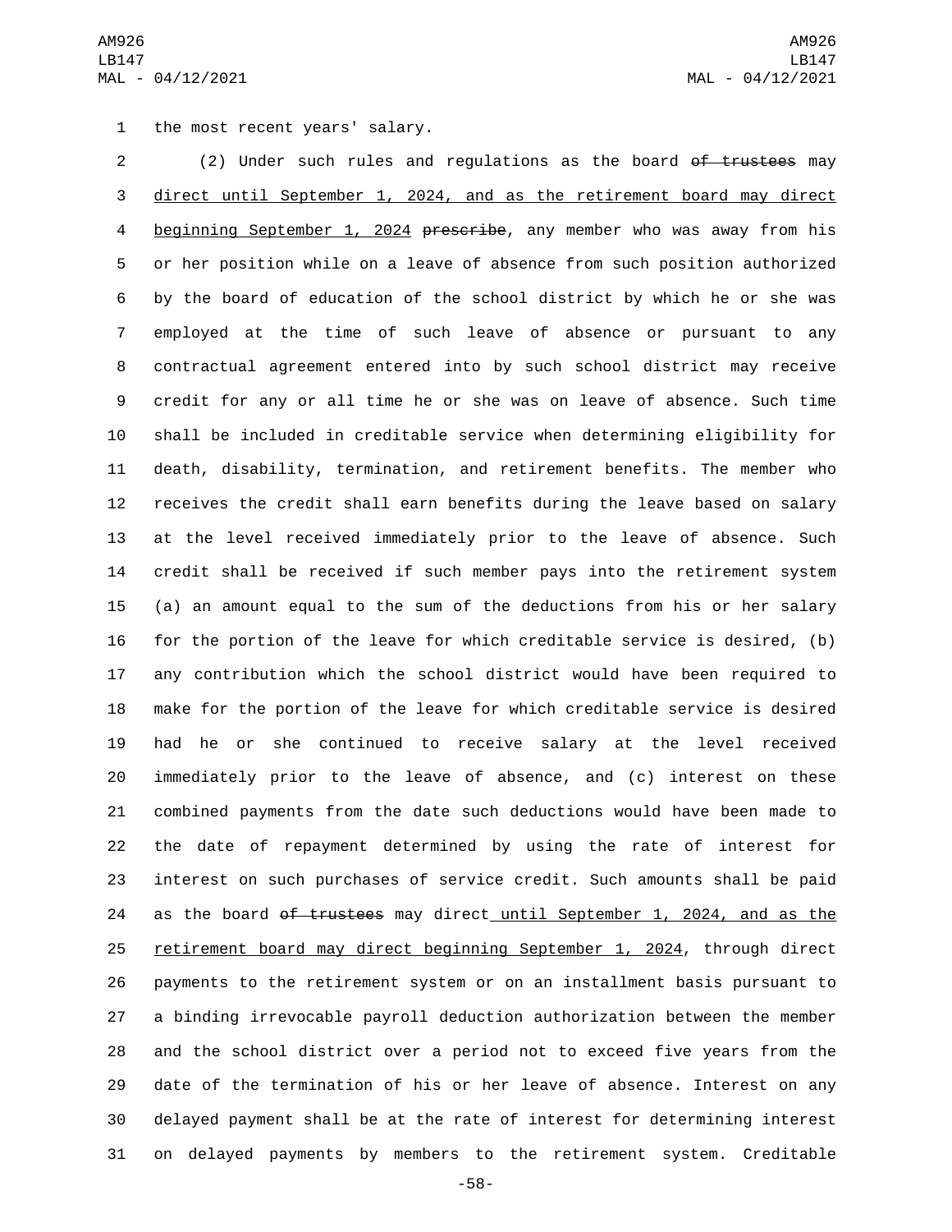the most recent years' salary.

(2) Under such rules and regulations as the board ~~of trustees~~ may direct until September 1, 2024, and as the retirement board may direct beginning September 1, 2024 ~~prescribe~~, any member who was away from his or her position while on a leave of absence from such position authorized by the board of education of the school district by which he or she was employed at the time of such leave of absence or pursuant to any contractual agreement entered into by such school district may receive credit for any or all time he or she was on leave of absence. Such time shall be included in creditable service when determining eligibility for death, disability, termination, and retirement benefits. The member who receives the credit shall earn benefits during the leave based on salary at the level received immediately prior to the leave of absence. Such credit shall be received if such member pays into the retirement system (a) an amount equal to the sum of the deductions from his or her salary for the portion of the leave for which creditable service is desired, (b) any contribution which the school district would have been required to make for the portion of the leave for which creditable service is desired had he or she continued to receive salary at the level received immediately prior to the leave of absence, and (c) interest on these combined payments from the date such deductions would have been made to the date of repayment determined by using the rate of interest for interest on such purchases of service credit. Such amounts shall be paid as the board ~~of trustees~~ may direct until September 1, 2024, and as the retirement board may direct beginning September 1, 2024, through direct payments to the retirement system or on an installment basis pursuant to a binding irrevocable payroll deduction authorization between the member and the school district over a period not to exceed five years from the date of the termination of his or her leave of absence. Interest on any delayed payment shall be at the rate of interest for determining interest on delayed payments by members to the retirement system. Creditable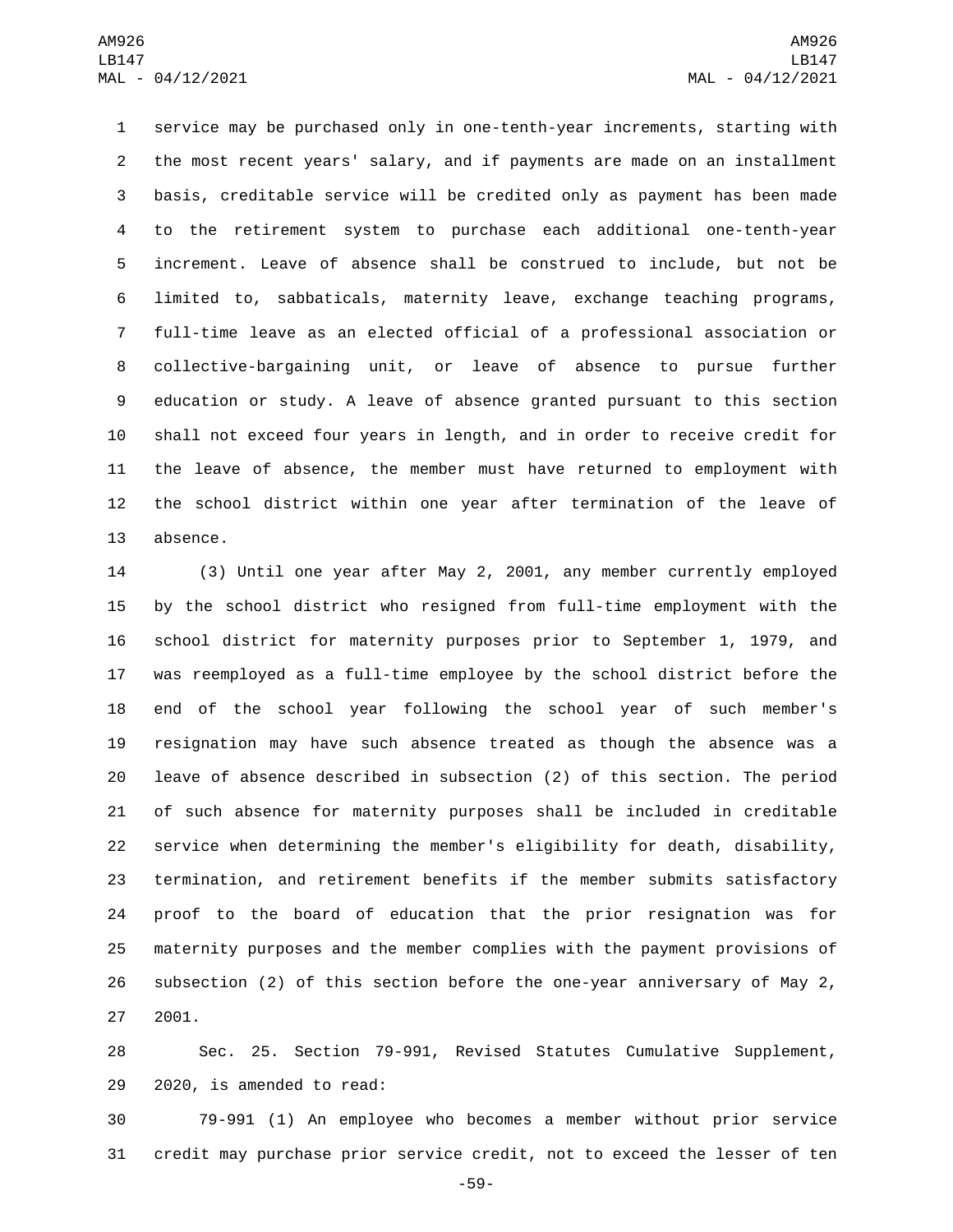service may be purchased only in one-tenth-year increments, starting with the most recent years' salary, and if payments are made on an installment basis, creditable service will be credited only as payment has been made to the retirement system to purchase each additional one-tenth-year increment. Leave of absence shall be construed to include, but not be limited to, sabbaticals, maternity leave, exchange teaching programs, full-time leave as an elected official of a professional association or collective-bargaining unit, or leave of absence to pursue further education or study. A leave of absence granted pursuant to this section shall not exceed four years in length, and in order to receive credit for the leave of absence, the member must have returned to employment with the school district within one year after termination of the leave of absence.

(3) Until one year after May 2, 2001, any member currently employed by the school district who resigned from full-time employment with the school district for maternity purposes prior to September 1, 1979, and was reemployed as a full-time employee by the school district before the end of the school year following the school year of such member's resignation may have such absence treated as though the absence was a leave of absence described in subsection (2) of this section. The period of such absence for maternity purposes shall be included in creditable service when determining the member's eligibility for death, disability, termination, and retirement benefits if the member submits satisfactory proof to the board of education that the prior resignation was for maternity purposes and the member complies with the payment provisions of subsection (2) of this section before the one-year anniversary of May 2, 2001.

Sec. 25. Section 79-991, Revised Statutes Cumulative Supplement, 2020, is amended to read:

79-991 (1) An employee who becomes a member without prior service credit may purchase prior service credit, not to exceed the lesser of ten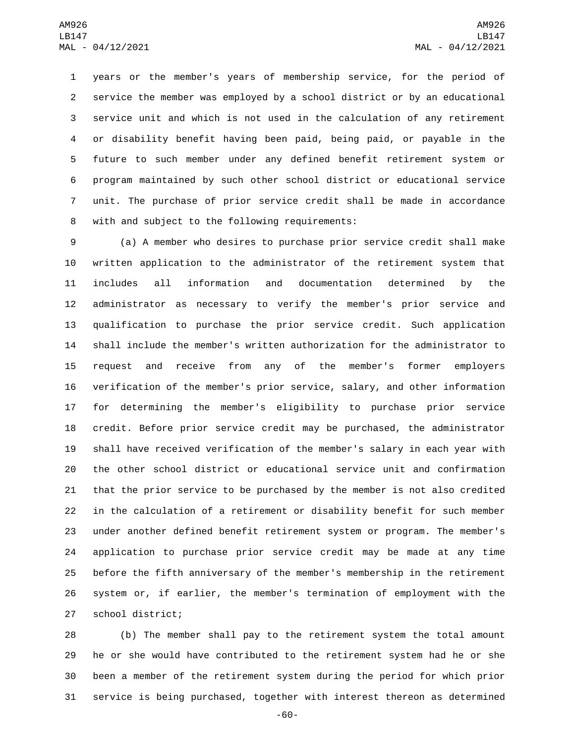years or the member's years of membership service, for the period of service the member was employed by a school district or by an educational service unit and which is not used in the calculation of any retirement or disability benefit having been paid, being paid, or payable in the future to such member under any defined benefit retirement system or program maintained by such other school district or educational service unit. The purchase of prior service credit shall be made in accordance with and subject to the following requirements:

(a) A member who desires to purchase prior service credit shall make written application to the administrator of the retirement system that includes all information and documentation determined by the administrator as necessary to verify the member's prior service and qualification to purchase the prior service credit. Such application shall include the member's written authorization for the administrator to request and receive from any of the member's former employers verification of the member's prior service, salary, and other information for determining the member's eligibility to purchase prior service credit. Before prior service credit may be purchased, the administrator shall have received verification of the member's salary in each year with the other school district or educational service unit and confirmation that the prior service to be purchased by the member is not also credited in the calculation of a retirement or disability benefit for such member under another defined benefit retirement system or program. The member's application to purchase prior service credit may be made at any time before the fifth anniversary of the member's membership in the retirement system or, if earlier, the member's termination of employment with the school district;

(b) The member shall pay to the retirement system the total amount he or she would have contributed to the retirement system had he or she been a member of the retirement system during the period for which prior service is being purchased, together with interest thereon as determined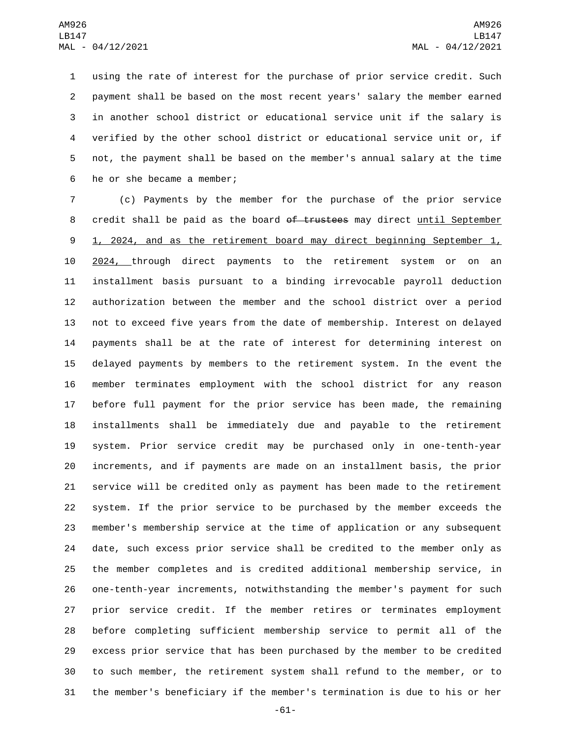using the rate of interest for the purchase of prior service credit. Such payment shall be based on the most recent years' salary the member earned in another school district or educational service unit if the salary is verified by the other school district or educational service unit or, if not, the payment shall be based on the member's annual salary at the time he or she became a member;

(c) Payments by the member for the purchase of the prior service credit shall be paid as the board ~~of trustees~~ may direct <u>until September 1, 2024, and as the retirement board may direct beginning September 1, 2024,</u> through direct payments to the retirement system or on an installment basis pursuant to a binding irrevocable payroll deduction authorization between the member and the school district over a period not to exceed five years from the date of membership. Interest on delayed payments shall be at the rate of interest for determining interest on delayed payments by members to the retirement system. In the event the member terminates employment with the school district for any reason before full payment for the prior service has been made, the remaining installments shall be immediately due and payable to the retirement system. Prior service credit may be purchased only in one-tenth-year increments, and if payments are made on an installment basis, the prior service will be credited only as payment has been made to the retirement system. If the prior service to be purchased by the member exceeds the member's membership service at the time of application or any subsequent date, such excess prior service shall be credited to the member only as the member completes and is credited additional membership service, in one-tenth-year increments, notwithstanding the member's payment for such prior service credit. If the member retires or terminates employment before completing sufficient membership service to permit all of the excess prior service that has been purchased by the member to be credited to such member, the retirement system shall refund to the member, or to the member's beneficiary if the member's termination is due to his or her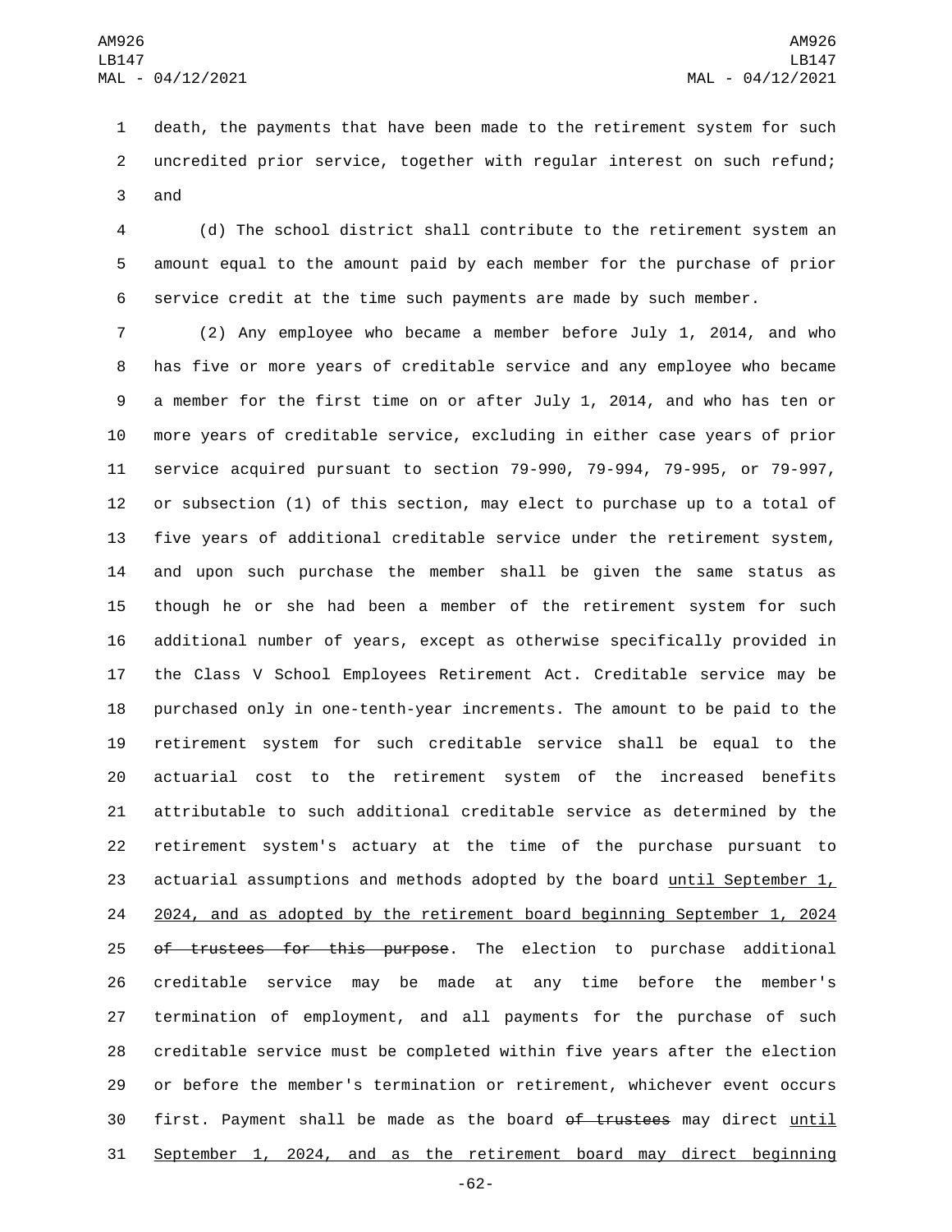death, the payments that have been made to the retirement system for such uncredited prior service, together with regular interest on such refund; and

(d) The school district shall contribute to the retirement system an amount equal to the amount paid by each member for the purchase of prior service credit at the time such payments are made by such member.

(2) Any employee who became a member before July 1, 2014, and who has five or more years of creditable service and any employee who became a member for the first time on or after July 1, 2014, and who has ten or more years of creditable service, excluding in either case years of prior service acquired pursuant to section 79-990, 79-994, 79-995, or 79-997, or subsection (1) of this section, may elect to purchase up to a total of five years of additional creditable service under the retirement system, and upon such purchase the member shall be given the same status as though he or she had been a member of the retirement system for such additional number of years, except as otherwise specifically provided in the Class V School Employees Retirement Act. Creditable service may be purchased only in one-tenth-year increments. The amount to be paid to the retirement system for such creditable service shall be equal to the actuarial cost to the retirement system of the increased benefits attributable to such additional creditable service as determined by the retirement system's actuary at the time of the purchase pursuant to actuarial assumptions and methods adopted by the board until September 1, 2024, and as adopted by the retirement board beginning September 1, 2024 ~~of trustees for this purpose~~. The election to purchase additional creditable service may be made at any time before the member's termination of employment, and all payments for the purchase of such creditable service must be completed within five years after the election or before the member's termination or retirement, whichever event occurs first. Payment shall be made as the board ~~of trustees~~ may direct until September 1, 2024, and as the retirement board may direct beginning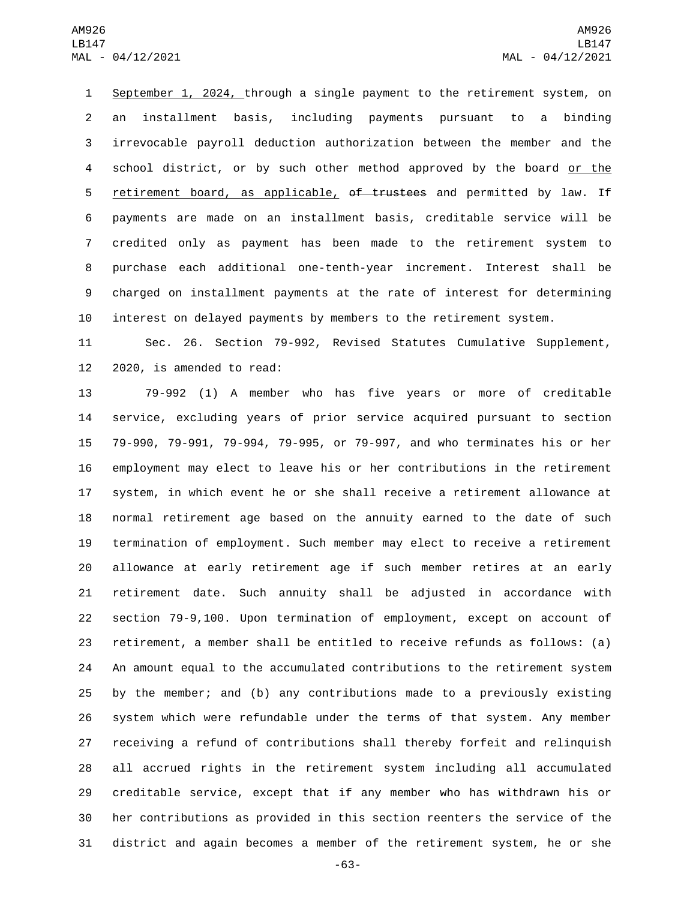September 1, 2024, through a single payment to the retirement system, on an installment basis, including payments pursuant to a binding irrevocable payroll deduction authorization between the member and the school district, or by such other method approved by the board or the retirement board, as applicable, ~~of trustees~~ and permitted by law. If payments are made on an installment basis, creditable service will be credited only as payment has been made to the retirement system to purchase each additional one-tenth-year increment. Interest shall be charged on installment payments at the rate of interest for determining interest on delayed payments by members to the retirement system.

Sec. 26. Section 79-992, Revised Statutes Cumulative Supplement, 2020, is amended to read:

79-992 (1) A member who has five years or more of creditable service, excluding years of prior service acquired pursuant to section 79-990, 79-991, 79-994, 79-995, or 79-997, and who terminates his or her employment may elect to leave his or her contributions in the retirement system, in which event he or she shall receive a retirement allowance at normal retirement age based on the annuity earned to the date of such termination of employment. Such member may elect to receive a retirement allowance at early retirement age if such member retires at an early retirement date. Such annuity shall be adjusted in accordance with section 79-9,100. Upon termination of employment, except on account of retirement, a member shall be entitled to receive refunds as follows: (a) An amount equal to the accumulated contributions to the retirement system by the member; and (b) any contributions made to a previously existing system which were refundable under the terms of that system. Any member receiving a refund of contributions shall thereby forfeit and relinquish all accrued rights in the retirement system including all accumulated creditable service, except that if any member who has withdrawn his or her contributions as provided in this section reenters the service of the district and again becomes a member of the retirement system, he or she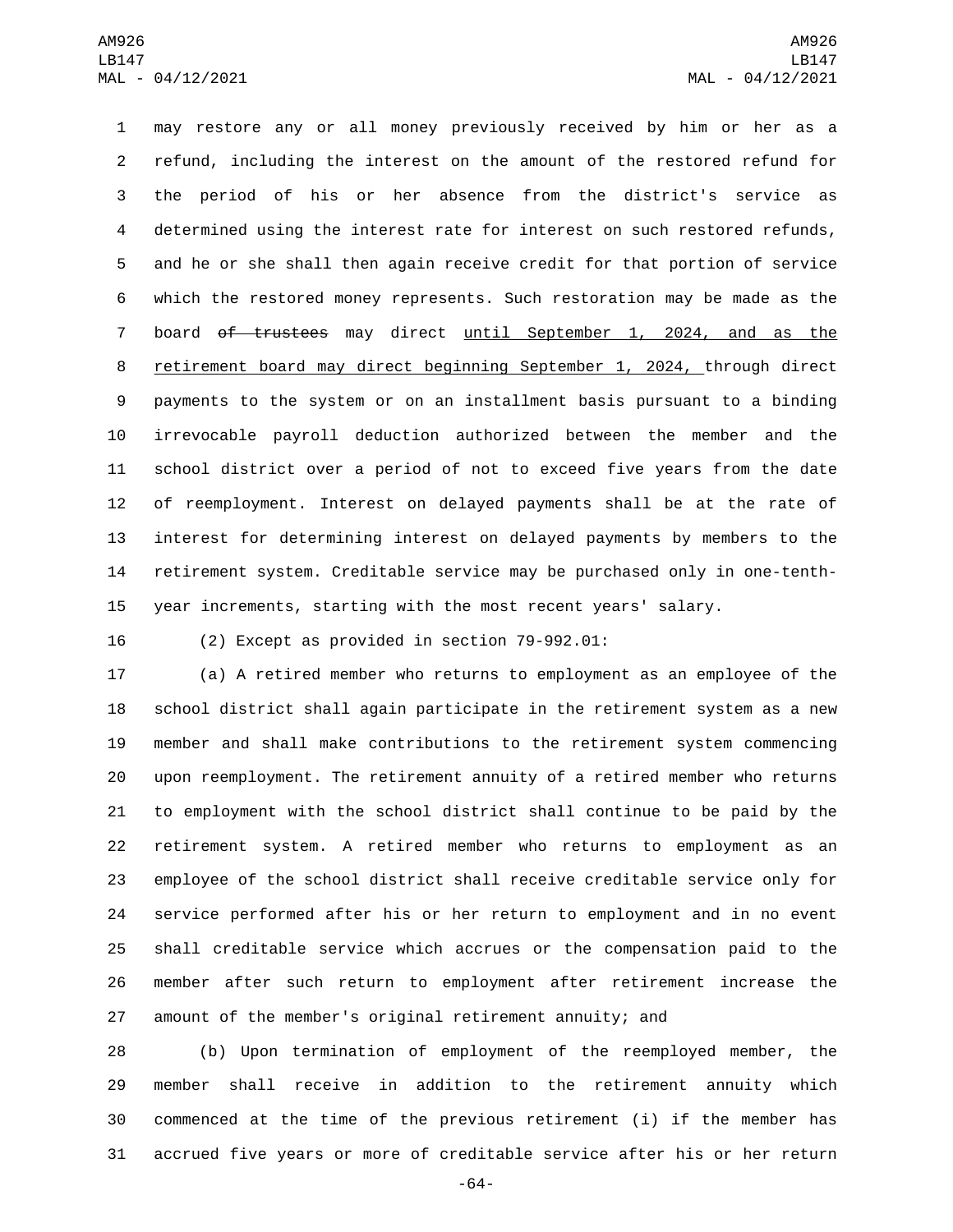may restore any or all money previously received by him or her as a refund, including the interest on the amount of the restored refund for the period of his or her absence from the district's service as determined using the interest rate for interest on such restored refunds, and he or she shall then again receive credit for that portion of service which the restored money represents. Such restoration may be made as the board ~~of trustees~~ may direct <u>until September 1, 2024, and as the retirement board may direct beginning September 1, 2024,</u> through direct payments to the system or on an installment basis pursuant to a binding irrevocable payroll deduction authorized between the member and the school district over a period of not to exceed five years from the date of reemployment. Interest on delayed payments shall be at the rate of interest for determining interest on delayed payments by members to the retirement system. Creditable service may be purchased only in one-tenth-year increments, starting with the most recent years' salary.

(2) Except as provided in section 79-992.01:

(a) A retired member who returns to employment as an employee of the school district shall again participate in the retirement system as a new member and shall make contributions to the retirement system commencing upon reemployment. The retirement annuity of a retired member who returns to employment with the school district shall continue to be paid by the retirement system. A retired member who returns to employment as an employee of the school district shall receive creditable service only for service performed after his or her return to employment and in no event shall creditable service which accrues or the compensation paid to the member after such return to employment after retirement increase the amount of the member's original retirement annuity; and

(b) Upon termination of employment of the reemployed member, the member shall receive in addition to the retirement annuity which commenced at the time of the previous retirement (i) if the member has accrued five years or more of creditable service after his or her return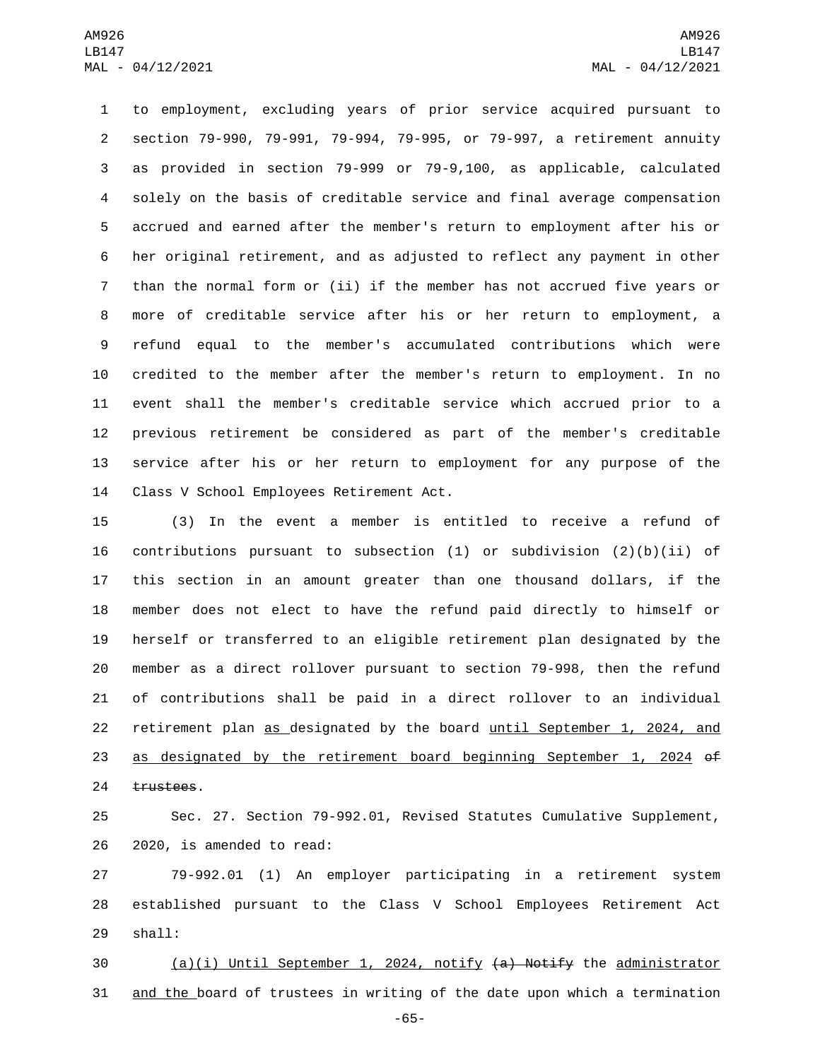to employment, excluding years of prior service acquired pursuant to section 79-990, 79-991, 79-994, 79-995, or 79-997, a retirement annuity as provided in section 79-999 or 79-9,100, as applicable, calculated solely on the basis of creditable service and final average compensation accrued and earned after the member's return to employment after his or her original retirement, and as adjusted to reflect any payment in other than the normal form or (ii) if the member has not accrued five years or more of creditable service after his or her return to employment, a refund equal to the member's accumulated contributions which were credited to the member after the member's return to employment. In no event shall the member's creditable service which accrued prior to a previous retirement be considered as part of the member's creditable service after his or her return to employment for any purpose of the Class V School Employees Retirement Act.

(3) In the event a member is entitled to receive a refund of contributions pursuant to subsection (1) or subdivision (2)(b)(ii) of this section in an amount greater than one thousand dollars, if the member does not elect to have the refund paid directly to himself or herself or transferred to an eligible retirement plan designated by the member as a direct rollover pursuant to section 79-998, then the refund of contributions shall be paid in a direct rollover to an individual retirement plan as designated by the board until September 1, 2024, and as designated by the retirement board beginning September 1, 2024 ~~of trustees~~.

Sec. 27. Section 79-992.01, Revised Statutes Cumulative Supplement, 2020, is amended to read:

79-992.01 (1) An employer participating in a retirement system established pursuant to the Class V School Employees Retirement Act shall:

(a)(i) Until September 1, 2024, notify ~~(a) Notify~~ the administrator and the board of trustees in writing of the date upon which a termination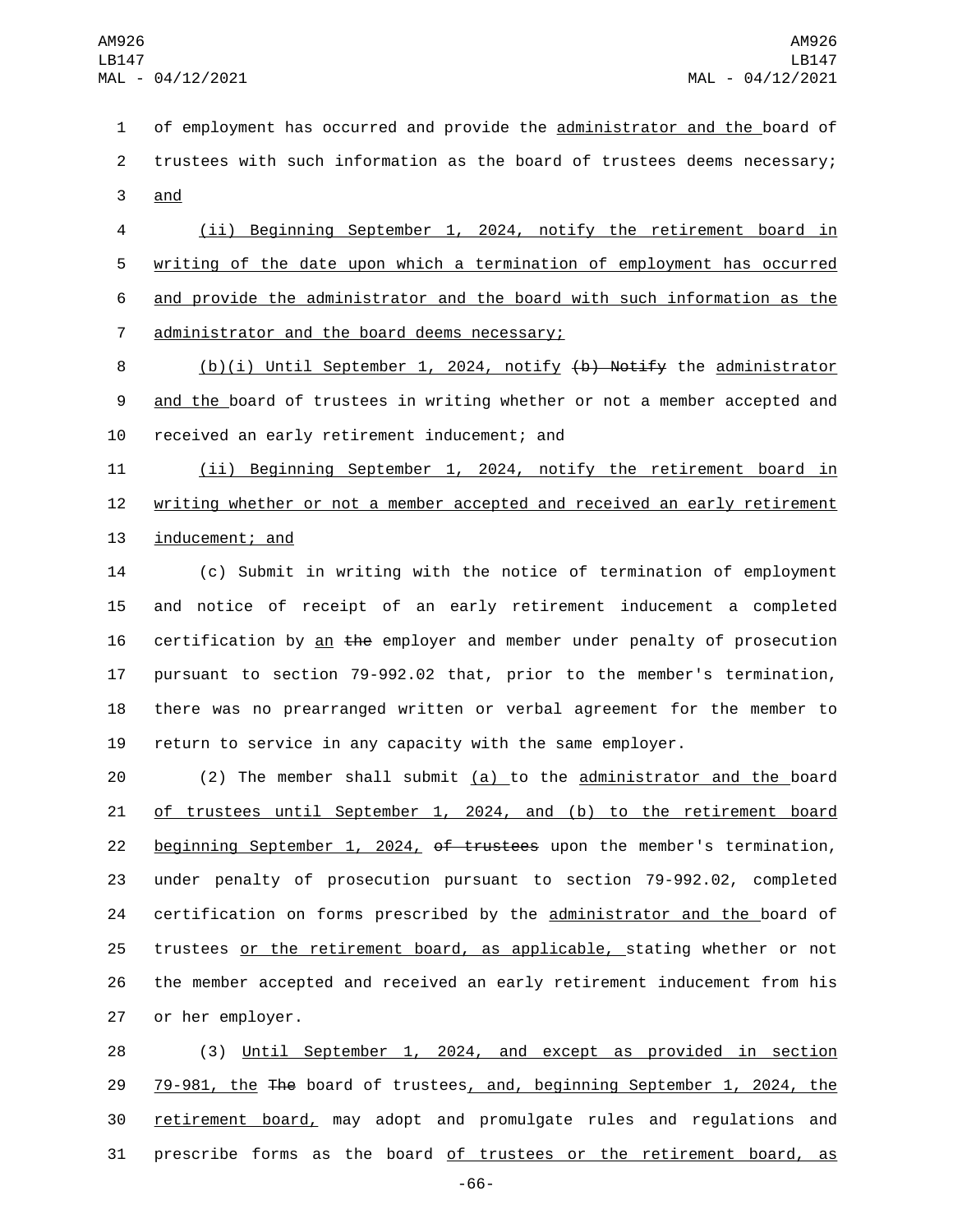of employment has occurred and provide the administrator and the board of trustees with such information as the board of trustees deems necessary; and

(ii) Beginning September 1, 2024, notify the retirement board in writing of the date upon which a termination of employment has occurred and provide the administrator and the board with such information as the administrator and the board deems necessary;

(b)(i) Until September 1, 2024, notify ~~(b) Notify~~ the administrator and the board of trustees in writing whether or not a member accepted and received an early retirement inducement; and

(ii) Beginning September 1, 2024, notify the retirement board in writing whether or not a member accepted and received an early retirement inducement; and

(c) Submit in writing with the notice of termination of employment and notice of receipt of an early retirement inducement a completed certification by an ~~the~~ employer and member under penalty of prosecution pursuant to section 79-992.02 that, prior to the member's termination, there was no prearranged written or verbal agreement for the member to return to service in any capacity with the same employer.

(2) The member shall submit (a) to the administrator and the board of trustees until September 1, 2024, and (b) to the retirement board beginning September 1, 2024, ~~of trustees~~ upon the member's termination, under penalty of prosecution pursuant to section 79-992.02, completed certification on forms prescribed by the administrator and the board of trustees or the retirement board, as applicable, stating whether or not the member accepted and received an early retirement inducement from his or her employer.

(3) Until September 1, 2024, and except as provided in section 79-981, the ~~The~~ board of trustees, and, beginning September 1, 2024, the retirement board, may adopt and promulgate rules and regulations and prescribe forms as the board of trustees or the retirement board, as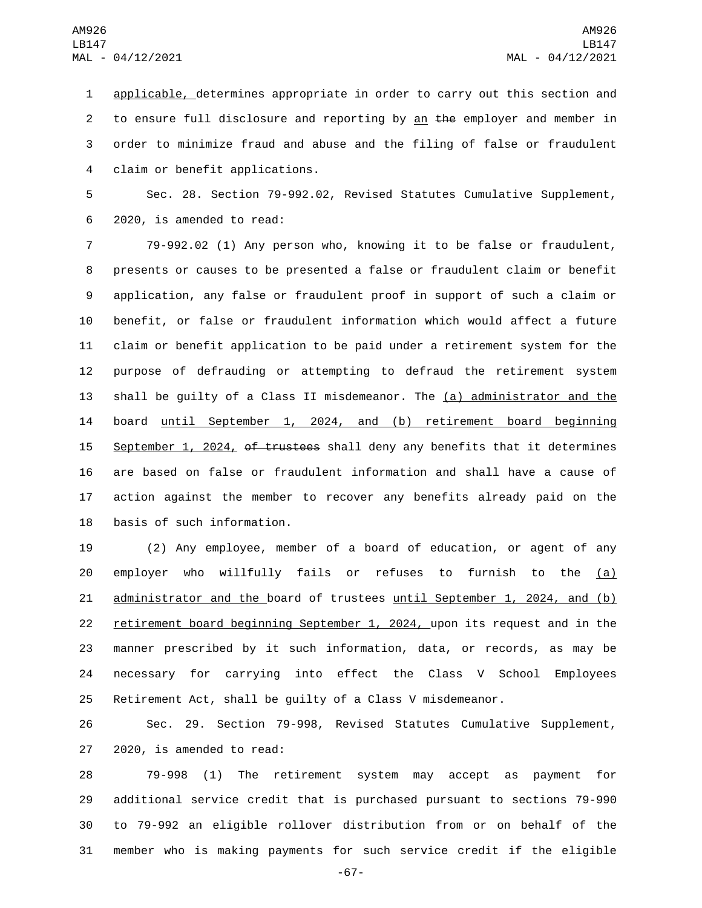applicable, determines appropriate in order to carry out this section and to ensure full disclosure and reporting by an ~~the~~ employer and member in order to minimize fraud and abuse and the filing of false or fraudulent claim or benefit applications.

Sec. 28. Section 79-992.02, Revised Statutes Cumulative Supplement, 2020, is amended to read:

79-992.02 (1) Any person who, knowing it to be false or fraudulent, presents or causes to be presented a false or fraudulent claim or benefit application, any false or fraudulent proof in support of such a claim or benefit, or false or fraudulent information which would affect a future claim or benefit application to be paid under a retirement system for the purpose of defrauding or attempting to defraud the retirement system shall be guilty of a Class II misdemeanor. The (a) administrator and the board until September 1, 2024, and (b) retirement board beginning September 1, 2024, ~~of trustees~~ shall deny any benefits that it determines are based on false or fraudulent information and shall have a cause of action against the member to recover any benefits already paid on the basis of such information.

(2) Any employee, member of a board of education, or agent of any employer who willfully fails or refuses to furnish to the (a) administrator and the board of trustees until September 1, 2024, and (b) retirement board beginning September 1, 2024, upon its request and in the manner prescribed by it such information, data, or records, as may be necessary for carrying into effect the Class V School Employees Retirement Act, shall be guilty of a Class V misdemeanor.

Sec. 29. Section 79-998, Revised Statutes Cumulative Supplement, 2020, is amended to read:

79-998 (1) The retirement system may accept as payment for additional service credit that is purchased pursuant to sections 79-990 to 79-992 an eligible rollover distribution from or on behalf of the member who is making payments for such service credit if the eligible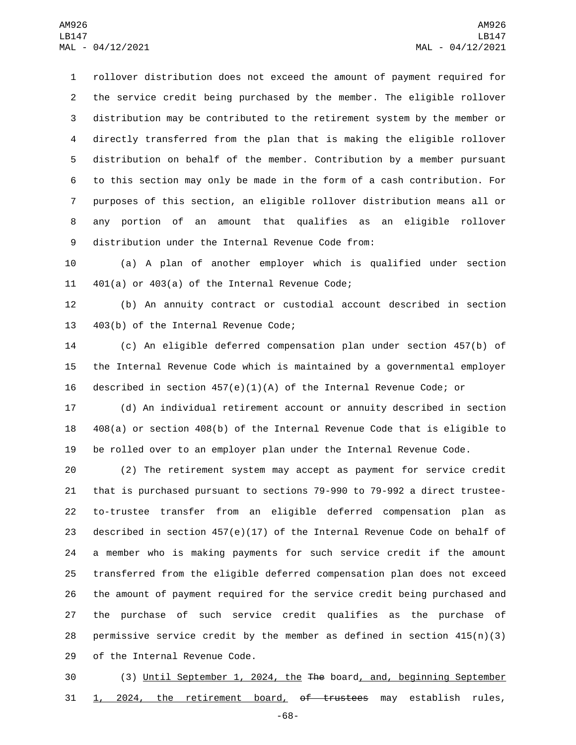rollover distribution does not exceed the amount of payment required for the service credit being purchased by the member. The eligible rollover distribution may be contributed to the retirement system by the member or directly transferred from the plan that is making the eligible rollover distribution on behalf of the member. Contribution by a member pursuant to this section may only be made in the form of a cash contribution. For purposes of this section, an eligible rollover distribution means all or any portion of an amount that qualifies as an eligible rollover distribution under the Internal Revenue Code from:

(a) A plan of another employer which is qualified under section 401(a) or 403(a) of the Internal Revenue Code;

(b) An annuity contract or custodial account described in section 403(b) of the Internal Revenue Code;

(c) An eligible deferred compensation plan under section 457(b) of the Internal Revenue Code which is maintained by a governmental employer described in section 457(e)(1)(A) of the Internal Revenue Code; or

(d) An individual retirement account or annuity described in section 408(a) or section 408(b) of the Internal Revenue Code that is eligible to be rolled over to an employer plan under the Internal Revenue Code.

(2) The retirement system may accept as payment for service credit that is purchased pursuant to sections 79-990 to 79-992 a direct trustee-to-trustee transfer from an eligible deferred compensation plan as described in section 457(e)(17) of the Internal Revenue Code on behalf of a member who is making payments for such service credit if the amount transferred from the eligible deferred compensation plan does not exceed the amount of payment required for the service credit being purchased and the purchase of such service credit qualifies as the purchase of permissive service credit by the member as defined in section 415(n)(3) of the Internal Revenue Code.

(3) <u>Until September 1, 2024, the</u> ~~The~~ board<u>, and, beginning September 1, 2024, the retirement board,</u> ~~of trustees~~ may establish rules,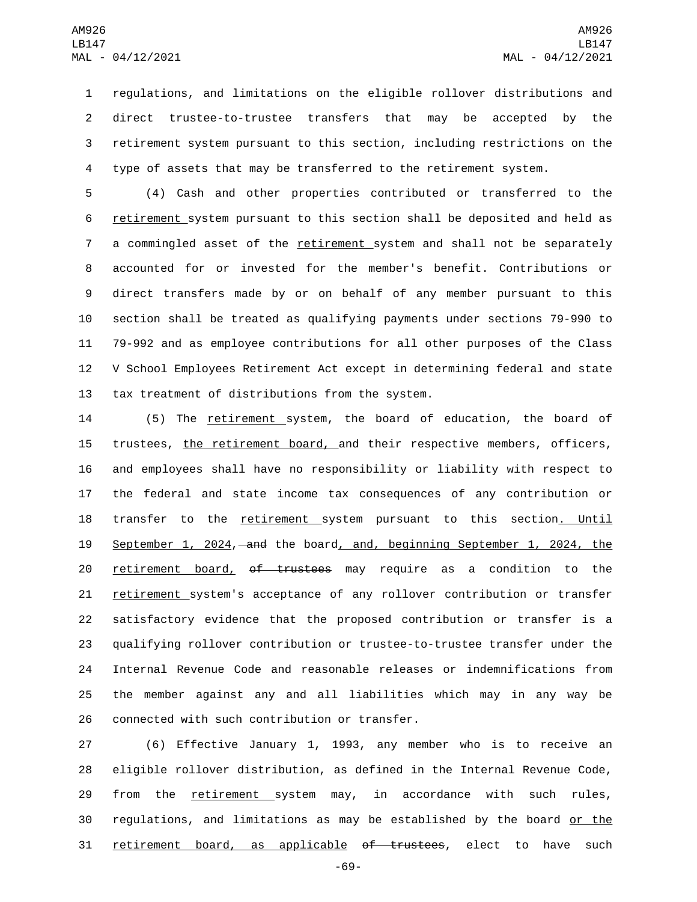regulations, and limitations on the eligible rollover distributions and direct trustee-to-trustee transfers that may be accepted by the retirement system pursuant to this section, including restrictions on the type of assets that may be transferred to the retirement system.

(4) Cash and other properties contributed or transferred to the retirement system pursuant to this section shall be deposited and held as a commingled asset of the retirement system and shall not be separately accounted for or invested for the member's benefit. Contributions or direct transfers made by or on behalf of any member pursuant to this section shall be treated as qualifying payments under sections 79-990 to 79-992 and as employee contributions for all other purposes of the Class V School Employees Retirement Act except in determining federal and state tax treatment of distributions from the system.

(5) The retirement system, the board of education, the board of trustees, the retirement board, and their respective members, officers, and employees shall have no responsibility or liability with respect to the federal and state income tax consequences of any contribution or transfer to the retirement system pursuant to this section. Until September 1, 2024, ~~and~~ the board, and, beginning September 1, 2024, the retirement board, ~~of trustees~~ may require as a condition to the retirement system's acceptance of any rollover contribution or transfer satisfactory evidence that the proposed contribution or transfer is a qualifying rollover contribution or trustee-to-trustee transfer under the Internal Revenue Code and reasonable releases or indemnifications from the member against any and all liabilities which may in any way be connected with such contribution or transfer.

(6) Effective January 1, 1993, any member who is to receive an eligible rollover distribution, as defined in the Internal Revenue Code, from the retirement system may, in accordance with such rules, regulations, and limitations as may be established by the board or the retirement board, as applicable ~~of trustees~~, elect to have such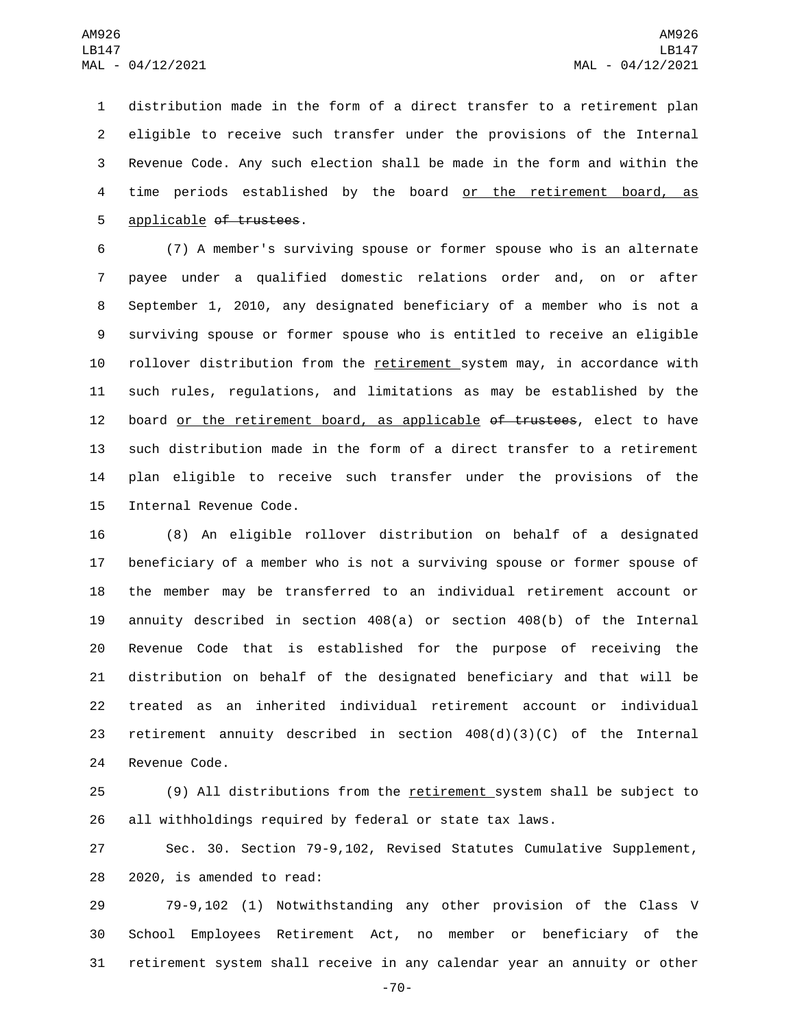distribution made in the form of a direct transfer to a retirement plan eligible to receive such transfer under the provisions of the Internal Revenue Code. Any such election shall be made in the form and within the time periods established by the board or the retirement board, as applicable ~~of trustees~~.

(7) A member's surviving spouse or former spouse who is an alternate payee under a qualified domestic relations order and, on or after September 1, 2010, any designated beneficiary of a member who is not a surviving spouse or former spouse who is entitled to receive an eligible rollover distribution from the retirement system may, in accordance with such rules, regulations, and limitations as may be established by the board or the retirement board, as applicable ~~of trustees~~, elect to have such distribution made in the form of a direct transfer to a retirement plan eligible to receive such transfer under the provisions of the Internal Revenue Code.

(8) An eligible rollover distribution on behalf of a designated beneficiary of a member who is not a surviving spouse or former spouse of the member may be transferred to an individual retirement account or annuity described in section 408(a) or section 408(b) of the Internal Revenue Code that is established for the purpose of receiving the distribution on behalf of the designated beneficiary and that will be treated as an inherited individual retirement account or individual retirement annuity described in section 408(d)(3)(C) of the Internal Revenue Code.

(9) All distributions from the retirement system shall be subject to all withholdings required by federal or state tax laws.

Sec. 30. Section 79-9,102, Revised Statutes Cumulative Supplement, 2020, is amended to read:

79-9,102 (1) Notwithstanding any other provision of the Class V School Employees Retirement Act, no member or beneficiary of the retirement system shall receive in any calendar year an annuity or other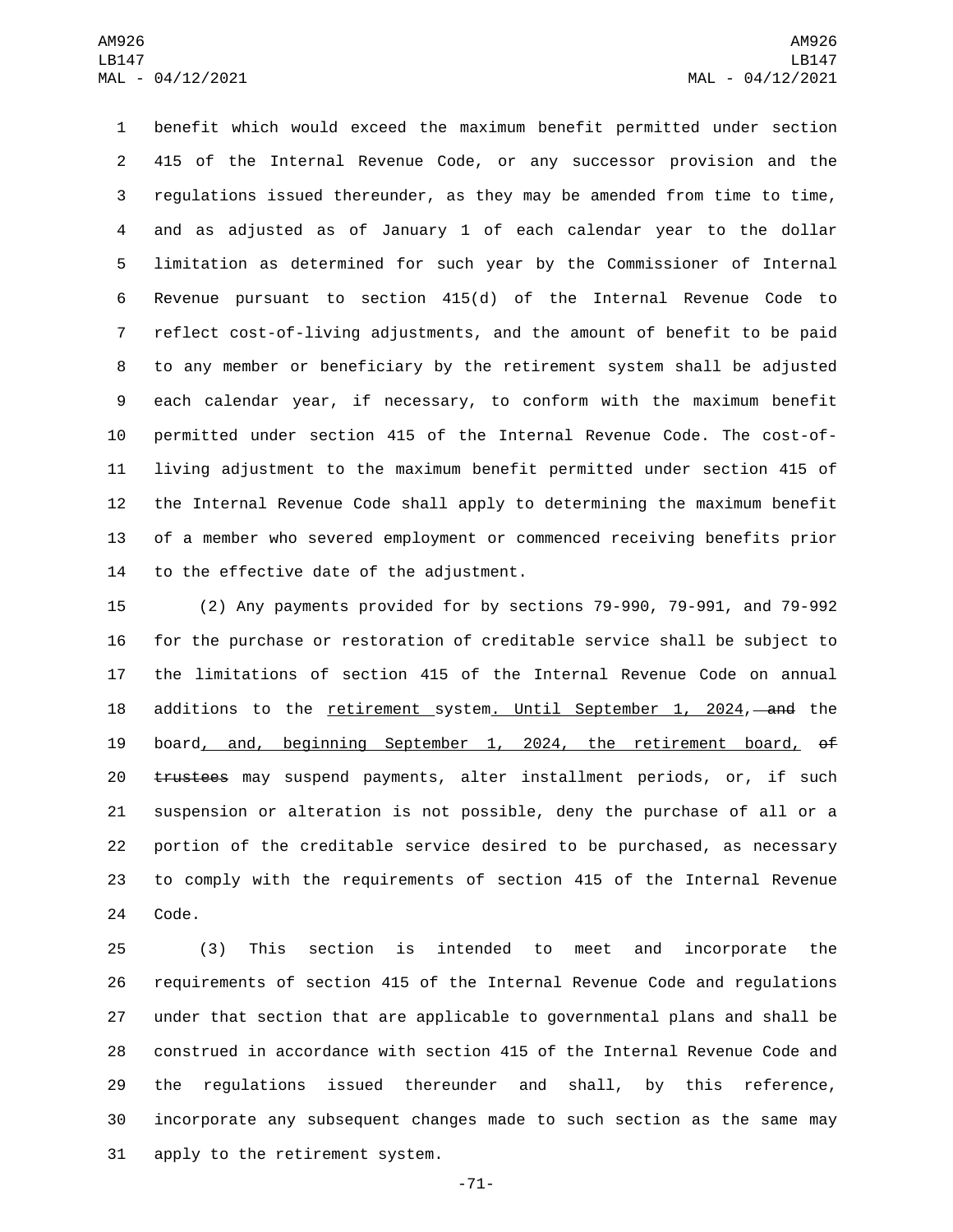benefit which would exceed the maximum benefit permitted under section 415 of the Internal Revenue Code, or any successor provision and the regulations issued thereunder, as they may be amended from time to time, and as adjusted as of January 1 of each calendar year to the dollar limitation as determined for such year by the Commissioner of Internal Revenue pursuant to section 415(d) of the Internal Revenue Code to reflect cost-of-living adjustments, and the amount of benefit to be paid to any member or beneficiary by the retirement system shall be adjusted each calendar year, if necessary, to conform with the maximum benefit permitted under section 415 of the Internal Revenue Code. The cost-of-living adjustment to the maximum benefit permitted under section 415 of the Internal Revenue Code shall apply to determining the maximum benefit of a member who severed employment or commenced receiving benefits prior to the effective date of the adjustment.

(2) Any payments provided for by sections 79-990, 79-991, and 79-992 for the purchase or restoration of creditable service shall be subject to the limitations of section 415 of the Internal Revenue Code on annual additions to the retirement system. Until September 1, 2024, ~~and~~ the board, and, beginning September 1, 2024, the retirement board, ~~of trustees~~ may suspend payments, alter installment periods, or, if such suspension or alteration is not possible, deny the purchase of all or a portion of the creditable service desired to be purchased, as necessary to comply with the requirements of section 415 of the Internal Revenue Code.

(3) This section is intended to meet and incorporate the requirements of section 415 of the Internal Revenue Code and regulations under that section that are applicable to governmental plans and shall be construed in accordance with section 415 of the Internal Revenue Code and the regulations issued thereunder and shall, by this reference, incorporate any subsequent changes made to such section as the same may apply to the retirement system.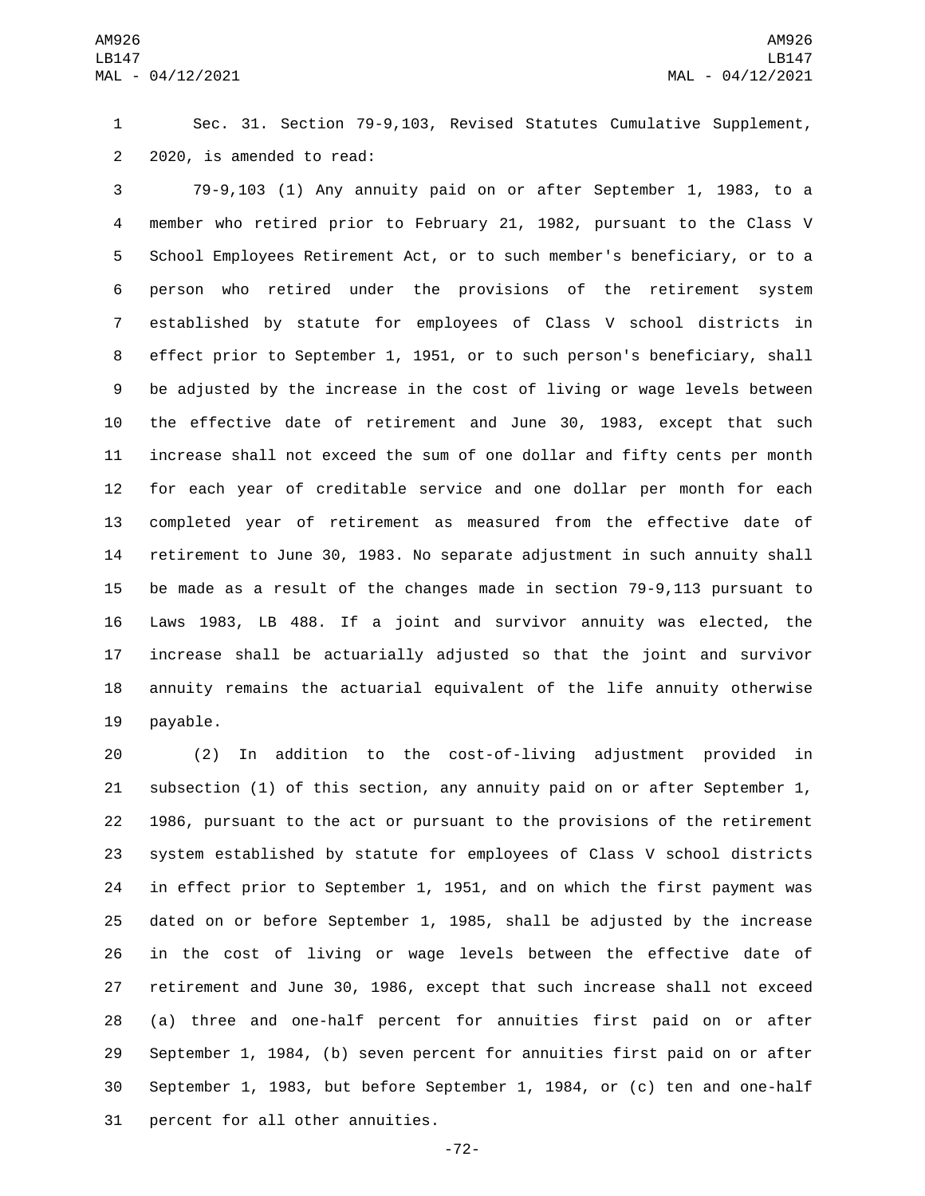Sec. 31. Section 79-9,103, Revised Statutes Cumulative Supplement, 2020, is amended to read:

79-9,103 (1) Any annuity paid on or after September 1, 1983, to a member who retired prior to February 21, 1982, pursuant to the Class V School Employees Retirement Act, or to such member's beneficiary, or to a person who retired under the provisions of the retirement system established by statute for employees of Class V school districts in effect prior to September 1, 1951, or to such person's beneficiary, shall be adjusted by the increase in the cost of living or wage levels between the effective date of retirement and June 30, 1983, except that such increase shall not exceed the sum of one dollar and fifty cents per month for each year of creditable service and one dollar per month for each completed year of retirement as measured from the effective date of retirement to June 30, 1983. No separate adjustment in such annuity shall be made as a result of the changes made in section 79-9,113 pursuant to Laws 1983, LB 488. If a joint and survivor annuity was elected, the increase shall be actuarially adjusted so that the joint and survivor annuity remains the actuarial equivalent of the life annuity otherwise payable.

(2) In addition to the cost-of-living adjustment provided in subsection (1) of this section, any annuity paid on or after September 1, 1986, pursuant to the act or pursuant to the provisions of the retirement system established by statute for employees of Class V school districts in effect prior to September 1, 1951, and on which the first payment was dated on or before September 1, 1985, shall be adjusted by the increase in the cost of living or wage levels between the effective date of retirement and June 30, 1986, except that such increase shall not exceed (a) three and one-half percent for annuities first paid on or after September 1, 1984, (b) seven percent for annuities first paid on or after September 1, 1983, but before September 1, 1984, or (c) ten and one-half percent for all other annuities.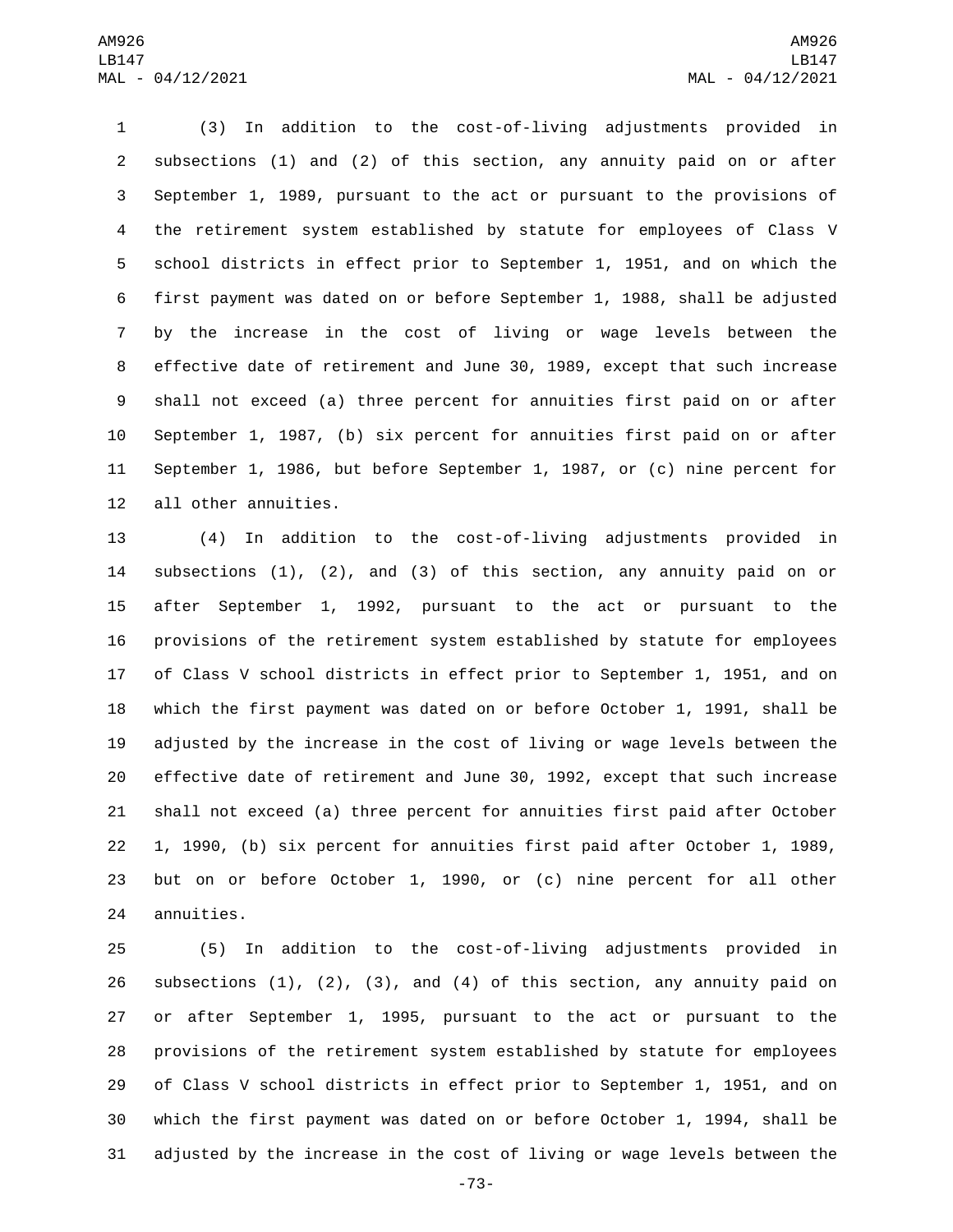(3) In addition to the cost-of-living adjustments provided in subsections (1) and (2) of this section, any annuity paid on or after September 1, 1989, pursuant to the act or pursuant to the provisions of the retirement system established by statute for employees of Class V school districts in effect prior to September 1, 1951, and on which the first payment was dated on or before September 1, 1988, shall be adjusted by the increase in the cost of living or wage levels between the effective date of retirement and June 30, 1989, except that such increase shall not exceed (a) three percent for annuities first paid on or after September 1, 1987, (b) six percent for annuities first paid on or after September 1, 1986, but before September 1, 1987, or (c) nine percent for all other annuities.

(4) In addition to the cost-of-living adjustments provided in subsections (1), (2), and (3) of this section, any annuity paid on or after September 1, 1992, pursuant to the act or pursuant to the provisions of the retirement system established by statute for employees of Class V school districts in effect prior to September 1, 1951, and on which the first payment was dated on or before October 1, 1991, shall be adjusted by the increase in the cost of living or wage levels between the effective date of retirement and June 30, 1992, except that such increase shall not exceed (a) three percent for annuities first paid after October 1, 1990, (b) six percent for annuities first paid after October 1, 1989, but on or before October 1, 1990, or (c) nine percent for all other annuities.

(5) In addition to the cost-of-living adjustments provided in subsections (1), (2), (3), and (4) of this section, any annuity paid on or after September 1, 1995, pursuant to the act or pursuant to the provisions of the retirement system established by statute for employees of Class V school districts in effect prior to September 1, 1951, and on which the first payment was dated on or before October 1, 1994, shall be adjusted by the increase in the cost of living or wage levels between the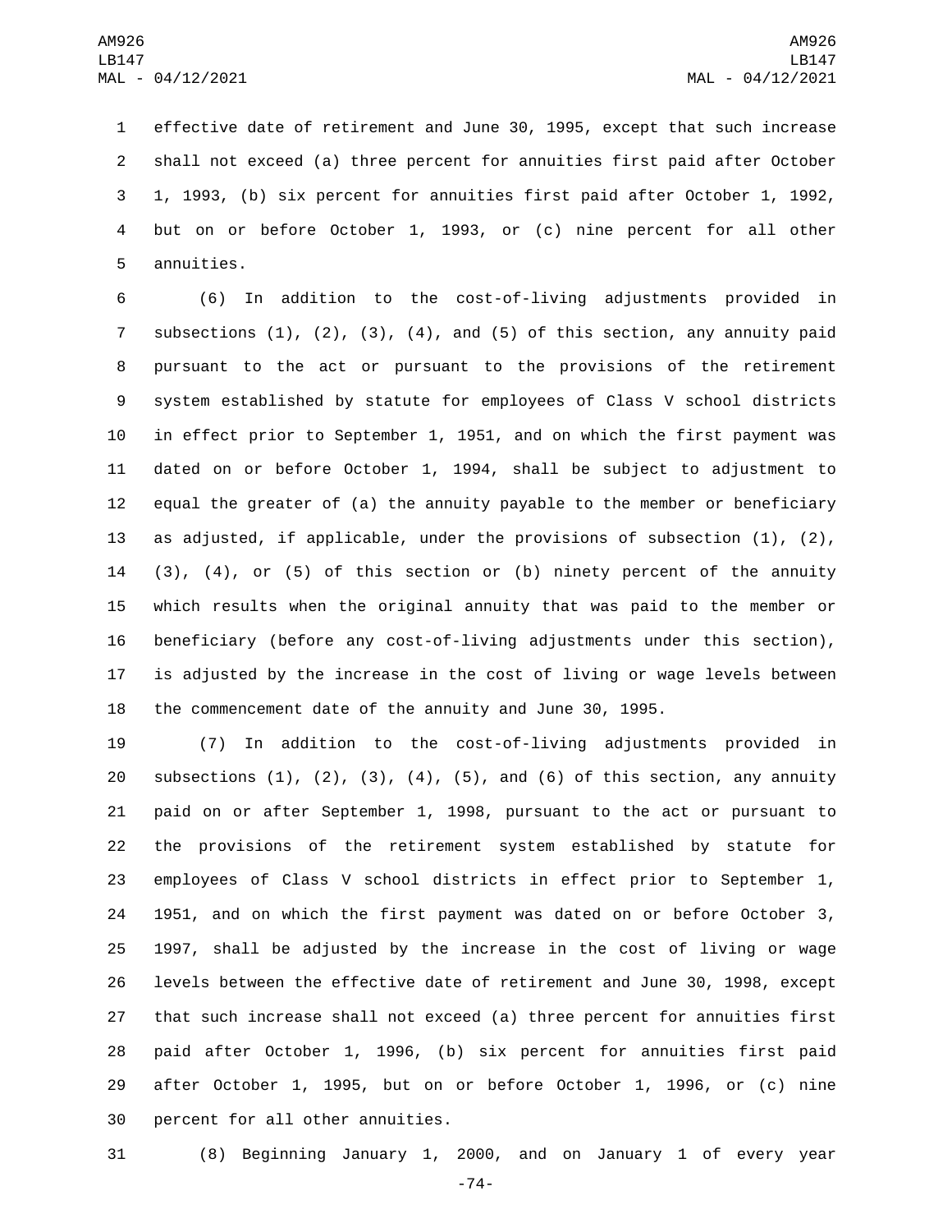effective date of retirement and June 30, 1995, except that such increase shall not exceed (a) three percent for annuities first paid after October 1, 1993, (b) six percent for annuities first paid after October 1, 1992, but on or before October 1, 1993, or (c) nine percent for all other annuities.

(6) In addition to the cost-of-living adjustments provided in subsections (1), (2), (3), (4), and (5) of this section, any annuity paid pursuant to the act or pursuant to the provisions of the retirement system established by statute for employees of Class V school districts in effect prior to September 1, 1951, and on which the first payment was dated on or before October 1, 1994, shall be subject to adjustment to equal the greater of (a) the annuity payable to the member or beneficiary as adjusted, if applicable, under the provisions of subsection (1), (2), (3), (4), or (5) of this section or (b) ninety percent of the annuity which results when the original annuity that was paid to the member or beneficiary (before any cost-of-living adjustments under this section), is adjusted by the increase in the cost of living or wage levels between the commencement date of the annuity and June 30, 1995.

(7) In addition to the cost-of-living adjustments provided in subsections (1), (2), (3), (4), (5), and (6) of this section, any annuity paid on or after September 1, 1998, pursuant to the act or pursuant to the provisions of the retirement system established by statute for employees of Class V school districts in effect prior to September 1, 1951, and on which the first payment was dated on or before October 3, 1997, shall be adjusted by the increase in the cost of living or wage levels between the effective date of retirement and June 30, 1998, except that such increase shall not exceed (a) three percent for annuities first paid after October 1, 1996, (b) six percent for annuities first paid after October 1, 1995, but on or before October 1, 1996, or (c) nine percent for all other annuities.

(8) Beginning January 1, 2000, and on January 1 of every year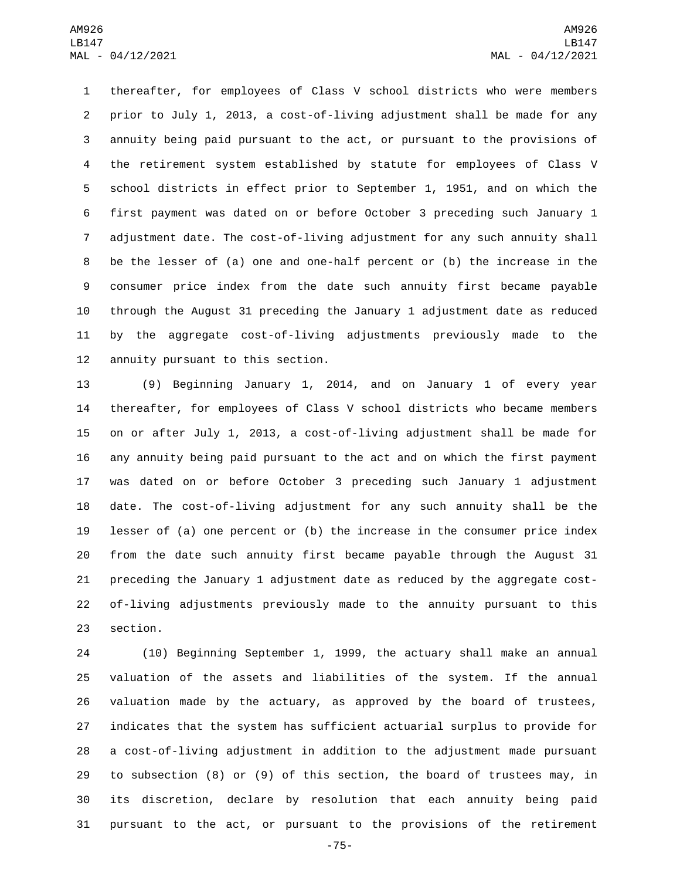thereafter, for employees of Class V school districts who were members prior to July 1, 2013, a cost-of-living adjustment shall be made for any annuity being paid pursuant to the act, or pursuant to the provisions of the retirement system established by statute for employees of Class V school districts in effect prior to September 1, 1951, and on which the first payment was dated on or before October 3 preceding such January 1 adjustment date. The cost-of-living adjustment for any such annuity shall be the lesser of (a) one and one-half percent or (b) the increase in the consumer price index from the date such annuity first became payable through the August 31 preceding the January 1 adjustment date as reduced by the aggregate cost-of-living adjustments previously made to the annuity pursuant to this section.

(9) Beginning January 1, 2014, and on January 1 of every year thereafter, for employees of Class V school districts who became members on or after July 1, 2013, a cost-of-living adjustment shall be made for any annuity being paid pursuant to the act and on which the first payment was dated on or before October 3 preceding such January 1 adjustment date. The cost-of-living adjustment for any such annuity shall be the lesser of (a) one percent or (b) the increase in the consumer price index from the date such annuity first became payable through the August 31 preceding the January 1 adjustment date as reduced by the aggregate cost-of-living adjustments previously made to the annuity pursuant to this section.

(10) Beginning September 1, 1999, the actuary shall make an annual valuation of the assets and liabilities of the system. If the annual valuation made by the actuary, as approved by the board of trustees, indicates that the system has sufficient actuarial surplus to provide for a cost-of-living adjustment in addition to the adjustment made pursuant to subsection (8) or (9) of this section, the board of trustees may, in its discretion, declare by resolution that each annuity being paid pursuant to the act, or pursuant to the provisions of the retirement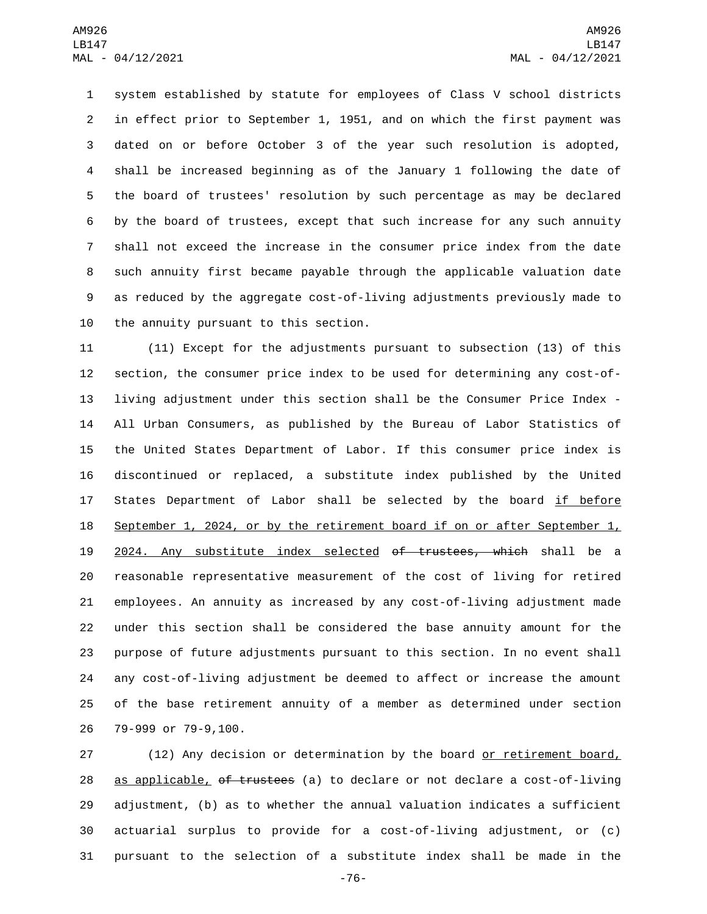system established by statute for employees of Class V school districts in effect prior to September 1, 1951, and on which the first payment was dated on or before October 3 of the year such resolution is adopted, shall be increased beginning as of the January 1 following the date of the board of trustees' resolution by such percentage as may be declared by the board of trustees, except that such increase for any such annuity shall not exceed the increase in the consumer price index from the date such annuity first became payable through the applicable valuation date as reduced by the aggregate cost-of-living adjustments previously made to the annuity pursuant to this section.

(11) Except for the adjustments pursuant to subsection (13) of this section, the consumer price index to be used for determining any cost-of-living adjustment under this section shall be the Consumer Price Index - All Urban Consumers, as published by the Bureau of Labor Statistics of the United States Department of Labor. If this consumer price index is discontinued or replaced, a substitute index published by the United States Department of Labor shall be selected by the board if before September 1, 2024, or by the retirement board if on or after September 1, 2024. Any substitute index selected ~~of trustees, which~~ shall be a reasonable representative measurement of the cost of living for retired employees. An annuity as increased by any cost-of-living adjustment made under this section shall be considered the base annuity amount for the purpose of future adjustments pursuant to this section. In no event shall any cost-of-living adjustment be deemed to affect or increase the amount of the base retirement annuity of a member as determined under section 79-999 or 79-9,100.

(12) Any decision or determination by the board or retirement board, as applicable, ~~of trustees~~ (a) to declare or not declare a cost-of-living adjustment, (b) as to whether the annual valuation indicates a sufficient actuarial surplus to provide for a cost-of-living adjustment, or (c) pursuant to the selection of a substitute index shall be made in the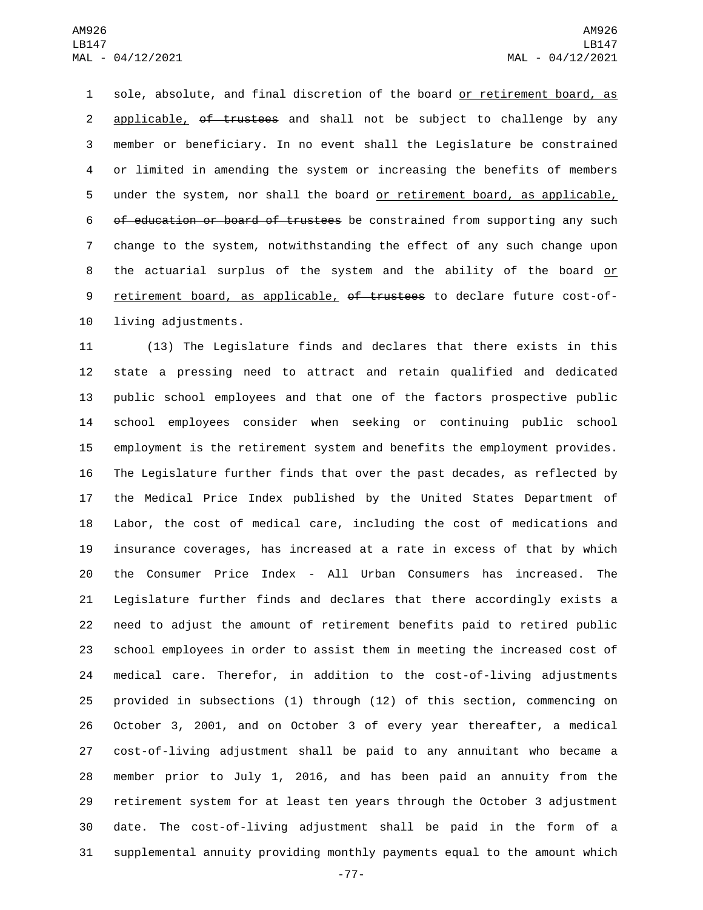sole, absolute, and final discretion of the board or retirement board, as applicable, ~~of trustees~~ and shall not be subject to challenge by any member or beneficiary. In no event shall the Legislature be constrained or limited in amending the system or increasing the benefits of members under the system, nor shall the board or retirement board, as applicable, ~~of education or board of trustees~~ be constrained from supporting any such change to the system, notwithstanding the effect of any such change upon the actuarial surplus of the system and the ability of the board or retirement board, as applicable, ~~of trustees~~ to declare future cost-of-living adjustments.

(13) The Legislature finds and declares that there exists in this state a pressing need to attract and retain qualified and dedicated public school employees and that one of the factors prospective public school employees consider when seeking or continuing public school employment is the retirement system and benefits the employment provides. The Legislature further finds that over the past decades, as reflected by the Medical Price Index published by the United States Department of Labor, the cost of medical care, including the cost of medications and insurance coverages, has increased at a rate in excess of that by which the Consumer Price Index - All Urban Consumers has increased. The Legislature further finds and declares that there accordingly exists a need to adjust the amount of retirement benefits paid to retired public school employees in order to assist them in meeting the increased cost of medical care. Therefor, in addition to the cost-of-living adjustments provided in subsections (1) through (12) of this section, commencing on October 3, 2001, and on October 3 of every year thereafter, a medical cost-of-living adjustment shall be paid to any annuitant who became a member prior to July 1, 2016, and has been paid an annuity from the retirement system for at least ten years through the October 3 adjustment date. The cost-of-living adjustment shall be paid in the form of a supplemental annuity providing monthly payments equal to the amount which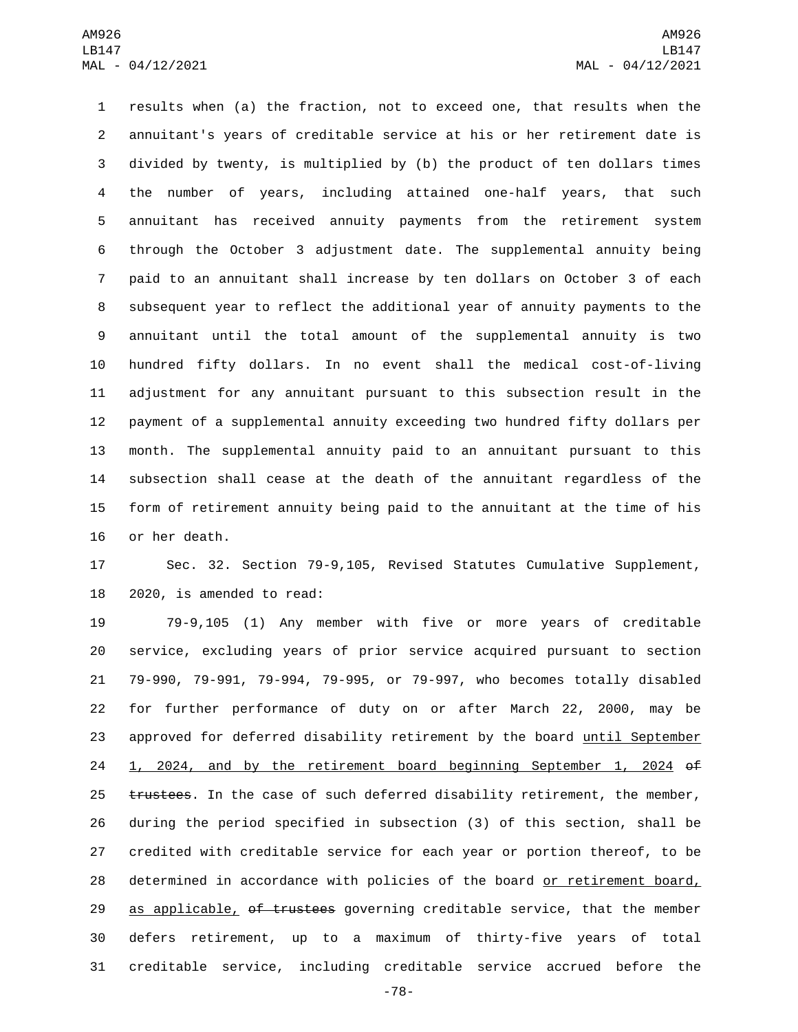results when (a) the fraction, not to exceed one, that results when the annuitant's years of creditable service at his or her retirement date is divided by twenty, is multiplied by (b) the product of ten dollars times the number of years, including attained one-half years, that such annuitant has received annuity payments from the retirement system through the October 3 adjustment date. The supplemental annuity being paid to an annuitant shall increase by ten dollars on October 3 of each subsequent year to reflect the additional year of annuity payments to the annuitant until the total amount of the supplemental annuity is two hundred fifty dollars. In no event shall the medical cost-of-living adjustment for any annuitant pursuant to this subsection result in the payment of a supplemental annuity exceeding two hundred fifty dollars per month. The supplemental annuity paid to an annuitant pursuant to this subsection shall cease at the death of the annuitant regardless of the form of retirement annuity being paid to the annuitant at the time of his or her death.

Sec. 32. Section 79-9,105, Revised Statutes Cumulative Supplement, 2020, is amended to read:

79-9,105 (1) Any member with five or more years of creditable service, excluding years of prior service acquired pursuant to section 79-990, 79-991, 79-994, 79-995, or 79-997, who becomes totally disabled for further performance of duty on or after March 22, 2000, may be approved for deferred disability retirement by the board until September 1, 2024, and by the retirement board beginning September 1, 2024 ~~of trustees~~. In the case of such deferred disability retirement, the member, during the period specified in subsection (3) of this section, shall be credited with creditable service for each year or portion thereof, to be determined in accordance with policies of the board or retirement board, as applicable, ~~of trustees~~ governing creditable service, that the member defers retirement, up to a maximum of thirty-five years of total creditable service, including creditable service accrued before the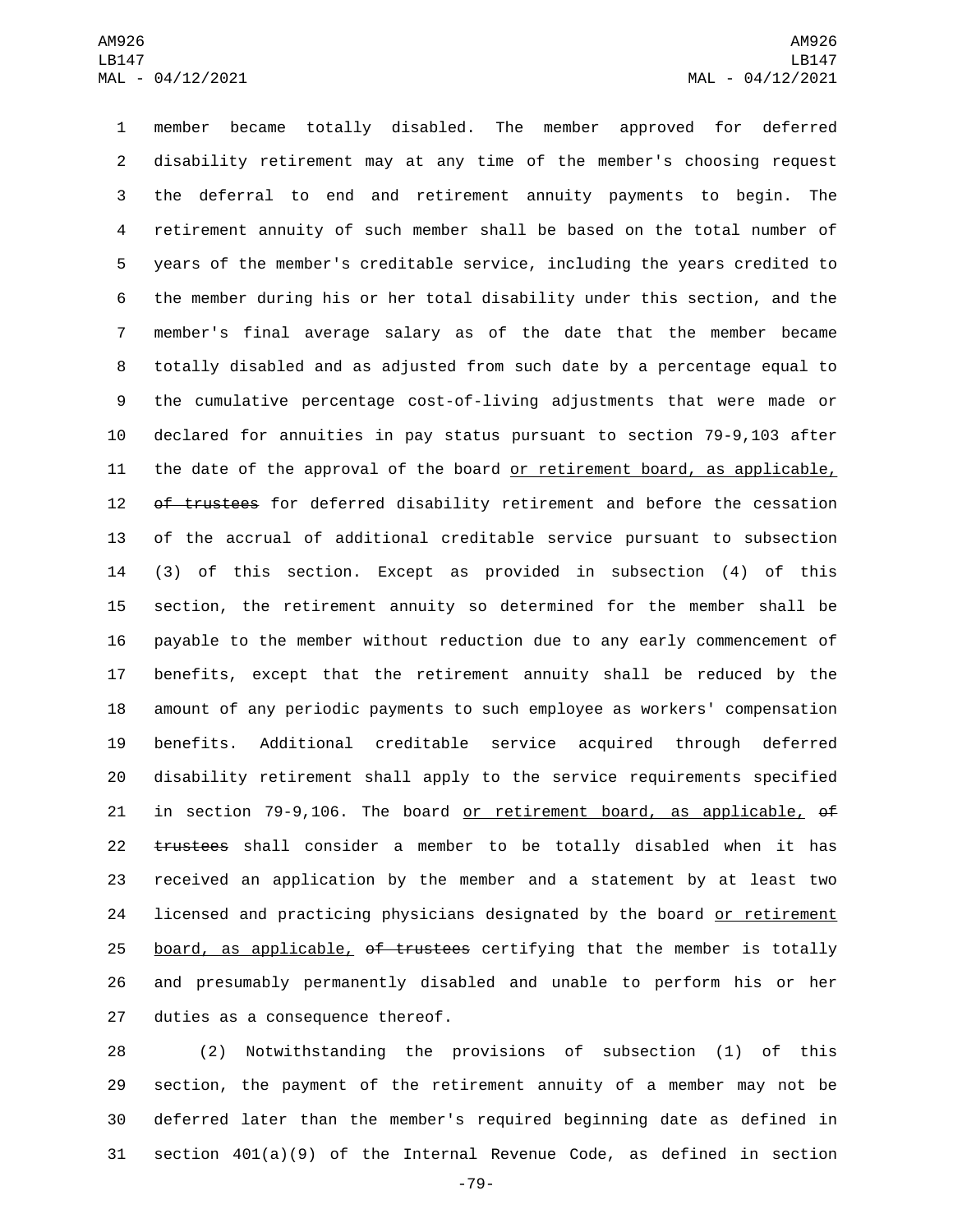member became totally disabled. The member approved for deferred disability retirement may at any time of the member's choosing request the deferral to end and retirement annuity payments to begin. The retirement annuity of such member shall be based on the total number of years of the member's creditable service, including the years credited to the member during his or her total disability under this section, and the member's final average salary as of the date that the member became totally disabled and as adjusted from such date by a percentage equal to the cumulative percentage cost-of-living adjustments that were made or declared for annuities in pay status pursuant to section 79-9,103 after the date of the approval of the board <u>or retirement board, as applicable,</u> ~~of trustees~~ for deferred disability retirement and before the cessation of the accrual of additional creditable service pursuant to subsection (3) of this section. Except as provided in subsection (4) of this section, the retirement annuity so determined for the member shall be payable to the member without reduction due to any early commencement of benefits, except that the retirement annuity shall be reduced by the amount of any periodic payments to such employee as workers' compensation benefits. Additional creditable service acquired through deferred disability retirement shall apply to the service requirements specified in section 79-9,106. The board <u>or retirement board, as applicable,</u> ~~of trustees~~ shall consider a member to be totally disabled when it has received an application by the member and a statement by at least two licensed and practicing physicians designated by the board <u>or retirement board, as applicable,</u> ~~of trustees~~ certifying that the member is totally and presumably permanently disabled and unable to perform his or her duties as a consequence thereof.

(2) Notwithstanding the provisions of subsection (1) of this section, the payment of the retirement annuity of a member may not be deferred later than the member's required beginning date as defined in section 401(a)(9) of the Internal Revenue Code, as defined in section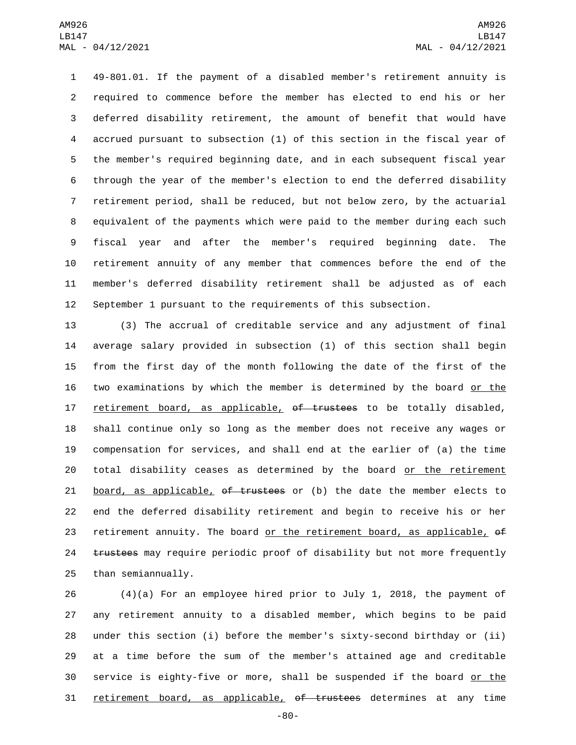49-801.01. If the payment of a disabled member's retirement annuity is required to commence before the member has elected to end his or her deferred disability retirement, the amount of benefit that would have accrued pursuant to subsection (1) of this section in the fiscal year of the member's required beginning date, and in each subsequent fiscal year through the year of the member's election to end the deferred disability retirement period, shall be reduced, but not below zero, by the actuarial equivalent of the payments which were paid to the member during each such fiscal year and after the member's required beginning date. The retirement annuity of any member that commences before the end of the member's deferred disability retirement shall be adjusted as of each September 1 pursuant to the requirements of this subsection.

(3) The accrual of creditable service and any adjustment of final average salary provided in subsection (1) of this section shall begin from the first day of the month following the date of the first of the two examinations by which the member is determined by the board or the retirement board, as applicable, ~~of trustees~~ to be totally disabled, shall continue only so long as the member does not receive any wages or compensation for services, and shall end at the earlier of (a) the time total disability ceases as determined by the board or the retirement board, as applicable, ~~of trustees~~ or (b) the date the member elects to end the deferred disability retirement and begin to receive his or her retirement annuity. The board or the retirement board, as applicable, ~~of trustees~~ may require periodic proof of disability but not more frequently than semiannually.

(4)(a) For an employee hired prior to July 1, 2018, the payment of any retirement annuity to a disabled member, which begins to be paid under this section (i) before the member's sixty-second birthday or (ii) at a time before the sum of the member's attained age and creditable service is eighty-five or more, shall be suspended if the board or the retirement board, as applicable, ~~of trustees~~ determines at any time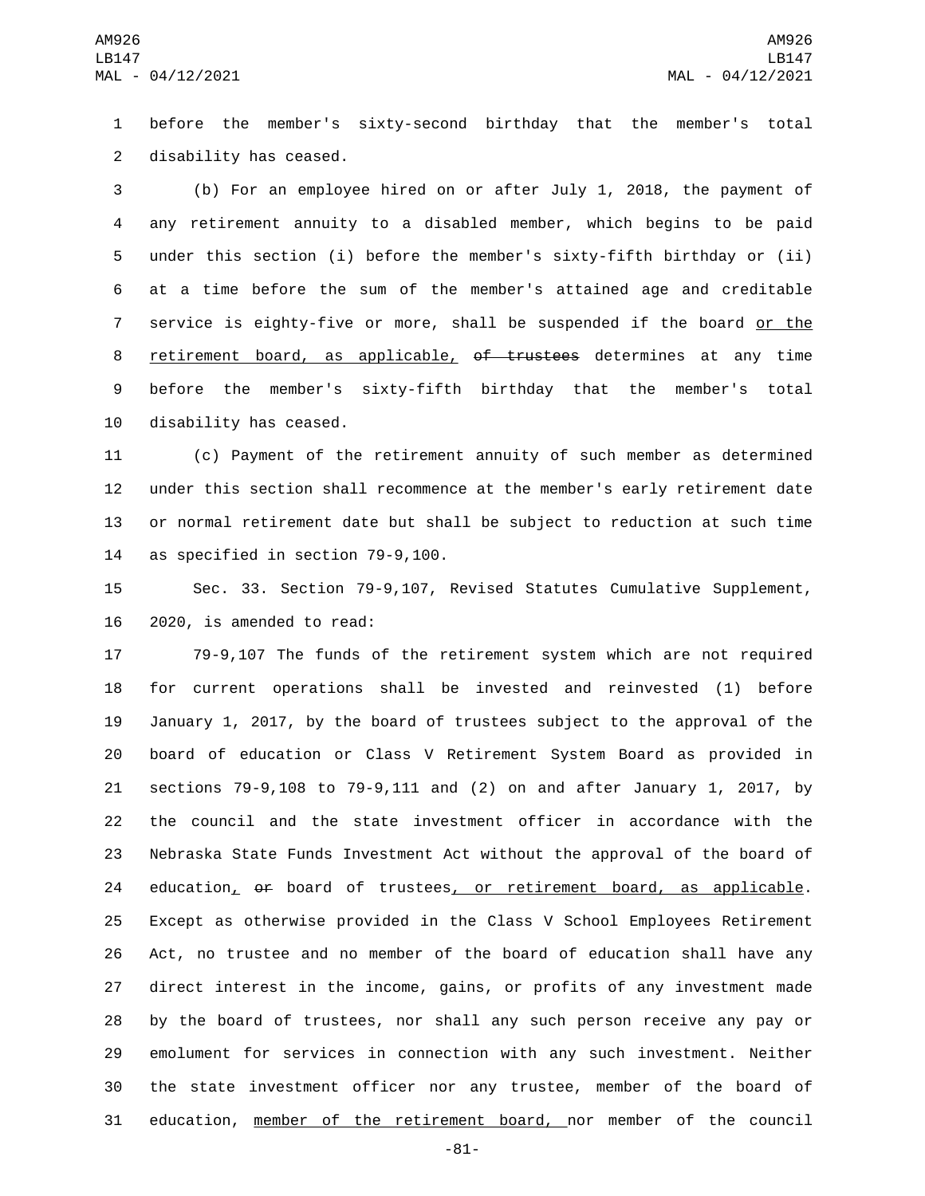before the member's sixty-second birthday that the member's total disability has ceased.

(b) For an employee hired on or after July 1, 2018, the payment of any retirement annuity to a disabled member, which begins to be paid under this section (i) before the member's sixty-fifth birthday or (ii) at a time before the sum of the member's attained age and creditable service is eighty-five or more, shall be suspended if the board or the retirement board, as applicable, ~~of trustees~~ determines at any time before the member's sixty-fifth birthday that the member's total disability has ceased.

(c) Payment of the retirement annuity of such member as determined under this section shall recommence at the member's early retirement date or normal retirement date but shall be subject to reduction at such time as specified in section 79-9,100.

Sec. 33. Section 79-9,107, Revised Statutes Cumulative Supplement, 2020, is amended to read:

79-9,107 The funds of the retirement system which are not required for current operations shall be invested and reinvested (1) before January 1, 2017, by the board of trustees subject to the approval of the board of education or Class V Retirement System Board as provided in sections 79-9,108 to 79-9,111 and (2) on and after January 1, 2017, by the council and the state investment officer in accordance with the Nebraska State Funds Investment Act without the approval of the board of education, ~~or~~ board of trustees, or retirement board, as applicable. Except as otherwise provided in the Class V School Employees Retirement Act, no trustee and no member of the board of education shall have any direct interest in the income, gains, or profits of any investment made by the board of trustees, nor shall any such person receive any pay or emolument for services in connection with any such investment. Neither the state investment officer nor any trustee, member of the board of education, member of the retirement board, nor member of the council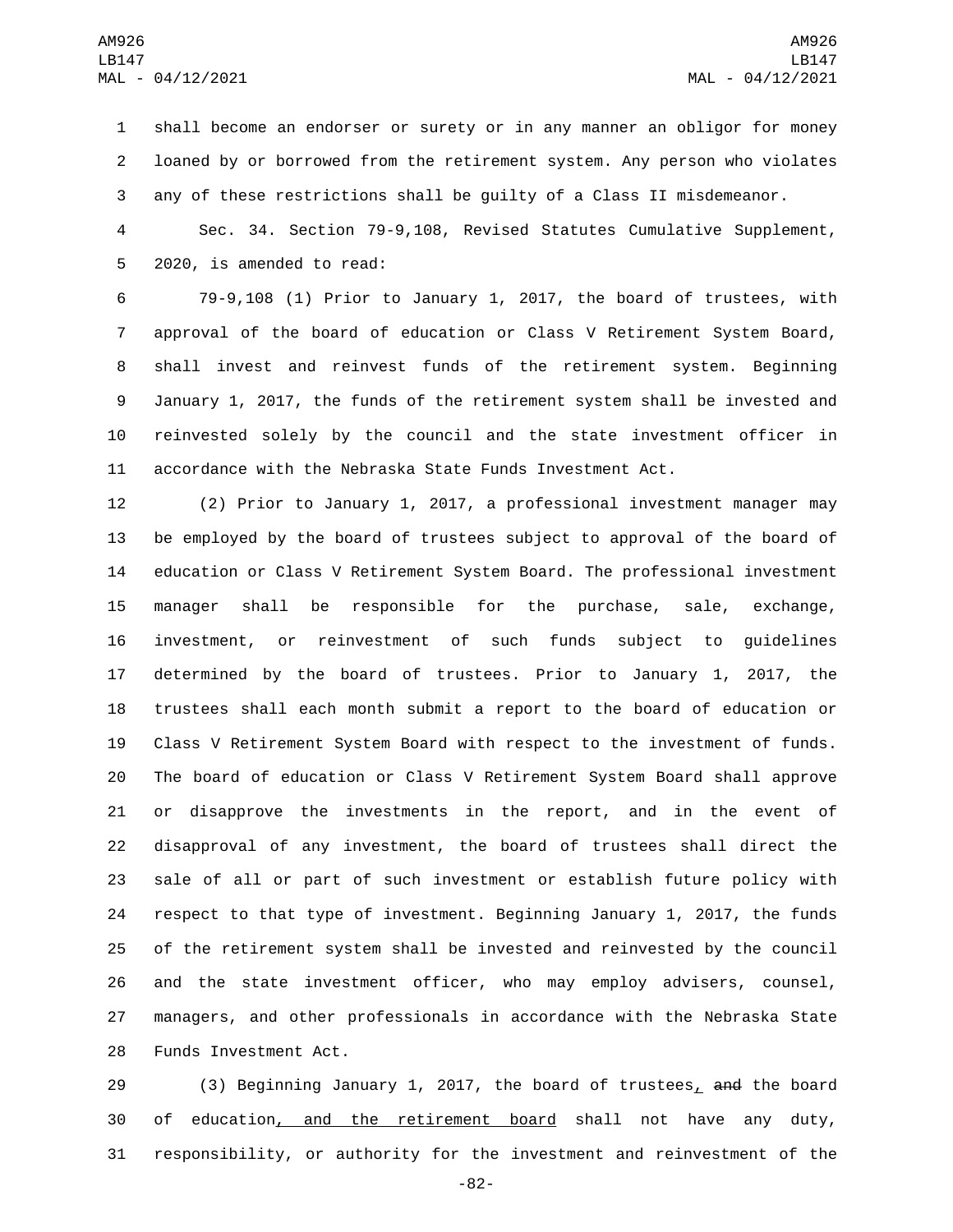shall become an endorser or surety or in any manner an obligor for money loaned by or borrowed from the retirement system. Any person who violates any of these restrictions shall be guilty of a Class II misdemeanor.

Sec. 34. Section 79-9,108, Revised Statutes Cumulative Supplement, 2020, is amended to read:

79-9,108 (1) Prior to January 1, 2017, the board of trustees, with approval of the board of education or Class V Retirement System Board, shall invest and reinvest funds of the retirement system. Beginning January 1, 2017, the funds of the retirement system shall be invested and reinvested solely by the council and the state investment officer in accordance with the Nebraska State Funds Investment Act.

(2) Prior to January 1, 2017, a professional investment manager may be employed by the board of trustees subject to approval of the board of education or Class V Retirement System Board. The professional investment manager shall be responsible for the purchase, sale, exchange, investment, or reinvestment of such funds subject to guidelines determined by the board of trustees. Prior to January 1, 2017, the trustees shall each month submit a report to the board of education or Class V Retirement System Board with respect to the investment of funds. The board of education or Class V Retirement System Board shall approve or disapprove the investments in the report, and in the event of disapproval of any investment, the board of trustees shall direct the sale of all or part of such investment or establish future policy with respect to that type of investment. Beginning January 1, 2017, the funds of the retirement system shall be invested and reinvested by the council and the state investment officer, who may employ advisers, counsel, managers, and other professionals in accordance with the Nebraska State Funds Investment Act.

(3) Beginning January 1, 2017, the board of trustees, ~~and~~ the board of education, and the retirement board shall not have any duty, responsibility, or authority for the investment and reinvestment of the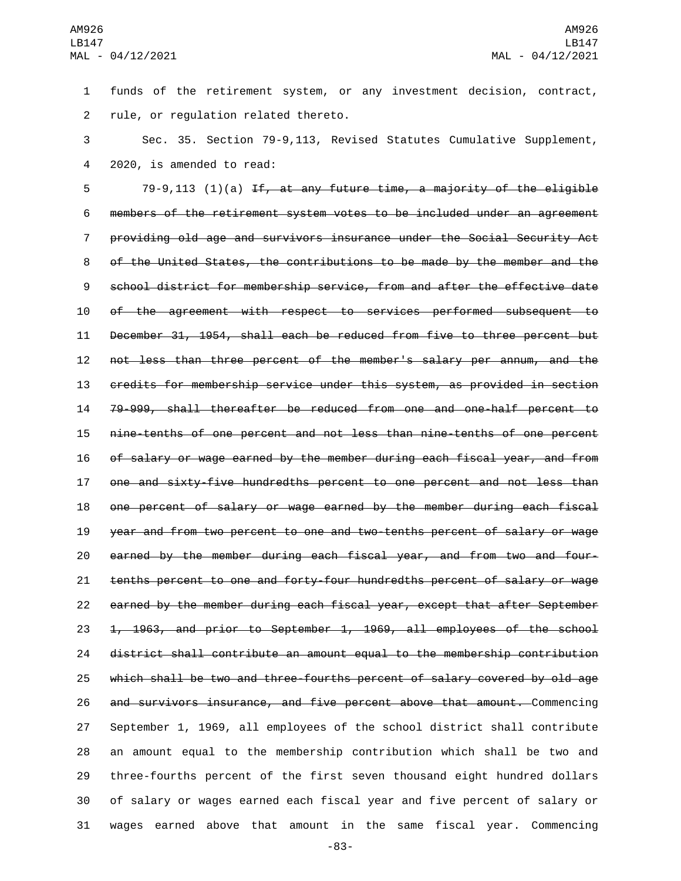funds of the retirement system, or any investment decision, contract, rule, or regulation related thereto.

Sec. 35. Section 79-9,113, Revised Statutes Cumulative Supplement, 2020, is amended to read:

79-9,113 (1)(a) ~~If, at any future time, a majority of the eligible members of the retirement system votes to be included under an agreement providing old age and survivors insurance under the Social Security Act of the United States, the contributions to be made by the member and the school district for membership service, from and after the effective date of the agreement with respect to services performed subsequent to December 31, 1954, shall each be reduced from five to three percent but not less than three percent of the member's salary per annum, and the credits for membership service under this system, as provided in section 79-999, shall thereafter be reduced from one and one-half percent to nine-tenths of one percent and not less than nine-tenths of one percent of salary or wage earned by the member during each fiscal year, and from one and sixty-five hundredths percent to one percent and not less than one percent of salary or wage earned by the member during each fiscal year and from two percent to one and two-tenths percent of salary or wage earned by the member during each fiscal year, and from two and four-tenths percent to one and forty-four hundredths percent of salary or wage earned by the member during each fiscal year, except that after September 1, 1963, and prior to September 1, 1969, all employees of the school district shall contribute an amount equal to the membership contribution which shall be two and three-fourths percent of salary covered by old age and survivors insurance, and five percent above that amount.~~ Commencing September 1, 1969, all employees of the school district shall contribute an amount equal to the membership contribution which shall be two and three-fourths percent of the first seven thousand eight hundred dollars of salary or wages earned each fiscal year and five percent of salary or wages earned above that amount in the same fiscal year. Commencing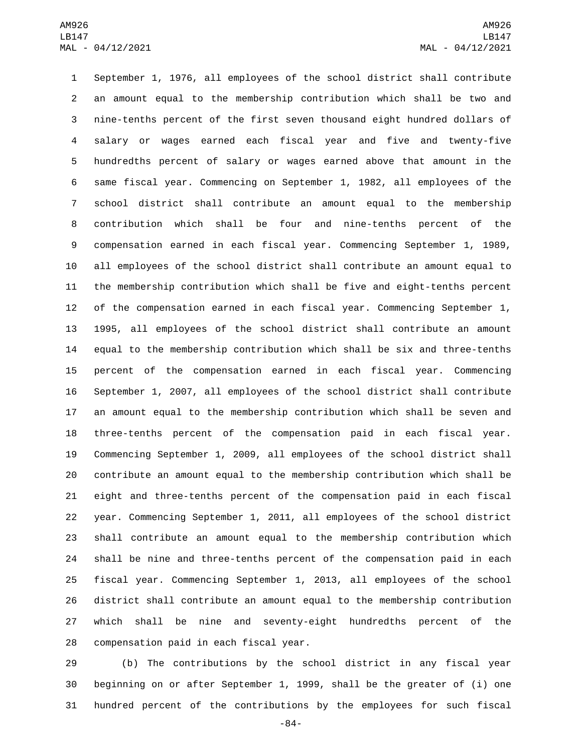September 1, 1976, all employees of the school district shall contribute an amount equal to the membership contribution which shall be two and nine-tenths percent of the first seven thousand eight hundred dollars of salary or wages earned each fiscal year and five and twenty-five hundredths percent of salary or wages earned above that amount in the same fiscal year. Commencing on September 1, 1982, all employees of the school district shall contribute an amount equal to the membership contribution which shall be four and nine-tenths percent of the compensation earned in each fiscal year. Commencing September 1, 1989, all employees of the school district shall contribute an amount equal to the membership contribution which shall be five and eight-tenths percent of the compensation earned in each fiscal year. Commencing September 1, 1995, all employees of the school district shall contribute an amount equal to the membership contribution which shall be six and three-tenths percent of the compensation earned in each fiscal year. Commencing September 1, 2007, all employees of the school district shall contribute an amount equal to the membership contribution which shall be seven and three-tenths percent of the compensation paid in each fiscal year. Commencing September 1, 2009, all employees of the school district shall contribute an amount equal to the membership contribution which shall be eight and three-tenths percent of the compensation paid in each fiscal year. Commencing September 1, 2011, all employees of the school district shall contribute an amount equal to the membership contribution which shall be nine and three-tenths percent of the compensation paid in each fiscal year. Commencing September 1, 2013, all employees of the school district shall contribute an amount equal to the membership contribution which shall be nine and seventy-eight hundredths percent of the compensation paid in each fiscal year.

(b) The contributions by the school district in any fiscal year beginning on or after September 1, 1999, shall be the greater of (i) one hundred percent of the contributions by the employees for such fiscal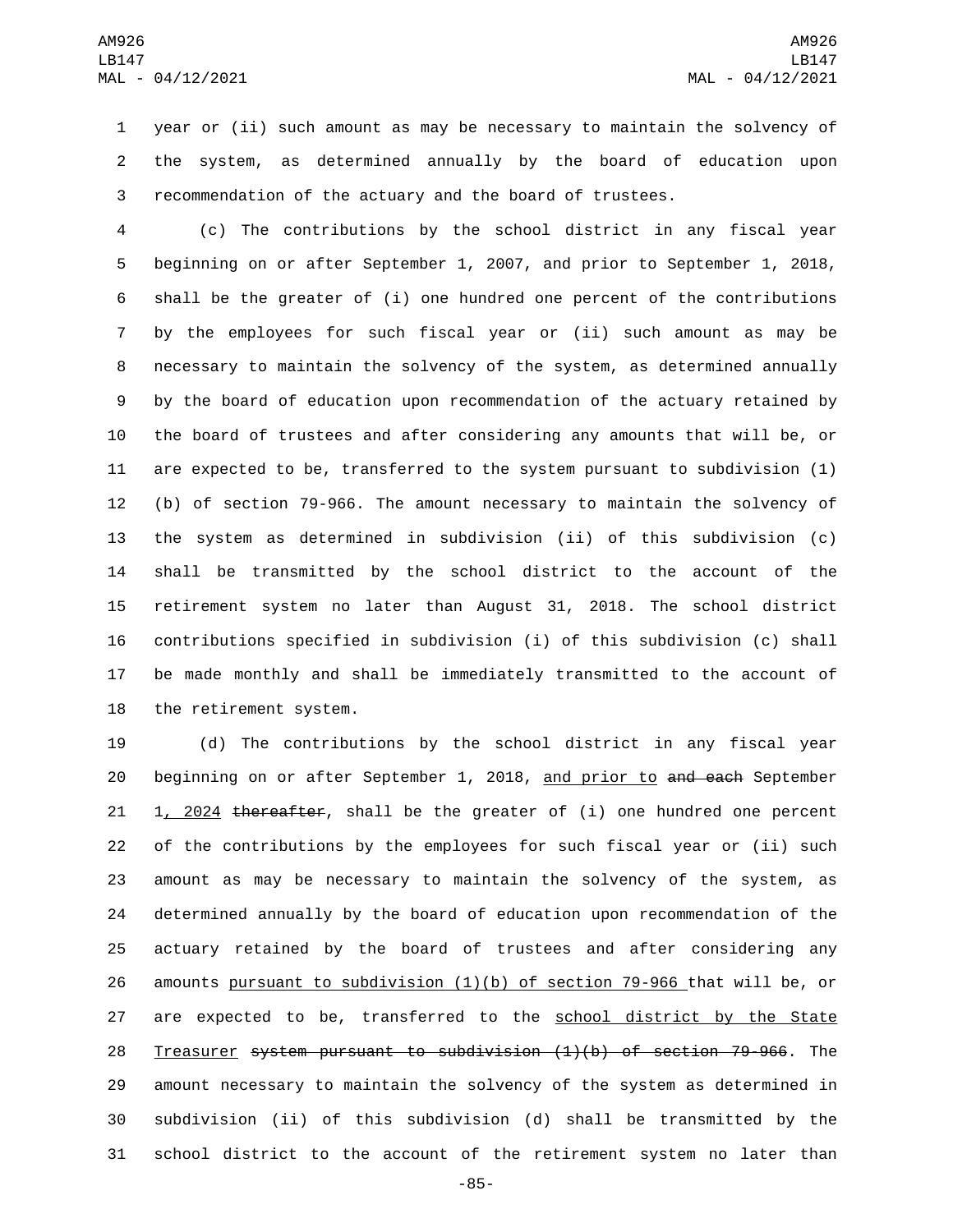year or (ii) such amount as may be necessary to maintain the solvency of the system, as determined annually by the board of education upon recommendation of the actuary and the board of trustees.

(c) The contributions by the school district in any fiscal year beginning on or after September 1, 2007, and prior to September 1, 2018, shall be the greater of (i) one hundred one percent of the contributions by the employees for such fiscal year or (ii) such amount as may be necessary to maintain the solvency of the system, as determined annually by the board of education upon recommendation of the actuary retained by the board of trustees and after considering any amounts that will be, or are expected to be, transferred to the system pursuant to subdivision (1)(b) of section 79-966. The amount necessary to maintain the solvency of the system as determined in subdivision (ii) of this subdivision (c) shall be transmitted by the school district to the account of the retirement system no later than August 31, 2018. The school district contributions specified in subdivision (i) of this subdivision (c) shall be made monthly and shall be immediately transmitted to the account of the retirement system.

(d) The contributions by the school district in any fiscal year beginning on or after September 1, 2018, <u>and prior to</u> ~~and each~~ September 1<u>, 2024</u> ~~thereafter~~, shall be the greater of (i) one hundred one percent of the contributions by the employees for such fiscal year or (ii) such amount as may be necessary to maintain the solvency of the system, as determined annually by the board of education upon recommendation of the actuary retained by the board of trustees and after considering any amounts <u>pursuant to subdivision (1)(b) of section 79-966</u> that will be, or are expected to be, transferred to the <u>school district by the State Treasurer</u> ~~system pursuant to subdivision (1)(b) of section 79-966~~. The amount necessary to maintain the solvency of the system as determined in subdivision (ii) of this subdivision (d) shall be transmitted by the school district to the account of the retirement system no later than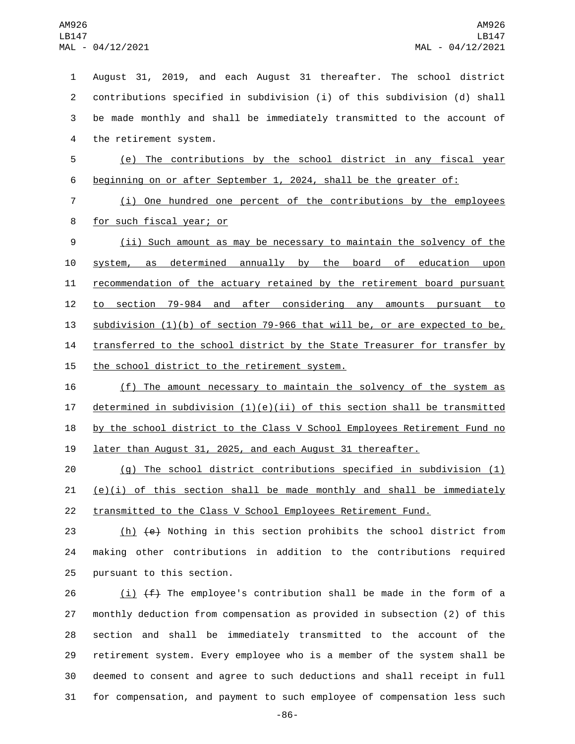August 31, 2019, and each August 31 thereafter. The school district contributions specified in subdivision (i) of this subdivision (d) shall be made monthly and shall be immediately transmitted to the account of the retirement system.

(e) The contributions by the school district in any fiscal year beginning on or after September 1, 2024, shall be the greater of:

(i) One hundred one percent of the contributions by the employees for such fiscal year; or

(ii) Such amount as may be necessary to maintain the solvency of the system, as determined annually by the board of education upon recommendation of the actuary retained by the retirement board pursuant to section 79-984 and after considering any amounts pursuant to subdivision (1)(b) of section 79-966 that will be, or are expected to be, transferred to the school district by the State Treasurer for transfer by the school district to the retirement system.

(f) The amount necessary to maintain the solvency of the system as determined in subdivision (1)(e)(ii) of this section shall be transmitted by the school district to the Class V School Employees Retirement Fund no later than August 31, 2025, and each August 31 thereafter.

(g) The school district contributions specified in subdivision (1)(e)(i) of this section shall be made monthly and shall be immediately transmitted to the Class V School Employees Retirement Fund.

(h) ~~(e)~~ Nothing in this section prohibits the school district from making other contributions in addition to the contributions required pursuant to this section.

(i) ~~(f)~~ The employee's contribution shall be made in the form of a monthly deduction from compensation as provided in subsection (2) of this section and shall be immediately transmitted to the account of the retirement system. Every employee who is a member of the system shall be deemed to consent and agree to such deductions and shall receipt in full for compensation, and payment to such employee of compensation less such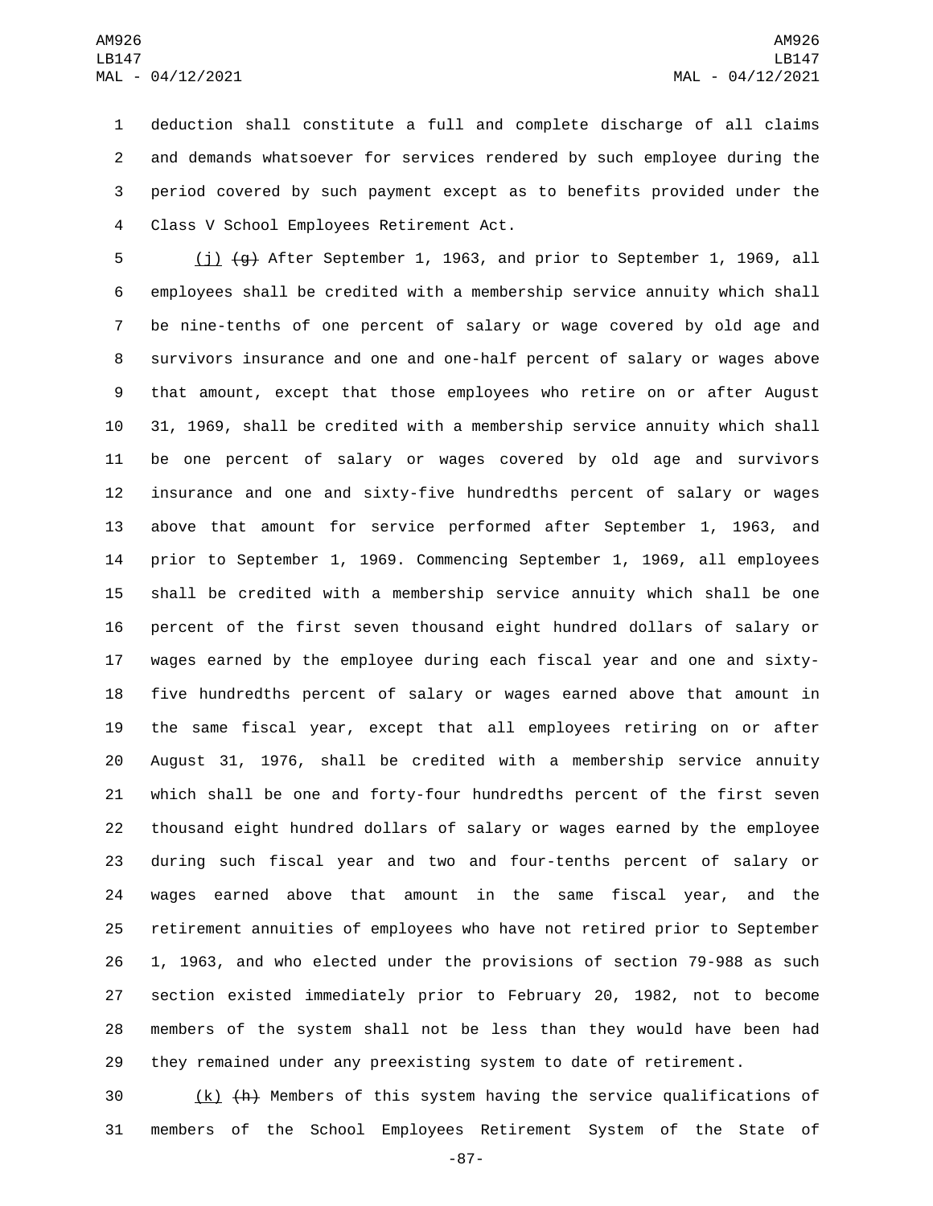deduction shall constitute a full and complete discharge of all claims and demands whatsoever for services rendered by such employee during the period covered by such payment except as to benefits provided under the Class V School Employees Retirement Act.

(j) ~~(g)~~ After September 1, 1963, and prior to September 1, 1969, all employees shall be credited with a membership service annuity which shall be nine-tenths of one percent of salary or wage covered by old age and survivors insurance and one and one-half percent of salary or wages above that amount, except that those employees who retire on or after August 31, 1969, shall be credited with a membership service annuity which shall be one percent of salary or wages covered by old age and survivors insurance and one and sixty-five hundredths percent of salary or wages above that amount for service performed after September 1, 1963, and prior to September 1, 1969. Commencing September 1, 1969, all employees shall be credited with a membership service annuity which shall be one percent of the first seven thousand eight hundred dollars of salary or wages earned by the employee during each fiscal year and one and sixty-five hundredths percent of salary or wages earned above that amount in the same fiscal year, except that all employees retiring on or after August 31, 1976, shall be credited with a membership service annuity which shall be one and forty-four hundredths percent of the first seven thousand eight hundred dollars of salary or wages earned by the employee during such fiscal year and two and four-tenths percent of salary or wages earned above that amount in the same fiscal year, and the retirement annuities of employees who have not retired prior to September 1, 1963, and who elected under the provisions of section 79-988 as such section existed immediately prior to February 20, 1982, not to become members of the system shall not be less than they would have been had they remained under any preexisting system to date of retirement.

(k) ~~(h)~~ Members of this system having the service qualifications of members of the School Employees Retirement System of the State of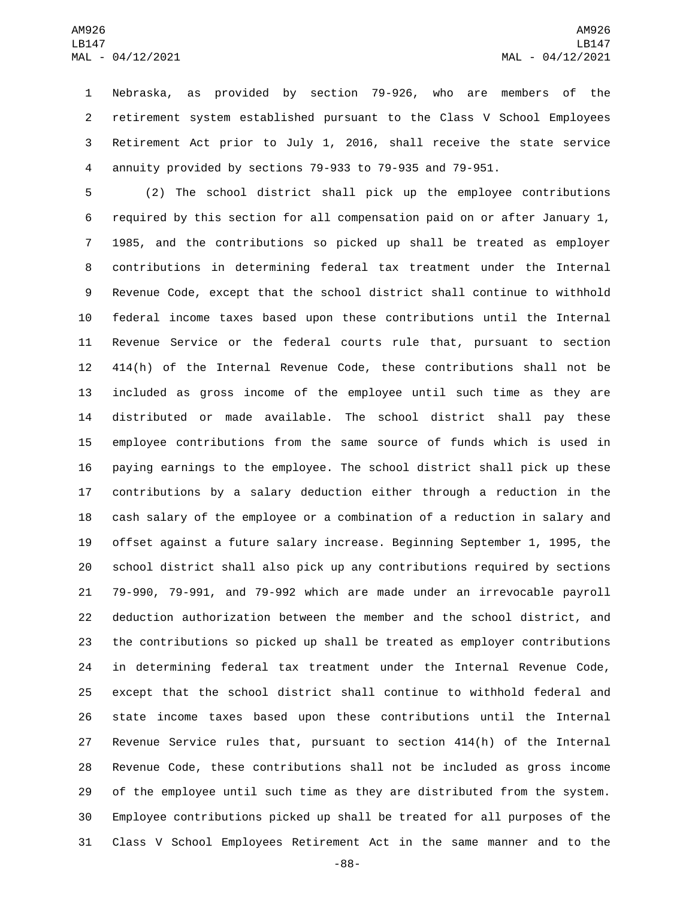Nebraska, as provided by section 79-926, who are members of the retirement system established pursuant to the Class V School Employees Retirement Act prior to July 1, 2016, shall receive the state service annuity provided by sections 79-933 to 79-935 and 79-951.

(2) The school district shall pick up the employee contributions required by this section for all compensation paid on or after January 1, 1985, and the contributions so picked up shall be treated as employer contributions in determining federal tax treatment under the Internal Revenue Code, except that the school district shall continue to withhold federal income taxes based upon these contributions until the Internal Revenue Service or the federal courts rule that, pursuant to section 414(h) of the Internal Revenue Code, these contributions shall not be included as gross income of the employee until such time as they are distributed or made available. The school district shall pay these employee contributions from the same source of funds which is used in paying earnings to the employee. The school district shall pick up these contributions by a salary deduction either through a reduction in the cash salary of the employee or a combination of a reduction in salary and offset against a future salary increase. Beginning September 1, 1995, the school district shall also pick up any contributions required by sections 79-990, 79-991, and 79-992 which are made under an irrevocable payroll deduction authorization between the member and the school district, and the contributions so picked up shall be treated as employer contributions in determining federal tax treatment under the Internal Revenue Code, except that the school district shall continue to withhold federal and state income taxes based upon these contributions until the Internal Revenue Service rules that, pursuant to section 414(h) of the Internal Revenue Code, these contributions shall not be included as gross income of the employee until such time as they are distributed from the system. Employee contributions picked up shall be treated for all purposes of the Class V School Employees Retirement Act in the same manner and to the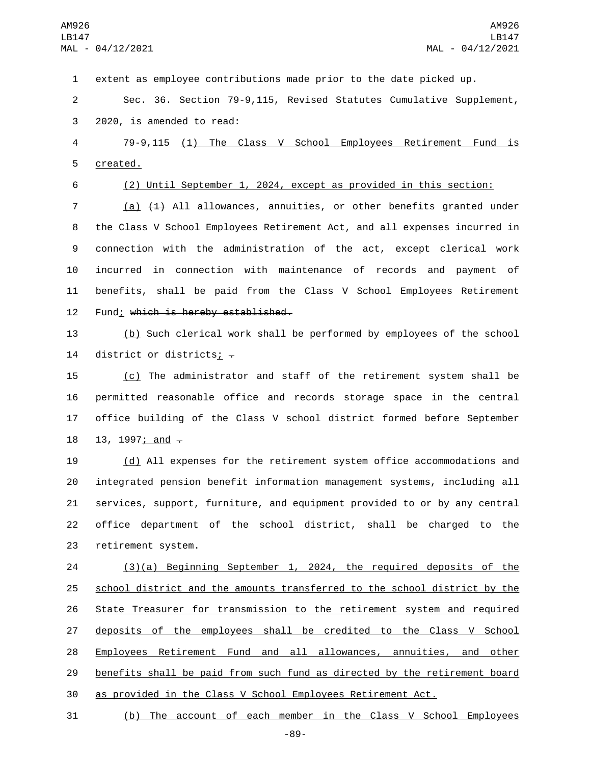extent as employee contributions made prior to the date picked up.

Sec. 36. Section 79-9,115, Revised Statutes Cumulative Supplement, 2020, is amended to read:

79-9,115 (1) The Class V School Employees Retirement Fund is created.

(2) Until September 1, 2024, except as provided in this section:

(a) ~~(1)~~ All allowances, annuities, or other benefits granted under the Class V School Employees Retirement Act, and all expenses incurred in connection with the administration of the act, except clerical work incurred in connection with maintenance of records and payment of benefits, shall be paid from the Class V School Employees Retirement Fund; ~~which is hereby established.~~

(b) Such clerical work shall be performed by employees of the school district or districts; ~~.~~

(c) The administrator and staff of the retirement system shall be permitted reasonable office and records storage space in the central office building of the Class V school district formed before September 13, 1997; and ~~.~~

(d) All expenses for the retirement system office accommodations and integrated pension benefit information management systems, including all services, support, furniture, and equipment provided to or by any central office department of the school district, shall be charged to the retirement system.

(3)(a) Beginning September 1, 2024, the required deposits of the school district and the amounts transferred to the school district by the State Treasurer for transmission to the retirement system and required deposits of the employees shall be credited to the Class V School Employees Retirement Fund and all allowances, annuities, and other benefits shall be paid from such fund as directed by the retirement board as provided in the Class V School Employees Retirement Act.

(b) The account of each member in the Class V School Employees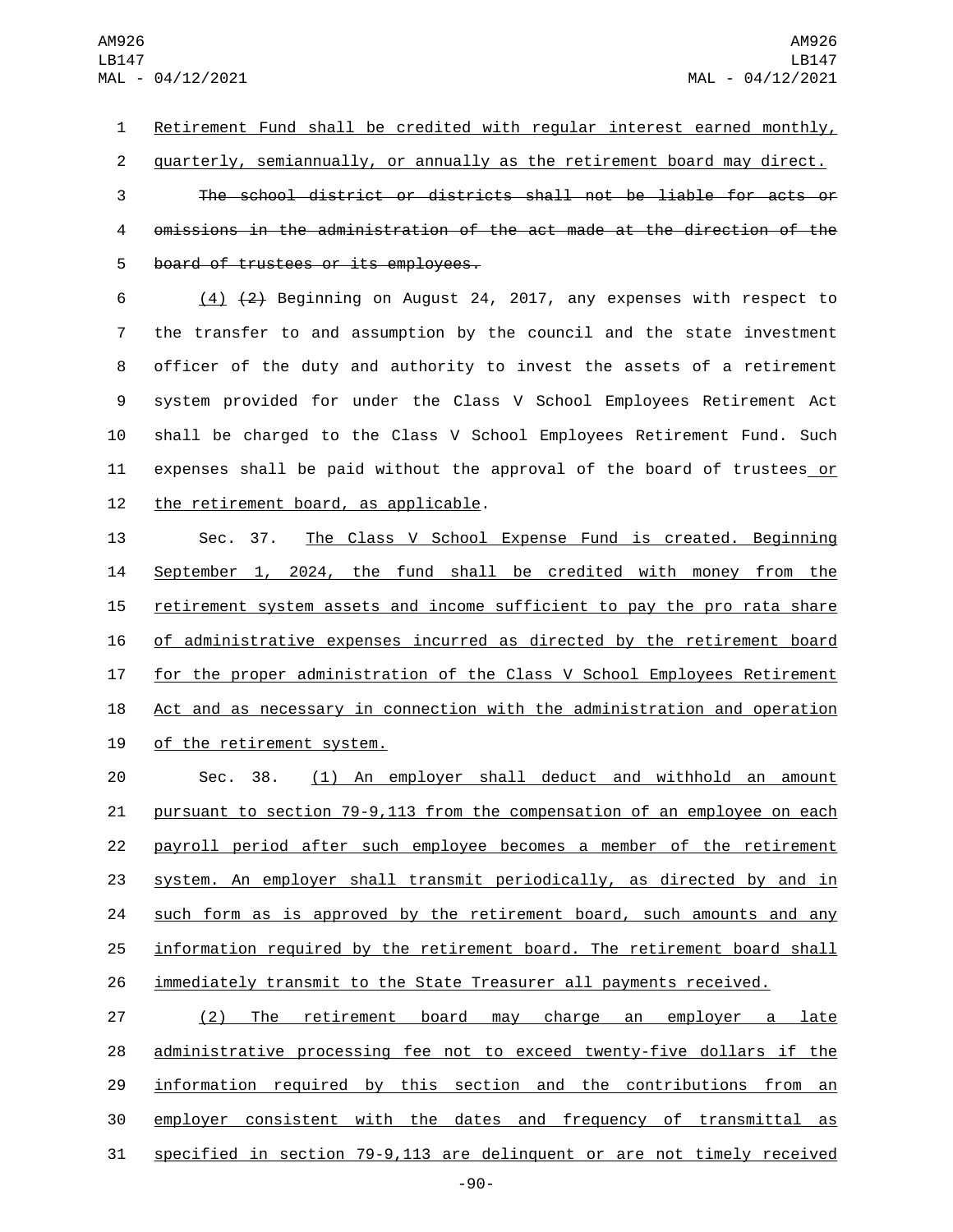Retirement Fund shall be credited with regular interest earned monthly, quarterly, semiannually, or annually as the retirement board may direct.

~~The school district or districts shall not be liable for acts or omissions in the administration of the act made at the direction of the board of trustees or its employees.~~

(4) ~~(2)~~ Beginning on August 24, 2017, any expenses with respect to the transfer to and assumption by the council and the state investment officer of the duty and authority to invest the assets of a retirement system provided for under the Class V School Employees Retirement Act shall be charged to the Class V School Employees Retirement Fund. Such expenses shall be paid without the approval of the board of trustees or the retirement board, as applicable.

Sec. 37. The Class V School Expense Fund is created. Beginning September 1, 2024, the fund shall be credited with money from the retirement system assets and income sufficient to pay the pro rata share of administrative expenses incurred as directed by the retirement board for the proper administration of the Class V School Employees Retirement Act and as necessary in connection with the administration and operation of the retirement system.

Sec. 38. (1) An employer shall deduct and withhold an amount pursuant to section 79-9,113 from the compensation of an employee on each payroll period after such employee becomes a member of the retirement system. An employer shall transmit periodically, as directed by and in such form as is approved by the retirement board, such amounts and any information required by the retirement board. The retirement board shall immediately transmit to the State Treasurer all payments received.

(2) The retirement board may charge an employer a late administrative processing fee not to exceed twenty-five dollars if the information required by this section and the contributions from an employer consistent with the dates and frequency of transmittal as specified in section 79-9,113 are delinquent or are not timely received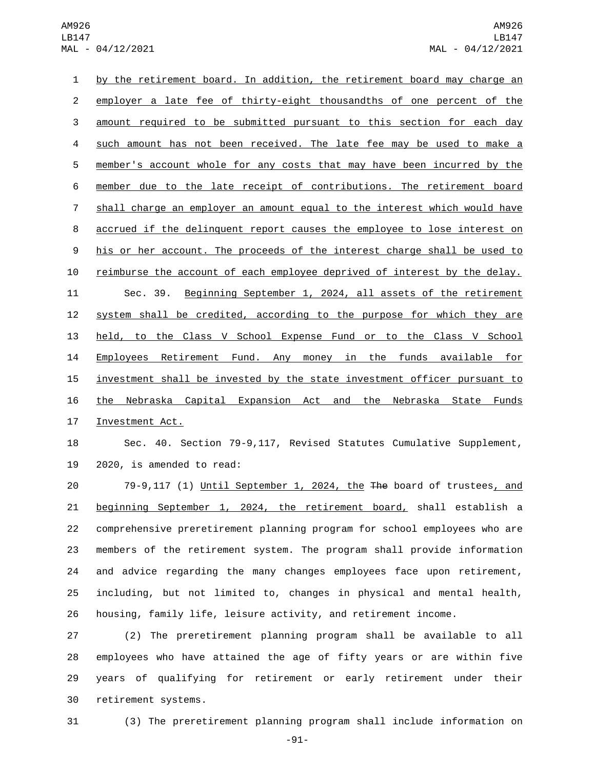by the retirement board. In addition, the retirement board may charge an employer a late fee of thirty-eight thousandths of one percent of the amount required to be submitted pursuant to this section for each day such amount has not been received. The late fee may be used to make a member's account whole for any costs that may have been incurred by the member due to the late receipt of contributions. The retirement board shall charge an employer an amount equal to the interest which would have accrued if the delinquent report causes the employee to lose interest on his or her account. The proceeds of the interest charge shall be used to reimburse the account of each employee deprived of interest by the delay.

Sec. 39. Beginning September 1, 2024, all assets of the retirement system shall be credited, according to the purpose for which they are held, to the Class V School Expense Fund or to the Class V School Employees Retirement Fund. Any money in the funds available for investment shall be invested by the state investment officer pursuant to the Nebraska Capital Expansion Act and the Nebraska State Funds Investment Act.

Sec. 40. Section 79-9,117, Revised Statutes Cumulative Supplement, 2020, is amended to read:

79-9,117 (1) Until September 1, 2024, the ~~The~~ board of trustees, and beginning September 1, 2024, the retirement board, shall establish a comprehensive preretirement planning program for school employees who are members of the retirement system. The program shall provide information and advice regarding the many changes employees face upon retirement, including, but not limited to, changes in physical and mental health, housing, family life, leisure activity, and retirement income.

(2) The preretirement planning program shall be available to all employees who have attained the age of fifty years or are within five years of qualifying for retirement or early retirement under their retirement systems.

(3) The preretirement planning program shall include information on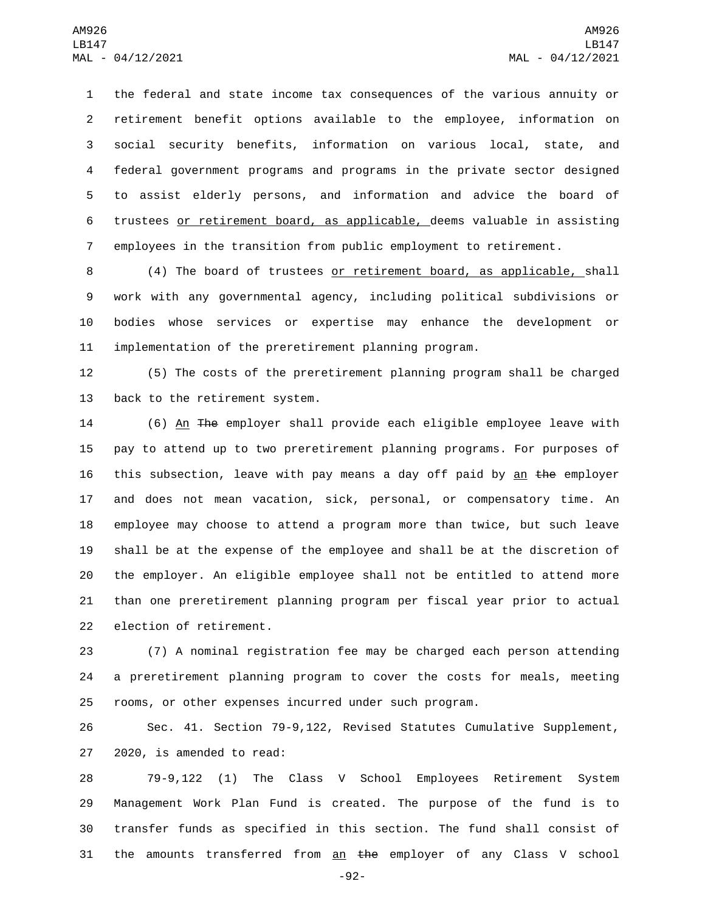the federal and state income tax consequences of the various annuity or retirement benefit options available to the employee, information on social security benefits, information on various local, state, and federal government programs and programs in the private sector designed to assist elderly persons, and information and advice the board of trustees <u>or retirement board, as applicable,</u> deems valuable in assisting employees in the transition from public employment to retirement.

(4) The board of trustees <u>or retirement board, as applicable,</u> shall work with any governmental agency, including political subdivisions or bodies whose services or expertise may enhance the development or implementation of the preretirement planning program.

(5) The costs of the preretirement planning program shall be charged back to the retirement system.

(6) <u>An</u> ~~The~~ employer shall provide each eligible employee leave with pay to attend up to two preretirement planning programs. For purposes of this subsection, leave with pay means a day off paid by <u>an</u> ~~the~~ employer and does not mean vacation, sick, personal, or compensatory time. An employee may choose to attend a program more than twice, but such leave shall be at the expense of the employee and shall be at the discretion of the employer. An eligible employee shall not be entitled to attend more than one preretirement planning program per fiscal year prior to actual election of retirement.

(7) A nominal registration fee may be charged each person attending a preretirement planning program to cover the costs for meals, meeting rooms, or other expenses incurred under such program.

Sec. 41. Section 79-9,122, Revised Statutes Cumulative Supplement, 2020, is amended to read:

79-9,122 (1) The Class V School Employees Retirement System Management Work Plan Fund is created. The purpose of the fund is to transfer funds as specified in this section. The fund shall consist of the amounts transferred from <u>an</u> ~~the~~ employer of any Class V school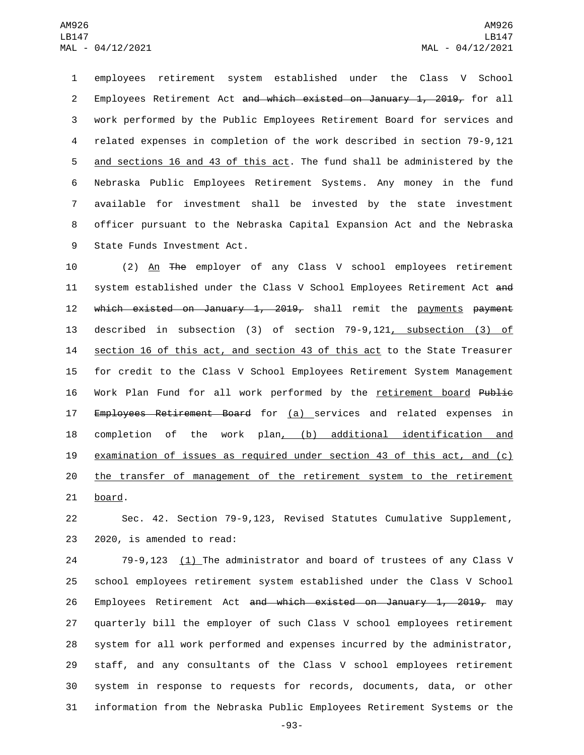employees retirement system established under the Class V School Employees Retirement Act ~~and which existed on January 1, 2019,~~ for all work performed by the Public Employees Retirement Board for services and related expenses in completion of the work described in section 79-9,121 <u>and sections 16 and 43 of this act</u>. The fund shall be administered by the Nebraska Public Employees Retirement Systems. Any money in the fund available for investment shall be invested by the state investment officer pursuant to the Nebraska Capital Expansion Act and the Nebraska State Funds Investment Act.

(2) <u>An</u> ~~The~~ employer of any Class V school employees retirement system established under the Class V School Employees Retirement Act ~~and which existed on January 1, 2019,~~ shall remit the <u>payments</u> ~~payment~~ described in subsection (3) of section 79-9,121<u>, subsection (3) of section 16 of this act, and section 43 of this act</u> to the State Treasurer for credit to the Class V School Employees Retirement System Management Work Plan Fund for all work performed by the <u>retirement board</u> ~~Public Employees Retirement Board~~ for <u>(a)</u> services and related expenses in completion of the work plan<u>, (b) additional identification and examination of issues as required under section 43 of this act, and (c) the transfer of management of the retirement system to the retirement board</u>.

Sec. 42. Section 79-9,123, Revised Statutes Cumulative Supplement, 2020, is amended to read:

79-9,123 <u>(1)</u> The administrator and board of trustees of any Class V school employees retirement system established under the Class V School Employees Retirement Act ~~and which existed on January 1, 2019,~~ may quarterly bill the employer of such Class V school employees retirement system for all work performed and expenses incurred by the administrator, staff, and any consultants of the Class V school employees retirement system in response to requests for records, documents, data, or other information from the Nebraska Public Employees Retirement Systems or the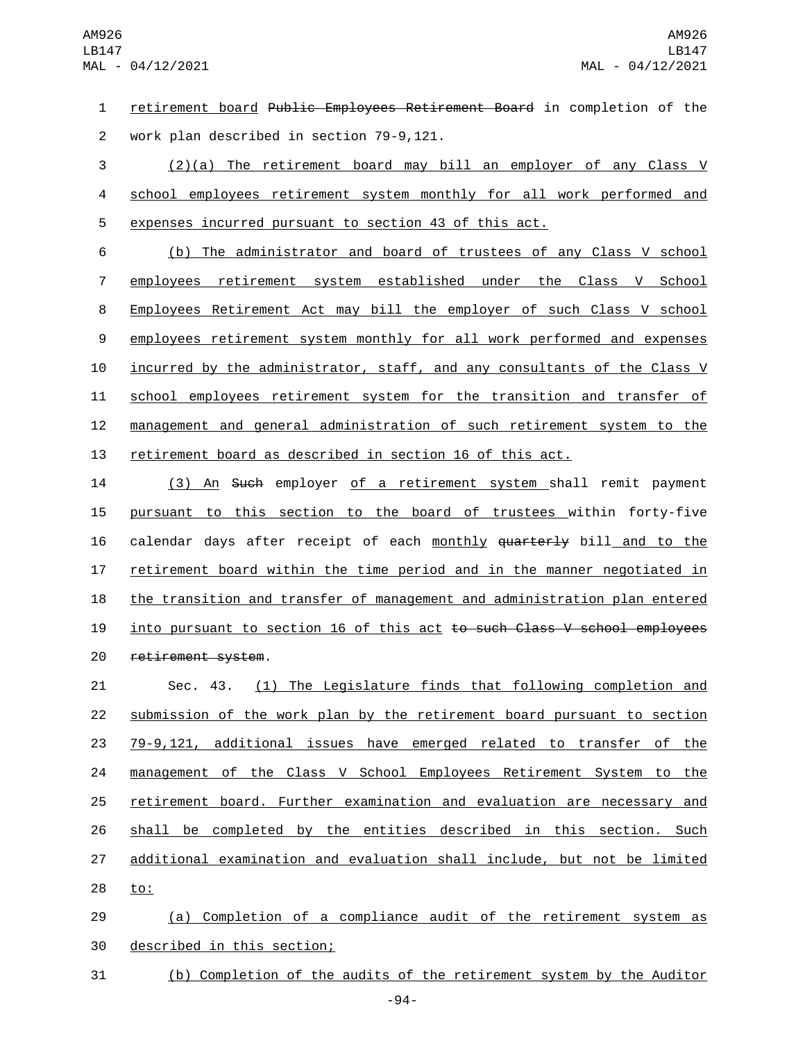retirement board ~~Public Employees Retirement Board~~ in completion of the work plan described in section 79-9,121.

(2)(a) The retirement board may bill an employer of any Class V school employees retirement system monthly for all work performed and expenses incurred pursuant to section 43 of this act.

(b) The administrator and board of trustees of any Class V school employees retirement system established under the Class V School Employees Retirement Act may bill the employer of such Class V school employees retirement system monthly for all work performed and expenses incurred by the administrator, staff, and any consultants of the Class V school employees retirement system for the transition and transfer of management and general administration of such retirement system to the retirement board as described in section 16 of this act.

(3) An ~~Such~~ employer of a retirement system shall remit payment pursuant to this section to the board of trustees within forty-five calendar days after receipt of each monthly ~~quarterly~~ bill and to the retirement board within the time period and in the manner negotiated in the transition and transfer of management and administration plan entered into pursuant to section 16 of this act ~~to such Class V school employees retirement system~~.

Sec. 43. (1) The Legislature finds that following completion and submission of the work plan by the retirement board pursuant to section 79-9,121, additional issues have emerged related to transfer of the management of the Class V School Employees Retirement System to the retirement board. Further examination and evaluation are necessary and shall be completed by the entities described in this section. Such additional examination and evaluation shall include, but not be limited to:

(a) Completion of a compliance audit of the retirement system as described in this section;

(b) Completion of the audits of the retirement system by the Auditor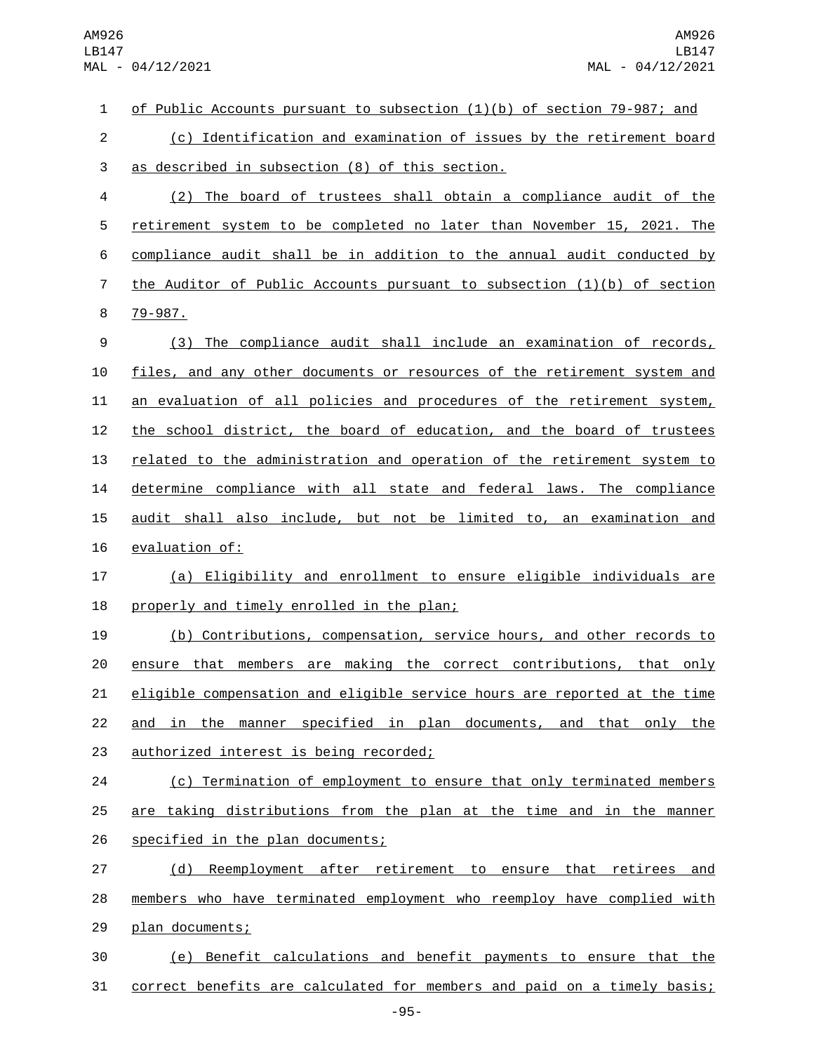of Public Accounts pursuant to subsection (1)(b) of section 79-987; and

(c) Identification and examination of issues by the retirement board as described in subsection (8) of this section.

(2) The board of trustees shall obtain a compliance audit of the retirement system to be completed no later than November 15, 2021. The compliance audit shall be in addition to the annual audit conducted by the Auditor of Public Accounts pursuant to subsection (1)(b) of section 79-987.

(3) The compliance audit shall include an examination of records, files, and any other documents or resources of the retirement system and an evaluation of all policies and procedures of the retirement system, the school district, the board of education, and the board of trustees related to the administration and operation of the retirement system to determine compliance with all state and federal laws. The compliance audit shall also include, but not be limited to, an examination and evaluation of:

(a) Eligibility and enrollment to ensure eligible individuals are properly and timely enrolled in the plan;

(b) Contributions, compensation, service hours, and other records to ensure that members are making the correct contributions, that only eligible compensation and eligible service hours are reported at the time and in the manner specified in plan documents, and that only the authorized interest is being recorded;

(c) Termination of employment to ensure that only terminated members are taking distributions from the plan at the time and in the manner specified in the plan documents;

(d) Reemployment after retirement to ensure that retirees and members who have terminated employment who reemploy have complied with plan documents;

(e) Benefit calculations and benefit payments to ensure that the correct benefits are calculated for members and paid on a timely basis;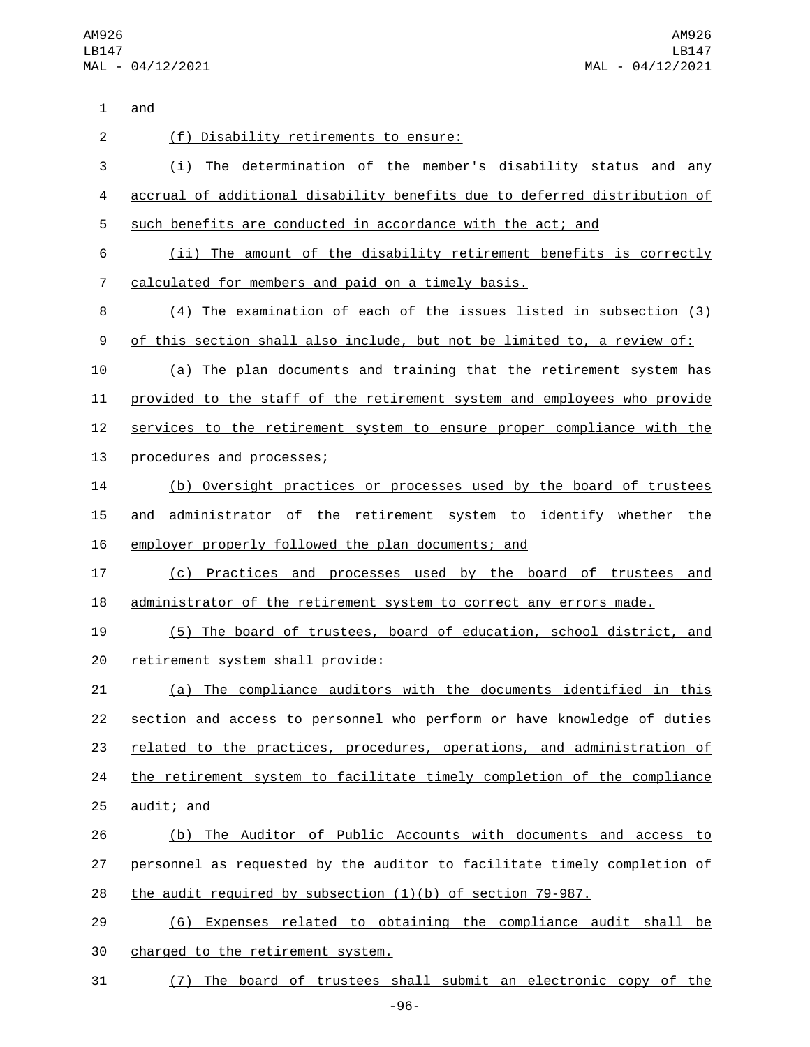and

(f) Disability retirements to ensure:

(i) The determination of the member's disability status and any accrual of additional disability benefits due to deferred distribution of such benefits are conducted in accordance with the act; and

(ii) The amount of the disability retirement benefits is correctly calculated for members and paid on a timely basis.

(4) The examination of each of the issues listed in subsection (3) of this section shall also include, but not be limited to, a review of:

(a) The plan documents and training that the retirement system has provided to the staff of the retirement system and employees who provide services to the retirement system to ensure proper compliance with the procedures and processes;

(b) Oversight practices or processes used by the board of trustees and administrator of the retirement system to identify whether the employer properly followed the plan documents; and

(c) Practices and processes used by the board of trustees and administrator of the retirement system to correct any errors made.

(5) The board of trustees, board of education, school district, and retirement system shall provide:

(a) The compliance auditors with the documents identified in this section and access to personnel who perform or have knowledge of duties related to the practices, procedures, operations, and administration of the retirement system to facilitate timely completion of the compliance audit; and

(b) The Auditor of Public Accounts with documents and access to personnel as requested by the auditor to facilitate timely completion of the audit required by subsection (1)(b) of section 79-987.

(6) Expenses related to obtaining the compliance audit shall be charged to the retirement system.

(7) The board of trustees shall submit an electronic copy of the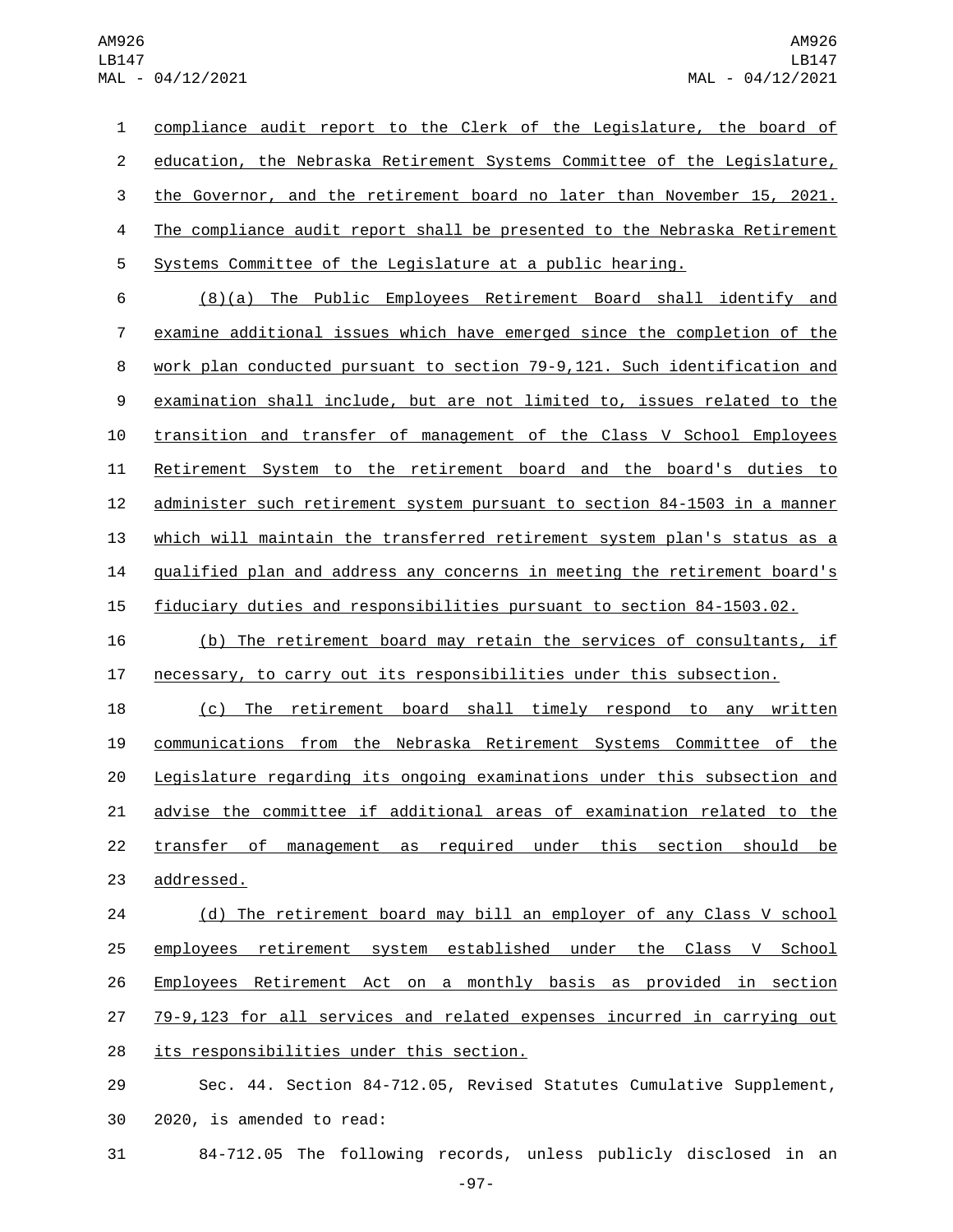compliance audit report to the Clerk of the Legislature, the board of education, the Nebraska Retirement Systems Committee of the Legislature, the Governor, and the retirement board no later than November 15, 2021. The compliance audit report shall be presented to the Nebraska Retirement Systems Committee of the Legislature at a public hearing.

(8)(a) The Public Employees Retirement Board shall identify and examine additional issues which have emerged since the completion of the work plan conducted pursuant to section 79-9,121. Such identification and examination shall include, but are not limited to, issues related to the transition and transfer of management of the Class V School Employees Retirement System to the retirement board and the board's duties to administer such retirement system pursuant to section 84-1503 in a manner which will maintain the transferred retirement system plan's status as a qualified plan and address any concerns in meeting the retirement board's fiduciary duties and responsibilities pursuant to section 84-1503.02.

(b) The retirement board may retain the services of consultants, if necessary, to carry out its responsibilities under this subsection.

(c) The retirement board shall timely respond to any written communications from the Nebraska Retirement Systems Committee of the Legislature regarding its ongoing examinations under this subsection and advise the committee if additional areas of examination related to the transfer of management as required under this section should be addressed.

(d) The retirement board may bill an employer of any Class V school employees retirement system established under the Class V School Employees Retirement Act on a monthly basis as provided in section 79-9,123 for all services and related expenses incurred in carrying out its responsibilities under this section.

Sec. 44. Section 84-712.05, Revised Statutes Cumulative Supplement, 2020, is amended to read:

84-712.05 The following records, unless publicly disclosed in an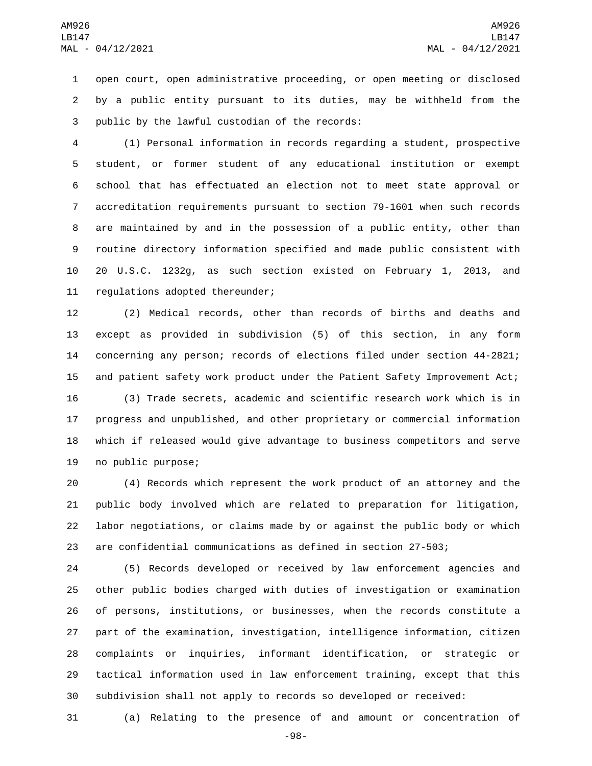open court, open administrative proceeding, or open meeting or disclosed by a public entity pursuant to its duties, may be withheld from the public by the lawful custodian of the records:

(1) Personal information in records regarding a student, prospective student, or former student of any educational institution or exempt school that has effectuated an election not to meet state approval or accreditation requirements pursuant to section 79-1601 when such records are maintained by and in the possession of a public entity, other than routine directory information specified and made public consistent with 20 U.S.C. 1232g, as such section existed on February 1, 2013, and regulations adopted thereunder;

(2) Medical records, other than records of births and deaths and except as provided in subdivision (5) of this section, in any form concerning any person; records of elections filed under section 44-2821; and patient safety work product under the Patient Safety Improvement Act;

(3) Trade secrets, academic and scientific research work which is in progress and unpublished, and other proprietary or commercial information which if released would give advantage to business competitors and serve no public purpose;

(4) Records which represent the work product of an attorney and the public body involved which are related to preparation for litigation, labor negotiations, or claims made by or against the public body or which are confidential communications as defined in section 27-503;

(5) Records developed or received by law enforcement agencies and other public bodies charged with duties of investigation or examination of persons, institutions, or businesses, when the records constitute a part of the examination, investigation, intelligence information, citizen complaints or inquiries, informant identification, or strategic or tactical information used in law enforcement training, except that this subdivision shall not apply to records so developed or received:

(a) Relating to the presence of and amount or concentration of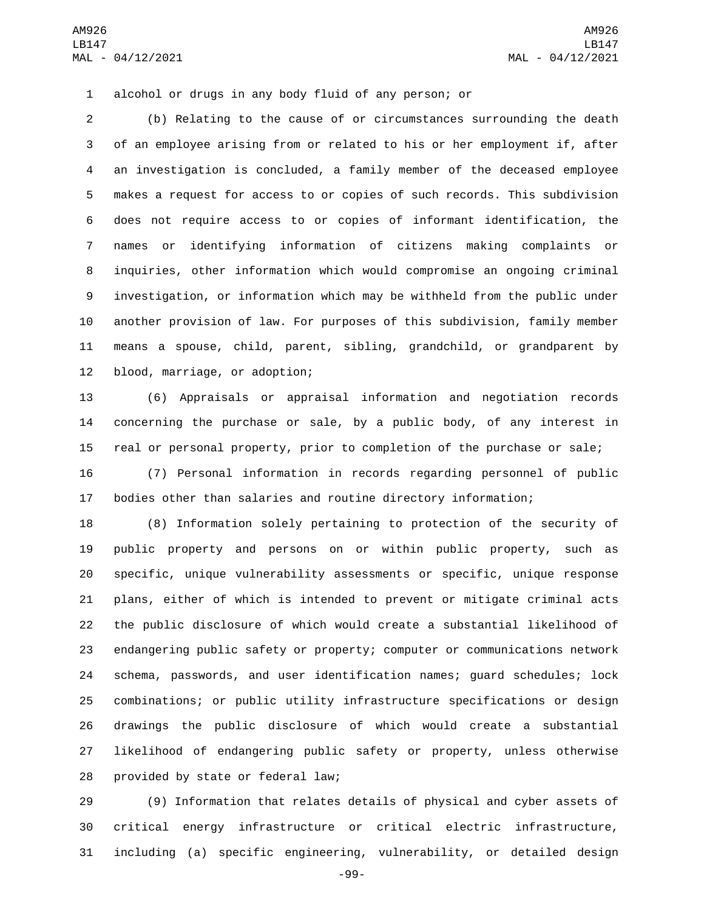alcohol or drugs in any body fluid of any person; or

(b) Relating to the cause of or circumstances surrounding the death of an employee arising from or related to his or her employment if, after an investigation is concluded, a family member of the deceased employee makes a request for access to or copies of such records. This subdivision does not require access to or copies of informant identification, the names or identifying information of citizens making complaints or inquiries, other information which would compromise an ongoing criminal investigation, or information which may be withheld from the public under another provision of law. For purposes of this subdivision, family member means a spouse, child, parent, sibling, grandchild, or grandparent by blood, marriage, or adoption;

(6) Appraisals or appraisal information and negotiation records concerning the purchase or sale, by a public body, of any interest in real or personal property, prior to completion of the purchase or sale;

(7) Personal information in records regarding personnel of public bodies other than salaries and routine directory information;

(8) Information solely pertaining to protection of the security of public property and persons on or within public property, such as specific, unique vulnerability assessments or specific, unique response plans, either of which is intended to prevent or mitigate criminal acts the public disclosure of which would create a substantial likelihood of endangering public safety or property; computer or communications network schema, passwords, and user identification names; guard schedules; lock combinations; or public utility infrastructure specifications or design drawings the public disclosure of which would create a substantial likelihood of endangering public safety or property, unless otherwise provided by state or federal law;

(9) Information that relates details of physical and cyber assets of critical energy infrastructure or critical electric infrastructure, including (a) specific engineering, vulnerability, or detailed design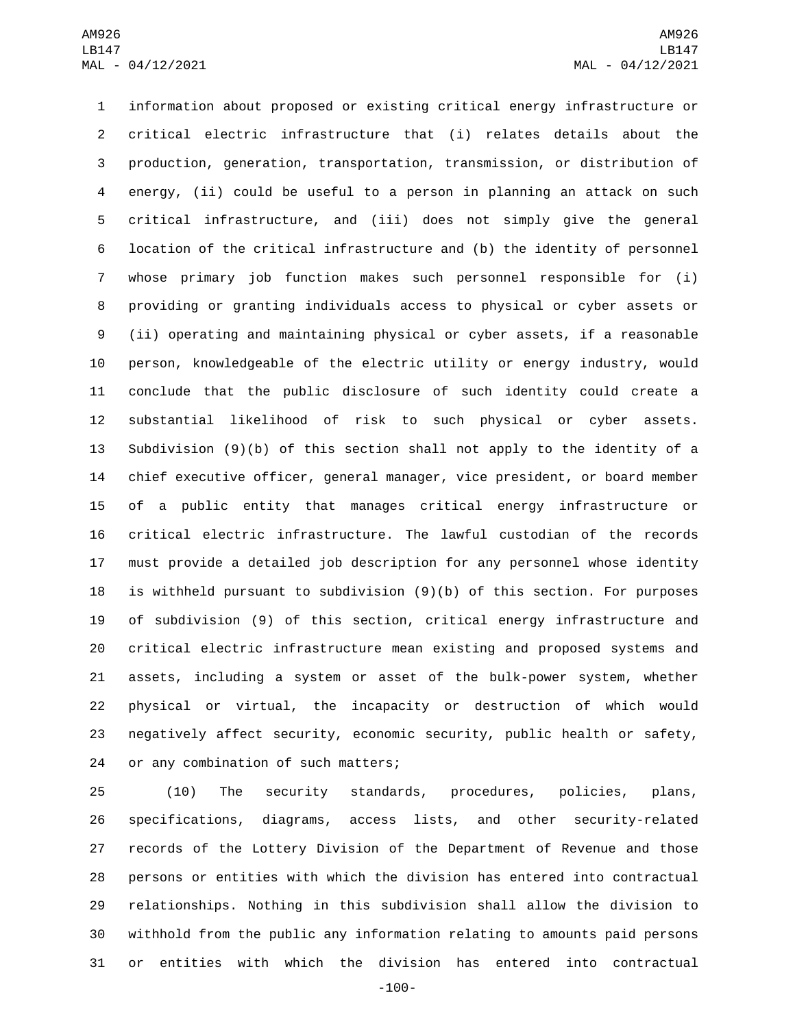information about proposed or existing critical energy infrastructure or critical electric infrastructure that (i) relates details about the production, generation, transportation, transmission, or distribution of energy, (ii) could be useful to a person in planning an attack on such critical infrastructure, and (iii) does not simply give the general location of the critical infrastructure and (b) the identity of personnel whose primary job function makes such personnel responsible for (i) providing or granting individuals access to physical or cyber assets or (ii) operating and maintaining physical or cyber assets, if a reasonable person, knowledgeable of the electric utility or energy industry, would conclude that the public disclosure of such identity could create a substantial likelihood of risk to such physical or cyber assets. Subdivision (9)(b) of this section shall not apply to the identity of a chief executive officer, general manager, vice president, or board member of a public entity that manages critical energy infrastructure or critical electric infrastructure. The lawful custodian of the records must provide a detailed job description for any personnel whose identity is withheld pursuant to subdivision (9)(b) of this section. For purposes of subdivision (9) of this section, critical energy infrastructure and critical electric infrastructure mean existing and proposed systems and assets, including a system or asset of the bulk-power system, whether physical or virtual, the incapacity or destruction of which would negatively affect security, economic security, public health or safety, or any combination of such matters;

(10) The security standards, procedures, policies, plans, specifications, diagrams, access lists, and other security-related records of the Lottery Division of the Department of Revenue and those persons or entities with which the division has entered into contractual relationships. Nothing in this subdivision shall allow the division to withhold from the public any information relating to amounts paid persons or entities with which the division has entered into contractual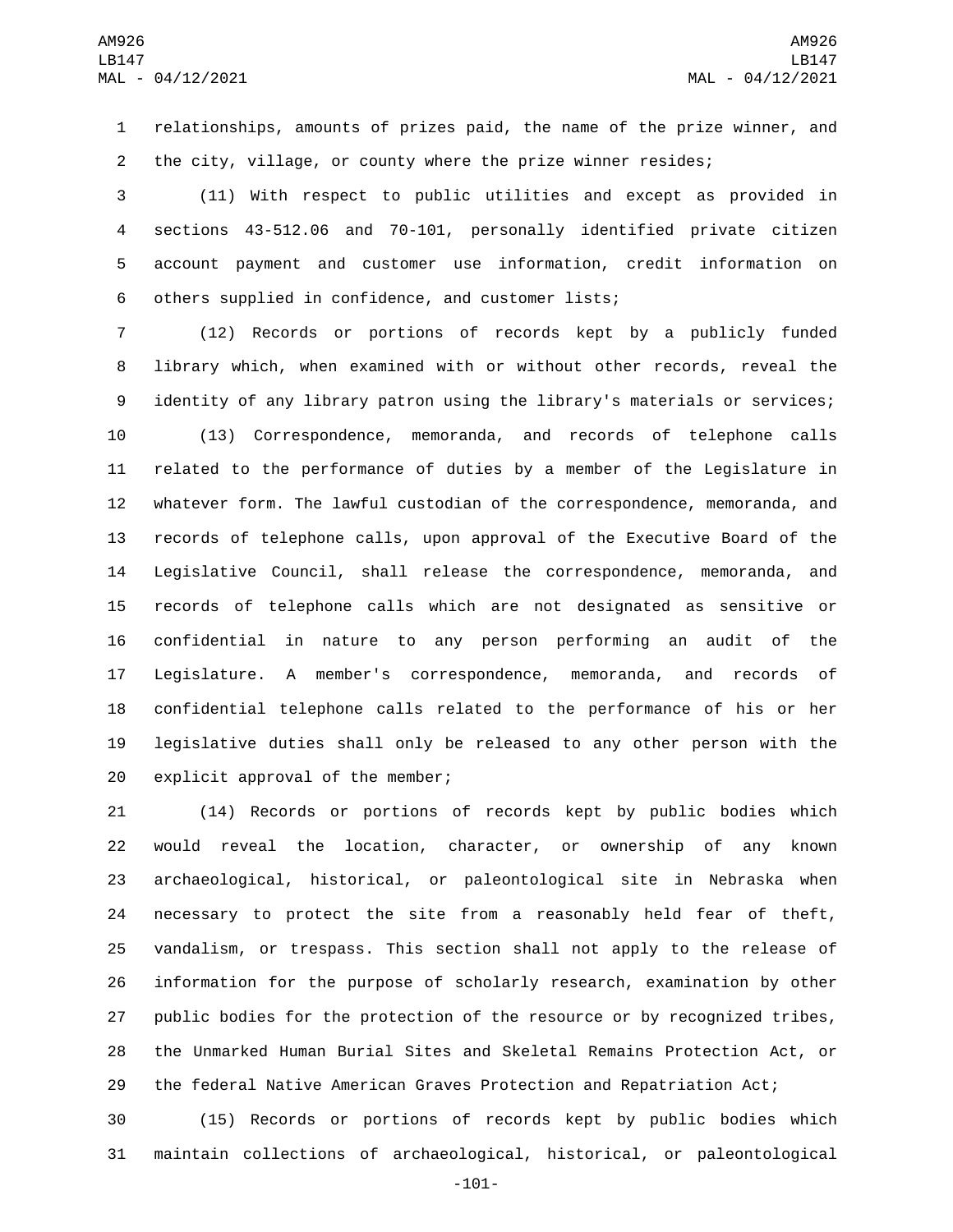relationships, amounts of prizes paid, the name of the prize winner, and the city, village, or county where the prize winner resides;

(11) With respect to public utilities and except as provided in sections 43-512.06 and 70-101, personally identified private citizen account payment and customer use information, credit information on others supplied in confidence, and customer lists;

(12) Records or portions of records kept by a publicly funded library which, when examined with or without other records, reveal the identity of any library patron using the library's materials or services;

(13) Correspondence, memoranda, and records of telephone calls related to the performance of duties by a member of the Legislature in whatever form. The lawful custodian of the correspondence, memoranda, and records of telephone calls, upon approval of the Executive Board of the Legislative Council, shall release the correspondence, memoranda, and records of telephone calls which are not designated as sensitive or confidential in nature to any person performing an audit of the Legislature. A member's correspondence, memoranda, and records of confidential telephone calls related to the performance of his or her legislative duties shall only be released to any other person with the explicit approval of the member;

(14) Records or portions of records kept by public bodies which would reveal the location, character, or ownership of any known archaeological, historical, or paleontological site in Nebraska when necessary to protect the site from a reasonably held fear of theft, vandalism, or trespass. This section shall not apply to the release of information for the purpose of scholarly research, examination by other public bodies for the protection of the resource or by recognized tribes, the Unmarked Human Burial Sites and Skeletal Remains Protection Act, or the federal Native American Graves Protection and Repatriation Act;

(15) Records or portions of records kept by public bodies which maintain collections of archaeological, historical, or paleontological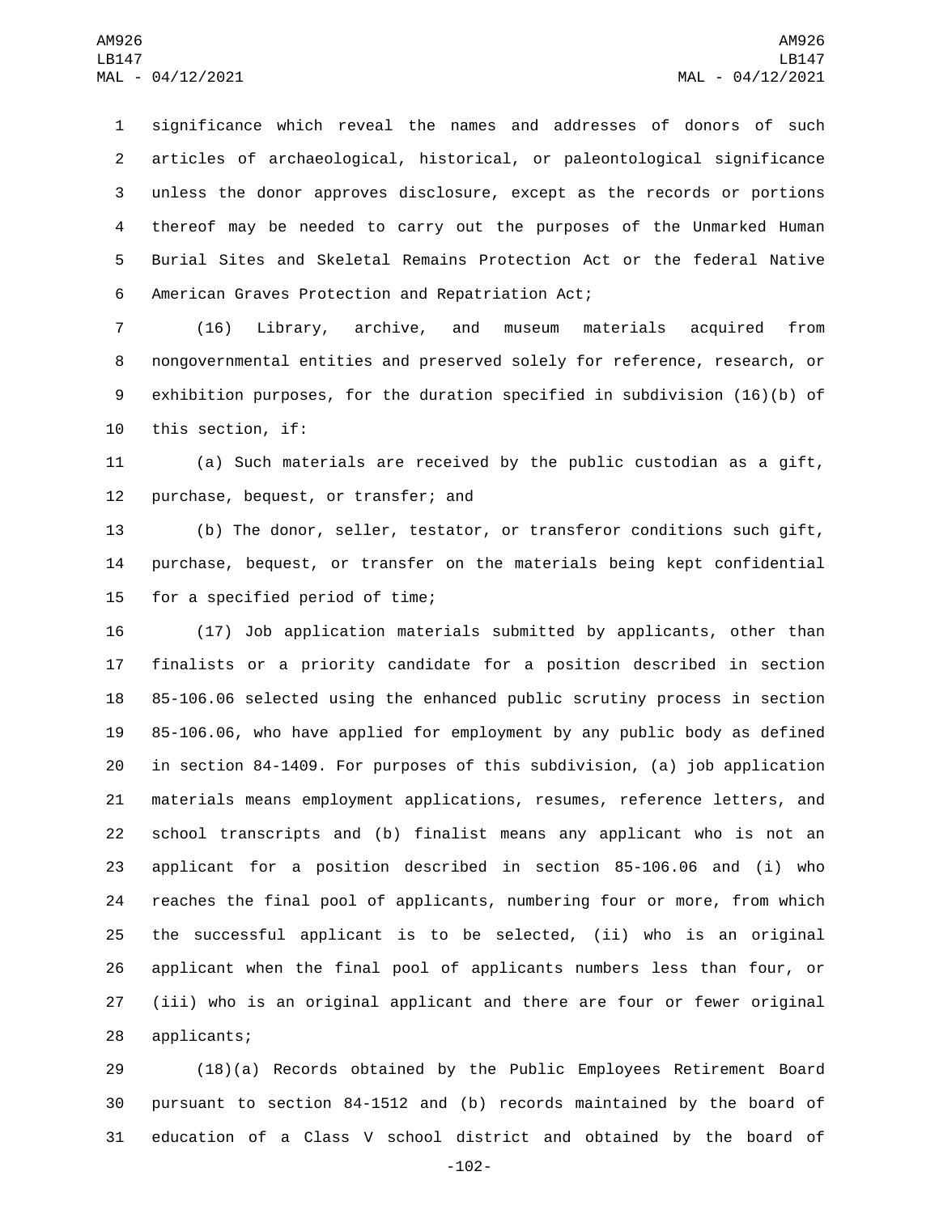significance which reveal the names and addresses of donors of such articles of archaeological, historical, or paleontological significance unless the donor approves disclosure, except as the records or portions thereof may be needed to carry out the purposes of the Unmarked Human Burial Sites and Skeletal Remains Protection Act or the federal Native American Graves Protection and Repatriation Act;

(16) Library, archive, and museum materials acquired from nongovernmental entities and preserved solely for reference, research, or exhibition purposes, for the duration specified in subdivision (16)(b) of this section, if:

(a) Such materials are received by the public custodian as a gift, purchase, bequest, or transfer; and

(b) The donor, seller, testator, or transferor conditions such gift, purchase, bequest, or transfer on the materials being kept confidential for a specified period of time;

(17) Job application materials submitted by applicants, other than finalists or a priority candidate for a position described in section 85-106.06 selected using the enhanced public scrutiny process in section 85-106.06, who have applied for employment by any public body as defined in section 84-1409. For purposes of this subdivision, (a) job application materials means employment applications, resumes, reference letters, and school transcripts and (b) finalist means any applicant who is not an applicant for a position described in section 85-106.06 and (i) who reaches the final pool of applicants, numbering four or more, from which the successful applicant is to be selected, (ii) who is an original applicant when the final pool of applicants numbers less than four, or (iii) who is an original applicant and there are four or fewer original applicants;

(18)(a) Records obtained by the Public Employees Retirement Board pursuant to section 84-1512 and (b) records maintained by the board of education of a Class V school district and obtained by the board of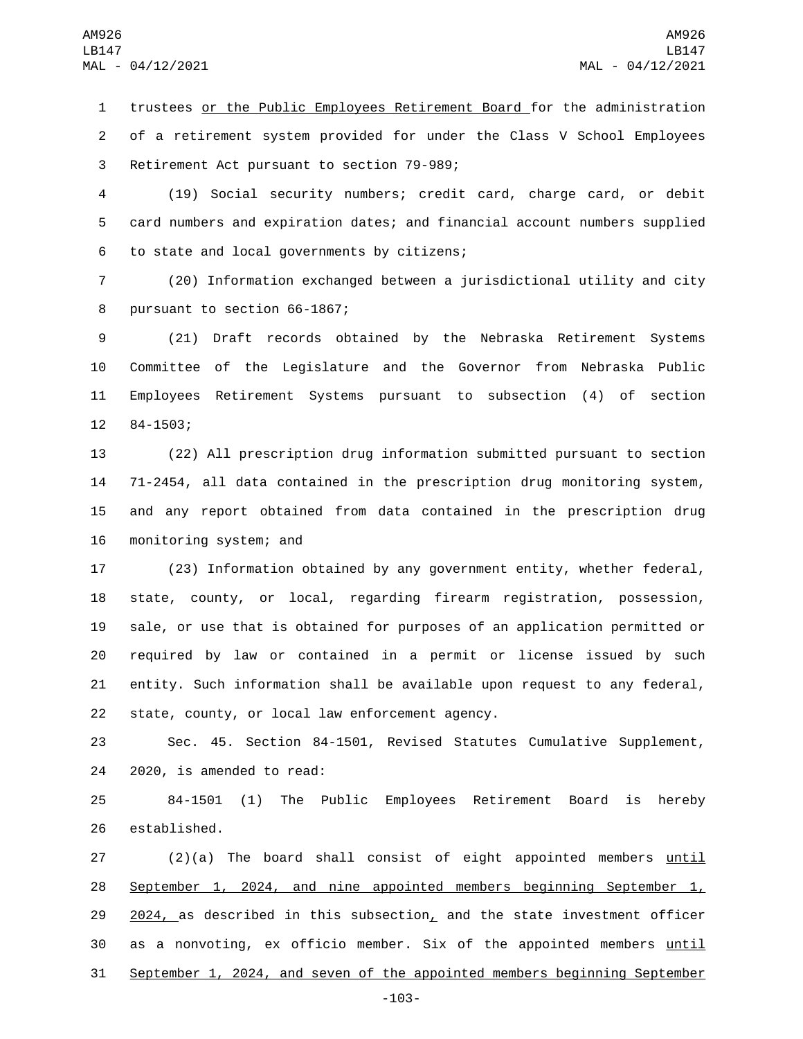trustees <u>or the Public Employees Retirement Board</u> for the administration of a retirement system provided for under the Class V School Employees Retirement Act pursuant to section 79-989;

(19) Social security numbers; credit card, charge card, or debit card numbers and expiration dates; and financial account numbers supplied to state and local governments by citizens;

(20) Information exchanged between a jurisdictional utility and city pursuant to section 66-1867;

(21) Draft records obtained by the Nebraska Retirement Systems Committee of the Legislature and the Governor from Nebraska Public Employees Retirement Systems pursuant to subsection (4) of section 84-1503;

(22) All prescription drug information submitted pursuant to section 71-2454, all data contained in the prescription drug monitoring system, and any report obtained from data contained in the prescription drug monitoring system; and

(23) Information obtained by any government entity, whether federal, state, county, or local, regarding firearm registration, possession, sale, or use that is obtained for purposes of an application permitted or required by law or contained in a permit or license issued by such entity. Such information shall be available upon request to any federal, state, county, or local law enforcement agency.

Sec. 45. Section 84-1501, Revised Statutes Cumulative Supplement, 2020, is amended to read:

84-1501 (1) The Public Employees Retirement Board is hereby established.

(2)(a) The board shall consist of eight appointed members <u>until September 1, 2024, and nine appointed members beginning September 1, 2024,</u> as described in this subsection<u>,</u> and the state investment officer as a nonvoting, ex officio member. Six of the appointed members <u>until September 1, 2024, and seven of the appointed members beginning September</u>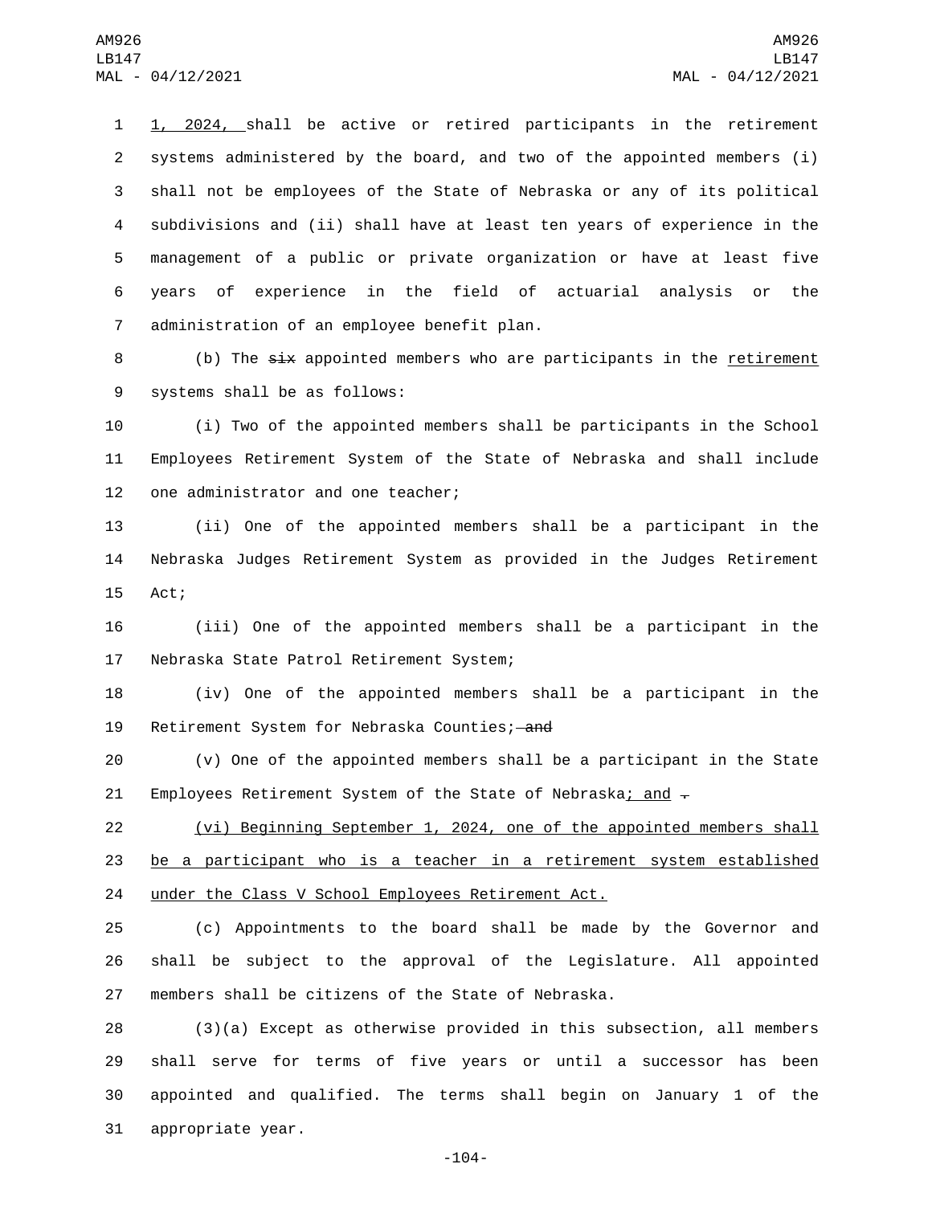1, 2024, shall be active or retired participants in the retirement systems administered by the board, and two of the appointed members (i) shall not be employees of the State of Nebraska or any of its political subdivisions and (ii) shall have at least ten years of experience in the management of a public or private organization or have at least five years of experience in the field of actuarial analysis or the administration of an employee benefit plan.

(b) The ~~six~~ appointed members who are participants in the retirement systems shall be as follows:

(i) Two of the appointed members shall be participants in the School Employees Retirement System of the State of Nebraska and shall include one administrator and one teacher;

(ii) One of the appointed members shall be a participant in the Nebraska Judges Retirement System as provided in the Judges Retirement Act;

(iii) One of the appointed members shall be a participant in the Nebraska State Patrol Retirement System;

(iv) One of the appointed members shall be a participant in the Retirement System for Nebraska Counties; ~~and~~

(v) One of the appointed members shall be a participant in the State Employees Retirement System of the State of Nebraska; and ~~.~~

(vi) Beginning September 1, 2024, one of the appointed members shall be a participant who is a teacher in a retirement system established under the Class V School Employees Retirement Act.

(c) Appointments to the board shall be made by the Governor and shall be subject to the approval of the Legislature. All appointed members shall be citizens of the State of Nebraska.

(3)(a) Except as otherwise provided in this subsection, all members shall serve for terms of five years or until a successor has been appointed and qualified. The terms shall begin on January 1 of the appropriate year.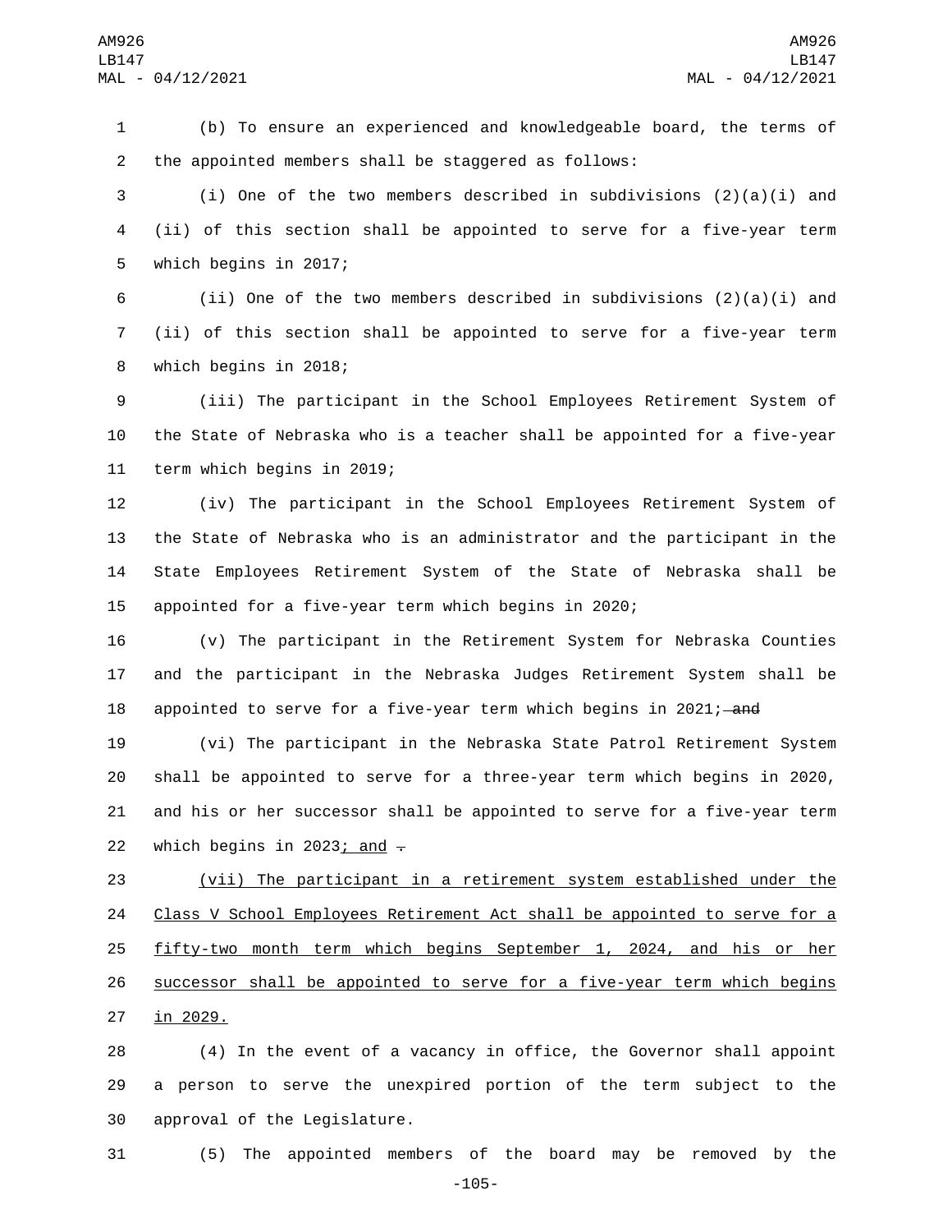(b) To ensure an experienced and knowledgeable board, the terms of the appointed members shall be staggered as follows:

(i) One of the two members described in subdivisions (2)(a)(i) and (ii) of this section shall be appointed to serve for a five-year term which begins in 2017;

(ii) One of the two members described in subdivisions (2)(a)(i) and (ii) of this section shall be appointed to serve for a five-year term which begins in 2018;

(iii) The participant in the School Employees Retirement System of the State of Nebraska who is a teacher shall be appointed for a five-year term which begins in 2019;

(iv) The participant in the School Employees Retirement System of the State of Nebraska who is an administrator and the participant in the State Employees Retirement System of the State of Nebraska shall be appointed for a five-year term which begins in 2020;

(v) The participant in the Retirement System for Nebraska Counties and the participant in the Nebraska Judges Retirement System shall be appointed to serve for a five-year term which begins in 2021; ~~and~~

(vi) The participant in the Nebraska State Patrol Retirement System shall be appointed to serve for a three-year term which begins in 2020, and his or her successor shall be appointed to serve for a five-year term which begins in 2023; and ~~.~~

(vii) The participant in a retirement system established under the Class V School Employees Retirement Act shall be appointed to serve for a fifty-two month term which begins September 1, 2024, and his or her successor shall be appointed to serve for a five-year term which begins in 2029.

(4) In the event of a vacancy in office, the Governor shall appoint a person to serve the unexpired portion of the term subject to the approval of the Legislature.

(5) The appointed members of the board may be removed by the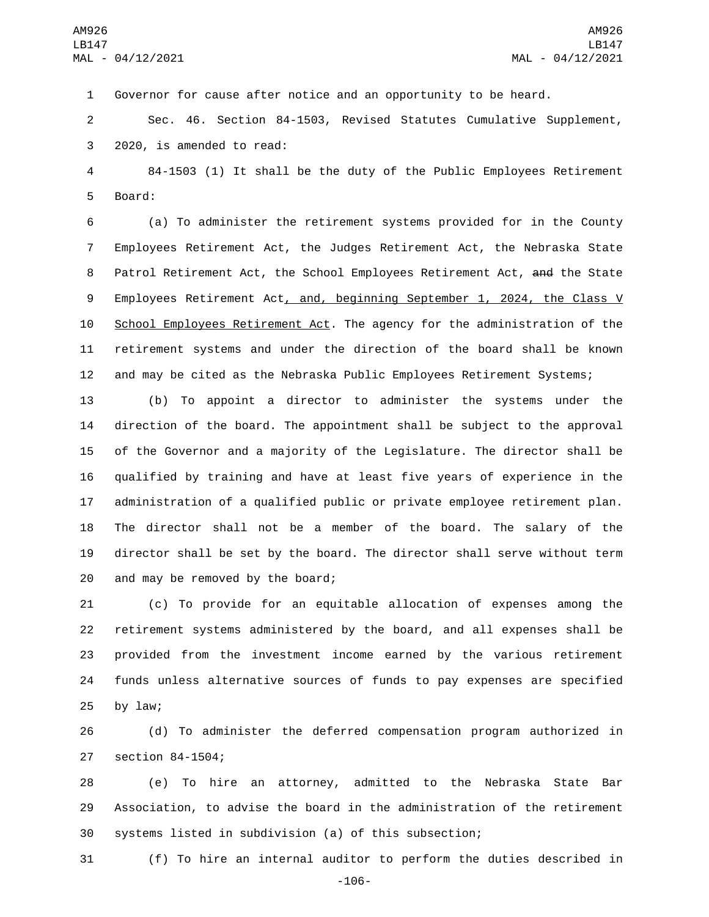Governor for cause after notice and an opportunity to be heard.

Sec. 46. Section 84-1503, Revised Statutes Cumulative Supplement, 2020, is amended to read:

84-1503 (1) It shall be the duty of the Public Employees Retirement Board:

(a) To administer the retirement systems provided for in the County Employees Retirement Act, the Judges Retirement Act, the Nebraska State Patrol Retirement Act, the School Employees Retirement Act, ~~and~~ the State Employees Retirement Act, and, beginning September 1, 2024, the Class V School Employees Retirement Act. The agency for the administration of the retirement systems and under the direction of the board shall be known and may be cited as the Nebraska Public Employees Retirement Systems;

(b) To appoint a director to administer the systems under the direction of the board. The appointment shall be subject to the approval of the Governor and a majority of the Legislature. The director shall be qualified by training and have at least five years of experience in the administration of a qualified public or private employee retirement plan. The director shall not be a member of the board. The salary of the director shall be set by the board. The director shall serve without term and may be removed by the board;

(c) To provide for an equitable allocation of expenses among the retirement systems administered by the board, and all expenses shall be provided from the investment income earned by the various retirement funds unless alternative sources of funds to pay expenses are specified by law;

(d) To administer the deferred compensation program authorized in section 84-1504;

(e) To hire an attorney, admitted to the Nebraska State Bar Association, to advise the board in the administration of the retirement systems listed in subdivision (a) of this subsection;

(f) To hire an internal auditor to perform the duties described in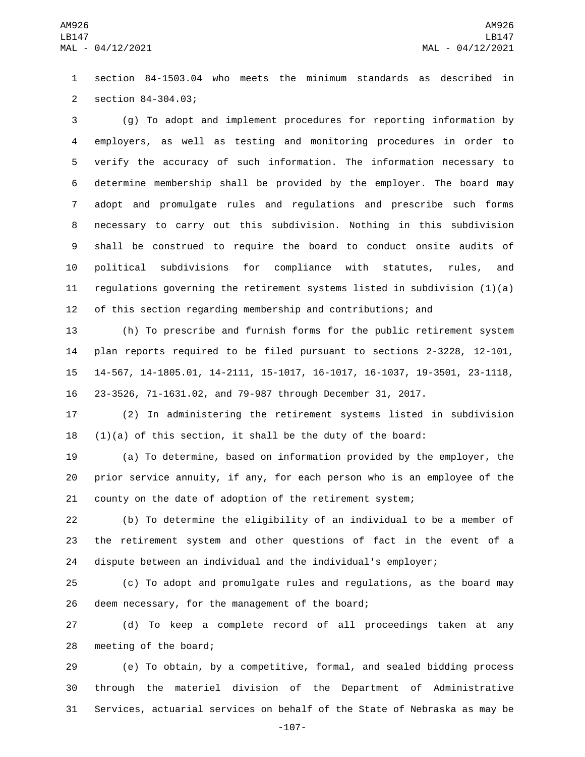section 84-1503.04 who meets the minimum standards as described in section 84-304.03;

(g) To adopt and implement procedures for reporting information by employers, as well as testing and monitoring procedures in order to verify the accuracy of such information. The information necessary to determine membership shall be provided by the employer. The board may adopt and promulgate rules and regulations and prescribe such forms necessary to carry out this subdivision. Nothing in this subdivision shall be construed to require the board to conduct onsite audits of political subdivisions for compliance with statutes, rules, and regulations governing the retirement systems listed in subdivision (1)(a) of this section regarding membership and contributions; and

(h) To prescribe and furnish forms for the public retirement system plan reports required to be filed pursuant to sections 2-3228, 12-101, 14-567, 14-1805.01, 14-2111, 15-1017, 16-1017, 16-1037, 19-3501, 23-1118, 23-3526, 71-1631.02, and 79-987 through December 31, 2017.

(2) In administering the retirement systems listed in subdivision (1)(a) of this section, it shall be the duty of the board:

(a) To determine, based on information provided by the employer, the prior service annuity, if any, for each person who is an employee of the county on the date of adoption of the retirement system;

(b) To determine the eligibility of an individual to be a member of the retirement system and other questions of fact in the event of a dispute between an individual and the individual's employer;

(c) To adopt and promulgate rules and regulations, as the board may deem necessary, for the management of the board;

(d) To keep a complete record of all proceedings taken at any meeting of the board;

(e) To obtain, by a competitive, formal, and sealed bidding process through the materiel division of the Department of Administrative Services, actuarial services on behalf of the State of Nebraska as may be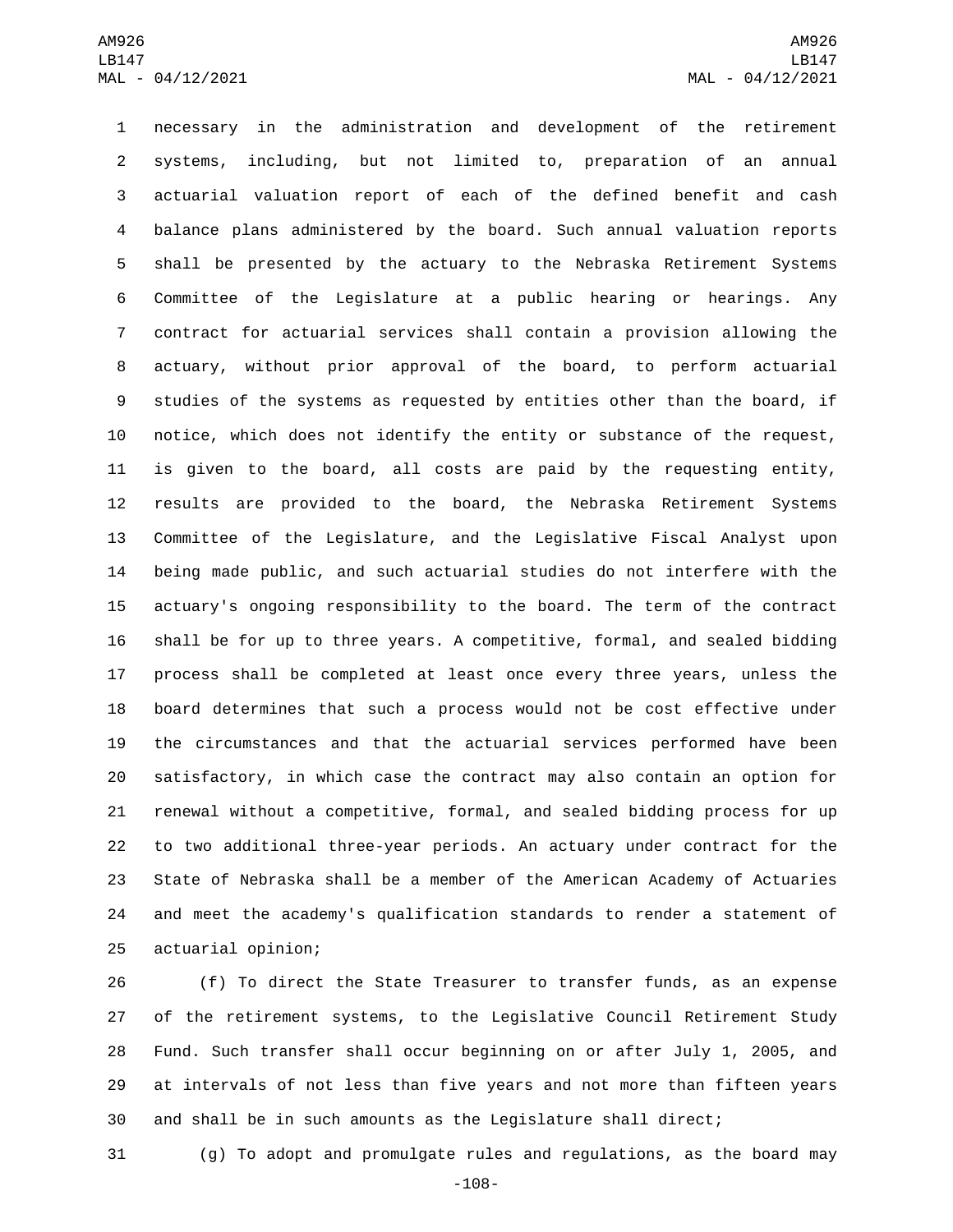necessary in the administration and development of the retirement systems, including, but not limited to, preparation of an annual actuarial valuation report of each of the defined benefit and cash balance plans administered by the board. Such annual valuation reports shall be presented by the actuary to the Nebraska Retirement Systems Committee of the Legislature at a public hearing or hearings. Any contract for actuarial services shall contain a provision allowing the actuary, without prior approval of the board, to perform actuarial studies of the systems as requested by entities other than the board, if notice, which does not identify the entity or substance of the request, is given to the board, all costs are paid by the requesting entity, results are provided to the board, the Nebraska Retirement Systems Committee of the Legislature, and the Legislative Fiscal Analyst upon being made public, and such actuarial studies do not interfere with the actuary's ongoing responsibility to the board. The term of the contract shall be for up to three years. A competitive, formal, and sealed bidding process shall be completed at least once every three years, unless the board determines that such a process would not be cost effective under the circumstances and that the actuarial services performed have been satisfactory, in which case the contract may also contain an option for renewal without a competitive, formal, and sealed bidding process for up to two additional three-year periods. An actuary under contract for the State of Nebraska shall be a member of the American Academy of Actuaries and meet the academy's qualification standards to render a statement of actuarial opinion;

(f) To direct the State Treasurer to transfer funds, as an expense of the retirement systems, to the Legislative Council Retirement Study Fund. Such transfer shall occur beginning on or after July 1, 2005, and at intervals of not less than five years and not more than fifteen years and shall be in such amounts as the Legislature shall direct;

(g) To adopt and promulgate rules and regulations, as the board may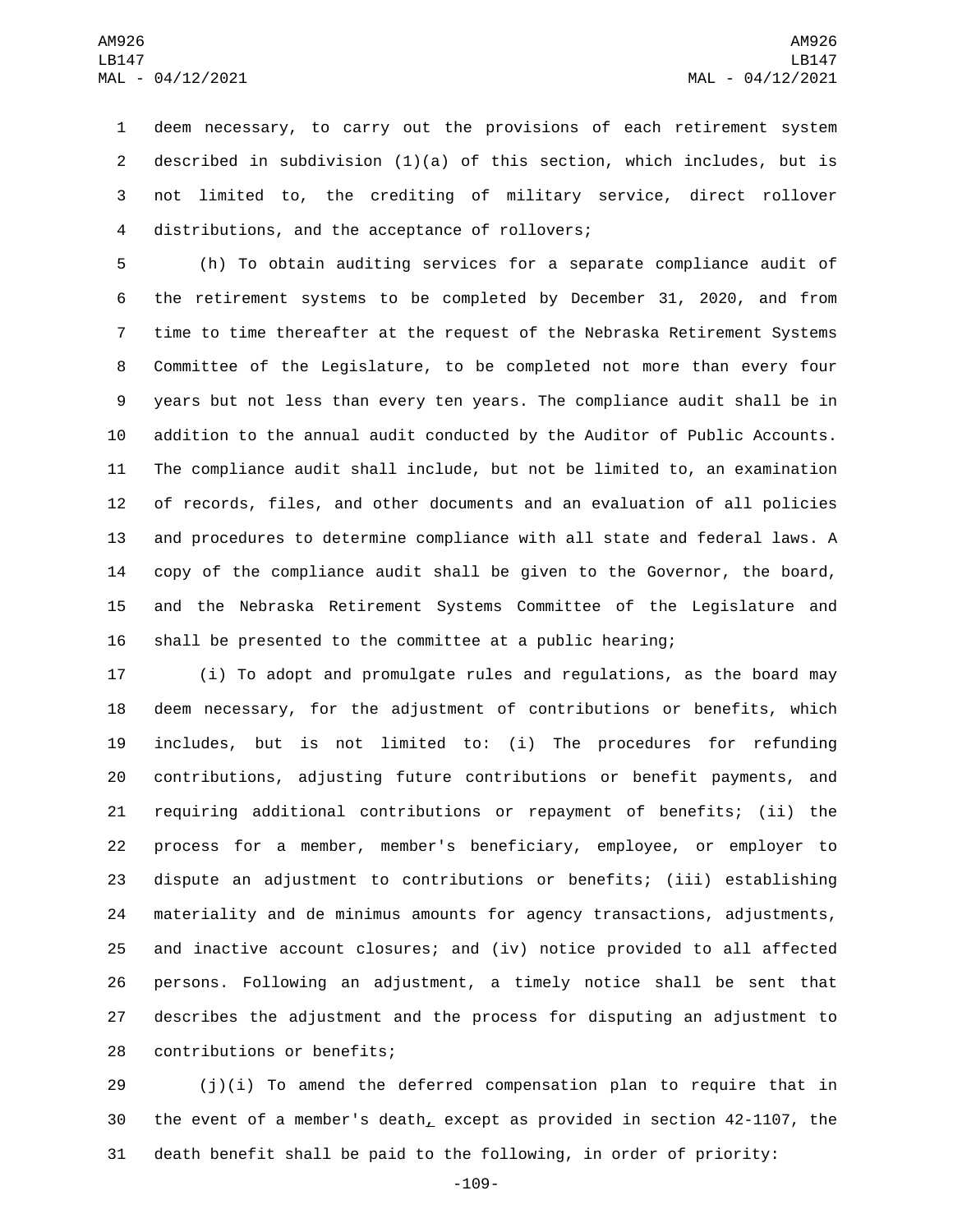deem necessary, to carry out the provisions of each retirement system described in subdivision (1)(a) of this section, which includes, but is not limited to, the crediting of military service, direct rollover distributions, and the acceptance of rollovers;

(h) To obtain auditing services for a separate compliance audit of the retirement systems to be completed by December 31, 2020, and from time to time thereafter at the request of the Nebraska Retirement Systems Committee of the Legislature, to be completed not more than every four years but not less than every ten years. The compliance audit shall be in addition to the annual audit conducted by the Auditor of Public Accounts. The compliance audit shall include, but not be limited to, an examination of records, files, and other documents and an evaluation of all policies and procedures to determine compliance with all state and federal laws. A copy of the compliance audit shall be given to the Governor, the board, and the Nebraska Retirement Systems Committee of the Legislature and shall be presented to the committee at a public hearing;

(i) To adopt and promulgate rules and regulations, as the board may deem necessary, for the adjustment of contributions or benefits, which includes, but is not limited to: (i) The procedures for refunding contributions, adjusting future contributions or benefit payments, and requiring additional contributions or repayment of benefits; (ii) the process for a member, member's beneficiary, employee, or employer to dispute an adjustment to contributions or benefits; (iii) establishing materiality and de minimus amounts for agency transactions, adjustments, and inactive account closures; and (iv) notice provided to all affected persons. Following an adjustment, a timely notice shall be sent that describes the adjustment and the process for disputing an adjustment to contributions or benefits;

(j)(i) To amend the deferred compensation plan to require that in the event of a member's death, except as provided in section 42-1107, the death benefit shall be paid to the following, in order of priority: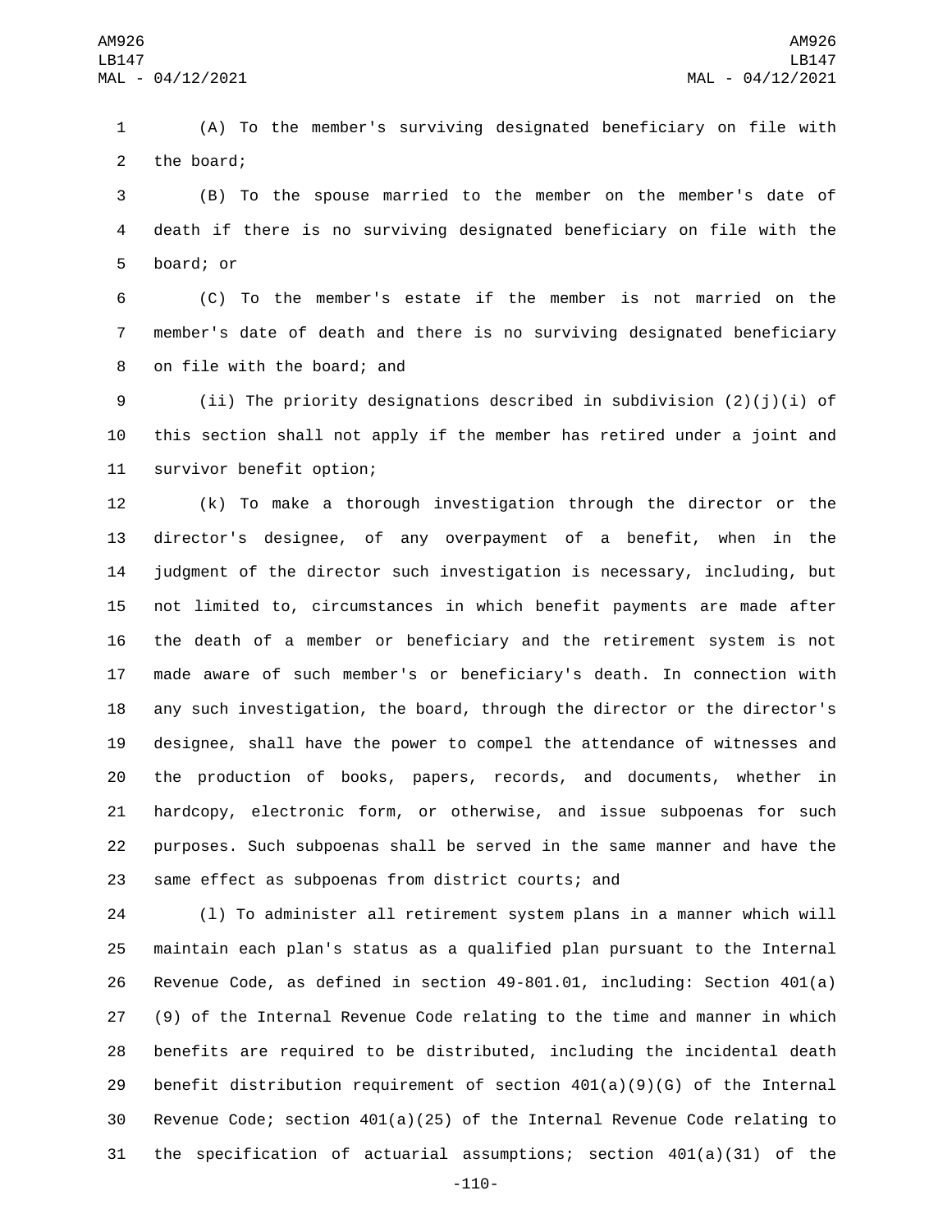(A) To the member's surviving designated beneficiary on file with the board;

(B) To the spouse married to the member on the member's date of death if there is no surviving designated beneficiary on file with the board; or

(C) To the member's estate if the member is not married on the member's date of death and there is no surviving designated beneficiary on file with the board; and

(ii) The priority designations described in subdivision (2)(j)(i) of this section shall not apply if the member has retired under a joint and survivor benefit option;

(k) To make a thorough investigation through the director or the director's designee, of any overpayment of a benefit, when in the judgment of the director such investigation is necessary, including, but not limited to, circumstances in which benefit payments are made after the death of a member or beneficiary and the retirement system is not made aware of such member's or beneficiary's death. In connection with any such investigation, the board, through the director or the director's designee, shall have the power to compel the attendance of witnesses and the production of books, papers, records, and documents, whether in hardcopy, electronic form, or otherwise, and issue subpoenas for such purposes. Such subpoenas shall be served in the same manner and have the same effect as subpoenas from district courts; and

(l) To administer all retirement system plans in a manner which will maintain each plan's status as a qualified plan pursuant to the Internal Revenue Code, as defined in section 49-801.01, including: Section 401(a)(9) of the Internal Revenue Code relating to the time and manner in which benefits are required to be distributed, including the incidental death benefit distribution requirement of section 401(a)(9)(G) of the Internal Revenue Code; section 401(a)(25) of the Internal Revenue Code relating to the specification of actuarial assumptions; section 401(a)(31) of the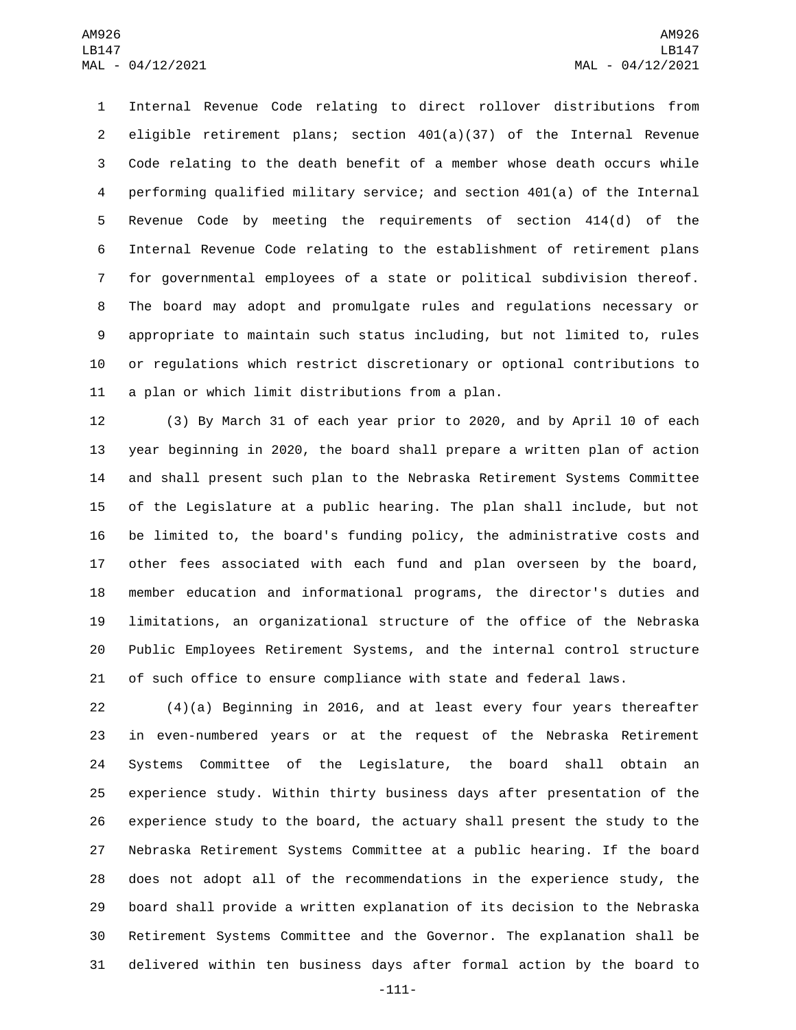Internal Revenue Code relating to direct rollover distributions from eligible retirement plans; section 401(a)(37) of the Internal Revenue Code relating to the death benefit of a member whose death occurs while performing qualified military service; and section 401(a) of the Internal Revenue Code by meeting the requirements of section 414(d) of the Internal Revenue Code relating to the establishment of retirement plans for governmental employees of a state or political subdivision thereof. The board may adopt and promulgate rules and regulations necessary or appropriate to maintain such status including, but not limited to, rules or regulations which restrict discretionary or optional contributions to a plan or which limit distributions from a plan.

(3) By March 31 of each year prior to 2020, and by April 10 of each year beginning in 2020, the board shall prepare a written plan of action and shall present such plan to the Nebraska Retirement Systems Committee of the Legislature at a public hearing. The plan shall include, but not be limited to, the board's funding policy, the administrative costs and other fees associated with each fund and plan overseen by the board, member education and informational programs, the director's duties and limitations, an organizational structure of the office of the Nebraska Public Employees Retirement Systems, and the internal control structure of such office to ensure compliance with state and federal laws.

(4)(a) Beginning in 2016, and at least every four years thereafter in even-numbered years or at the request of the Nebraska Retirement Systems Committee of the Legislature, the board shall obtain an experience study. Within thirty business days after presentation of the experience study to the board, the actuary shall present the study to the Nebraska Retirement Systems Committee at a public hearing. If the board does not adopt all of the recommendations in the experience study, the board shall provide a written explanation of its decision to the Nebraska Retirement Systems Committee and the Governor. The explanation shall be delivered within ten business days after formal action by the board to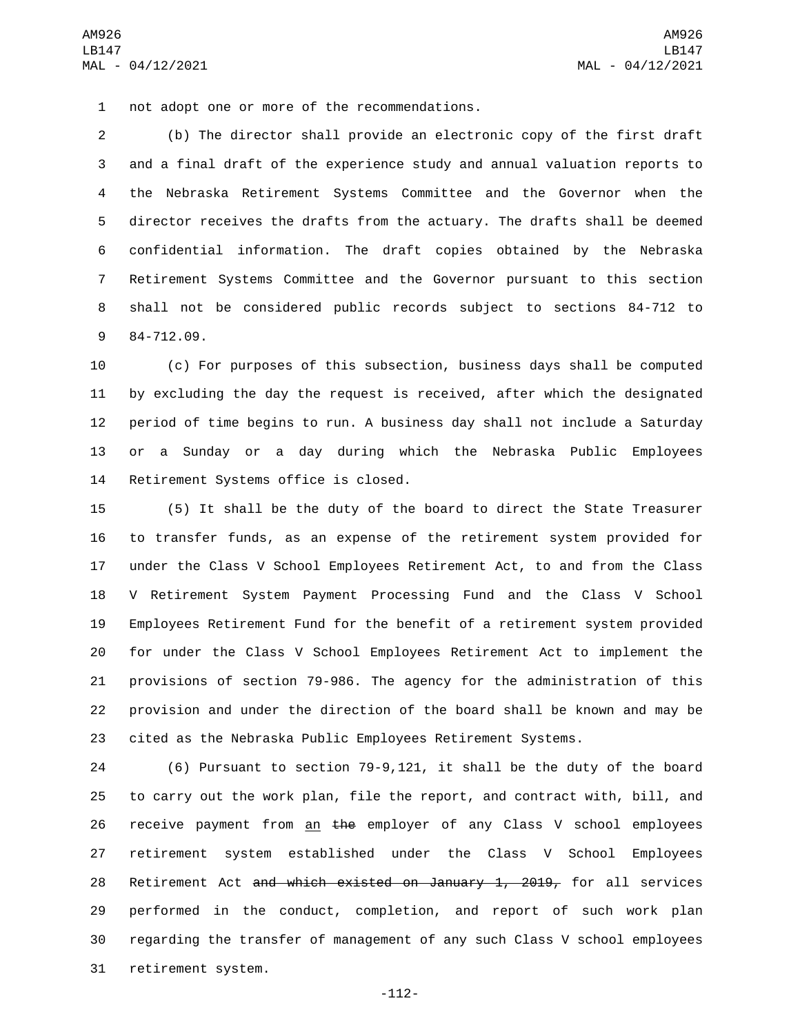not adopt one or more of the recommendations.

(b) The director shall provide an electronic copy of the first draft and a final draft of the experience study and annual valuation reports to the Nebraska Retirement Systems Committee and the Governor when the director receives the drafts from the actuary. The drafts shall be deemed confidential information. The draft copies obtained by the Nebraska Retirement Systems Committee and the Governor pursuant to this section shall not be considered public records subject to sections 84-712 to 84-712.09.

(c) For purposes of this subsection, business days shall be computed by excluding the day the request is received, after which the designated period of time begins to run. A business day shall not include a Saturday or a Sunday or a day during which the Nebraska Public Employees Retirement Systems office is closed.

(5) It shall be the duty of the board to direct the State Treasurer to transfer funds, as an expense of the retirement system provided for under the Class V School Employees Retirement Act, to and from the Class V Retirement System Payment Processing Fund and the Class V School Employees Retirement Fund for the benefit of a retirement system provided for under the Class V School Employees Retirement Act to implement the provisions of section 79-986. The agency for the administration of this provision and under the direction of the board shall be known and may be cited as the Nebraska Public Employees Retirement Systems.

(6) Pursuant to section 79-9,121, it shall be the duty of the board to carry out the work plan, file the report, and contract with, bill, and receive payment from <u>an</u> ~~the~~ employer of any Class V school employees retirement system established under the Class V School Employees Retirement Act ~~and which existed on January 1, 2019,~~ for all services performed in the conduct, completion, and report of such work plan regarding the transfer of management of any such Class V school employees retirement system.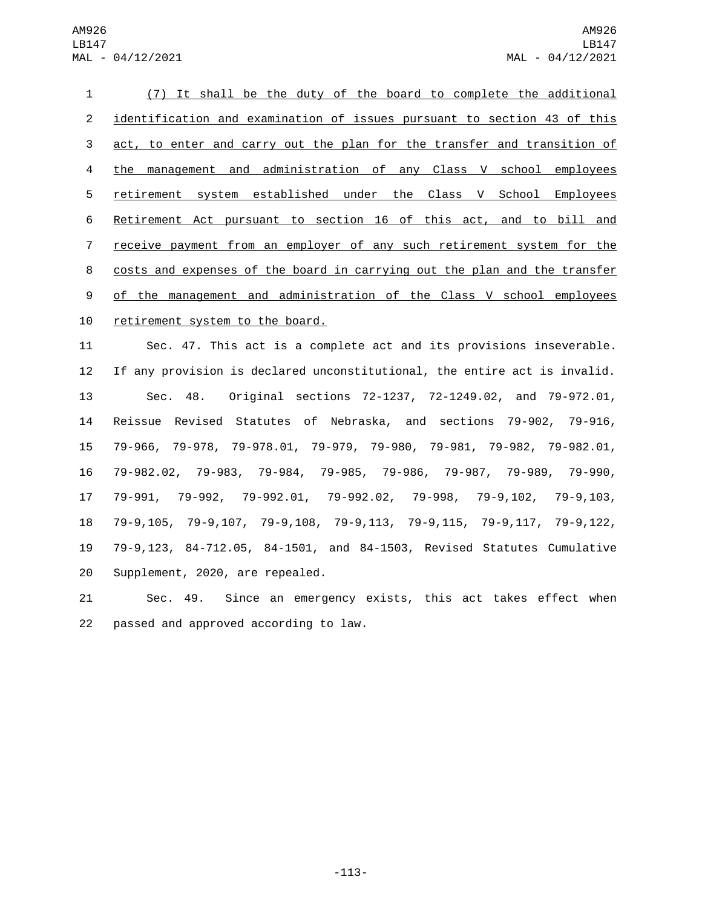(7) It shall be the duty of the board to complete the additional identification and examination of issues pursuant to section 43 of this act, to enter and carry out the plan for the transfer and transition of the management and administration of any Class V school employees retirement system established under the Class V School Employees Retirement Act pursuant to section 16 of this act, and to bill and receive payment from an employer of any such retirement system for the costs and expenses of the board in carrying out the plan and the transfer of the management and administration of the Class V school employees retirement system to the board.

Sec. 47. This act is a complete act and its provisions inseverable. If any provision is declared unconstitutional, the entire act is invalid.

Sec. 48. Original sections 72-1237, 72-1249.02, and 79-972.01, Reissue Revised Statutes of Nebraska, and sections 79-902, 79-916, 79-966, 79-978, 79-978.01, 79-979, 79-980, 79-981, 79-982, 79-982.01, 79-982.02, 79-983, 79-984, 79-985, 79-986, 79-987, 79-989, 79-990, 79-991, 79-992, 79-992.01, 79-992.02, 79-998, 79-9,102, 79-9,103, 79-9,105, 79-9,107, 79-9,108, 79-9,113, 79-9,115, 79-9,117, 79-9,122, 79-9,123, 84-712.05, 84-1501, and 84-1503, Revised Statutes Cumulative Supplement, 2020, are repealed.

Sec. 49. Since an emergency exists, this act takes effect when passed and approved according to law.